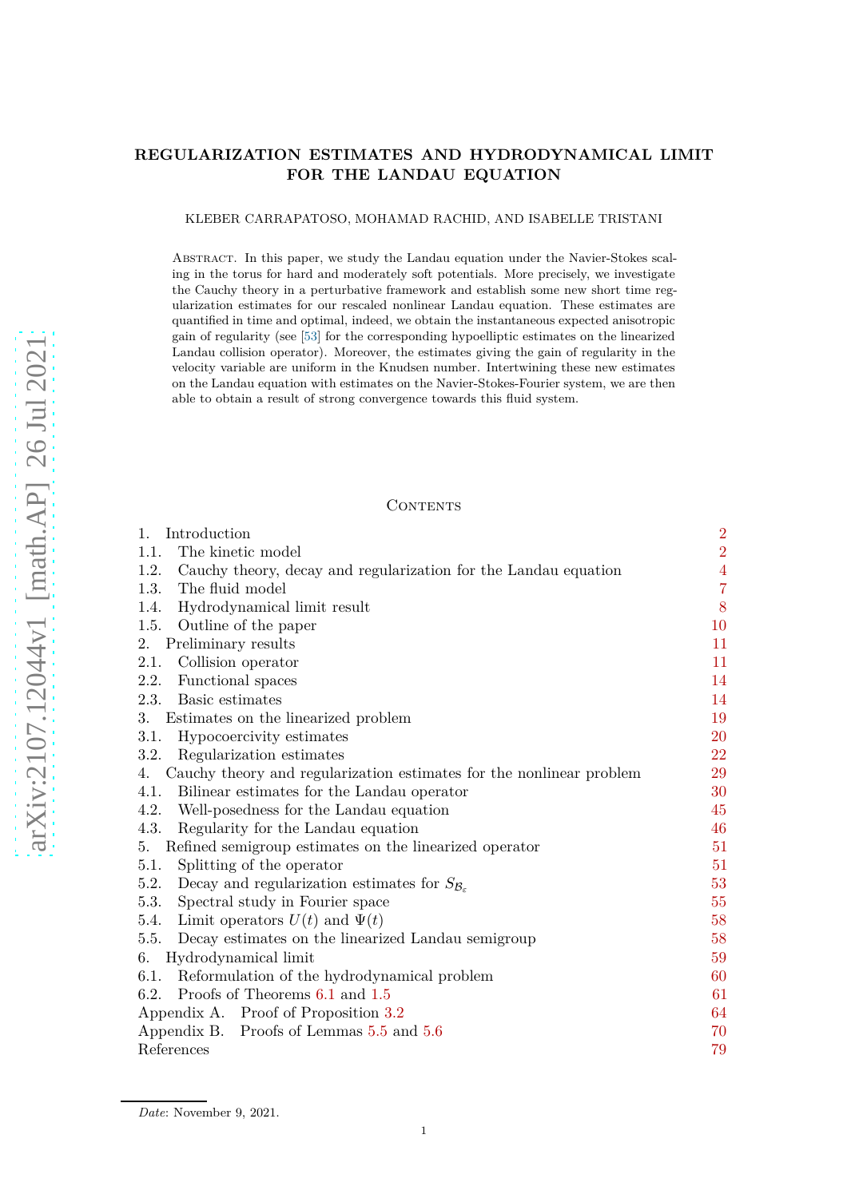# REGULARIZATION ESTIMATES AND HYDRODYNAMICAL LIMIT FOR THE LANDAU EQUATION

KLEBER CARRAPATOSO, MOHAMAD RACHID, AND ISABELLE TRISTANI

Abstract. In this paper, we study the Landau equation under the Navier-Stokes scaling in the torus for hard and moderately soft potentials. More precisely, we investigate the Cauchy theory in a perturbative framework and establish some new short time regularization estimates for our rescaled nonlinear Landau equation. These estimates are quantified in time and optimal, indeed, we obtain the instantaneous expected anisotropic gain of regularity (see [53] for the corresponding hypoelliptic estimates on the linearized Landau collision operator). Moreover, the estimates giving the gain of regularity in the velocity variable are uniform in the Knudsen number. Intertwining these new estimates on the Landau equation with estimates on the Navier-Stokes-Fourier system, we are then able to obtain a result of strong convergence towards this fluid system.

## Contents

| | |
|---|---|
| 1. Introduction | 2 |
| 1.1. The kinetic model | 2 |
| 1.2. Cauchy theory, decay and regularization for the Landau equation | 4 |
| 1.3. The fluid model | 7 |
| 1.4. Hydrodynamical limit result | 8 |
| 1.5. Outline of the paper | 10 |
| 2. Preliminary results | 11 |
| 2.1. Collision operator | 11 |
| 2.2. Functional spaces | 14 |
| 2.3. Basic estimates | 14 |
| 3. Estimates on the linearized problem | 19 |
| 3.1. Hypocoercivity estimates | 20 |
| 3.2. Regularization estimates | 22 |
| 4. Cauchy theory and regularization estimates for the nonlinear problem | 29 |
| 4.1. Bilinear estimates for the Landau operator | 30 |
| 4.2. Well-posedness for the Landau equation | 45 |
| 4.3. Regularity for the Landau equation | 46 |
| 5. Refined semigroup estimates on the linearized operator | 51 |
| 5.1. Splitting of the operator | 51 |
| 5.2. Decay and regularization estimates for $S_{\mathcal{B}_\varepsilon}$ | 53 |
| 5.3. Spectral study in Fourier space | 55 |
| 5.4. Limit operators $U(t)$ and $\Psi(t)$ | 58 |
| 5.5. Decay estimates on the linearized Landau semigroup | 58 |
| 6. Hydrodynamical limit | 59 |
| 6.1. Reformulation of the hydrodynamical problem | 60 |
| 6.2. Proofs of Theorems 6.1 and 1.5 | 61 |
| Appendix A. Proof of Proposition 3.2 | 64 |
| Appendix B. Proofs of Lemmas 5.5 and 5.6 | 70 |
| References | 79 |

*Date*: November 9, 2021.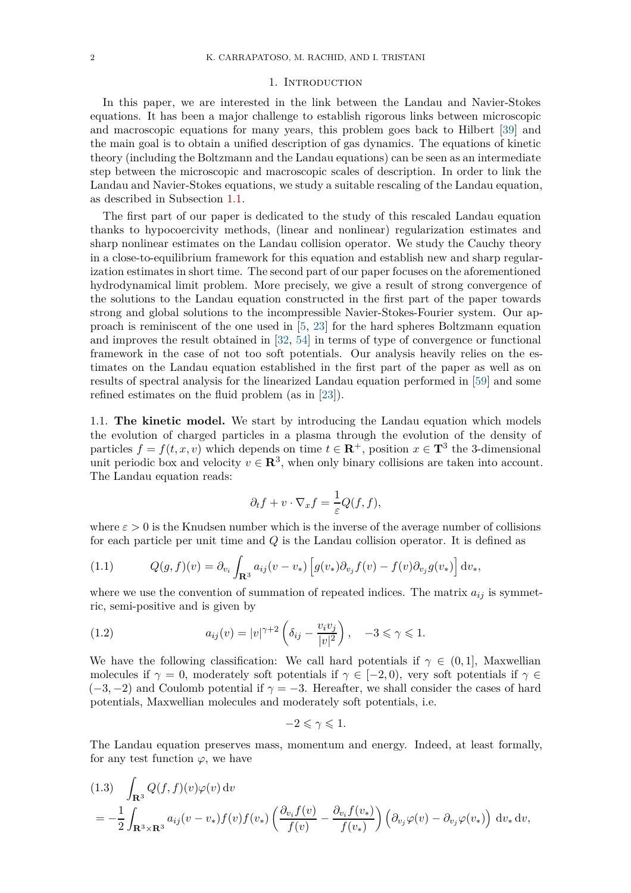## 1. Introduction

In this paper, we are interested in the link between the Landau and Navier-Stokes equations. It has been a major challenge to establish rigorous links between microscopic and macroscopic equations for many years, this problem goes back to Hilbert [39] and the main goal is to obtain a unified description of gas dynamics. The equations of kinetic theory (including the Boltzmann and the Landau equations) can be seen as an intermediate step between the microscopic and macroscopic scales of description. In order to link the Landau and Navier-Stokes equations, we study a suitable rescaling of the Landau equation, as described in Subsection 1.1.

The first part of our paper is dedicated to the study of this rescaled Landau equation thanks to hypocoercivity methods, (linear and nonlinear) regularization estimates and sharp nonlinear estimates on the Landau collision operator. We study the Cauchy theory in a close-to-equilibrium framework for this equation and establish new and sharp regularization estimates in short time. The second part of our paper focuses on the aforementioned hydrodynamical limit problem. More precisely, we give a result of strong convergence of the solutions to the Landau equation constructed in the first part of the paper towards strong and global solutions to the incompressible Navier-Stokes-Fourier system. Our approach is reminiscent of the one used in [5, 23] for the hard spheres Boltzmann equation and improves the result obtained in [32, 54] in terms of type of convergence or functional framework in the case of not too soft potentials. Our analysis heavily relies on the estimates on the Landau equation established in the first part of the paper as well as on results of spectral analysis for the linearized Landau equation performed in [59] and some refined estimates on the fluid problem (as in [23]).

### 1.1. The kinetic model.

We start by introducing the Landau equation which models the evolution of charged particles in a plasma through the evolution of the density of particles $f = f(t,x,v)$ which depends on time $t \in \mathbf{R}^+$, position $x \in \mathbf{T}^3$ the 3-dimensional unit periodic box and velocity $v \in \mathbf{R}^3$, when only binary collisions are taken into account. The Landau equation reads:

$$\partial_t f + v \cdot \nabla_x f = \frac{1}{\varepsilon} Q(f,f),$$

where $\varepsilon > 0$ is the Knudsen number which is the inverse of the average number of collisions for each particle per unit time and $Q$ is the Landau collision operator. It is defined as

$$Q(g,f)(v) = \partial_{v_i} \int_{\mathbf{R}^3} a_{ij}(v - v_*) \Big[ g(v_*) \partial_{v_j} f(v) - f(v) \partial_{v_j} g(v_*) \Big] \, \mathrm{d}v_*, \tag{1.1}$$

where we use the convention of summation of repeated indices. The matrix $a_{ij}$ is symmetric, semi-positive and is given by

$$a_{ij}(v) = |v|^{\gamma+2} \left( \delta_{ij} - \frac{v_i v_j}{|v|^2} \right), \quad -3 \leqslant \gamma \leqslant 1. \tag{1.2}$$

We have the following classification: We call hard potentials if $\gamma \in (0,1]$, Maxwellian molecules if $\gamma = 0$, moderately soft potentials if $\gamma \in [-2, 0)$, very soft potentials if $\gamma \in (-3,-2)$ and Coulomb potential if $\gamma = -3$. Hereafter, we shall consider the cases of hard potentials, Maxwellian molecules and moderately soft potentials, i.e.

$$-2 \leqslant \gamma \leqslant 1.$$

The Landau equation preserves mass, momentum and energy. Indeed, at least formally, for any test function $\varphi$, we have

$$\begin{aligned} (1.3) \quad & \int_{\mathbf{R}^3} Q(f,f)(v) \varphi(v) \, \mathrm{d}v \\ &= -\frac{1}{2} \int_{\mathbf{R}^3 \times \mathbf{R}^3} a_{ij}(v - v_*) f(v) f(v_*) \left( \frac{\partial_{v_i} f(v)}{f(v)} - \frac{\partial_{v_i} f(v_*)}{f(v_*)} \right) \Big( \partial_{v_j} \varphi(v) - \partial_{v_j} \varphi(v_*) \Big) \, \mathrm{d}v_* \, \mathrm{d}v, \end{aligned}$$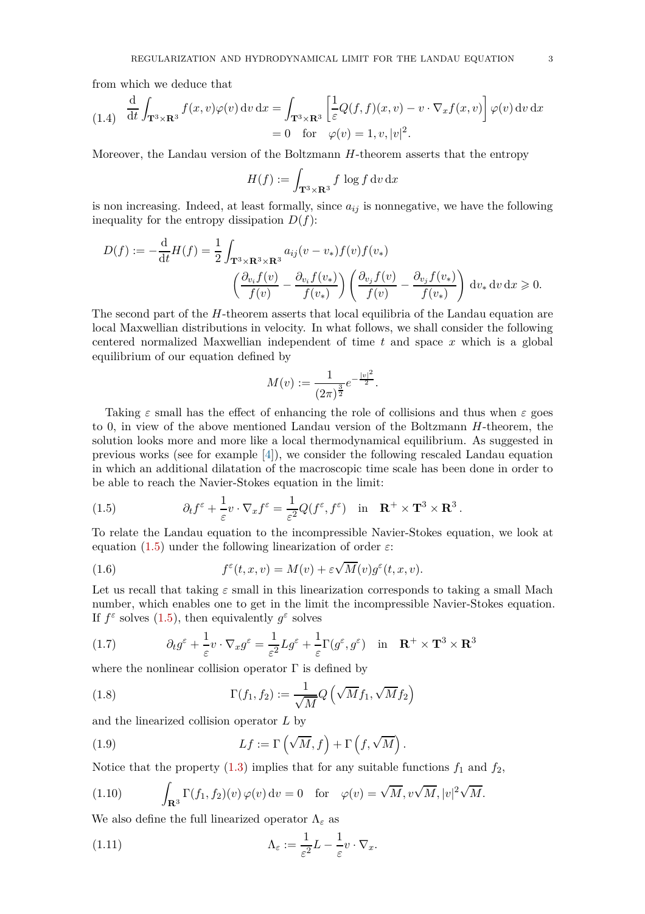from which we deduce that

$$
\frac{\mathrm{d}}{\mathrm{d}t}\int_{\mathbf{T}^3\times\mathbf{R}^3} f(x,v)\varphi(v)\,\mathrm{d}v\,\mathrm{d}x = \int_{\mathbf{T}^3\times\mathbf{R}^3}\left[\frac{1}{\varepsilon}Q(f,f)(x,v) - v\cdot\nabla_x f(x,v)\right]\varphi(v)\,\mathrm{d}v\,\mathrm{d}x \tag{1.4}
$$

$$
= 0 \quad \text{for} \quad \varphi(v) = 1, v, |v|^2.
$$

Moreover, the Landau version of the Boltzmann $H$-theorem asserts that the entropy

$$
H(f) := \int_{\mathbf{T}^3\times\mathbf{R}^3} f\,\log f\,\mathrm{d}v\,\mathrm{d}x
$$

is non increasing. Indeed, at least formally, since $a_{ij}$ is nonnegative, we have the following inequality for the entropy dissipation $D(f)$:

$$
D(f) := -\frac{\mathrm{d}}{\mathrm{d}t}H(f) = \frac{1}{2}\int_{\mathbf{T}^3\times\mathbf{R}^3\times\mathbf{R}^3} a_{ij}(v-v_*)f(v)f(v_*)
$$

$$
\left(\frac{\partial_{v_i}f(v)}{f(v)} - \frac{\partial_{v_i}f(v_*)}{f(v_*)}\right)\left(\frac{\partial_{v_j}f(v)}{f(v)} - \frac{\partial_{v_j}f(v_*)}{f(v_*)}\right)\,\mathrm{d}v_*\,\mathrm{d}v\,\mathrm{d}x \geqslant 0.
$$

The second part of the $H$-theorem asserts that local equilibria of the Landau equation are local Maxwellian distributions in velocity. In what follows, we shall consider the following centered normalized Maxwellian independent of time $t$ and space $x$ which is a global equilibrium of our equation defined by

$$
M(v) := \frac{1}{(2\pi)^{\frac{3}{2}}}e^{-\frac{|v|^2}{2}}.
$$

Taking $\varepsilon$ small has the effect of enhancing the role of collisions and thus when $\varepsilon$ goes to 0, in view of the above mentioned Landau version of the Boltzmann $H$-theorem, the solution looks more and more like a local thermodynamical equilibrium. As suggested in previous works (see for example [4]), we consider the following rescaled Landau equation in which an additional dilatation of the macroscopic time scale has been done in order to be able to reach the Navier-Stokes equation in the limit:

$$
\partial_t f^\varepsilon + \frac{1}{\varepsilon}v\cdot\nabla_x f^\varepsilon = \frac{1}{\varepsilon^2}Q(f^\varepsilon,f^\varepsilon) \quad \text{in} \quad \mathbf{R}^+\times\mathbf{T}^3\times\mathbf{R}^3\,. \tag{1.5}
$$

To relate the Landau equation to the incompressible Navier-Stokes equation, we look at equation (1.5) under the following linearization of order $\varepsilon$:

$$
f^\varepsilon(t,x,v) = M(v) + \varepsilon\sqrt{M}(v)g^\varepsilon(t,x,v). \tag{1.6}
$$

Let us recall that taking $\varepsilon$ small in this linearization corresponds to taking a small Mach number, which enables one to get in the limit the incompressible Navier-Stokes equation. If $f^\varepsilon$ solves (1.5), then equivalently $g^\varepsilon$ solves

$$
\partial_t g^\varepsilon + \frac{1}{\varepsilon}v\cdot\nabla_x g^\varepsilon = \frac{1}{\varepsilon^2}Lg^\varepsilon + \frac{1}{\varepsilon}\Gamma(g^\varepsilon,g^\varepsilon) \quad \text{in} \quad \mathbf{R}^+\times\mathbf{T}^3\times\mathbf{R}^3 \tag{1.7}
$$

where the nonlinear collision operator $\Gamma$ is defined by

$$
\Gamma(f_1,f_2) := \frac{1}{\sqrt{M}}Q\left(\sqrt{M}f_1,\sqrt{M}f_2\right) \tag{1.8}
$$

and the linearized collision operator $L$ by

$$
Lf := \Gamma\left(\sqrt{M},f\right) + \Gamma\left(f,\sqrt{M}\right). \tag{1.9}
$$

Notice that the property (1.3) implies that for any suitable functions $f_1$ and $f_2$,

$$
\int_{\mathbf{R}^3}\Gamma(f_1,f_2)(v)\,\varphi(v)\,\mathrm{d}v = 0 \quad \text{for} \quad \varphi(v) = \sqrt{M}, v\sqrt{M}, |v|^2\sqrt{M}. \tag{1.10}
$$

We also define the full linearized operator $\Lambda_\varepsilon$ as

$$
\Lambda_\varepsilon := \frac{1}{\varepsilon^2}L - \frac{1}{\varepsilon}v\cdot\nabla_x. \tag{1.11}
$$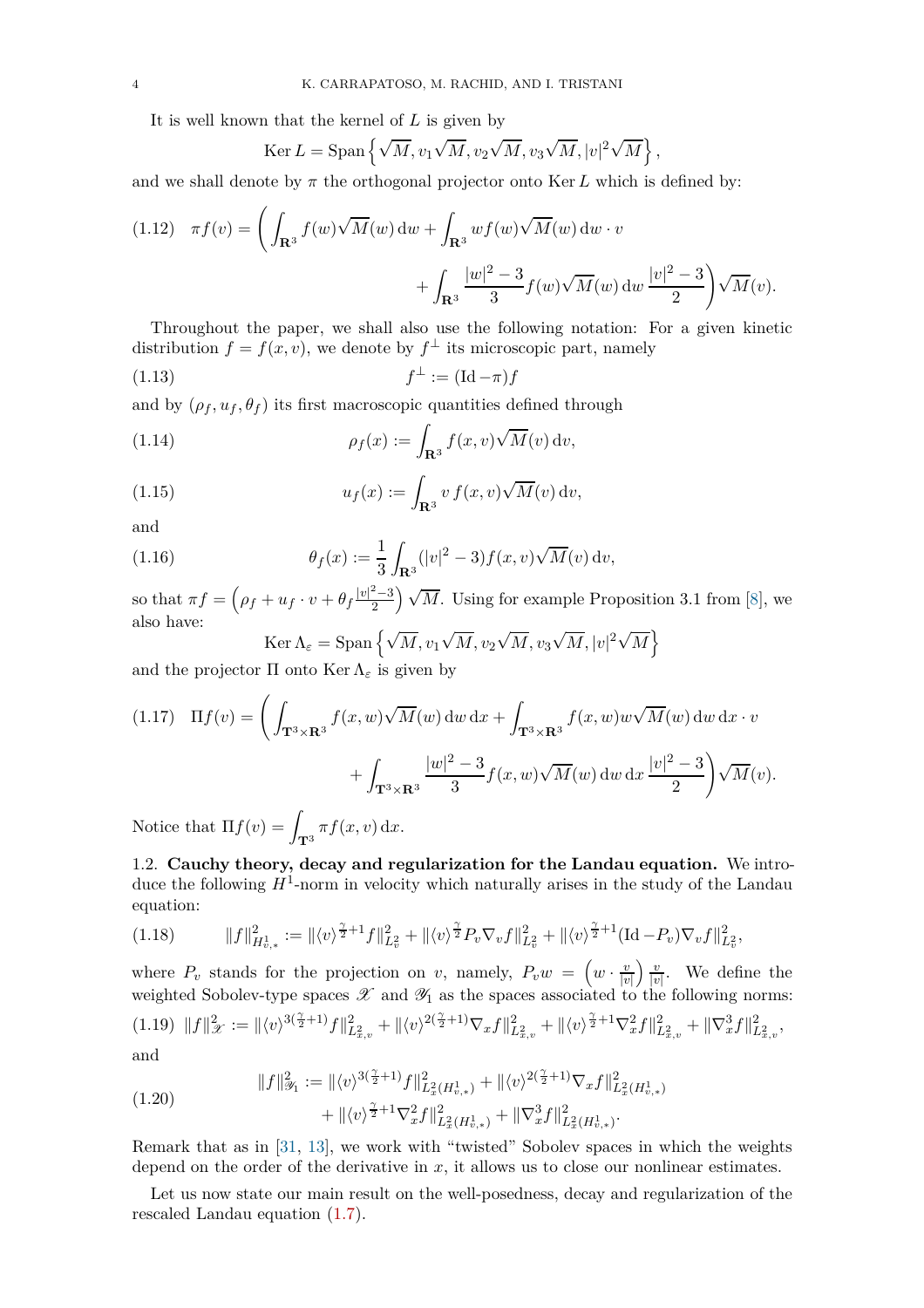It is well known that the kernel of $L$ is given by

$$\operatorname{Ker} L = \operatorname{Span}\left\{ \sqrt{M}, v_1\sqrt{M}, v_2\sqrt{M}, v_3\sqrt{M}, |v|^2\sqrt{M} \right\},$$

and we shall denote by $\pi$ the orthogonal projector onto $\operatorname{Ker} L$ which is defined by:

$$\pi f(v) = \left( \int_{\mathbf{R}^3} f(w)\sqrt{M}(w)\,\mathrm{d}w + \int_{\mathbf{R}^3} w f(w)\sqrt{M}(w)\,\mathrm{d}w \cdot v \right. \\ \left. + \int_{\mathbf{R}^3} \frac{|w|^2-3}{3} f(w)\sqrt{M}(w)\,\mathrm{d}w\,\frac{|v|^2-3}{2} \right)\sqrt{M}(v). \tag{1.12}$$

Throughout the paper, we shall also use the following notation: For a given kinetic distribution $f = f(x,v)$, we denote by $f^\perp$ its microscopic part, namely

$$f^\perp := (\mathrm{Id} - \pi) f \tag{1.13}$$

and by $(\rho_f, u_f, \theta_f)$ its first macroscopic quantities defined through

$$\rho_f(x) := \int_{\mathbf{R}^3} f(x,v)\sqrt{M}(v)\,\mathrm{d}v, \tag{1.14}$$

$$u_f(x) := \int_{\mathbf{R}^3} v\, f(x,v)\sqrt{M}(v)\,\mathrm{d}v, \tag{1.15}$$

and

$$\theta_f(x) := \frac{1}{3}\int_{\mathbf{R}^3} (|v|^2-3) f(x,v)\sqrt{M}(v)\,\mathrm{d}v, \tag{1.16}$$

so that $\pi f = \left(\rho_f + u_f\cdot v + \theta_f \frac{|v|^2-3}{2}\right)\sqrt{M}$. Using for example Proposition 3.1 from [8], we also have:

$$\operatorname{Ker}\Lambda_\varepsilon = \operatorname{Span}\left\{ \sqrt{M}, v_1\sqrt{M}, v_2\sqrt{M}, v_3\sqrt{M}, |v|^2\sqrt{M} \right\}$$

and the projector $\Pi$ onto $\operatorname{Ker}\Lambda_\varepsilon$ is given by

$$\Pi f(v) = \left( \int_{\mathbf{T}^3\times\mathbf{R}^3} f(x,w)\sqrt{M}(w)\,\mathrm{d}w\,\mathrm{d}x + \int_{\mathbf{T}^3\times\mathbf{R}^3} f(x,w) w\sqrt{M}(w)\,\mathrm{d}w\,\mathrm{d}x \cdot v \right. \\ \left. + \int_{\mathbf{T}^3\times\mathbf{R}^3} \frac{|w|^2-3}{3} f(x,w)\sqrt{M}(w)\,\mathrm{d}w\,\mathrm{d}x\,\frac{|v|^2-3}{2} \right)\sqrt{M}(v). \tag{1.17}$$

Notice that $\Pi f(v) = \displaystyle\int_{\mathbf{T}^3} \pi f(x,v)\,\mathrm{d}x$.

1.2. **Cauchy theory, decay and regularization for the Landau equation.** We introduce the following $H^1$-norm in velocity which naturally arises in the study of the Landau equation:

$$\|f\|^2_{H^1_{v,*}} := \|\langle v\rangle^{\frac{\gamma}{2}+1} f\|^2_{L^2_v} + \|\langle v\rangle^{\frac{\gamma}{2}} P_v \nabla_v f\|^2_{L^2_v} + \|\langle v\rangle^{\frac{\gamma}{2}+1} (\mathrm{Id} - P_v)\nabla_v f\|^2_{L^2_v}, \tag{1.18}$$

where $P_v$ stands for the projection on $v$, namely, $P_v w = \left(w\cdot \frac{v}{|v|}\right)\frac{v}{|v|}$. We define the weighted Sobolev-type spaces $\mathscr{X}$ and $\mathscr{Y}_1$ as the spaces associated to the following norms:

$$\|f\|^2_{\mathscr{X}} := \|\langle v\rangle^{3(\frac{\gamma}{2}+1)} f\|^2_{L^2_{x,v}} + \|\langle v\rangle^{2(\frac{\gamma}{2}+1)} \nabla_x f\|^2_{L^2_{x,v}} + \|\langle v\rangle^{\frac{\gamma}{2}+1} \nabla^2_x f\|^2_{L^2_{x,v}} + \|\nabla^3_x f\|^2_{L^2_{x,v}}, \tag{1.19}$$

and

$$\|f\|^2_{\mathscr{Y}_1} := \|\langle v\rangle^{3(\frac{\gamma}{2}+1)} f\|^2_{L^2_x(H^1_{v,*})} + \|\langle v\rangle^{2(\frac{\gamma}{2}+1)} \nabla_x f\|^2_{L^2_x(H^1_{v,*})} \\ + \|\langle v\rangle^{\frac{\gamma}{2}+1} \nabla^2_x f\|^2_{L^2_x(H^1_{v,*})} + \|\nabla^3_x f\|^2_{L^2_x(H^1_{v,*})}. \tag{1.20}$$

Remark that as in [31, 13], we work with "twisted" Sobolev spaces in which the weights depend on the order of the derivative in $x$, it allows us to close our nonlinear estimates.

Let us now state our main result on the well-posedness, decay and regularization of the rescaled Landau equation (1.7).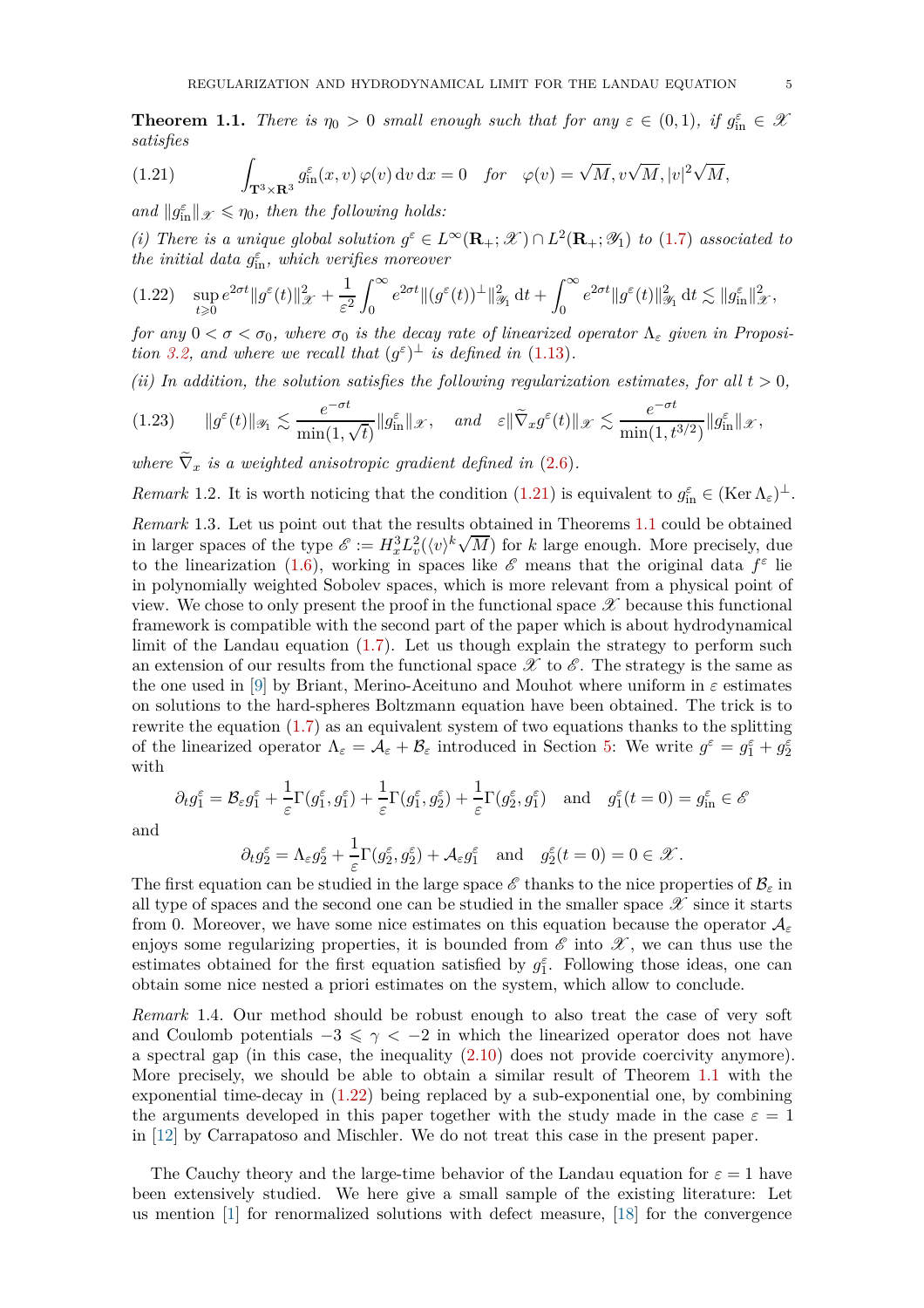**Theorem 1.1.** *There is $\eta_0 > 0$ small enough such that for any $\varepsilon \in (0,1)$, if $g^\varepsilon_{\rm in} \in \mathscr{X}$ satisfies*

$$\int_{\mathbf{T}^3\times\mathbf{R}^3} g^\varepsilon_{\rm in}(x,v)\,\varphi(v)\,\mathrm{d}v\,\mathrm{d}x = 0 \quad \text{for} \quad \varphi(v) = \sqrt{M}, v\sqrt{M}, |v|^2\sqrt{M}, \tag{1.21}$$

*and $\|g^\varepsilon_{\rm in}\|_{\mathscr{X}} \leqslant \eta_0$, then the following holds:*

*(i) There is a unique global solution $g^\varepsilon \in L^\infty(\mathbf{R}_+;\mathscr{X}) \cap L^2(\mathbf{R}_+;\mathscr{Y}_1)$ to (1.7) associated to the initial data $g^\varepsilon_{\rm in}$, which verifies moreover*

$$\sup_{t\geqslant 0} e^{2\sigma t}\|g^\varepsilon(t)\|^2_{\mathscr{X}} + \frac{1}{\varepsilon^2}\int_0^\infty e^{2\sigma t}\|(g^\varepsilon(t))^\perp\|^2_{\mathscr{Y}_1}\,\mathrm{d}t + \int_0^\infty e^{2\sigma t}\|g^\varepsilon(t)\|^2_{\mathscr{Y}_1}\,\mathrm{d}t \lesssim \|g^\varepsilon_{\rm in}\|^2_{\mathscr{X}}, \tag{1.22}$$

*for any $0 < \sigma < \sigma_0$, where $\sigma_0$ is the decay rate of linearized operator $\Lambda_\varepsilon$ given in Proposition 3.2, and where we recall that $(g^\varepsilon)^\perp$ is defined in (1.13).*

*(ii) In addition, the solution satisfies the following regularization estimates, for all $t > 0$,*

$$\|g^\varepsilon(t)\|_{\mathscr{Y}_1} \lesssim \frac{e^{-\sigma t}}{\min(1,\sqrt{t})}\|g^\varepsilon_{\rm in}\|_{\mathscr{X}}, \quad \text{and} \quad \varepsilon\|\widetilde{\nabla}_x g^\varepsilon(t)\|_{\mathscr{X}} \lesssim \frac{e^{-\sigma t}}{\min(1,t^{3/2})}\|g^\varepsilon_{\rm in}\|_{\mathscr{X}}, \tag{1.23}$$

*where $\widetilde{\nabla}_x$ is a weighted anisotropic gradient defined in (2.6).*

*Remark* 1.2. It is worth noticing that the condition (1.21) is equivalent to $g^\varepsilon_{\rm in} \in (\operatorname{Ker}\Lambda_\varepsilon)^\perp$.

*Remark* 1.3. Let us point out that the results obtained in Theorems 1.1 could be obtained in larger spaces of the type $\mathscr{E} := H^3_x L^2_v(\langle v\rangle^k\sqrt{M})$ for $k$ large enough. More precisely, due to the linearization (1.6), working in spaces like $\mathscr{E}$ means that the original data $f^\varepsilon$ lie in polynomially weighted Sobolev spaces, which is more relevant from a physical point of view. We chose to only present the proof in the functional space $\mathscr{X}$ because this functional framework is compatible with the second part of the paper which is about hydrodynamical limit of the Landau equation (1.7). Let us though explain the strategy to perform such an extension of our results from the functional space $\mathscr{X}$ to $\mathscr{E}$. The strategy is the same as the one used in [9] by Briant, Merino-Aceituno and Mouhot where uniform in $\varepsilon$ estimates on solutions to the hard-spheres Boltzmann equation have been obtained. The trick is to rewrite the equation (1.7) as an equivalent system of two equations thanks to the splitting of the linearized operator $\Lambda_\varepsilon = \mathcal{A}_\varepsilon + \mathcal{B}_\varepsilon$ introduced in Section 5: We write $g^\varepsilon = g^\varepsilon_1 + g^\varepsilon_2$ with

$$\partial_t g^\varepsilon_1 = \mathcal{B}_\varepsilon g^\varepsilon_1 + \frac{1}{\varepsilon}\Gamma(g^\varepsilon_1, g^\varepsilon_1) + \frac{1}{\varepsilon}\Gamma(g^\varepsilon_1, g^\varepsilon_2) + \frac{1}{\varepsilon}\Gamma(g^\varepsilon_2, g^\varepsilon_1) \quad \text{and} \quad g^\varepsilon_1(t=0) = g^\varepsilon_{\rm in} \in \mathscr{E}$$

and

$$\partial_t g^\varepsilon_2 = \Lambda_\varepsilon g^\varepsilon_2 + \frac{1}{\varepsilon}\Gamma(g^\varepsilon_2, g^\varepsilon_2) + \mathcal{A}_\varepsilon g^\varepsilon_1 \quad \text{and} \quad g^\varepsilon_2(t=0) = 0 \in \mathscr{X}.$$

The first equation can be studied in the large space $\mathscr{E}$ thanks to the nice properties of $\mathcal{B}_\varepsilon$ in all type of spaces and the second one can be studied in the smaller space $\mathscr{X}$ since it starts from 0. Moreover, we have some nice estimates on this equation because the operator $\mathcal{A}_\varepsilon$ enjoys some regularizing properties, it is bounded from $\mathscr{E}$ into $\mathscr{X}$, we can thus use the estimates obtained for the first equation satisfied by $g^\varepsilon_1$. Following those ideas, one can obtain some nice nested a priori estimates on the system, which allow to conclude.

*Remark* 1.4. Our method should be robust enough to also treat the case of very soft and Coulomb potentials $-3 \leqslant \gamma < -2$ in which the linearized operator does not have a spectral gap (in this case, the inequality (2.10) does not provide coercivity anymore). More precisely, we should be able to obtain a similar result of Theorem 1.1 with the exponential time-decay in (1.22) being replaced by a sub-exponential one, by combining the arguments developed in this paper together with the study made in the case $\varepsilon = 1$ in [12] by Carrapatoso and Mischler. We do not treat this case in the present paper.

The Cauchy theory and the large-time behavior of the Landau equation for $\varepsilon = 1$ have been extensively studied. We here give a small sample of the existing literature: Let us mention [1] for renormalized solutions with defect measure, [18] for the convergence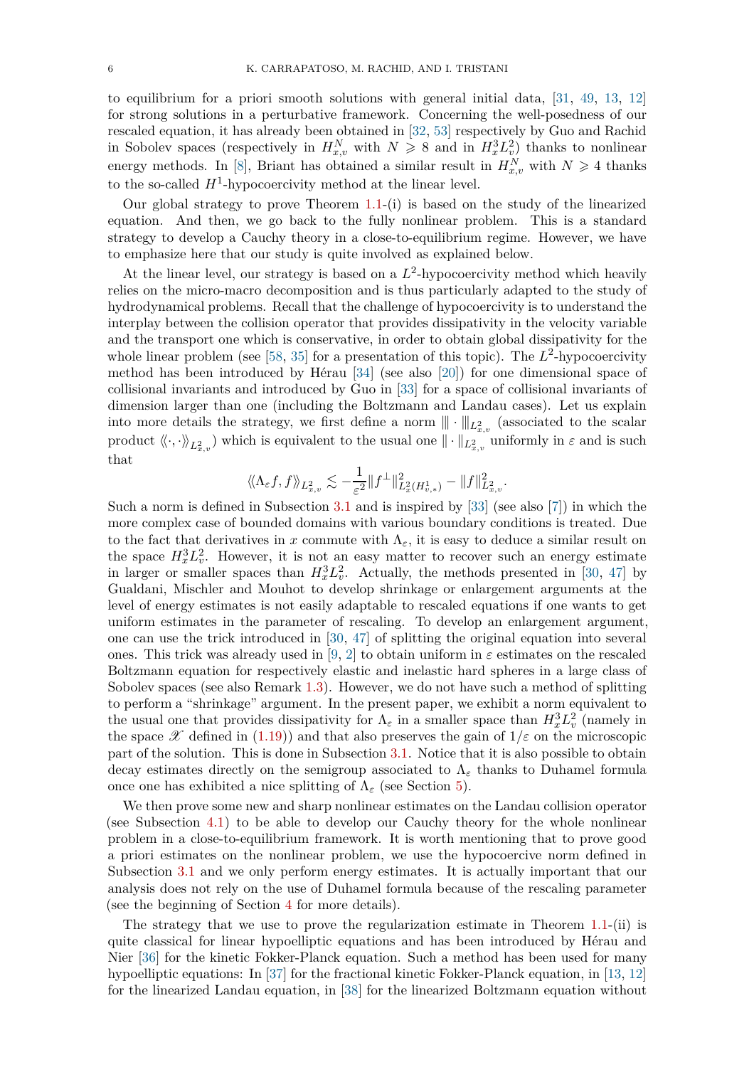to equilibrium for a priori smooth solutions with general initial data, [31, 49, 13, 12] for strong solutions in a perturbative framework. Concerning the well-posedness of our rescaled equation, it has already been obtained in [32, 53] respectively by Guo and Rachid in Sobolev spaces (respectively in $H^N_{x,v}$ with $N \geqslant 8$ and in $H^3_x L^2_v$) thanks to nonlinear energy methods. In [8], Briant has obtained a similar result in $H^N_{x,v}$ with $N \geqslant 4$ thanks to the so-called $H^1$-hypocoercivity method at the linear level.

Our global strategy to prove Theorem 1.1-(i) is based on the study of the linearized equation. And then, we go back to the fully nonlinear problem. This is a standard strategy to develop a Cauchy theory in a close-to-equilibrium regime. However, we have to emphasize here that our study is quite involved as explained below.

At the linear level, our strategy is based on a $L^2$-hypocoercivity method which heavily relies on the micro-macro decomposition and is thus particularly adapted to the study of hydrodynamical problems. Recall that the challenge of hypocoercivity is to understand the interplay between the collision operator that provides dissipativity in the velocity variable and the transport one which is conservative, in order to obtain global dissipativity for the whole linear problem (see [58, 35] for a presentation of this topic). The $L^2$-hypocoercivity method has been introduced by Hérau [34] (see also [20]) for one dimensional space of collisional invariants and introduced by Guo in [33] for a space of collisional invariants of dimension larger than one (including the Boltzmann and Landau cases). Let us explain into more details the strategy, we first define a norm $|\!|\!|\cdot|\!|\!|_{L^2_{x,v}}$ (associated to the scalar product $\langle\!\langle\cdot,\cdot\rangle\!\rangle_{L^2_{x,v}}$) which is equivalent to the usual one $\|\cdot\|_{L^2_{x,v}}$ uniformly in $\varepsilon$ and is such that

$$\langle\!\langle \Lambda_\varepsilon f, f\rangle\!\rangle_{L^2_{x,v}} \lesssim -\frac{1}{\varepsilon^2}\|f^\perp\|^2_{L^2_x(H^1_{v,*})} - \|f\|^2_{L^2_{x,v}}.$$

Such a norm is defined in Subsection 3.1 and is inspired by [33] (see also [7]) in which the more complex case of bounded domains with various boundary conditions is treated. Due to the fact that derivatives in $x$ commute with $\Lambda_\varepsilon$, it is easy to deduce a similar result on the space $H^3_x L^2_v$. However, it is not an easy matter to recover such an energy estimate in larger or smaller spaces than $H^3_x L^2_v$. Actually, the methods presented in [30, 47] by Gualdani, Mischler and Mouhot to develop shrinkage or enlargement arguments at the level of energy estimates is not easily adaptable to rescaled equations if one wants to get uniform estimates in the parameter of rescaling. To develop an enlargement argument, one can use the trick introduced in [30, 47] of splitting the original equation into several ones. This trick was already used in [9, 2] to obtain uniform in $\varepsilon$ estimates on the rescaled Boltzmann equation for respectively elastic and inelastic hard spheres in a large class of Sobolev spaces (see also Remark 1.3). However, we do not have such a method of splitting to perform a "shrinkage" argument. In the present paper, we exhibit a norm equivalent to the usual one that provides dissipativity for $\Lambda_\varepsilon$ in a smaller space than $H^3_x L^2_v$ (namely in the space $\mathscr{X}$ defined in (1.19)) and that also preserves the gain of $1/\varepsilon$ on the microscopic part of the solution. This is done in Subsection 3.1. Notice that it is also possible to obtain decay estimates directly on the semigroup associated to $\Lambda_\varepsilon$ thanks to Duhamel formula once one has exhibited a nice splitting of $\Lambda_\varepsilon$ (see Section 5).

We then prove some new and sharp nonlinear estimates on the Landau collision operator (see Subsection 4.1) to be able to develop our Cauchy theory for the whole nonlinear problem in a close-to-equilibrium framework. It is worth mentioning that to prove good a priori estimates on the nonlinear problem, we use the hypocoercive norm defined in Subsection 3.1 and we only perform energy estimates. It is actually important that our analysis does not rely on the use of Duhamel formula because of the rescaling parameter (see the beginning of Section 4 for more details).

The strategy that we use to prove the regularization estimate in Theorem 1.1-(ii) is quite classical for linear hypoelliptic equations and has been introduced by Hérau and Nier [36] for the kinetic Fokker-Planck equation. Such a method has been used for many hypoelliptic equations: In [37] for the fractional kinetic Fokker-Planck equation, in [13, 12] for the linearized Landau equation, in [38] for the linearized Boltzmann equation without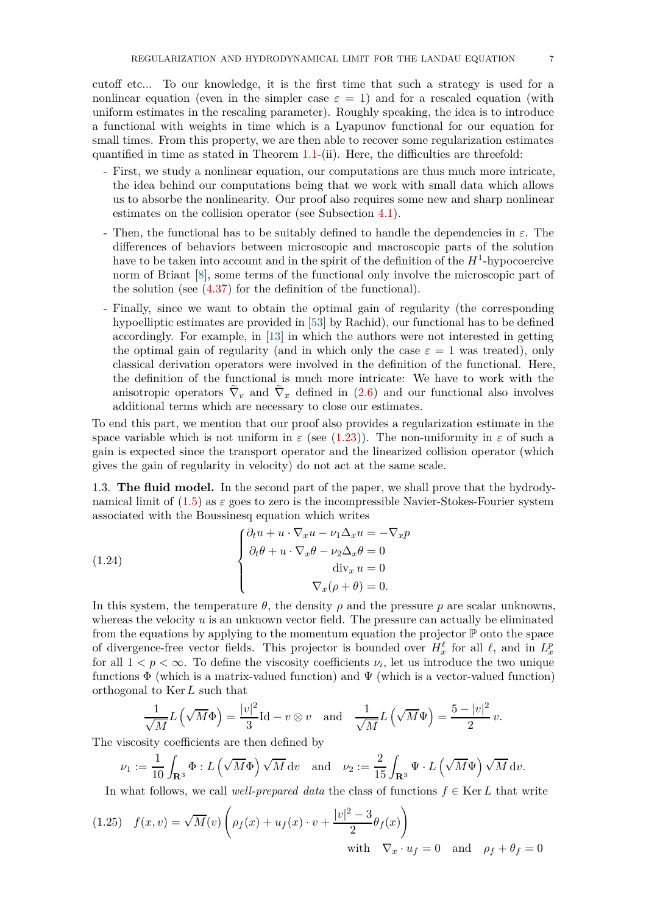cutoff etc... To our knowledge, it is the first time that such a strategy is used for a nonlinear equation (even in the simpler case $\varepsilon = 1$) and for a rescaled equation (with uniform estimates in the rescaling parameter). Roughly speaking, the idea is to introduce a functional with weights in time which is a Lyapunov functional for our equation for small times. From this property, we are then able to recover some regularization estimates quantified in time as stated in Theorem 1.1-(ii). Here, the difficulties are threefold:

- First, we study a nonlinear equation, our computations are thus much more intricate, the idea behind our computations being that we work with small data which allows us to absorb the nonlinearity. Our proof also requires some new and sharp nonlinear estimates on the collision operator (see Subsection 4.1).
- Then, the functional has to be suitably defined to handle the dependencies in $\varepsilon$. The differences of behaviors between microscopic and macroscopic parts of the solution have to be taken into account and in the spirit of the definition of the $H^1$-hypocoercive norm of Briant [8], some terms of the functional only involve the microscopic part of the solution (see (4.37) for the definition of the functional).
- Finally, since we want to obtain the optimal gain of regularity (the corresponding hypoelliptic estimates are provided in [53] by Rachid), our functional has to be defined accordingly. For example, in [13] in which the authors were not interested in getting the optimal gain of regularity (and in which only the case $\varepsilon = 1$ was treated), only classical derivation operators were involved in the definition of the functional. Here, the definition of the functional is much more intricate: We have to work with the anisotropic operators $\widetilde{\nabla}_v$ and $\widetilde{\nabla}_x$ defined in (2.6) and our functional also involves additional terms which are necessary to close our estimates.

To end this part, we mention that our proof also provides a regularization estimate in the space variable which is not uniform in $\varepsilon$ (see (1.23)). The non-uniformity in $\varepsilon$ of such a gain is expected since the transport operator and the linearized collision operator (which gives the gain of regularity in velocity) do not act at the same scale.

1.3. **The fluid model.** In the second part of the paper, we shall prove that the hydrodynamical limit of (1.5) as $\varepsilon$ goes to zero is the incompressible Navier-Stokes-Fourier system associated with the Boussinesq equation which writes

$$
\begin{cases}
\partial_t u + u \cdot \nabla_x u - \nu_1 \Delta_x u = -\nabla_x p \\
\partial_t \theta + u \cdot \nabla_x \theta - \nu_2 \Delta_x \theta = 0 \\
\operatorname{div}_x u = 0 \\
\nabla_x (\rho + \theta) = 0.
\end{cases}
\tag{1.24}
$$

In this system, the temperature $\theta$, the density $\rho$ and the pressure $p$ are scalar unknowns, whereas the velocity $u$ is an unknown vector field. The pressure can actually be eliminated from the equations by applying to the momentum equation the projector $\mathbb{P}$ onto the space of divergence-free vector fields. This projector is bounded over $H^\ell_x$ for all $\ell$, and in $L^p_x$ for all $1 < p < \infty$. To define the viscosity coefficients $\nu_i$, let us introduce the two unique functions $\Phi$ (which is a matrix-valued function) and $\Psi$ (which is a vector-valued function) orthogonal to $\operatorname{Ker} L$ such that

$$
\frac{1}{\sqrt{M}} L\left(\sqrt{M}\Phi\right) = \frac{|v|^2}{3}\mathrm{Id} - v \otimes v \quad \text{and} \quad \frac{1}{\sqrt{M}} L\left(\sqrt{M}\Psi\right) = \frac{5 - |v|^2}{2} v.
$$

The viscosity coefficients are then defined by

$$
\nu_1 := \frac{1}{10} \int_{\mathbf{R}^3} \Phi : L\left(\sqrt{M}\Phi\right)\sqrt{M}\,\mathrm{d}v \quad \text{and} \quad \nu_2 := \frac{2}{15} \int_{\mathbf{R}^3} \Psi \cdot L\left(\sqrt{M}\Psi\right)\sqrt{M}\,\mathrm{d}v.
$$

In what follows, we call *well-prepared data* the class of functions $f \in \operatorname{Ker} L$ that write

$$
f(x,v) = \sqrt{M}(v)\left(\rho_f(x) + u_f(x)\cdot v + \frac{|v|^2 - 3}{2}\theta_f(x)\right) \quad \text{with} \quad \nabla_x \cdot u_f = 0 \quad \text{and} \quad \rho_f + \theta_f = 0
\tag{1.25}
$$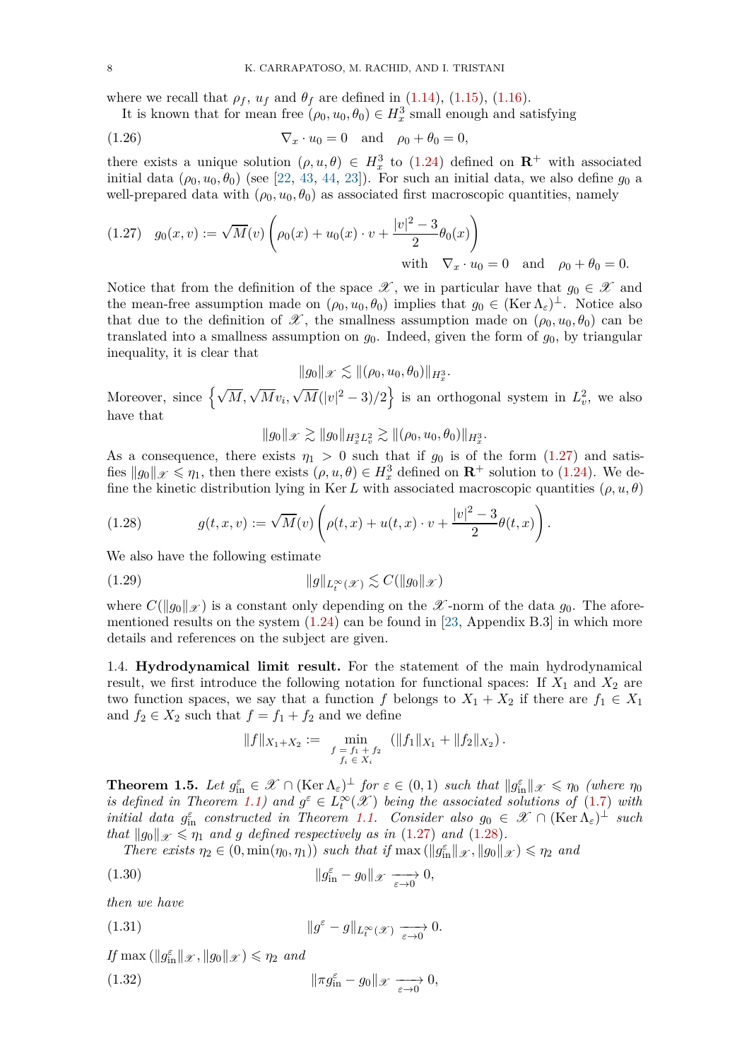where we recall that $\rho_f$, $u_f$ and $\theta_f$ are defined in (1.14), (1.15), (1.16).

It is known that for mean free $(\rho_0, u_0, \theta_0) \in H^3_x$ small enough and satisfying

$$
\nabla_x \cdot u_0 = 0 \quad \text{and} \quad \rho_0 + \theta_0 = 0, \tag{1.26}
$$

there exists a unique solution $(\rho, u, \theta) \in H^3_x$ to (1.24) defined on $\mathbf{R}^+$ with associated initial data $(\rho_0, u_0, \theta_0)$ (see [22, 43, 44, 23]). For such an initial data, we also define $g_0$ a well-prepared data with $(\rho_0, u_0, \theta_0)$ as associated first macroscopic quantities, namely

$$
g_0(x,v) := \sqrt{M}(v)\left(\rho_0(x) + u_0(x)\cdot v + \frac{|v|^2-3}{2}\theta_0(x)\right) \quad \text{with} \quad \nabla_x \cdot u_0 = 0 \quad \text{and} \quad \rho_0 + \theta_0 = 0. \tag{1.27}
$$

Notice that from the definition of the space $\mathscr{X}$, we in particular have that $g_0 \in \mathscr{X}$ and the mean-free assumption made on $(\rho_0, u_0, \theta_0)$ implies that $g_0 \in (\operatorname{Ker} \Lambda_\varepsilon)^\perp$. Notice also that due to the definition of $\mathscr{X}$, the smallness assumption made on $(\rho_0, u_0, \theta_0)$ can be translated into a smallness assumption on $g_0$. Indeed, given the form of $g_0$, by triangular inequality, it is clear that

$$
\|g_0\|_{\mathscr{X}} \lesssim \|(\rho_0, u_0, \theta_0)\|_{H^3_x}.
$$

Moreover, since $\left\{\sqrt{M}, \sqrt{M}v_i, \sqrt{M}(|v|^2-3)/2\right\}$ is an orthogonal system in $L^2_v$, we also have that

$$
\|g_0\|_{\mathscr{X}} \gtrsim \|g_0\|_{H^3_x L^2_v} \gtrsim \|(\rho_0, u_0, \theta_0)\|_{H^3_x}.
$$

As a consequence, there exists $\eta_1 > 0$ such that if $g_0$ is of the form (1.27) and satisfies $\|g_0\|_{\mathscr{X}} \leqslant \eta_1$, then there exists $(\rho, u, \theta) \in H^3_x$ defined on $\mathbf{R}^+$ solution to (1.24). We define the kinetic distribution lying in $\operatorname{Ker} L$ with associated macroscopic quantities $(\rho, u, \theta)$

$$
g(t,x,v) := \sqrt{M}(v)\left(\rho(t,x) + u(t,x)\cdot v + \frac{|v|^2-3}{2}\theta(t,x)\right). \tag{1.28}
$$

We also have the following estimate

$$
\|g\|_{L^\infty_t(\mathscr{X})} \lesssim C(\|g_0\|_{\mathscr{X}}) \tag{1.29}
$$

where $C(\|g_0\|_{\mathscr{X}})$ is a constant only depending on the $\mathscr{X}$-norm of the data $g_0$. The aforementioned results on the system (1.24) can be found in [23, Appendix B.3] in which more details and references on the subject are given.

### 1.4. Hydrodynamical limit result.

For the statement of the main hydrodynamical result, we first introduce the following notation for functional spaces: If $X_1$ and $X_2$ are two function spaces, we say that a function $f$ belongs to $X_1 + X_2$ if there are $f_1 \in X_1$ and $f_2 \in X_2$ such that $f = f_1 + f_2$ and we define

$$
\|f\|_{X_1+X_2} := \min_{\substack{f = f_1 + f_2 \\ f_i \in X_i}} \left(\|f_1\|_{X_1} + \|f_2\|_{X_2}\right).
$$

**Theorem 1.5.** *Let $g^\varepsilon_{\text{in}} \in \mathscr{X} \cap (\operatorname{Ker} \Lambda_\varepsilon)^\perp$ for $\varepsilon \in (0,1)$ such that $\|g^\varepsilon_{\text{in}}\|_{\mathscr{X}} \leqslant \eta_0$ (where $\eta_0$ is defined in Theorem 1.1) and $g^\varepsilon \in L^\infty_t(\mathscr{X})$ being the associated solutions of (1.7) with initial data $g^\varepsilon_{\text{in}}$ constructed in Theorem 1.1. Consider also $g_0 \in \mathscr{X} \cap (\operatorname{Ker} \Lambda_\varepsilon)^\perp$ such that $\|g_0\|_{\mathscr{X}} \leqslant \eta_1$ and $g$ defined respectively as in (1.27) and (1.28).*

*There exists $\eta_2 \in (0, \min(\eta_0, \eta_1))$ such that if $\max(\|g^\varepsilon_{\text{in}}\|_{\mathscr{X}}, \|g_0\|_{\mathscr{X}}) \leqslant \eta_2$ and*

$$
\|g^\varepsilon_{\text{in}} - g_0\|_{\mathscr{X}} \xrightarrow[\varepsilon \to 0]{} 0, \tag{1.30}
$$

*then we have*

$$
\|g^\varepsilon - g\|_{L^\infty_t(\mathscr{X})} \xrightarrow[\varepsilon \to 0]{} 0. \tag{1.31}
$$

*If $\max(\|g^\varepsilon_{\text{in}}\|_{\mathscr{X}}, \|g_0\|_{\mathscr{X}}) \leqslant \eta_2$ and*

$$
\|\pi g^\varepsilon_{\text{in}} - g_0\|_{\mathscr{X}} \xrightarrow[\varepsilon \to 0]{} 0, \tag{1.32}
$$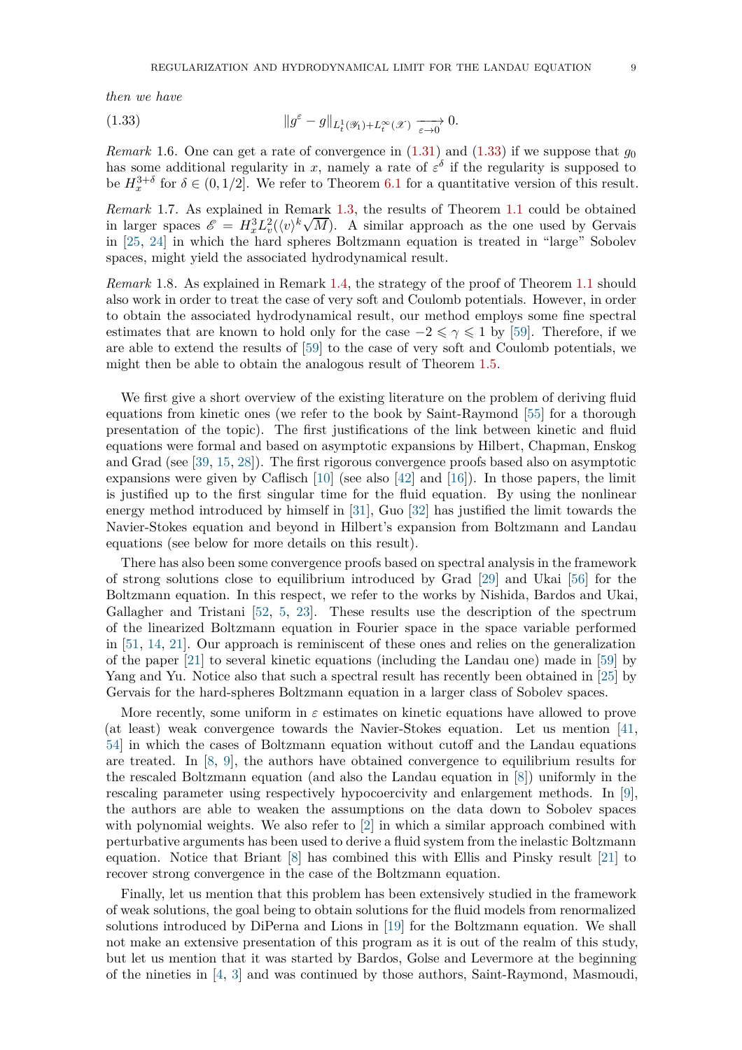*then we have*

$$\|g^\varepsilon - g\|_{L^1_t(\mathscr{Y}_1)+L^\infty_t(\mathscr{X})} \xrightarrow[\varepsilon\to 0]{} 0. \tag{1.33}$$

*Remark* 1.6. One can get a rate of convergence in (1.31) and (1.33) if we suppose that $g_0$ has some additional regularity in $x$, namely a rate of $\varepsilon^\delta$ if the regularity is supposed to be $H^{3+\delta}_x$ for $\delta \in (0, 1/2]$. We refer to Theorem 6.1 for a quantitative version of this result.

*Remark* 1.7. As explained in Remark 1.3, the results of Theorem 1.1 could be obtained in larger spaces $\mathscr{E} = H^3_x L^2_v(\langle v\rangle^k \sqrt{M})$. A similar approach as the one used by Gervais in [25, 24] in which the hard spheres Boltzmann equation is treated in "large" Sobolev spaces, might yield the associated hydrodynamical result.

*Remark* 1.8. As explained in Remark 1.4, the strategy of the proof of Theorem 1.1 should also work in order to treat the case of very soft and Coulomb potentials. However, in order to obtain the associated hydrodynamical result, our method employs some fine spectral estimates that are known to hold only for the case $-2 \leqslant \gamma \leqslant 1$ by [59]. Therefore, if we are able to extend the results of [59] to the case of very soft and Coulomb potentials, we might then be able to obtain the analogous result of Theorem 1.5.

We first give a short overview of the existing literature on the problem of deriving fluid equations from kinetic ones (we refer to the book by Saint-Raymond [55] for a thorough presentation of the topic). The first justifications of the link between kinetic and fluid equations were formal and based on asymptotic expansions by Hilbert, Chapman, Enskog and Grad (see [39, 15, 28]). The first rigorous convergence proofs based also on asymptotic expansions were given by Caflisch [10] (see also [42] and [16]). In those papers, the limit is justified up to the first singular time for the fluid equation. By using the nonlinear energy method introduced by himself in [31], Guo [32] has justified the limit towards the Navier-Stokes equation and beyond in Hilbert's expansion from Boltzmann and Landau equations (see below for more details on this result).

There has also been some convergence proofs based on spectral analysis in the framework of strong solutions close to equilibrium introduced by Grad [29] and Ukai [56] for the Boltzmann equation. In this respect, we refer to the works by Nishida, Bardos and Ukai, Gallagher and Tristani [52, 5, 23]. These results use the description of the spectrum of the linearized Boltzmann equation in Fourier space in the space variable performed in [51, 14, 21]. Our approach is reminiscent of these ones and relies on the generalization of the paper [21] to several kinetic equations (including the Landau one) made in [59] by Yang and Yu. Notice also that such a spectral result has recently been obtained in [25] by Gervais for the hard-spheres Boltzmann equation in a larger class of Sobolev spaces.

More recently, some uniform in $\varepsilon$ estimates on kinetic equations have allowed to prove (at least) weak convergence towards the Navier-Stokes equation. Let us mention [41, 54] in which the cases of Boltzmann equation without cutoff and the Landau equations are treated. In [8, 9], the authors have obtained convergence to equilibrium results for the rescaled Boltzmann equation (and also the Landau equation in [8]) uniformly in the rescaling parameter using respectively hypocoercivity and enlargement methods. In [9], the authors are able to weaken the assumptions on the data down to Sobolev spaces with polynomial weights. We also refer to [2] in which a similar approach combined with perturbative arguments has been used to derive a fluid system from the inelastic Boltzmann equation. Notice that Briant [8] has combined this with Ellis and Pinsky result [21] to recover strong convergence in the case of the Boltzmann equation.

Finally, let us mention that this problem has been extensively studied in the framework of weak solutions, the goal being to obtain solutions for the fluid models from renormalized solutions introduced by DiPerna and Lions in [19] for the Boltzmann equation. We shall not make an extensive presentation of this program as it is out of the realm of this study, but let us mention that it was started by Bardos, Golse and Levermore at the beginning of the nineties in [4, 3] and was continued by those authors, Saint-Raymond, Masmoudi,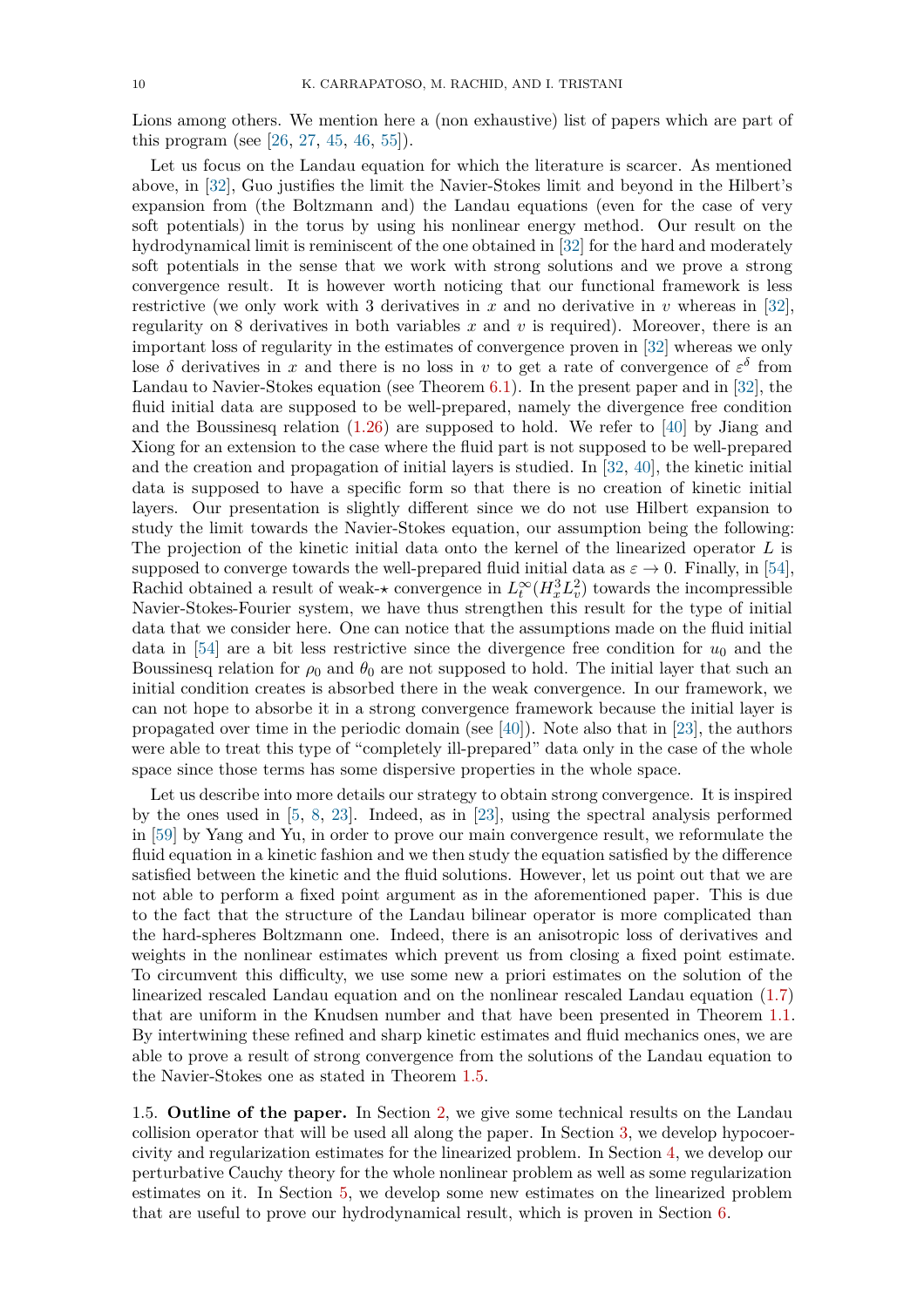Lions among others. We mention here a (non exhaustive) list of papers which are part of this program (see [26, 27, 45, 46, 55]).

Let us focus on the Landau equation for which the literature is scarcer. As mentioned above, in [32], Guo justifies the limit the Navier-Stokes limit and beyond in the Hilbert's expansion from (the Boltzmann and) the Landau equations (even for the case of very soft potentials) in the torus by using his nonlinear energy method. Our result on the hydrodynamical limit is reminiscent of the one obtained in [32] for the hard and moderately soft potentials in the sense that we work with strong solutions and we prove a strong convergence result. It is however worth noticing that our functional framework is less restrictive (we only work with 3 derivatives in $x$ and no derivative in $v$ whereas in [32], regularity on 8 derivatives in both variables $x$ and $v$ is required). Moreover, there is an important loss of regularity in the estimates of convergence proven in [32] whereas we only lose $\delta$ derivatives in $x$ and there is no loss in $v$ to get a rate of convergence of $\varepsilon^\delta$ from Landau to Navier-Stokes equation (see Theorem 6.1). In the present paper and in [32], the fluid initial data are supposed to be well-prepared, namely the divergence free condition and the Boussinesq relation (1.26) are supposed to hold. We refer to [40] by Jiang and Xiong for an extension to the case where the fluid part is not supposed to be well-prepared and the creation and propagation of initial layers is studied. In [32, 40], the kinetic initial data is supposed to have a specific form so that there is no creation of kinetic initial layers. Our presentation is slightly different since we do not use Hilbert expansion to study the limit towards the Navier-Stokes equation, our assumption being the following: The projection of the kinetic initial data onto the kernel of the linearized operator $L$ is supposed to converge towards the well-prepared fluid initial data as $\varepsilon \to 0$. Finally, in [54], Rachid obtained a result of weak-$\star$ convergence in $L^\infty_t(H^3_x L^2_v)$ towards the incompressible Navier-Stokes-Fourier system, we have thus strengthen this result for the type of initial data that we consider here. One can notice that the assumptions made on the fluid initial data in [54] are a bit less restrictive since the divergence free condition for $u_0$ and the Boussinesq relation for $\rho_0$ and $\theta_0$ are not supposed to hold. The initial layer that such an initial condition creates is absorbed there in the weak convergence. In our framework, we can not hope to absorbe it in a strong convergence framework because the initial layer is propagated over time in the periodic domain (see [40]). Note also that in [23], the authors were able to treat this type of "completely ill-prepared" data only in the case of the whole space since those terms has some dispersive properties in the whole space.

Let us describe into more details our strategy to obtain strong convergence. It is inspired by the ones used in [5, 8, 23]. Indeed, as in [23], using the spectral analysis performed in [59] by Yang and Yu, in order to prove our main convergence result, we reformulate the fluid equation in a kinetic fashion and we then study the equation satisfied by the difference satisfied between the kinetic and the fluid solutions. However, let us point out that we are not able to perform a fixed point argument as in the aforementioned paper. This is due to the fact that the structure of the Landau bilinear operator is more complicated than the hard-spheres Boltzmann one. Indeed, there is an anisotropic loss of derivatives and weights in the nonlinear estimates which prevent us from closing a fixed point estimate. To circumvent this difficulty, we use some new a priori estimates on the solution of the linearized rescaled Landau equation and on the nonlinear rescaled Landau equation (1.7) that are uniform in the Knudsen number and that have been presented in Theorem 1.1. By intertwining these refined and sharp kinetic estimates and fluid mechanics ones, we are able to prove a result of strong convergence from the solutions of the Landau equation to the Navier-Stokes one as stated in Theorem 1.5.

### 1.5. Outline of the paper.

In Section 2, we give some technical results on the Landau collision operator that will be used all along the paper. In Section 3, we develop hypocoercivity and regularization estimates for the linearized problem. In Section 4, we develop our perturbative Cauchy theory for the whole nonlinear problem as well as some regularization estimates on it. In Section 5, we develop some new estimates on the linearized problem that are useful to prove our hydrodynamical result, which is proven in Section 6.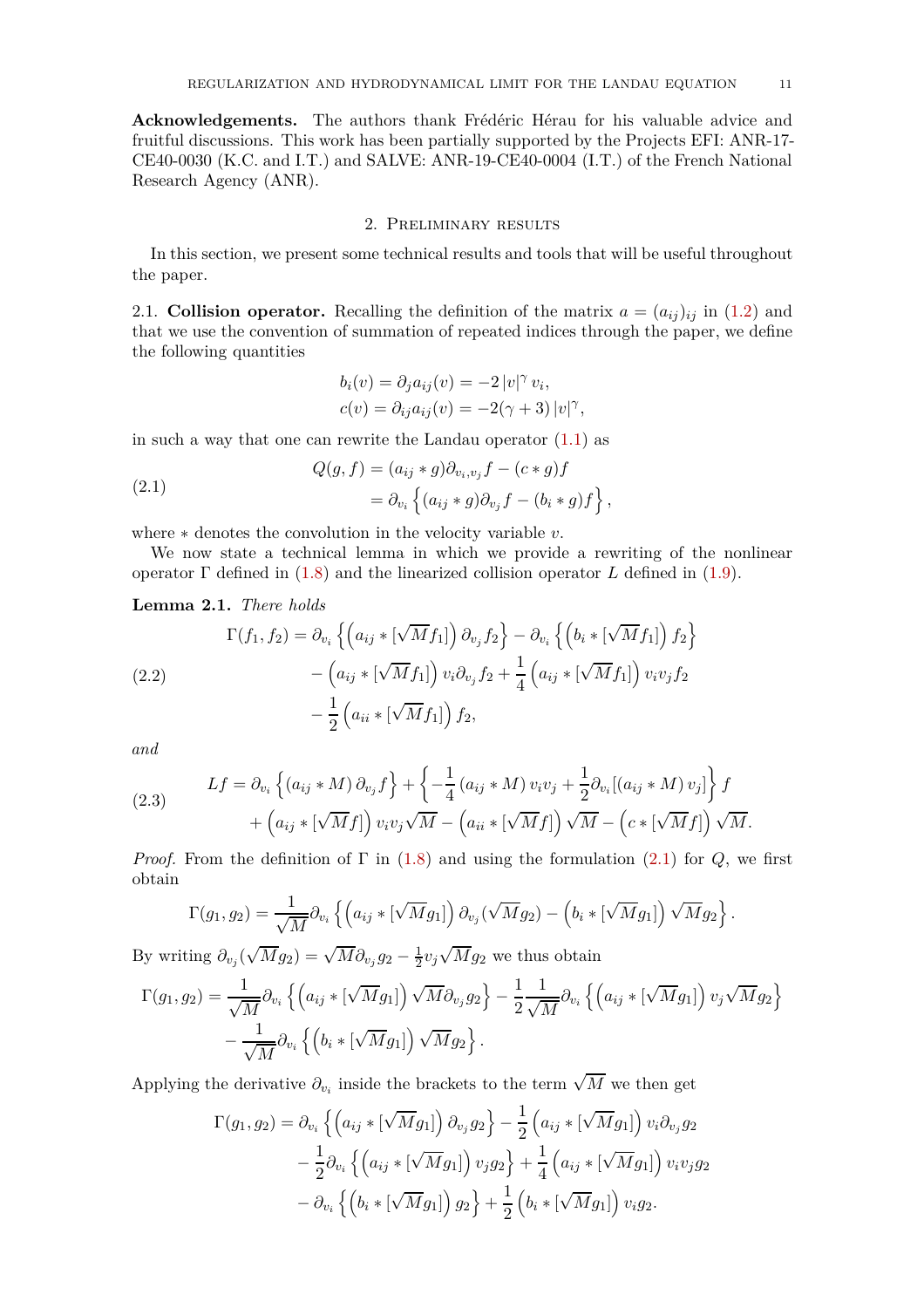**Acknowledgements.** The authors thank Frédéric Hérau for his valuable advice and fruitful discussions. This work has been partially supported by the Projects EFI: ANR-17-CE40-0030 (K.C. and I.T.) and SALVE: ANR-19-CE40-0004 (I.T.) of the French National Research Agency (ANR).

## 2. Preliminary results

In this section, we present some technical results and tools that will be useful throughout the paper.

2.1. **Collision operator.** Recalling the definition of the matrix $a = (a_{ij})_{ij}$ in (1.2) and that we use the convention of summation of repeated indices through the paper, we define the following quantities

$$
\begin{aligned}
b_i(v) &= \partial_j a_{ij}(v) = -2\,|v|^{\gamma}\,v_i,\\
c(v) &= \partial_{ij} a_{ij}(v) = -2(\gamma+3)\,|v|^{\gamma},
\end{aligned}
$$

in such a way that one can rewrite the Landau operator (1.1) as

$$
\begin{aligned}
Q(g,f) &= (a_{ij}*g)\partial_{v_i,v_j} f - (c*g)f \\
&= \partial_{v_i}\left\{(a_{ij}*g)\partial_{v_j} f - (b_i*g)f\right\},
\end{aligned}
\tag{2.1}
$$

where $*$ denotes the convolution in the velocity variable $v$.

We now state a technical lemma in which we provide a rewriting of the nonlinear operator $\Gamma$ defined in (1.8) and the linearized collision operator $L$ defined in (1.9).

**Lemma 2.1.** *There holds*

$$
\begin{aligned}
\Gamma(f_1,f_2) = &\ \partial_{v_i}\left\{\left(a_{ij}*[\sqrt{M}f_1]\right)\partial_{v_j} f_2\right\} - \partial_{v_i}\left\{\left(b_i*[\sqrt{M}f_1]\right) f_2\right\} \\
&- \left(a_{ij}*[\sqrt{M}f_1]\right) v_i \partial_{v_j} f_2 + \frac{1}{4}\left(a_{ij}*[\sqrt{M}f_1]\right) v_i v_j f_2 \\
&- \frac{1}{2}\left(a_{ii}*[\sqrt{M}f_1]\right) f_2,
\end{aligned}
\tag{2.2}
$$

*and*

$$
\begin{aligned}
Lf = &\ \partial_{v_i}\left\{(a_{ij}*M)\,\partial_{v_j} f\right\} + \left\{-\frac{1}{4}(a_{ij}*M)\,v_i v_j + \frac{1}{2}\partial_{v_i}[(a_{ij}*M)\,v_j]\right\} f \\
&+ \left(a_{ij}*[\sqrt{M}f]\right) v_i v_j \sqrt{M} - \left(a_{ii}*[\sqrt{M}f]\right)\sqrt{M} - \left(c*[\sqrt{M}f]\right)\sqrt{M}.
\end{aligned}
\tag{2.3}
$$

*Proof.* From the definition of $\Gamma$ in (1.8) and using the formulation (2.1) for $Q$, we first obtain

$$
\Gamma(g_1,g_2) = \frac{1}{\sqrt{M}}\partial_{v_i}\left\{\left(a_{ij}*[\sqrt{M}g_1]\right)\partial_{v_j}(\sqrt{M}g_2) - \left(b_i*[\sqrt{M}g_1]\right)\sqrt{M}g_2\right\}.
$$

By writing $\partial_{v_j}(\sqrt{M}g_2) = \sqrt{M}\partial_{v_j} g_2 - \frac{1}{2}v_j\sqrt{M}g_2$ we thus obtain

$$
\begin{aligned}
\Gamma(g_1,g_2) = &\ \frac{1}{\sqrt{M}}\partial_{v_i}\left\{\left(a_{ij}*[\sqrt{M}g_1]\right)\sqrt{M}\partial_{v_j} g_2\right\} - \frac{1}{2}\frac{1}{\sqrt{M}}\partial_{v_i}\left\{\left(a_{ij}*[\sqrt{M}g_1]\right) v_j\sqrt{M}g_2\right\} \\
&- \frac{1}{\sqrt{M}}\partial_{v_i}\left\{\left(b_i*[\sqrt{M}g_1]\right)\sqrt{M}g_2\right\}.
\end{aligned}
$$

Applying the derivative $\partial_{v_i}$ inside the brackets to the term $\sqrt{M}$ we then get

$$
\begin{aligned}
\Gamma(g_1,g_2) = &\ \partial_{v_i}\left\{\left(a_{ij}*[\sqrt{M}g_1]\right)\partial_{v_j} g_2\right\} - \frac{1}{2}\left(a_{ij}*[\sqrt{M}g_1]\right) v_i\partial_{v_j} g_2 \\
&- \frac{1}{2}\partial_{v_i}\left\{\left(a_{ij}*[\sqrt{M}g_1]\right) v_j g_2\right\} + \frac{1}{4}\left(a_{ij}*[\sqrt{M}g_1]\right) v_i v_j g_2 \\
&- \partial_{v_i}\left\{\left(b_i*[\sqrt{M}g_1]\right) g_2\right\} + \frac{1}{2}\left(b_i*[\sqrt{M}g_1]\right) v_i g_2.
\end{aligned}
$$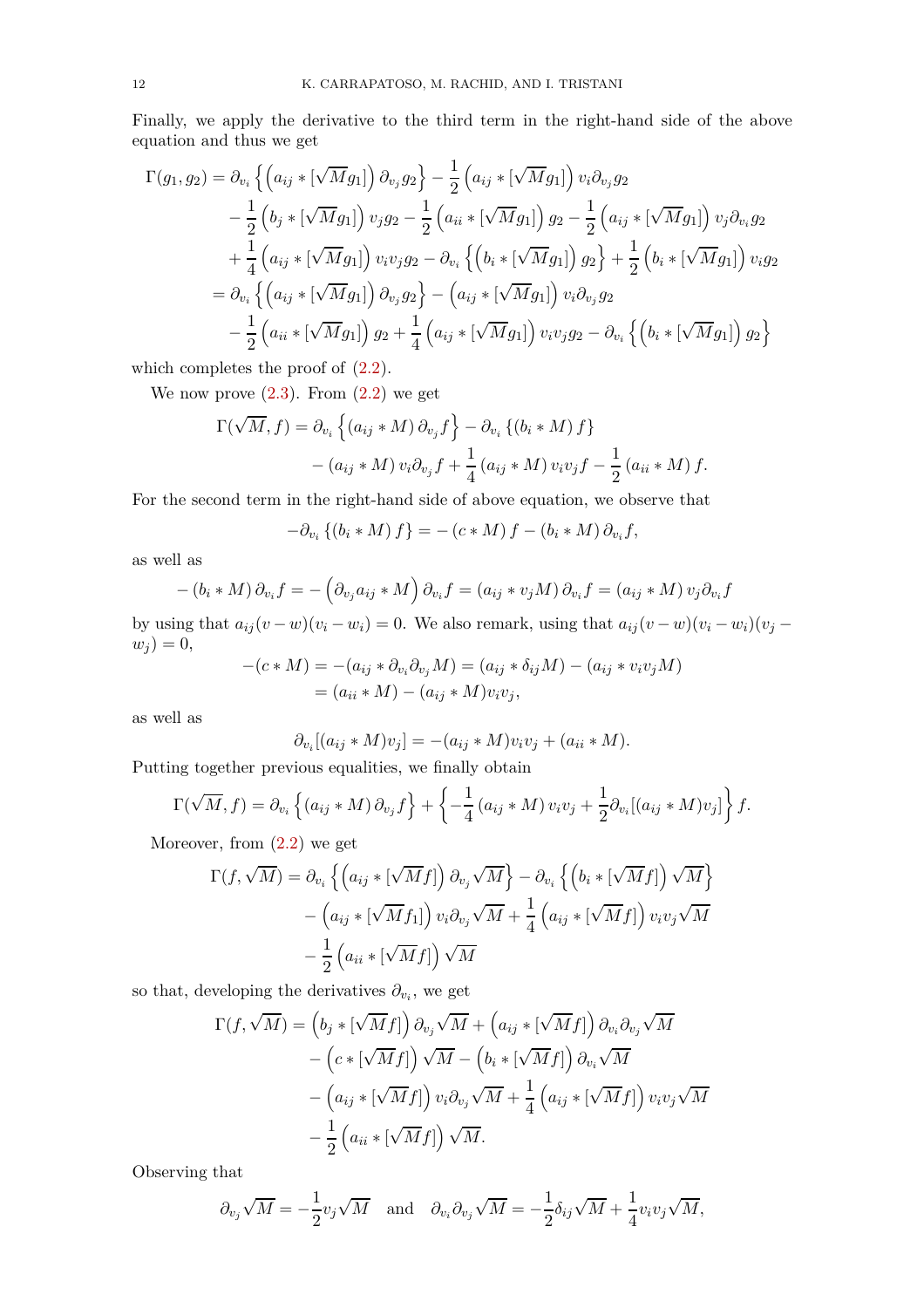Finally, we apply the derivative to the third term in the right-hand side of the above equation and thus we get

$$
\begin{aligned}
\Gamma(g_1,g_2) &= \partial_{v_i}\left\{\left(a_{ij}*[\sqrt{M}g_1]\right)\partial_{v_j}g_2\right\} - \frac{1}{2}\left(a_{ij}*[\sqrt{M}g_1]\right)v_i\partial_{v_j}g_2 \\
&\quad - \frac{1}{2}\left(b_j*[\sqrt{M}g_1]\right)v_jg_2 - \frac{1}{2}\left(a_{ii}*[\sqrt{M}g_1]\right)g_2 - \frac{1}{2}\left(a_{ij}*[\sqrt{M}g_1]\right)v_j\partial_{v_i}g_2 \\
&\quad + \frac{1}{4}\left(a_{ij}*[\sqrt{M}g_1]\right)v_iv_jg_2 - \partial_{v_i}\left\{\left(b_i*[\sqrt{M}g_1]\right)g_2\right\} + \frac{1}{2}\left(b_i*[\sqrt{M}g_1]\right)v_ig_2 \\
&= \partial_{v_i}\left\{\left(a_{ij}*[\sqrt{M}g_1]\right)\partial_{v_j}g_2\right\} - \left(a_{ij}*[\sqrt{M}g_1]\right)v_i\partial_{v_j}g_2 \\
&\quad - \frac{1}{2}\left(a_{ii}*[\sqrt{M}g_1]\right)g_2 + \frac{1}{4}\left(a_{ij}*[\sqrt{M}g_1]\right)v_iv_jg_2 - \partial_{v_i}\left\{\left(b_i*[\sqrt{M}g_1]\right)g_2\right\}
\end{aligned}
$$

which completes the proof of (2.2).

We now prove (2.3). From (2.2) we get

$$
\begin{aligned}
\Gamma(\sqrt{M},f) &= \partial_{v_i}\left\{\left(a_{ij}*M\right)\partial_{v_j}f\right\} - \partial_{v_i}\left\{\left(b_i*M\right)f\right\} \\
&\quad - \left(a_{ij}*M\right)v_i\partial_{v_j}f + \frac{1}{4}\left(a_{ij}*M\right)v_iv_jf - \frac{1}{2}\left(a_{ii}*M\right)f.
\end{aligned}
$$

For the second term in the right-hand side of above equation, we observe that

$$
-\partial_{v_i}\left\{\left(b_i*M\right)f\right\} = -\left(c*M\right)f - \left(b_i*M\right)\partial_{v_i}f,
$$

as well as

$$
-\left(b_i*M\right)\partial_{v_i}f = -\left(\partial_{v_j}a_{ij}*M\right)\partial_{v_i}f = \left(a_{ij}*v_jM\right)\partial_{v_i}f = \left(a_{ij}*M\right)v_j\partial_{v_i}f
$$

by using that $a_{ij}(v-w)(v_i-w_i)=0$. We also remark, using that $a_{ij}(v-w)(v_i-w_i)(v_j-w_j)=0$,

$$
\begin{aligned}
-(c*M) &= -(a_{ij}*\partial_{v_i}\partial_{v_j}M) = (a_{ij}*\delta_{ij}M) - (a_{ij}*v_iv_jM) \\
&= (a_{ii}*M) - (a_{ij}*M)v_iv_j,
\end{aligned}
$$

as well as

$$
\partial_{v_i}[(a_{ij}*M)v_j] = -(a_{ij}*M)v_iv_j + (a_{ii}*M).
$$

Putting together previous equalities, we finally obtain

$$
\Gamma(\sqrt{M},f) = \partial_{v_i}\left\{\left(a_{ij}*M\right)\partial_{v_j}f\right\} + \left\{-\frac{1}{4}\left(a_{ij}*M\right)v_iv_j + \frac{1}{2}\partial_{v_i}[(a_{ij}*M)v_j]\right\}f.
$$

Moreover, from (2.2) we get

$$
\begin{aligned}
\Gamma(f,\sqrt{M}) &= \partial_{v_i}\left\{\left(a_{ij}*[\sqrt{M}f]\right)\partial_{v_j}\sqrt{M}\right\} - \partial_{v_i}\left\{\left(b_i*[\sqrt{M}f]\right)\sqrt{M}\right\} \\
&\quad - \left(a_{ij}*[\sqrt{M}f_1]\right)v_i\partial_{v_j}\sqrt{M} + \frac{1}{4}\left(a_{ij}*[\sqrt{M}f]\right)v_iv_j\sqrt{M} \\
&\quad - \frac{1}{2}\left(a_{ii}*[\sqrt{M}f]\right)\sqrt{M}
\end{aligned}
$$

so that, developing the derivatives $\partial_{v_i}$, we get

$$
\begin{aligned}
\Gamma(f,\sqrt{M}) &= \left(b_j*[\sqrt{M}f]\right)\partial_{v_j}\sqrt{M} + \left(a_{ij}*[\sqrt{M}f]\right)\partial_{v_i}\partial_{v_j}\sqrt{M} \\
&\quad - \left(c*[\sqrt{M}f]\right)\sqrt{M} - \left(b_i*[\sqrt{M}f]\right)\partial_{v_i}\sqrt{M} \\
&\quad - \left(a_{ij}*[\sqrt{M}f]\right)v_i\partial_{v_j}\sqrt{M} + \frac{1}{4}\left(a_{ij}*[\sqrt{M}f]\right)v_iv_j\sqrt{M} \\
&\quad - \frac{1}{2}\left(a_{ii}*[\sqrt{M}f]\right)\sqrt{M}.
\end{aligned}
$$

Observing that

$$
\partial_{v_j}\sqrt{M} = -\frac{1}{2}v_j\sqrt{M} \quad \text{and} \quad \partial_{v_i}\partial_{v_j}\sqrt{M} = -\frac{1}{2}\delta_{ij}\sqrt{M} + \frac{1}{4}v_iv_j\sqrt{M},
$$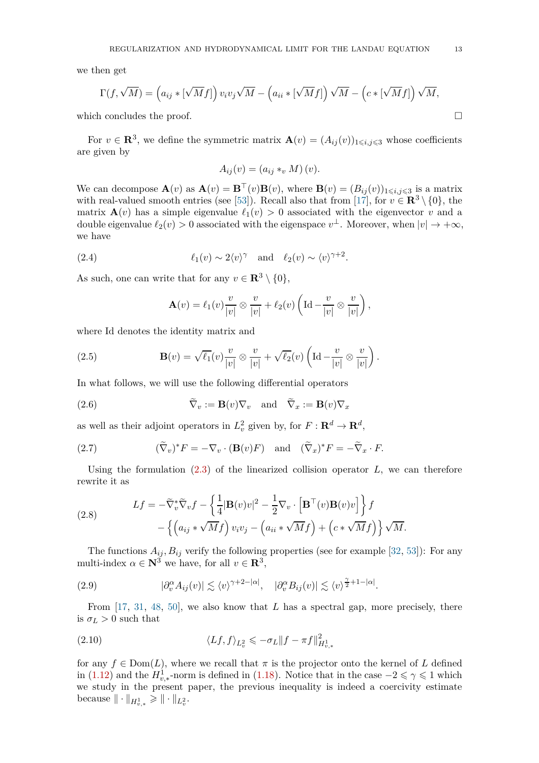we then get

$$\Gamma(f, \sqrt{M}) = \left(a_{ij} * [\sqrt{M} f]\right) v_i v_j \sqrt{M} - \left(a_{ii} * [\sqrt{M} f]\right) \sqrt{M} - \left(c * [\sqrt{M} f]\right) \sqrt{M},$$

which concludes the proof. ☐

For $v \in \mathbf{R}^3$, we define the symmetric matrix $\mathbf{A}(v) = (A_{ij}(v))_{1 \leqslant i,j \leqslant 3}$ whose coefficients are given by

$$A_{ij}(v) = (a_{ij} *_v M)(v).$$

We can decompose $\mathbf{A}(v)$ as $\mathbf{A}(v) = \mathbf{B}^\top(v)\mathbf{B}(v)$, where $\mathbf{B}(v) = (B_{ij}(v))_{1 \leqslant i,j \leqslant 3}$ is a matrix with real-valued smooth entries (see [53]). Recall also that from [17], for $v \in \mathbf{R}^3 \setminus \{0\}$, the matrix $\mathbf{A}(v)$ has a simple eigenvalue $\ell_1(v) > 0$ associated with the eigenvector $v$ and a double eigenvalue $\ell_2(v) > 0$ associated with the eigenspace $v^\perp$. Moreover, when $|v| \to +\infty$, we have

$$\ell_1(v) \sim 2\langle v \rangle^\gamma \quad \text{and} \quad \ell_2(v) \sim \langle v \rangle^{\gamma+2}. \tag{2.4}$$

As such, one can write that for any $v \in \mathbf{R}^3 \setminus \{0\}$,

$$\mathbf{A}(v) = \ell_1(v) \frac{v}{|v|} \otimes \frac{v}{|v|} + \ell_2(v) \left( \mathrm{Id} - \frac{v}{|v|} \otimes \frac{v}{|v|} \right),$$

where Id denotes the identity matrix and

$$\mathbf{B}(v) = \sqrt{\ell_1}(v) \frac{v}{|v|} \otimes \frac{v}{|v|} + \sqrt{\ell_2}(v) \left( \mathrm{Id} - \frac{v}{|v|} \otimes \frac{v}{|v|} \right). \tag{2.5}$$

In what follows, we will use the following differential operators

$$\widetilde{\nabla}_v := \mathbf{B}(v)\nabla_v \quad \text{and} \quad \widetilde{\nabla}_x := \mathbf{B}(v)\nabla_x \tag{2.6}$$

as well as their adjoint operators in $L^2_v$ given by, for $F : \mathbf{R}^d \to \mathbf{R}^d$,

$$(\widetilde{\nabla}_v)^* F = -\nabla_v \cdot (\mathbf{B}(v) F) \quad \text{and} \quad (\widetilde{\nabla}_x)^* F = -\widetilde{\nabla}_x \cdot F. \tag{2.7}$$

Using the formulation (2.3) of the linearized collision operator $L$, we can therefore rewrite it as

$$\begin{aligned} Lf = &-\widetilde{\nabla}_v^* \widetilde{\nabla}_v f - \left\{ \frac{1}{4} |\mathbf{B}(v) v|^2 - \frac{1}{2} \nabla_v \cdot \left[ \mathbf{B}^\top(v) \mathbf{B}(v) v \right] \right\} f \\ &- \left\{ \left( a_{ij} * \sqrt{M} f \right) v_i v_j - \left( a_{ii} * \sqrt{M} f \right) + \left( c * \sqrt{M} f \right) \right\} \sqrt{M}. \end{aligned} \tag{2.8}$$

The functions $A_{ij}, B_{ij}$ verify the following properties (see for example [32, 53]): For any multi-index $\alpha \in \mathbf{N}^3$ we have, for all $v \in \mathbf{R}^3$,

$$|\partial_v^\alpha A_{ij}(v)| \lesssim \langle v \rangle^{\gamma+2-|\alpha|}, \quad |\partial_v^\alpha B_{ij}(v)| \lesssim \langle v \rangle^{\frac{\gamma}{2}+1-|\alpha|}. \tag{2.9}$$

From [17, 31, 48, 50], we also know that $L$ has a spectral gap, more precisely, there is $\sigma_L > 0$ such that

$$\langle Lf, f \rangle_{L^2_v} \leqslant -\sigma_L \|f - \pi f\|^2_{H^1_{v,*}} \tag{2.10}$$

for any $f \in \mathrm{Dom}(L)$, where we recall that $\pi$ is the projector onto the kernel of $L$ defined in (1.12) and the $H^1_{v,*}$-norm is defined in (1.18). Notice that in the case $-2 \leqslant \gamma \leqslant 1$ which we study in the present paper, the previous inequality is indeed a coercivity estimate because $\|\cdot\|_{H^1_{v,*}} \geqslant \|\cdot\|_{L^2_v}$.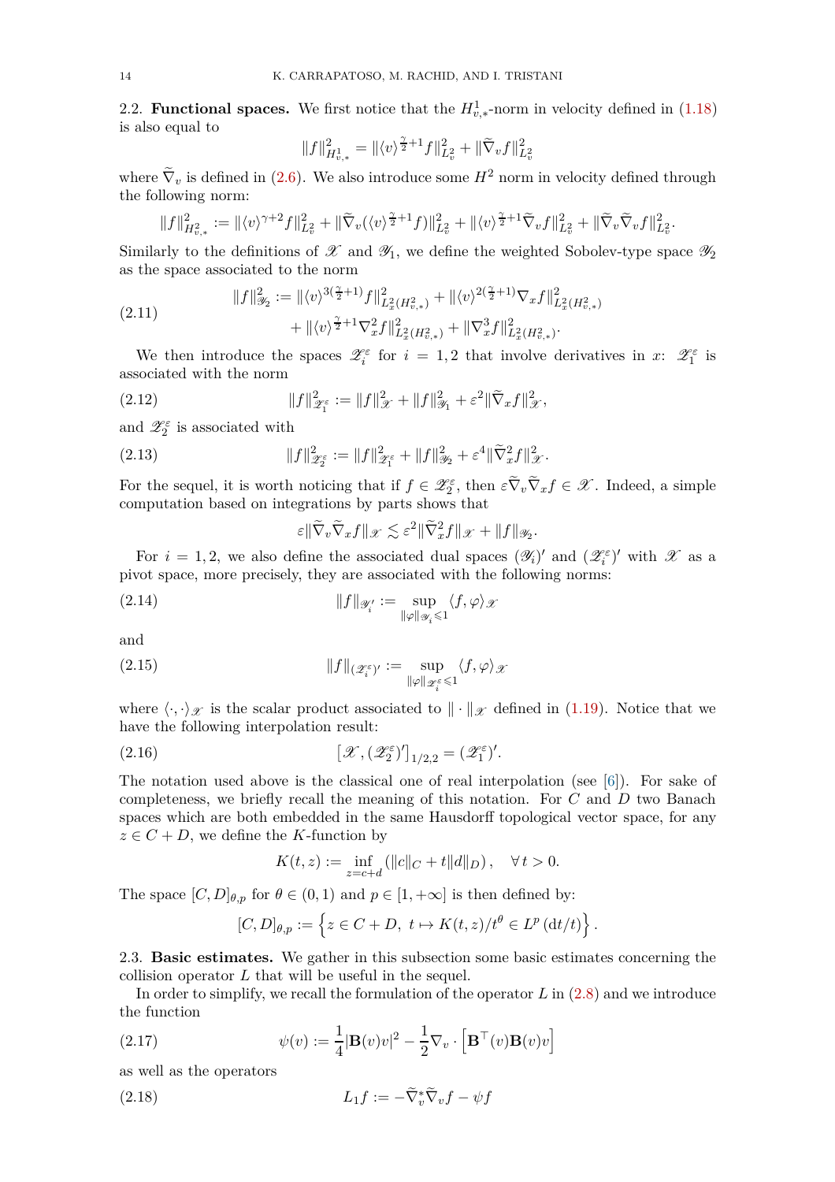2.2. **Functional spaces.** We first notice that the $H^1_{v,*}$-norm in velocity defined in (1.18) is also equal to

$$\|f\|^2_{H^1_{v,*}} = \|\langle v\rangle^{\frac{\gamma}{2}+1} f\|^2_{L^2_v} + \|\widetilde{\nabla}_v f\|^2_{L^2_v}$$

where $\widetilde{\nabla}_v$ is defined in (2.6). We also introduce some $H^2$ norm in velocity defined through the following norm:

$$\|f\|^2_{H^2_{v,*}} := \|\langle v\rangle^{\gamma+2} f\|^2_{L^2_v} + \|\widetilde{\nabla}_v(\langle v\rangle^{\frac{\gamma}{2}+1} f)\|^2_{L^2_v} + \|\langle v\rangle^{\frac{\gamma}{2}+1}\widetilde{\nabla}_v f\|^2_{L^2_v} + \|\widetilde{\nabla}_v\widetilde{\nabla}_v f\|^2_{L^2_v}.$$

Similarly to the definitions of $\mathscr{X}$ and $\mathscr{Y}_1$, we define the weighted Sobolev-type space $\mathscr{Y}_2$ as the space associated to the norm

$$\begin{aligned}\|f\|^2_{\mathscr{Y}_2} := \|\langle v\rangle^{3(\frac{\gamma}{2}+1)} f\|^2_{L^2_x(H^2_{v,*})} + \|\langle v\rangle^{2(\frac{\gamma}{2}+1)}\nabla_x f\|^2_{L^2_x(H^2_{v,*})} \\ + \|\langle v\rangle^{\frac{\gamma}{2}+1}\nabla^2_x f\|^2_{L^2_x(H^2_{v,*})} + \|\nabla^3_x f\|^2_{L^2_x(H^2_{v,*})}.\end{aligned} \tag{2.11}$$

We then introduce the spaces $\mathscr{Z}^\varepsilon_i$ for $i=1,2$ that involve derivatives in $x$: $\mathscr{Z}^\varepsilon_1$ is associated with the norm

$$\|f\|^2_{\mathscr{Z}^\varepsilon_1} := \|f\|^2_{\mathscr{X}} + \|f\|^2_{\mathscr{Y}_1} + \varepsilon^2\|\widetilde{\nabla}_x f\|^2_{\mathscr{X}}, \tag{2.12}$$

and $\mathscr{Z}^\varepsilon_2$ is associated with

$$\|f\|^2_{\mathscr{Z}^\varepsilon_2} := \|f\|^2_{\mathscr{Z}^\varepsilon_1} + \|f\|^2_{\mathscr{Y}_2} + \varepsilon^4\|\widetilde{\nabla}^2_x f\|^2_{\mathscr{X}}. \tag{2.13}$$

For the sequel, it is worth noticing that if $f \in \mathscr{Z}^\varepsilon_2$, then $\varepsilon\widetilde{\nabla}_v\widetilde{\nabla}_x f \in \mathscr{X}$. Indeed, a simple computation based on integrations by parts shows that

$$\varepsilon\|\widetilde{\nabla}_v\widetilde{\nabla}_x f\|_{\mathscr{X}} \lesssim \varepsilon^2\|\widetilde{\nabla}^2_x f\|_{\mathscr{X}} + \|f\|_{\mathscr{Y}_2}.$$

For $i=1,2$, we also define the associated dual spaces $(\mathscr{Y}_i)'$ and $(\mathscr{Z}^\varepsilon_i)'$ with $\mathscr{X}$ as a pivot space, more precisely, they are associated with the following norms:

$$\|f\|_{\mathscr{Y}'_i} := \sup_{\|\varphi\|_{\mathscr{Y}_i}\leqslant 1}\langle f,\varphi\rangle_{\mathscr{X}} \tag{2.14}$$

and

$$\|f\|_{(\mathscr{Z}^\varepsilon_i)'} := \sup_{\|\varphi\|_{\mathscr{Z}^\varepsilon_i}\leqslant 1}\langle f,\varphi\rangle_{\mathscr{X}} \tag{2.15}$$

where $\langle\cdot,\cdot\rangle_{\mathscr{X}}$ is the scalar product associated to $\|\cdot\|_{\mathscr{X}}$ defined in (1.19). Notice that we have the following interpolation result:

$$\left[\mathscr{X},(\mathscr{Z}^\varepsilon_2)'\right]_{1/2,2} = (\mathscr{Z}^\varepsilon_1)'. \tag{2.16}$$

The notation used above is the classical one of real interpolation (see [6]). For sake of completeness, we briefly recall the meaning of this notation. For $C$ and $D$ two Banach spaces which are both embedded in the same Hausdorff topological vector space, for any $z \in C+D$, we define the $K$-function by

$$K(t,z) := \inf_{z=c+d}\left(\|c\|_C + t\|d\|_D\right), \quad \forall\, t>0.$$

The space $[C,D]_{\theta,p}$ for $\theta\in(0,1)$ and $p\in[1,+\infty]$ is then defined by:

$$[C,D]_{\theta,p} := \left\{z\in C+D,\ t\mapsto K(t,z)/t^\theta \in L^p\left(\mathrm{d}t/t\right)\right\}.$$

2.3. **Basic estimates.** We gather in this subsection some basic estimates concerning the collision operator $L$ that will be useful in the sequel.

In order to simplify, we recall the formulation of the operator $L$ in (2.8) and we introduce the function

$$\psi(v) := \frac{1}{4}|\mathbf{B}(v)v|^2 - \frac{1}{2}\nabla_v\cdot\left[\mathbf{B}^\top(v)\mathbf{B}(v)v\right] \tag{2.17}$$

as well as the operators

$$L_1 f := -\widetilde{\nabla}^*_v\widetilde{\nabla}_v f - \psi f \tag{2.18}$$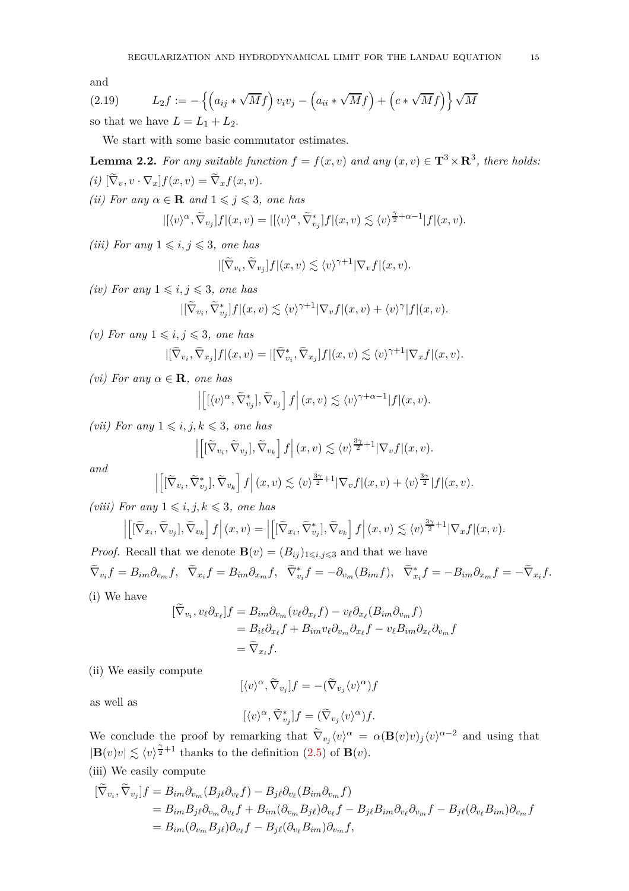and

$$
L_2 f := -\left\{ \left( a_{ij} * \sqrt{M} f \right) v_i v_j - \left( a_{ii} * \sqrt{M} f \right) + \left( c * \sqrt{M} f \right) \right\} \sqrt{M} \tag{2.19}
$$

so that we have $L = L_1 + L_2$.

We start with some basic commutator estimates.

**Lemma 2.2.** *For any suitable function $f = f(x,v)$ and any $(x,v) \in \mathbf{T}^3 \times \mathbf{R}^3$, there holds:*

*(i)* $[\widetilde{\nabla}_v, v \cdot \nabla_x] f(x,v) = \widetilde{\nabla}_x f(x,v)$.

*(ii) For any $\alpha \in \mathbf{R}$ and $1 \leqslant j \leqslant 3$, one has*

$$
|[\langle v \rangle^\alpha, \widetilde{\nabla}_{v_j}] f|(x,v) = |[\langle v \rangle^\alpha, \widetilde{\nabla}^*_{v_j}] f|(x,v) \lesssim \langle v \rangle^{\frac{\gamma}{2}+\alpha-1} |f|(x,v).
$$

*(iii) For any $1 \leqslant i,j \leqslant 3$, one has*

$$
|[\widetilde{\nabla}_{v_i}, \widetilde{\nabla}_{v_j}] f|(x,v) \lesssim \langle v \rangle^{\gamma+1} |\nabla_v f|(x,v).
$$

*(iv) For any $1 \leqslant i,j \leqslant 3$, one has*

$$
|[\widetilde{\nabla}_{v_i}, \widetilde{\nabla}^*_{v_j}] f|(x,v) \lesssim \langle v \rangle^{\gamma+1} |\nabla_v f|(x,v) + \langle v \rangle^{\gamma} |f|(x,v).
$$

*(v) For any $1 \leqslant i,j \leqslant 3$, one has*

$$
|[\widetilde{\nabla}_{v_i}, \widetilde{\nabla}_{x_j}] f|(x,v) = |[\widetilde{\nabla}^*_{v_i}, \widetilde{\nabla}_{x_j}] f|(x,v) \lesssim \langle v \rangle^{\gamma+1} |\nabla_x f|(x,v).
$$

*(vi) For any $\alpha \in \mathbf{R}$, one has*

$$
\left| \left[ [\langle v \rangle^\alpha, \widetilde{\nabla}^*_{v_j}], \widetilde{\nabla}_{v_j} \right] f \right| (x,v) \lesssim \langle v \rangle^{\gamma+\alpha-1} |f|(x,v).
$$

*(vii) For any $1 \leqslant i,j,k \leqslant 3$, one has*

$$
\left| \left[ [\widetilde{\nabla}_{v_i}, \widetilde{\nabla}_{v_j}], \widetilde{\nabla}_{v_k} \right] f \right| (x,v) \lesssim \langle v \rangle^{\frac{3\gamma}{2}+1} |\nabla_v f|(x,v).
$$

*and*

$$
\left| \left[ [\widetilde{\nabla}_{v_i}, \widetilde{\nabla}^*_{v_j}], \widetilde{\nabla}_{v_k} \right] f \right| (x,v) \lesssim \langle v \rangle^{\frac{3\gamma}{2}+1} |\nabla_v f|(x,v) + \langle v \rangle^{\frac{3\gamma}{2}} |f|(x,v).
$$

*(viii) For any $1 \leqslant i,j,k \leqslant 3$, one has*

$$
\left| \left[ [\widetilde{\nabla}_{x_i}, \widetilde{\nabla}_{v_j}], \widetilde{\nabla}_{v_k} \right] f \right| (x,v) = \left| \left[ [\widetilde{\nabla}_{x_i}, \widetilde{\nabla}^*_{v_j}], \widetilde{\nabla}_{v_k} \right] f \right| (x,v) \lesssim \langle v \rangle^{\frac{3\gamma}{2}+1} |\nabla_x f|(x,v).
$$

*Proof.* Recall that we denote $\mathbf{B}(v) = (B_{ij})_{1 \leqslant i,j \leqslant 3}$ and that we have

$$
\widetilde{\nabla}_{v_i} f = B_{im} \partial_{v_m} f, \quad \widetilde{\nabla}_{x_i} f = B_{im} \partial_{x_m} f, \quad \widetilde{\nabla}^*_{v_i} f = -\partial_{v_m} (B_{im} f), \quad \widetilde{\nabla}^*_{x_i} f = -B_{im} \partial_{x_m} f = -\widetilde{\nabla}_{x_i} f.
$$

(i) We have

$$
\begin{aligned}
[\widetilde{\nabla}_{v_i}, v_\ell \partial_{x_\ell}] f &= B_{im} \partial_{v_m} (v_\ell \partial_{x_\ell} f) - v_\ell \partial_{x_\ell} (B_{im} \partial_{v_m} f) \\
&= B_{i\ell} \partial_{x_\ell} f + B_{im} v_\ell \partial_{v_m} \partial_{x_\ell} f - v_\ell B_{im} \partial_{x_\ell} \partial_{v_m} f \\
&= \widetilde{\nabla}_{x_i} f.
\end{aligned}
$$

(ii) We easily compute

$$
[\langle v \rangle^\alpha, \widetilde{\nabla}_{v_j}] f = -(\widetilde{\nabla}_{v_j} \langle v \rangle^\alpha) f
$$

as well as

$$
[\langle v \rangle^\alpha, \widetilde{\nabla}^*_{v_j}] f = (\widetilde{\nabla}_{v_j} \langle v \rangle^\alpha) f.
$$

We conclude the proof by remarking that $\widetilde{\nabla}_{v_j} \langle v \rangle^\alpha = \alpha (\mathbf{B}(v) v)_j \langle v \rangle^{\alpha-2}$ and using that $|\mathbf{B}(v) v| \lesssim \langle v \rangle^{\frac{\gamma}{2}+1}$ thanks to the definition (2.5) of $\mathbf{B}(v)$.

(iii) We easily compute

$$
\begin{aligned}
[\widetilde{\nabla}_{v_i}, \widetilde{\nabla}_{v_j}] f &= B_{im} \partial_{v_m} (B_{j\ell} \partial_{v_\ell} f) - B_{j\ell} \partial_{v_\ell} (B_{im} \partial_{v_m} f) \\
&= B_{im} B_{j\ell} \partial_{v_m} \partial_{v_\ell} f + B_{im} (\partial_{v_m} B_{j\ell}) \partial_{v_\ell} f - B_{j\ell} B_{im} \partial_{v_\ell} \partial_{v_m} f - B_{j\ell} (\partial_{v_\ell} B_{im}) \partial_{v_m} f \\
&= B_{im} (\partial_{v_m} B_{j\ell}) \partial_{v_\ell} f - B_{j\ell} (\partial_{v_\ell} B_{im}) \partial_{v_m} f,
\end{aligned}
$$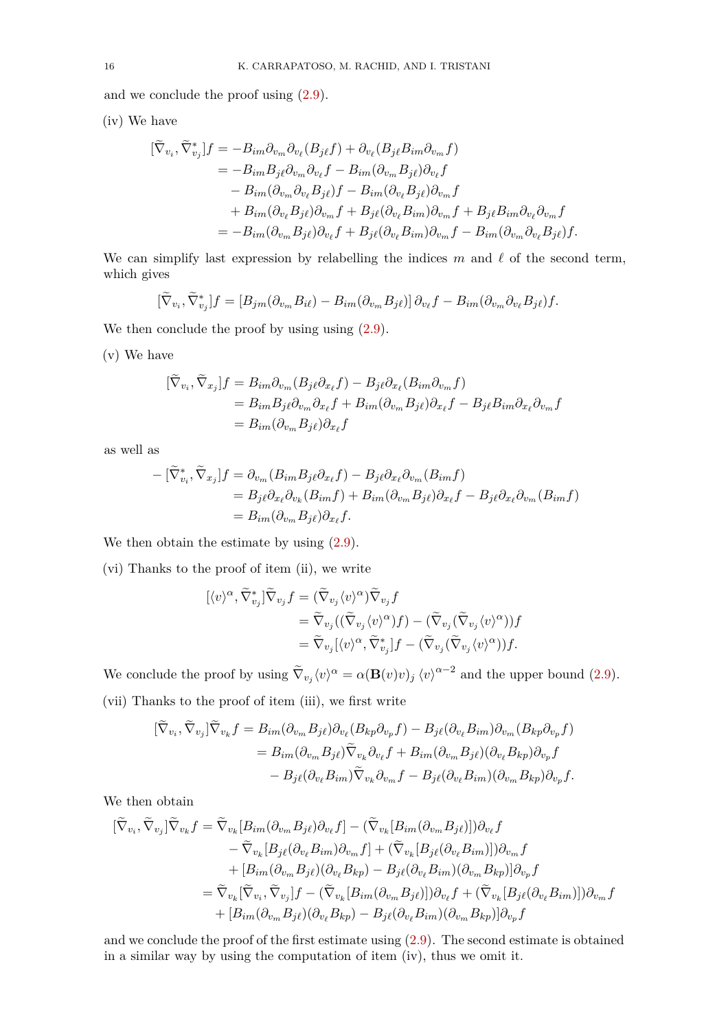and we conclude the proof using (2.9).

(iv) We have

$$
\begin{aligned}
[\widetilde{\nabla}_{v_i}, \widetilde{\nabla}^*_{v_j}]f &= -B_{im}\partial_{v_m}\partial_{v_\ell}(B_{j\ell}f) + \partial_{v_\ell}(B_{j\ell}B_{im}\partial_{v_m}f) \\
&= -B_{im}B_{j\ell}\partial_{v_m}\partial_{v_\ell}f - B_{im}(\partial_{v_m}B_{j\ell})\partial_{v_\ell}f \\
&\quad - B_{im}(\partial_{v_m}\partial_{v_\ell}B_{j\ell})f - B_{im}(\partial_{v_\ell}B_{j\ell})\partial_{v_m}f \\
&\quad + B_{im}(\partial_{v_\ell}B_{j\ell})\partial_{v_m}f + B_{j\ell}(\partial_{v_\ell}B_{im})\partial_{v_m}f + B_{j\ell}B_{im}\partial_{v_\ell}\partial_{v_m}f \\
&= -B_{im}(\partial_{v_m}B_{j\ell})\partial_{v_\ell}f + B_{j\ell}(\partial_{v_\ell}B_{im})\partial_{v_m}f - B_{im}(\partial_{v_m}\partial_{v_\ell}B_{j\ell})f.
\end{aligned}
$$

We can simplify last expression by relabelling the indices $m$ and $\ell$ of the second term, which gives

$$
[\widetilde{\nabla}_{v_i}, \widetilde{\nabla}^*_{v_j}]f = \left[B_{jm}(\partial_{v_m}B_{i\ell}) - B_{im}(\partial_{v_m}B_{j\ell})\right]\partial_{v_\ell}f - B_{im}(\partial_{v_m}\partial_{v_\ell}B_{j\ell})f.
$$

We then conclude the proof by using using (2.9).

(v) We have

$$
\begin{aligned}
[\widetilde{\nabla}_{v_i}, \widetilde{\nabla}_{x_j}]f &= B_{im}\partial_{v_m}(B_{j\ell}\partial_{x_\ell}f) - B_{j\ell}\partial_{x_\ell}(B_{im}\partial_{v_m}f) \\
&= B_{im}B_{j\ell}\partial_{v_m}\partial_{x_\ell}f + B_{im}(\partial_{v_m}B_{j\ell})\partial_{x_\ell}f - B_{j\ell}B_{im}\partial_{x_\ell}\partial_{v_m}f \\
&= B_{im}(\partial_{v_m}B_{j\ell})\partial_{x_\ell}f
\end{aligned}
$$

as well as

$$
\begin{aligned}
-[\widetilde{\nabla}^*_{v_i}, \widetilde{\nabla}_{x_j}]f &= \partial_{v_m}(B_{im}B_{j\ell}\partial_{x_\ell}f) - B_{j\ell}\partial_{x_\ell}\partial_{v_m}(B_{im}f) \\
&= B_{j\ell}\partial_{x_\ell}\partial_{v_k}(B_{im}f) + B_{im}(\partial_{v_m}B_{j\ell})\partial_{x_\ell}f - B_{j\ell}\partial_{x_\ell}\partial_{v_m}(B_{im}f) \\
&= B_{im}(\partial_{v_m}B_{j\ell})\partial_{x_\ell}f.
\end{aligned}
$$

We then obtain the estimate by using (2.9).

(vi) Thanks to the proof of item (ii), we write

$$
\begin{aligned}
[\langle v\rangle^\alpha, \widetilde{\nabla}^*_{v_j}]\widetilde{\nabla}_{v_j}f &= (\widetilde{\nabla}_{v_j}\langle v\rangle^\alpha)\widetilde{\nabla}_{v_j}f \\
&= \widetilde{\nabla}_{v_j}((\widetilde{\nabla}_{v_j}\langle v\rangle^\alpha)f) - (\widetilde{\nabla}_{v_j}(\widetilde{\nabla}_{v_j}\langle v\rangle^\alpha))f \\
&= \widetilde{\nabla}_{v_j}[\langle v\rangle^\alpha, \widetilde{\nabla}^*_{v_j}]f - (\widetilde{\nabla}_{v_j}(\widetilde{\nabla}_{v_j}\langle v\rangle^\alpha))f.
\end{aligned}
$$

We conclude the proof by using $\widetilde{\nabla}_{v_j}\langle v\rangle^\alpha = \alpha(\mathbf{B}(v)v)_j\,\langle v\rangle^{\alpha-2}$ and the upper bound (2.9).

(vii) Thanks to the proof of item (iii), we first write

$$
\begin{aligned}
[\widetilde{\nabla}_{v_i}, \widetilde{\nabla}_{v_j}]\widetilde{\nabla}_{v_k}f &= B_{im}(\partial_{v_m}B_{j\ell})\partial_{v_\ell}(B_{kp}\partial_{v_p}f) - B_{j\ell}(\partial_{v_\ell}B_{im})\partial_{v_m}(B_{kp}\partial_{v_p}f) \\
&= B_{im}(\partial_{v_m}B_{j\ell})\widetilde{\nabla}_{v_k}\partial_{v_\ell}f + B_{im}(\partial_{v_m}B_{j\ell})(\partial_{v_\ell}B_{kp})\partial_{v_p}f \\
&\quad - B_{j\ell}(\partial_{v_\ell}B_{im})\widetilde{\nabla}_{v_k}\partial_{v_m}f - B_{j\ell}(\partial_{v_\ell}B_{im})(\partial_{v_m}B_{kp})\partial_{v_p}f.
\end{aligned}
$$

We then obtain

$$
\begin{aligned}
[\widetilde{\nabla}_{v_i}, \widetilde{\nabla}_{v_j}]\widetilde{\nabla}_{v_k}f &= \widetilde{\nabla}_{v_k}[B_{im}(\partial_{v_m}B_{j\ell})\partial_{v_\ell}f] - (\widetilde{\nabla}_{v_k}[B_{im}(\partial_{v_m}B_{j\ell})])\partial_{v_\ell}f \\
&\quad - \widetilde{\nabla}_{v_k}[B_{j\ell}(\partial_{v_\ell}B_{im})\partial_{v_m}f] + (\widetilde{\nabla}_{v_k}[B_{j\ell}(\partial_{v_\ell}B_{im})])\partial_{v_m}f \\
&\quad + [B_{im}(\partial_{v_m}B_{j\ell})(\partial_{v_\ell}B_{kp}) - B_{j\ell}(\partial_{v_\ell}B_{im})(\partial_{v_m}B_{kp})]\partial_{v_p}f \\
&= \widetilde{\nabla}_{v_k}[\widetilde{\nabla}_{v_i}, \widetilde{\nabla}_{v_j}]f - (\widetilde{\nabla}_{v_k}[B_{im}(\partial_{v_m}B_{j\ell})])\partial_{v_\ell}f + (\widetilde{\nabla}_{v_k}[B_{j\ell}(\partial_{v_\ell}B_{im})])\partial_{v_m}f \\
&\quad + [B_{im}(\partial_{v_m}B_{j\ell})(\partial_{v_\ell}B_{kp}) - B_{j\ell}(\partial_{v_\ell}B_{im})(\partial_{v_m}B_{kp})]\partial_{v_p}f
\end{aligned}
$$

and we conclude the proof of the first estimate using (2.9). The second estimate is obtained in a similar way by using the computation of item (iv), thus we omit it.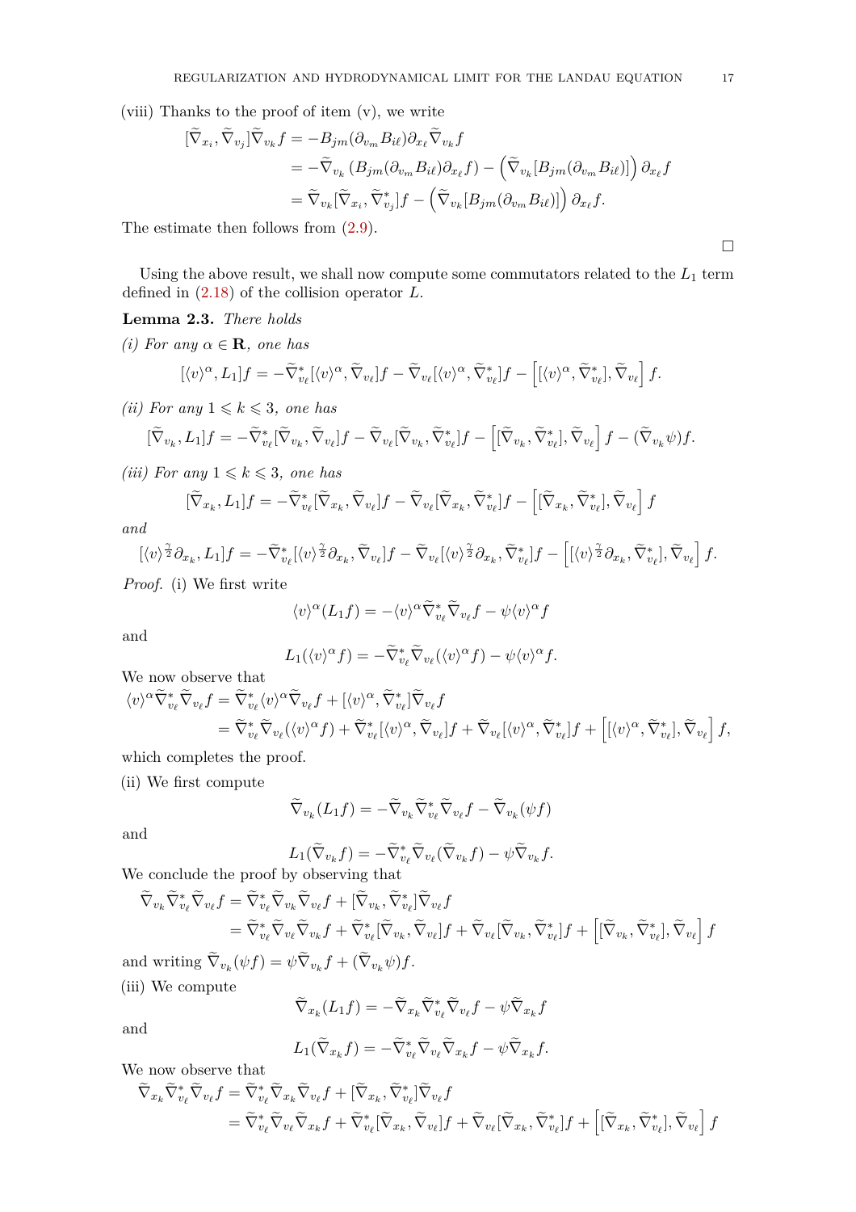(viii) Thanks to the proof of item (v), we write

$$
\begin{aligned}
[\widetilde\nabla_{x_i}, \widetilde\nabla_{v_j}]\widetilde\nabla_{v_k} f &= -B_{jm}(\partial_{v_m} B_{i\ell})\partial_{x_\ell}\widetilde\nabla_{v_k} f \\
&= -\widetilde\nabla_{v_k}\left(B_{jm}(\partial_{v_m} B_{i\ell})\partial_{x_\ell} f\right) - \left(\widetilde\nabla_{v_k}[B_{jm}(\partial_{v_m} B_{i\ell})]\right)\partial_{x_\ell} f \\
&= \widetilde\nabla_{v_k}[\widetilde\nabla_{x_i}, \widetilde\nabla^*_{v_j}] f - \left(\widetilde\nabla_{v_k}[B_{jm}(\partial_{v_m} B_{i\ell})]\right)\partial_{x_\ell} f.
\end{aligned}
$$

The estimate then follows from (2.9).

□

Using the above result, we shall now compute some commutators related to the $L_1$ term defined in (2.18) of the collision operator $L$.

**Lemma 2.3.** *There holds*

*(i) For any $\alpha \in \mathbf{R}$, one has*

$$
[\langle v\rangle^\alpha, L_1] f = -\widetilde\nabla^*_{v_\ell}[\langle v\rangle^\alpha, \widetilde\nabla_{v_\ell}] f - \widetilde\nabla_{v_\ell}[\langle v\rangle^\alpha, \widetilde\nabla^*_{v_\ell}] f - \Big[[\langle v\rangle^\alpha, \widetilde\nabla^*_{v_\ell}], \widetilde\nabla_{v_\ell}\Big] f.
$$

*(ii) For any $1 \leqslant k \leqslant 3$, one has*

$$
[\widetilde\nabla_{v_k}, L_1] f = -\widetilde\nabla^*_{v_\ell}[\widetilde\nabla_{v_k}, \widetilde\nabla_{v_\ell}] f - \widetilde\nabla_{v_\ell}[\widetilde\nabla_{v_k}, \widetilde\nabla^*_{v_\ell}] f - \Big[[\widetilde\nabla_{v_k}, \widetilde\nabla^*_{v_\ell}], \widetilde\nabla_{v_\ell}\Big] f - (\widetilde\nabla_{v_k}\psi) f.
$$

*(iii) For any $1 \leqslant k \leqslant 3$, one has*

$$
[\widetilde\nabla_{x_k}, L_1] f = -\widetilde\nabla^*_{v_\ell}[\widetilde\nabla_{x_k}, \widetilde\nabla_{v_\ell}] f - \widetilde\nabla_{v_\ell}[\widetilde\nabla_{x_k}, \widetilde\nabla^*_{v_\ell}] f - \Big[[\widetilde\nabla_{x_k}, \widetilde\nabla^*_{v_\ell}], \widetilde\nabla_{v_\ell}\Big] f
$$

*and*

$$
[\langle v\rangle^{\frac{\gamma}{2}}\partial_{x_k}, L_1] f = -\widetilde\nabla^*_{v_\ell}[\langle v\rangle^{\frac{\gamma}{2}}\partial_{x_k}, \widetilde\nabla_{v_\ell}] f - \widetilde\nabla_{v_\ell}[\langle v\rangle^{\frac{\gamma}{2}}\partial_{x_k}, \widetilde\nabla^*_{v_\ell}] f - \Big[[\langle v\rangle^{\frac{\gamma}{2}}\partial_{x_k}, \widetilde\nabla^*_{v_\ell}], \widetilde\nabla_{v_\ell}\Big] f.
$$

*Proof.* (i) We first write

$$
\langle v\rangle^\alpha (L_1 f) = -\langle v\rangle^\alpha \widetilde\nabla^*_{v_\ell}\widetilde\nabla_{v_\ell} f - \psi\langle v\rangle^\alpha f
$$

and

$$
L_1(\langle v\rangle^\alpha f) = -\widetilde\nabla^*_{v_\ell}\widetilde\nabla_{v_\ell}(\langle v\rangle^\alpha f) - \psi\langle v\rangle^\alpha f.
$$

We now observe that

$$
\begin{aligned}
\langle v\rangle^\alpha \widetilde\nabla^*_{v_\ell}\widetilde\nabla_{v_\ell} f &= \widetilde\nabla^*_{v_\ell}\langle v\rangle^\alpha\widetilde\nabla_{v_\ell} f + [\langle v\rangle^\alpha, \widetilde\nabla^*_{v_\ell}]\widetilde\nabla_{v_\ell} f \\
&= \widetilde\nabla^*_{v_\ell}\widetilde\nabla_{v_\ell}(\langle v\rangle^\alpha f) + \widetilde\nabla^*_{v_\ell}[\langle v\rangle^\alpha, \widetilde\nabla_{v_\ell}] f + \widetilde\nabla_{v_\ell}[\langle v\rangle^\alpha, \widetilde\nabla^*_{v_\ell}] f + \Big[[\langle v\rangle^\alpha, \widetilde\nabla^*_{v_\ell}], \widetilde\nabla_{v_\ell}\Big] f,
\end{aligned}
$$

which completes the proof.

(ii) We first compute

$$
\widetilde\nabla_{v_k}(L_1 f) = -\widetilde\nabla_{v_k}\widetilde\nabla^*_{v_\ell}\widetilde\nabla_{v_\ell} f - \widetilde\nabla_{v_k}(\psi f)
$$

and

$$
L_1(\widetilde\nabla_{v_k} f) = -\widetilde\nabla^*_{v_\ell}\widetilde\nabla_{v_\ell}(\widetilde\nabla_{v_k} f) - \psi\widetilde\nabla_{v_k} f.
$$

We conclude the proof by observing that

$$
\begin{aligned}
\widetilde\nabla_{v_k}\widetilde\nabla^*_{v_\ell}\widetilde\nabla_{v_\ell} f &= \widetilde\nabla^*_{v_\ell}\widetilde\nabla_{v_k}\widetilde\nabla_{v_\ell} f + [\widetilde\nabla_{v_k}, \widetilde\nabla^*_{v_\ell}]\widetilde\nabla_{v_\ell} f \\
&= \widetilde\nabla^*_{v_\ell}\widetilde\nabla_{v_\ell}\widetilde\nabla_{v_k} f + \widetilde\nabla^*_{v_\ell}[\widetilde\nabla_{v_k}, \widetilde\nabla_{v_\ell}] f + \widetilde\nabla_{v_\ell}[\widetilde\nabla_{v_k}, \widetilde\nabla^*_{v_\ell}] f + \Big[[\widetilde\nabla_{v_k}, \widetilde\nabla^*_{v_\ell}], \widetilde\nabla_{v_\ell}\Big] f
\end{aligned}
$$

and writing $\widetilde\nabla_{v_k}(\psi f) = \psi\widetilde\nabla_{v_k} f + (\widetilde\nabla_{v_k}\psi) f$.

(iii) We compute

$$
\widetilde\nabla_{x_k}(L_1 f) = -\widetilde\nabla_{x_k}\widetilde\nabla^*_{v_\ell}\widetilde\nabla_{v_\ell} f - \psi\widetilde\nabla_{x_k} f
$$

and

$$
L_1(\widetilde\nabla_{x_k} f) = -\widetilde\nabla^*_{v_\ell}\widetilde\nabla_{v_\ell}\widetilde\nabla_{x_k} f - \psi\widetilde\nabla_{x_k} f.
$$

We now observe that

$$
\begin{aligned}
\widetilde\nabla_{x_k}\widetilde\nabla^*_{v_\ell}\widetilde\nabla_{v_\ell} f &= \widetilde\nabla^*_{v_\ell}\widetilde\nabla_{x_k}\widetilde\nabla_{v_\ell} f + [\widetilde\nabla_{x_k}, \widetilde\nabla^*_{v_\ell}]\widetilde\nabla_{v_\ell} f \\
&= \widetilde\nabla^*_{v_\ell}\widetilde\nabla_{v_\ell}\widetilde\nabla_{x_k} f + \widetilde\nabla^*_{v_\ell}[\widetilde\nabla_{x_k}, \widetilde\nabla_{v_\ell}] f + \widetilde\nabla_{v_\ell}[\widetilde\nabla_{x_k}, \widetilde\nabla^*_{v_\ell}] f + \Big[[\widetilde\nabla_{x_k}, \widetilde\nabla^*_{v_\ell}], \widetilde\nabla_{v_\ell}\Big] f
\end{aligned}
$$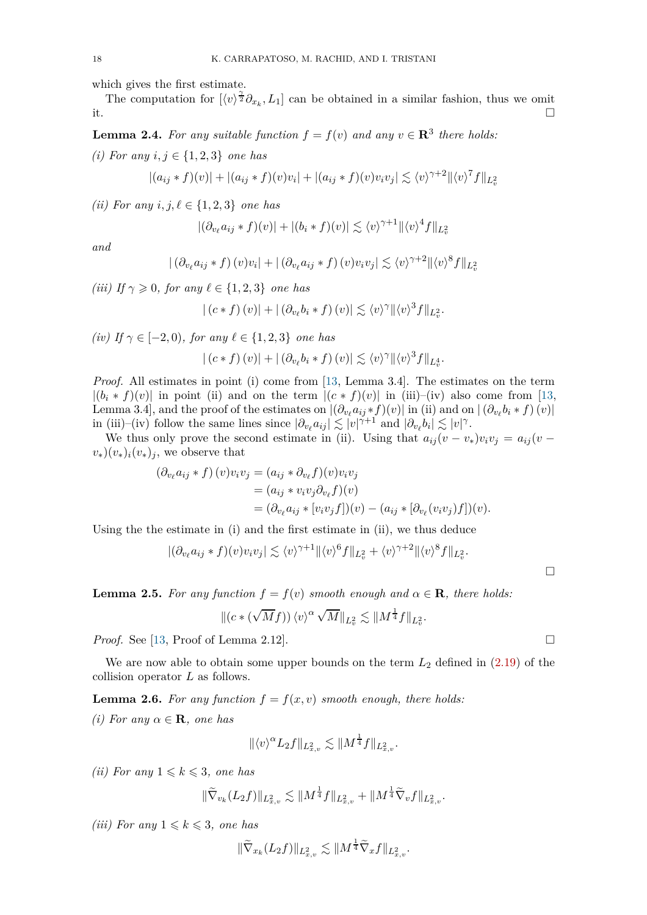which gives the first estimate.

The computation for $[\langle v\rangle^{\frac{\gamma}{2}}\partial_{x_k}, L_1]$ can be obtained in a similar fashion, thus we omit it. ☐

**Lemma 2.4.** *For any suitable function $f = f(v)$ and any $v \in \mathbf{R}^3$ there holds:*

*(i) For any $i, j \in \{1,2,3\}$ one has*

$$|(a_{ij} * f)(v)| + |(a_{ij} * f)(v)v_i| + |(a_{ij} * f)(v)v_iv_j| \lesssim \langle v\rangle^{\gamma+2}\|\langle v\rangle^7 f\|_{L^2_v}$$

*(ii) For any $i, j, \ell \in \{1,2,3\}$ one has*

$$|(\partial_{v_\ell} a_{ij} * f)(v)| + |(b_i * f)(v)| \lesssim \langle v\rangle^{\gamma+1}\|\langle v\rangle^4 f\|_{L^2_v}$$

*and*

$$|\left(\partial_{v_\ell} a_{ij} * f\right)(v)v_i| + |\left(\partial_{v_\ell} a_{ij} * f\right)(v)v_iv_j| \lesssim \langle v\rangle^{\gamma+2}\|\langle v\rangle^8 f\|_{L^2_v}$$

*(iii) If $\gamma \geqslant 0$, for any $\ell \in \{1,2,3\}$ one has*

$$|\left(c * f\right)(v)| + |\left(\partial_{v_\ell} b_i * f\right)(v)| \lesssim \langle v\rangle^{\gamma}\|\langle v\rangle^3 f\|_{L^2_v}.$$

*(iv) If $\gamma \in [-2, 0)$, for any $\ell \in \{1,2,3\}$ one has*

$$|\left(c * f\right)(v)| + |\left(\partial_{v_\ell} b_i * f\right)(v)| \lesssim \langle v\rangle^{\gamma}\|\langle v\rangle^3 f\|_{L^4_v}.$$

*Proof.* All estimates in point (i) come from [13, Lemma 3.4]. The estimates on the term $|(b_i * f)(v)|$ in point (ii) and on the term $|(c * f)(v)|$ in (iii)–(iv) also come from [13, Lemma 3.4], and the proof of the estimates on $|(\partial_{v_\ell} a_{ij} * f)(v)|$ in (ii) and on $|\left(\partial_{v_\ell} b_i * f\right)(v)|$ in (iii)–(iv) follow the same lines since $|\partial_{v_\ell} a_{ij}| \lesssim |v|^{\gamma+1}$ and $|\partial_{v_\ell} b_i| \lesssim |v|^{\gamma}$.

We thus only prove the second estimate in (ii). Using that $a_{ij}(v - v_*)v_iv_j = a_{ij}(v - v_*)(v_*)_i(v_*)_j$, we observe that

$$\begin{aligned}
\left(\partial_{v_\ell} a_{ij} * f\right)(v)v_iv_j &= (a_{ij} * \partial_{v_\ell} f)(v)v_iv_j \\
&= (a_{ij} * v_iv_j\partial_{v_\ell} f)(v) \\
&= (\partial_{v_\ell} a_{ij} * [v_iv_j f])(v) - (a_{ij} * [\partial_{v_\ell}(v_iv_j)f])(v).
\end{aligned}$$

Using the the estimate in (i) and the first estimate in (ii), we thus deduce

$$|(\partial_{v_\ell} a_{ij} * f)(v)v_iv_j| \lesssim \langle v\rangle^{\gamma+1}\|\langle v\rangle^6 f\|_{L^2_v} + \langle v\rangle^{\gamma+2}\|\langle v\rangle^8 f\|_{L^2_v}.$$

☐

**Lemma 2.5.** *For any function $f = f(v)$ smooth enough and $\alpha \in \mathbf{R}$, there holds:*

$$\|(c * (\sqrt{M} f))\,\langle v\rangle^{\alpha}\,\sqrt{M}\|_{L^2_v} \lesssim \|M^{\frac{1}{4}} f\|_{L^2_v}.$$

*Proof.* See [13, Proof of Lemma 2.12]. ☐

We are now able to obtain some upper bounds on the term $L_2$ defined in (2.19) of the collision operator $L$ as follows.

**Lemma 2.6.** *For any function $f = f(x, v)$ smooth enough, there holds:*

*(i) For any $\alpha \in \mathbf{R}$, one has*

$$\|\langle v\rangle^{\alpha} L_2 f\|_{L^2_{x,v}} \lesssim \|M^{\frac{1}{4}} f\|_{L^2_{x,v}}.$$

*(ii) For any $1 \leqslant k \leqslant 3$, one has*

$$\|\widetilde{\nabla}_{v_k}(L_2 f)\|_{L^2_{x,v}} \lesssim \|M^{\frac{1}{4}} f\|_{L^2_{x,v}} + \|M^{\frac{1}{4}}\widetilde{\nabla}_v f\|_{L^2_{x,v}}.$$

*(iii) For any $1 \leqslant k \leqslant 3$, one has*

$$\|\widetilde{\nabla}_{x_k}(L_2 f)\|_{L^2_{x,v}} \lesssim \|M^{\frac{1}{4}}\widetilde{\nabla}_x f\|_{L^2_{x,v}}.$$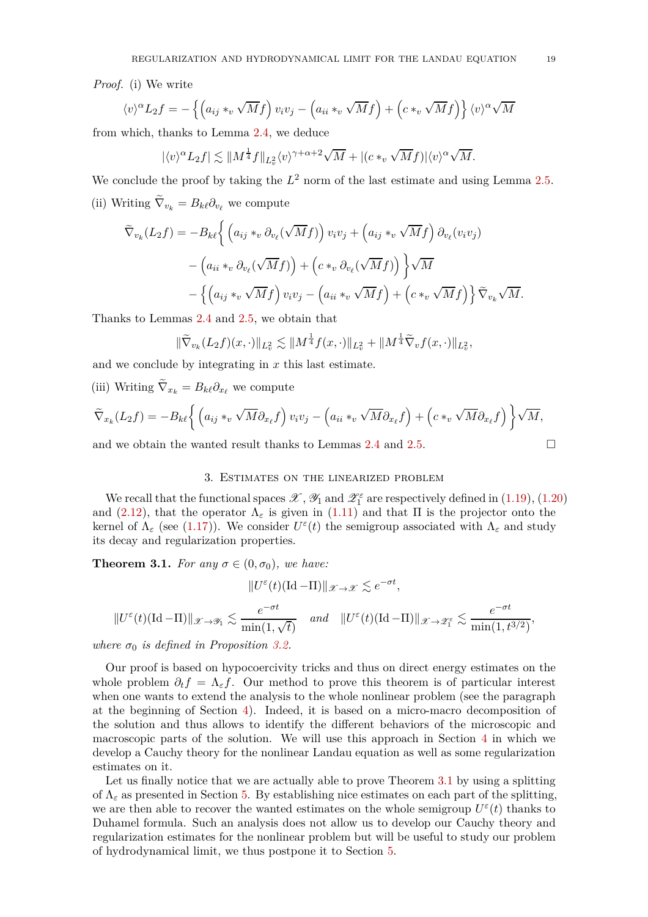*Proof.* (i) We write

$$\langle v\rangle^\alpha L_2 f = -\left\{ \left(a_{ij} *_v \sqrt{M} f\right) v_i v_j - \left(a_{ii} *_v \sqrt{M} f\right) + \left(c *_v \sqrt{M} f\right) \right\} \langle v\rangle^\alpha \sqrt{M}$$

from which, thanks to Lemma 2.4, we deduce

$$|\langle v\rangle^\alpha L_2 f| \lesssim \|M^{\frac14} f\|_{L^2_v} \langle v\rangle^{\gamma+\alpha+2} \sqrt{M} + |(c *_v \sqrt{M} f)| \langle v\rangle^\alpha \sqrt{M}.$$

We conclude the proof by taking the $L^2$ norm of the last estimate and using Lemma 2.5.

(ii) Writing $\widetilde\nabla_{v_k} = B_{k\ell}\partial_{v_\ell}$ we compute

$$\begin{aligned}
\widetilde\nabla_{v_k}(L_2 f) = -B_{k\ell}\Big\{ & \left(a_{ij} *_v \partial_{v_\ell}(\sqrt{M} f)\right) v_i v_j + \left(a_{ij} *_v \sqrt{M} f\right) \partial_{v_\ell}(v_i v_j) \\
& - \left(a_{ii} *_v \partial_{v_\ell}(\sqrt{M} f)\right) + \left(c *_v \partial_{v_\ell}(\sqrt{M} f)\right) \Big\} \sqrt{M} \\
& - \left\{ \left(a_{ij} *_v \sqrt{M} f\right) v_i v_j - \left(a_{ii} *_v \sqrt{M} f\right) + \left(c *_v \sqrt{M} f\right) \right\} \widetilde\nabla_{v_k} \sqrt{M}.
\end{aligned}$$

Thanks to Lemmas 2.4 and 2.5, we obtain that

$$\|\widetilde\nabla_{v_k}(L_2 f)(x,\cdot)\|_{L^2_v} \lesssim \|M^{\frac14} f(x,\cdot)\|_{L^2_v} + \|M^{\frac14} \widetilde\nabla_v f(x,\cdot)\|_{L^2_v},$$

and we conclude by integrating in $x$ this last estimate.

(iii) Writing $\widetilde\nabla_{x_k} = B_{k\ell}\partial_{x_\ell}$ we compute

$$\widetilde\nabla_{x_k}(L_2 f) = -B_{k\ell}\Big\{ \left(a_{ij} *_v \sqrt{M} \partial_{x_\ell} f\right) v_i v_j - \left(a_{ii} *_v \sqrt{M} \partial_{x_\ell} f\right) + \left(c *_v \sqrt{M} \partial_{x_\ell} f\right) \Big\} \sqrt{M},$$

and we obtain the wanted result thanks to Lemmas 2.4 and 2.5. □

## 3. Estimates on the linearized problem

We recall that the functional spaces $\mathscr{X}$, $\mathscr{Y}_1$ and $\mathscr{Z}_1^\varepsilon$ are respectively defined in (1.19), (1.20) and (2.12), that the operator $\Lambda_\varepsilon$ is given in (1.11) and that $\Pi$ is the projector onto the kernel of $\Lambda_\varepsilon$ (see (1.17)). We consider $U^\varepsilon(t)$ the semigroup associated with $\Lambda_\varepsilon$ and study its decay and regularization properties.

**Theorem 3.1.** *For any $\sigma \in (0, \sigma_0)$, we have:*

$$\|U^\varepsilon(t)(\mathrm{Id} - \Pi)\|_{\mathscr{X}\to\mathscr{X}} \lesssim e^{-\sigma t},$$

$$\|U^\varepsilon(t)(\mathrm{Id} - \Pi)\|_{\mathscr{X}\to\mathscr{Y}_1} \lesssim \frac{e^{-\sigma t}}{\min(1,\sqrt{t})} \quad \textit{and} \quad \|U^\varepsilon(t)(\mathrm{Id} - \Pi)\|_{\mathscr{X}\to\mathscr{Z}_1^\varepsilon} \lesssim \frac{e^{-\sigma t}}{\min(1, t^{3/2})},$$

*where $\sigma_0$ is defined in Proposition 3.2.*

Our proof is based on hypocoercivity tricks and thus on direct energy estimates on the whole problem $\partial_t f = \Lambda_\varepsilon f$. Our method to prove this theorem is of particular interest when one wants to extend the analysis to the whole nonlinear problem (see the paragraph at the beginning of Section 4). Indeed, it is based on a micro-macro decomposition of the solution and thus allows to identify the different behaviors of the microscopic and macroscopic parts of the solution. We will use this approach in Section 4 in which we develop a Cauchy theory for the nonlinear Landau equation as well as some regularization estimates on it.

Let us finally notice that we are actually able to prove Theorem 3.1 by using a splitting of $\Lambda_\varepsilon$ as presented in Section 5. By establishing nice estimates on each part of the splitting, we are then able to recover the wanted estimates on the whole semigroup $U^\varepsilon(t)$ thanks to Duhamel formula. Such an analysis does not allow us to develop our Cauchy theory and regularization estimates for the nonlinear problem but will be useful to study our problem of hydrodynamical limit, we thus postpone it to Section 5.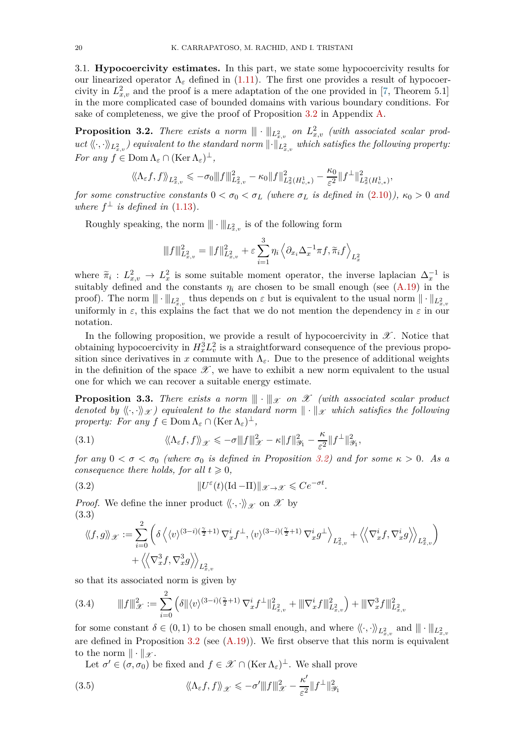3.1. **Hypocoercivity estimates.** In this part, we state some hypocoercivity results for our linearized operator $\Lambda_\varepsilon$ defined in (1.11). The first one provides a result of hypocoercivity in $L^2_{x,v}$ and the proof is a mere adaptation of the one provided in [7, Theorem 5.1] in the more complicated case of bounded domains with various boundary conditions. For sake of completeness, we give the proof of Proposition 3.2 in Appendix A.

**Proposition 3.2.** *There exists a norm $|\!|\!| \cdot |\!|\!|_{L^2_{x,v}}$ on $L^2_{x,v}$ (with associated scalar product $\langle\!\langle \cdot, \cdot \rangle\!\rangle_{L^2_{x,v}}$) equivalent to the standard norm $\|\cdot\|_{L^2_{x,v}}$ which satisfies the following property: For any $f \in \operatorname{Dom} \Lambda_\varepsilon \cap (\operatorname{Ker} \Lambda_\varepsilon)^\perp$,*

$$
\langle\!\langle \Lambda_\varepsilon f, f \rangle\!\rangle_{L^2_{x,v}} \leqslant -\sigma_0 |\!|\!| f |\!|\!|^2_{L^2_{x,v}} - \kappa_0 \|f\|^2_{L^2_x(H^1_{v,*})} - \frac{\kappa_0}{\varepsilon^2} \|f^\perp\|^2_{L^2_x(H^1_{v,*})},
$$

*for some constructive constants $0 < \sigma_0 < \sigma_L$ (where $\sigma_L$ is defined in (2.10)), $\kappa_0 > 0$ and where $f^\perp$ is defined in (1.13).*

Roughly speaking, the norm $|\!|\!| \cdot |\!|\!|_{L^2_{x,v}}$ is of the following form

$$
|\!|\!| f |\!|\!|^2_{L^2_{x,v}} = \|f\|^2_{L^2_{x,v}} + \varepsilon \sum_{i=1}^3 \eta_i \left\langle \partial_{x_i} \Delta_x^{-1} \pi f, \widetilde{\pi}_i f \right\rangle_{L^2_x}
$$

where $\widetilde{\pi}_i : L^2_{x,v} \to L^2_x$ is some suitable moment operator, the inverse laplacian $\Delta_x^{-1}$ is suitably defined and the constants $\eta_i$ are chosen to be small enough (see (A.19) in the proof). The norm $|\!|\!| \cdot |\!|\!|_{L^2_{x,v}}$ thus depends on $\varepsilon$ but is equivalent to the usual norm $\|\cdot\|_{L^2_{x,v}}$ uniformly in $\varepsilon$, this explains the fact that we do not mention the dependency in $\varepsilon$ in our notation.

In the following proposition, we provide a result of hypocoercivity in $\mathscr{X}$. Notice that obtaining hypocoercivity in $H^3_x L^2_v$ is a straightforward consequence of the previous proposition since derivatives in $x$ commute with $\Lambda_\varepsilon$. Due to the presence of additional weights in the definition of the space $\mathscr{X}$, we have to exhibit a new norm equivalent to the usual one for which we can recover a suitable energy estimate.

**Proposition 3.3.** *There exists a norm $|\!|\!| \cdot |\!|\!|_{\mathscr{X}}$ on $\mathscr{X}$ (with associated scalar product denoted by $\langle\!\langle \cdot, \cdot \rangle\!\rangle_{\mathscr{X}}$) equivalent to the standard norm $\|\cdot\|_{\mathscr{X}}$ which satisfies the following property: For any $f \in \operatorname{Dom} \Lambda_\varepsilon \cap (\operatorname{Ker} \Lambda_\varepsilon)^\perp$,*

$$
\langle\!\langle \Lambda_\varepsilon f, f \rangle\!\rangle_{\mathscr{X}} \leqslant -\sigma |\!|\!| f |\!|\!|^2_{\mathscr{X}} - \kappa \|f\|^2_{\mathscr{Y}_1} - \frac{\kappa}{\varepsilon^2} \|f^\perp\|^2_{\mathscr{Y}_1}, \tag{3.1}
$$

*for any $0 < \sigma < \sigma_0$ (where $\sigma_0$ is defined in Proposition 3.2) and for some $\kappa > 0$. As a consequence there holds, for all $t \geqslant 0$,*

$$
\|U^\varepsilon(t)(\mathrm{Id} - \Pi)\|_{\mathscr{X} \to \mathscr{X}} \leqslant C e^{-\sigma t}. \tag{3.2}
$$

*Proof.* We define the inner product $\langle\!\langle \cdot, \cdot \rangle\!\rangle_{\mathscr{X}}$ on $\mathscr{X}$ by

$$
\begin{aligned}
\langle\!\langle f, g \rangle\!\rangle_{\mathscr{X}} := \sum_{i=0}^2 \Big( \delta \left\langle \langle v \rangle^{(3-i)(\frac{\gamma}{2}+1)} \nabla^i_x f^\perp, \langle v \rangle^{(3-i)(\frac{\gamma}{2}+1)} \nabla^i_x g^\perp \right\rangle_{L^2_{x,v}} + \left\langle\!\!\left\langle \nabla^i_x f, \nabla^i_x g \right\rangle\!\!\right\rangle_{L^2_{x,v}} \Big) \\
+ \left\langle\!\!\left\langle \nabla^3_x f, \nabla^3_x g \right\rangle\!\!\right\rangle_{L^2_{x,v}}
\end{aligned} \tag{3.3}
$$

so that its associated norm is given by

$$
|\!|\!| f |\!|\!|^2_{\mathscr{X}} := \sum_{i=0}^2 \left( \delta \|\langle v \rangle^{(3-i)(\frac{\gamma}{2}+1)} \nabla^i_x f^\perp\|^2_{L^2_{x,v}} + |\!|\!| \nabla^i_x f |\!|\!|^2_{L^2_{x,v}} \right) + |\!|\!| \nabla^3_x f |\!|\!|^2_{L^2_{x,v}} \tag{3.4}
$$

for some constant $\delta \in (0,1)$ to be chosen small enough, and where $\langle\!\langle \cdot, \cdot \rangle\!\rangle_{L^2_{x,v}}$ and $|\!|\!| \cdot |\!|\!|_{L^2_{x,v}}$ are defined in Proposition 3.2 (see (A.19)). We first observe that this norm is equivalent to the norm $\|\cdot\|_{\mathscr{X}}$.

Let $\sigma' \in (\sigma, \sigma_0)$ be fixed and $f \in \mathscr{X} \cap (\operatorname{Ker} \Lambda_\varepsilon)^\perp$. We shall prove

$$
\langle\!\langle \Lambda_\varepsilon f, f \rangle\!\rangle_{\mathscr{X}} \leqslant -\sigma' |\!|\!| f |\!|\!|^2_{\mathscr{X}} - \frac{\kappa'}{\varepsilon^2} \|f^\perp\|^2_{\mathscr{Y}_1} \tag{3.5}
$$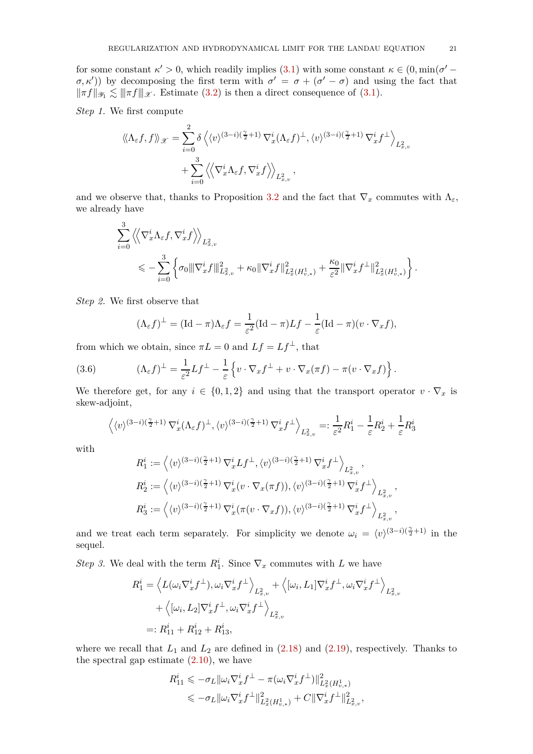for some constant $\kappa' > 0$, which readily implies (3.1) with some constant $\kappa \in (0, \min(\sigma' - \sigma, \kappa'))$ by decomposing the first term with $\sigma' = \sigma + (\sigma' - \sigma)$ and using the fact that $\|\pi f\|_{\mathscr{Y}_1} \lesssim \|\!|\pi f|\!\|_{\mathscr{X}}$. Estimate (3.2) is then a direct consequence of (3.1).

*Step 1.* We first compute

$$
\begin{aligned}
\langle\!\langle \Lambda_\varepsilon f, f \rangle\!\rangle_{\mathscr{X}} = \sum_{i=0}^{2} \delta \left\langle \langle v \rangle^{(3-i)(\frac{\gamma}{2}+1)} \nabla_x^i (\Lambda_\varepsilon f)^\perp, \langle v \rangle^{(3-i)(\frac{\gamma}{2}+1)} \nabla_x^i f^\perp \right\rangle_{L^2_{x,v}} \\
+ \sum_{i=0}^{3} \left\langle\!\!\left\langle \nabla_x^i \Lambda_\varepsilon f, \nabla_x^i f \right\rangle\!\!\right\rangle_{L^2_{x,v}},
\end{aligned}
$$

and we observe that, thanks to Proposition 3.2 and the fact that $\nabla_x$ commutes with $\Lambda_\varepsilon$, we already have

$$
\begin{aligned}
&\sum_{i=0}^{3} \left\langle\!\!\left\langle \nabla_x^i \Lambda_\varepsilon f, \nabla_x^i f \right\rangle\!\!\right\rangle_{L^2_{x,v}} \\
&\qquad \leqslant - \sum_{i=0}^{3} \left\{ \sigma_0 \|\!|\nabla_x^i f|\!\|^2_{L^2_{x,v}} + \kappa_0 \|\nabla_x^i f\|^2_{L^2_x(H^1_{v,*})} + \frac{\kappa_0}{\varepsilon^2} \|\nabla_x^i f^\perp\|^2_{L^2_x(H^1_{v,*})} \right\}.
\end{aligned}
$$

*Step 2.* We first observe that

$$
(\Lambda_\varepsilon f)^\perp = (\mathrm{Id} - \pi)\Lambda_\varepsilon f = \frac{1}{\varepsilon^2}(\mathrm{Id} - \pi) L f - \frac{1}{\varepsilon}(\mathrm{Id} - \pi)(v \cdot \nabla_x f),
$$

from which we obtain, since $\pi L = 0$ and $L f = L f^\perp$, that

$$
(\Lambda_\varepsilon f)^\perp = \frac{1}{\varepsilon^2} L f^\perp - \frac{1}{\varepsilon} \left\{ v \cdot \nabla_x f^\perp + v \cdot \nabla_x (\pi f) - \pi (v \cdot \nabla_x f) \right\}. \tag{3.6}
$$

We therefore get, for any $i \in \{0, 1, 2\}$ and using that the transport operator $v \cdot \nabla_x$ is skew-adjoint,

$$
\left\langle \langle v \rangle^{(3-i)(\frac{\gamma}{2}+1)} \nabla_x^i (\Lambda_\varepsilon f)^\perp, \langle v \rangle^{(3-i)(\frac{\gamma}{2}+1)} \nabla_x^i f^\perp \right\rangle_{L^2_{x,v}} =: \frac{1}{\varepsilon^2} R_1^i - \frac{1}{\varepsilon} R_2^i + \frac{1}{\varepsilon} R_3^i
$$

with

$$
\begin{aligned}
R_1^i &:= \left\langle \langle v \rangle^{(3-i)(\frac{\gamma}{2}+1)} \nabla_x^i L f^\perp, \langle v \rangle^{(3-i)(\frac{\gamma}{2}+1)} \nabla_x^i f^\perp \right\rangle_{L^2_{x,v}}, \\
R_2^i &:= \left\langle \langle v \rangle^{(3-i)(\frac{\gamma}{2}+1)} \nabla_x^i (v \cdot \nabla_x (\pi f)), \langle v \rangle^{(3-i)(\frac{\gamma}{2}+1)} \nabla_x^i f^\perp \right\rangle_{L^2_{x,v}}, \\
R_3^i &:= \left\langle \langle v \rangle^{(3-i)(\frac{\gamma}{2}+1)} \nabla_x^i (\pi (v \cdot \nabla_x f)), \langle v \rangle^{(3-i)(\frac{\gamma}{2}+1)} \nabla_x^i f^\perp \right\rangle_{L^2_{x,v}},
\end{aligned}
$$

and we treat each term separately. For simplicity we denote $\omega_i = \langle v \rangle^{(3-i)(\frac{\gamma}{2}+1)}$ in the sequel.

*Step 3.* We deal with the term $R_1^i$. Since $\nabla_x$ commutes with $L$ we have

$$
\begin{aligned}
R_1^i &= \left\langle L(\omega_i \nabla_x^i f^\perp), \omega_i \nabla_x^i f^\perp \right\rangle_{L^2_{x,v}} + \left\langle [\omega_i, L_1] \nabla_x^i f^\perp, \omega_i \nabla_x^i f^\perp \right\rangle_{L^2_{x,v}} \\
&\quad + \left\langle [\omega_i, L_2] \nabla_x^i f^\perp, \omega_i \nabla_x^i f^\perp \right\rangle_{L^2_{x,v}} \\
&=: R_{11}^i + R_{12}^i + R_{13}^i,
\end{aligned}
$$

where we recall that $L_1$ and $L_2$ are defined in (2.18) and (2.19), respectively. Thanks to the spectral gap estimate (2.10), we have

$$
\begin{aligned}
R_{11}^i &\leqslant -\sigma_L \|\omega_i \nabla_x^i f^\perp - \pi(\omega_i \nabla_x^i f^\perp)\|^2_{L^2_x(H^1_{v,*})} \\
&\leqslant -\sigma_L \|\omega_i \nabla_x^i f^\perp\|^2_{L^2_x(H^1_{v,*})} + C \|\nabla_x^i f^\perp\|^2_{L^2_{x,v}},
\end{aligned}
$$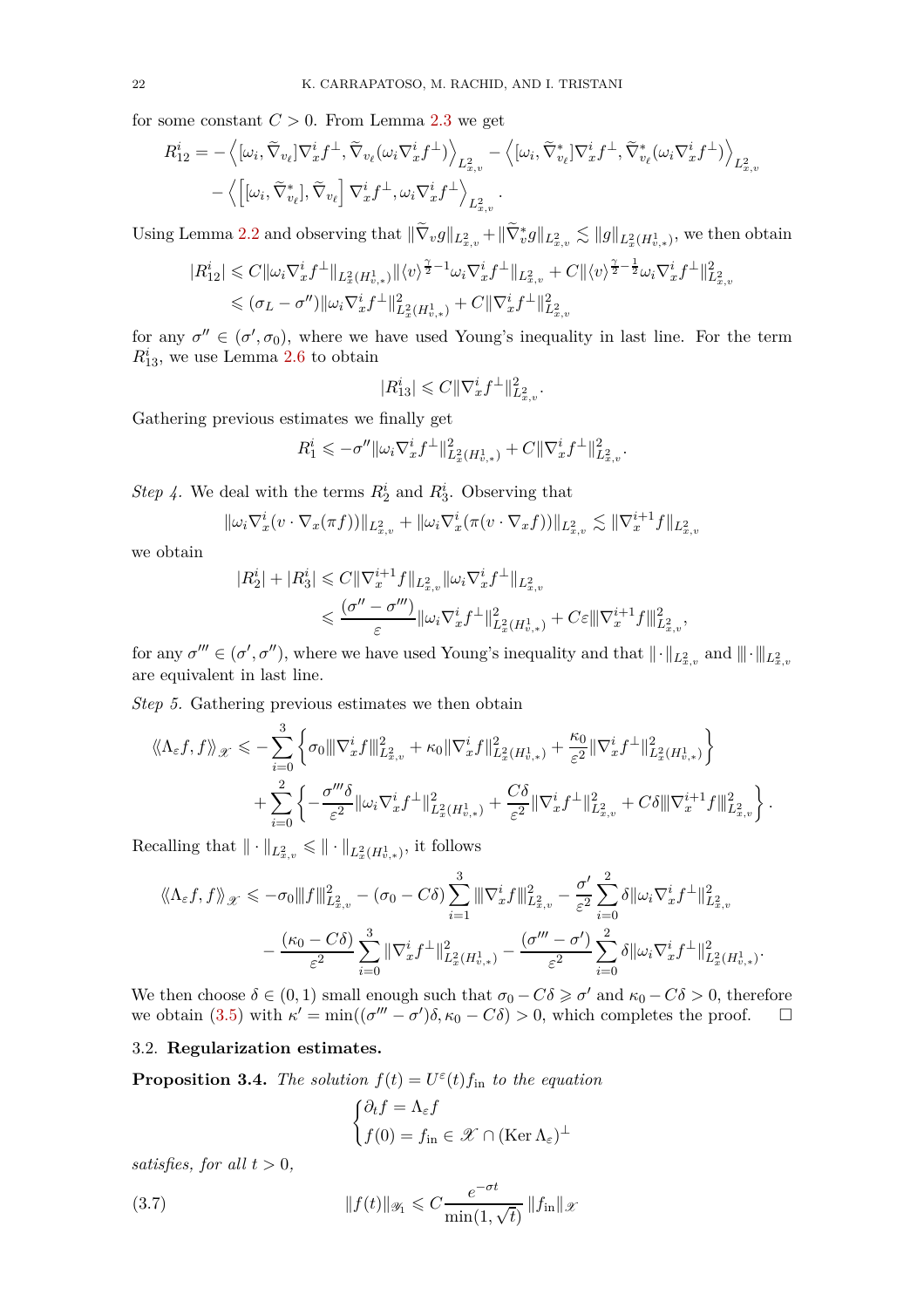for some constant $C > 0$. From Lemma 2.3 we get

$$
\begin{aligned}
R^i_{12} = &- \left\langle [\omega_i, \widetilde{\nabla}_{v_\ell}] \nabla^i_x f^\perp, \widetilde{\nabla}_{v_\ell}(\omega_i \nabla^i_x f^\perp) \right\rangle_{L^2_{x,v}} - \left\langle [\omega_i, \widetilde{\nabla}^*_{v_\ell}] \nabla^i_x f^\perp, \widetilde{\nabla}^*_{v_\ell}(\omega_i \nabla^i_x f^\perp) \right\rangle_{L^2_{x,v}} \\
&- \left\langle \left[ [\omega_i, \widetilde{\nabla}^*_{v_\ell}], \widetilde{\nabla}_{v_\ell} \right] \nabla^i_x f^\perp, \omega_i \nabla^i_x f^\perp \right\rangle_{L^2_{x,v}} .
\end{aligned}
$$

Using Lemma 2.2 and observing that $\|\widetilde{\nabla}_v g\|_{L^2_{x,v}} + \|\widetilde{\nabla}^*_v g\|_{L^2_{x,v}} \lesssim \|g\|_{L^2_x(H^1_{v,*})}$, we then obtain

$$
\begin{aligned}
|R^i_{12}| &\leqslant C \|\omega_i \nabla^i_x f^\perp\|_{L^2_x(H^1_{v,*})} \|\langle v \rangle^{\frac{\gamma}{2}-1} \omega_i \nabla^i_x f^\perp\|_{L^2_{x,v}} + C \|\langle v \rangle^{\frac{\gamma}{2}-\frac{1}{2}} \omega_i \nabla^i_x f^\perp\|^2_{L^2_{x,v}} \\
&\leqslant (\sigma_L - \sigma'') \|\omega_i \nabla^i_x f^\perp\|^2_{L^2_x(H^1_{v,*})} + C \|\nabla^i_x f^\perp\|^2_{L^2_{x,v}}
\end{aligned}
$$

for any $\sigma'' \in (\sigma', \sigma_0)$, where we have used Young's inequality in last line. For the term $R^i_{13}$, we use Lemma 2.6 to obtain

$$
|R^i_{13}| \leqslant C \|\nabla^i_x f^\perp\|^2_{L^2_{x,v}} .
$$

Gathering previous estimates we finally get

$$
R^i_1 \leqslant -\sigma'' \|\omega_i \nabla^i_x f^\perp\|^2_{L^2_x(H^1_{v,*})} + C \|\nabla^i_x f^\perp\|^2_{L^2_{x,v}} .
$$

*Step 4.* We deal with the terms $R^i_2$ and $R^i_3$. Observing that

$$
\|\omega_i \nabla^i_x (v \cdot \nabla_x (\pi f))\|_{L^2_{x,v}} + \|\omega_i \nabla^i_x (\pi (v \cdot \nabla_x f))\|_{L^2_{x,v}} \lesssim \|\nabla^{i+1}_x f\|_{L^2_{x,v}}
$$

we obtain

$$
\begin{aligned}
|R^i_2| + |R^i_3| &\leqslant C \|\nabla^{i+1}_x f\|_{L^2_{x,v}} \|\omega_i \nabla^i_x f^\perp\|_{L^2_{x,v}} \\
&\leqslant \frac{(\sigma'' - \sigma''')}{\varepsilon} \|\omega_i \nabla^i_x f^\perp\|^2_{L^2_x(H^1_{v,*})} + C\varepsilon |\!|\!| \nabla^{i+1}_x f |\!|\!|^2_{L^2_{x,v}} ,
\end{aligned}
$$

for any $\sigma''' \in (\sigma', \sigma'')$, where we have used Young's inequality and that $\|\cdot\|_{L^2_{x,v}}$ and $|\!|\!|\cdot|\!|\!|_{L^2_{x,v}}$ are equivalent in last line.

*Step 5.* Gathering previous estimates we then obtain

$$
\begin{aligned}
\langle\!\langle \Lambda_\varepsilon f, f \rangle\!\rangle_{\mathscr{X}} \leqslant &- \sum_{i=0}^{3} \left\{ \sigma_0 |\!|\!| \nabla^i_x f |\!|\!|^2_{L^2_{x,v}} + \kappa_0 \|\nabla^i_x f\|^2_{L^2_x(H^1_{v,*})} + \frac{\kappa_0}{\varepsilon^2} \|\nabla^i_x f^\perp\|^2_{L^2_x(H^1_{v,*})} \right\} \\
&+ \sum_{i=0}^{2} \left\{ -\frac{\sigma''' \delta}{\varepsilon^2} \|\omega_i \nabla^i_x f^\perp\|^2_{L^2_x(H^1_{v,*})} + \frac{C\delta}{\varepsilon^2} \|\nabla^i_x f^\perp\|^2_{L^2_{x,v}} + C\delta |\!|\!| \nabla^{i+1}_x f |\!|\!|^2_{L^2_{x,v}} \right\} .
\end{aligned}
$$

Recalling that $\|\cdot\|_{L^2_{x,v}} \leqslant \|\cdot\|_{L^2_x(H^1_{v,*})}$, it follows

$$
\begin{aligned}
\langle\!\langle \Lambda_\varepsilon f, f \rangle\!\rangle_{\mathscr{X}} \leqslant &-\sigma_0 |\!|\!| f |\!|\!|^2_{L^2_{x,v}} - (\sigma_0 - C\delta) \sum_{i=1}^{3} |\!|\!| \nabla^i_x f |\!|\!|^2_{L^2_{x,v}} - \frac{\sigma'}{\varepsilon^2} \sum_{i=0}^{2} \delta \|\omega_i \nabla^i_x f^\perp\|^2_{L^2_{x,v}} \\
&- \frac{(\kappa_0 - C\delta)}{\varepsilon^2} \sum_{i=0}^{3} \|\nabla^i_x f^\perp\|^2_{L^2_x(H^1_{v,*})} - \frac{(\sigma''' - \sigma')}{\varepsilon^2} \sum_{i=0}^{2} \delta \|\omega_i \nabla^i_x f^\perp\|^2_{L^2_x(H^1_{v,*})} .
\end{aligned}
$$

We then choose $\delta \in (0,1)$ small enough such that $\sigma_0 - C\delta \geqslant \sigma'$ and $\kappa_0 - C\delta > 0$, therefore we obtain (3.5) with $\kappa' = \min((\sigma''' - \sigma')\delta, \kappa_0 - C\delta) > 0$, which completes the proof. □

### 3.2. **Regularization estimates.**

**Proposition 3.4.** *The solution $f(t) = U^\varepsilon(t) f_{\rm in}$ to the equation*

$$
\begin{cases}
\partial_t f = \Lambda_\varepsilon f \\
f(0) = f_{\rm in} \in \mathscr{X} \cap (\operatorname{Ker} \Lambda_\varepsilon)^\perp
\end{cases}
$$

*satisfies, for all $t > 0$,*

$$
\|f(t)\|_{\mathscr{Y}_1} \leqslant C \frac{e^{-\sigma t}}{\min(1, \sqrt{t})} \|f_{\rm in}\|_{\mathscr{X}} \tag{3.7}
$$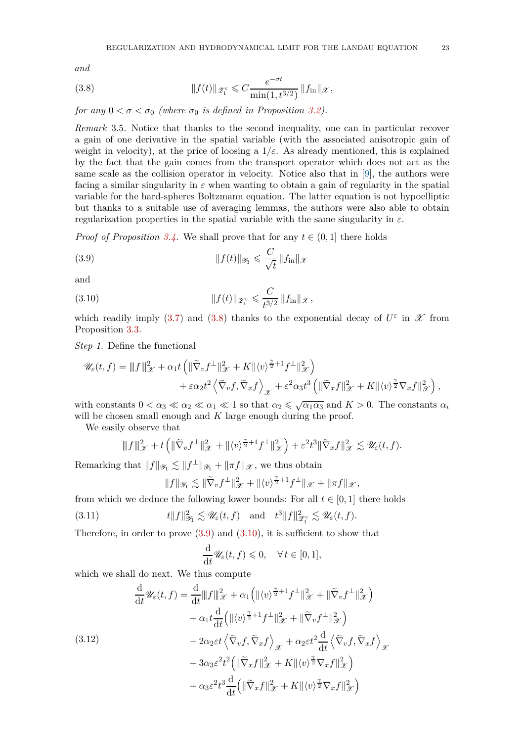*and*

$$\|f(t)\|_{\mathscr{Z}_1^\varepsilon} \leqslant C \frac{e^{-\sigma t}}{\min(1, t^{3/2})} \|f_{\rm in}\|_{\mathscr{X}}, \tag{3.8}$$

*for any $0 < \sigma < \sigma_0$ (where $\sigma_0$ is defined in Proposition 3.2).*

*Remark* 3.5. Notice that thanks to the second inequality, one can in particular recover a gain of one derivative in the spatial variable (with the associated anisotropic gain of weight in velocity), at the price of loosing a $1/\varepsilon$. As already mentioned, this is explained by the fact that the gain comes from the transport operator which does not act as the same scale as the collision operator in velocity. Notice also that in [9], the authors were facing a similar singularity in $\varepsilon$ when wanting to obtain a gain of regularity in the spatial variable for the hard-spheres Boltzmann equation. The latter equation is not hypoelliptic but thanks to a suitable use of averaging lemmas, the authors were also able to obtain regularization properties in the spatial variable with the same singularity in $\varepsilon$.

*Proof of Proposition 3.4.* We shall prove that for any $t \in (0, 1]$ there holds

$$\|f(t)\|_{\mathscr{Y}_1} \leqslant \frac{C}{\sqrt{t}} \|f_{\rm in}\|_{\mathscr{X}} \tag{3.9}$$

and

$$\|f(t)\|_{\mathscr{Z}_1^\varepsilon} \leqslant \frac{C}{t^{3/2}} \|f_{\rm in}\|_{\mathscr{X}}, \tag{3.10}$$

which readily imply (3.7) and (3.8) thanks to the exponential decay of $U^\varepsilon$ in $\mathscr{X}$ from Proposition 3.3.

*Step 1.* Define the functional

$$\begin{aligned}
\mathscr{U}_\varepsilon(t,f) = {} & |||f|||^2_{\mathscr{X}} + \alpha_1 t \left( \|\widetilde{\nabla}_v f^\perp\|^2_{\mathscr{X}} + K \|\langle v\rangle^{\frac{\gamma}{2}+1} f^\perp\|^2_{\mathscr{X}} \right) \\
& + \varepsilon \alpha_2 t^2 \left\langle \widetilde{\nabla}_v f, \widetilde{\nabla}_x f \right\rangle_{\mathscr{X}} + \varepsilon^2 \alpha_3 t^3 \left( \|\widetilde{\nabla}_x f\|^2_{\mathscr{X}} + K \|\langle v\rangle^{\frac{\gamma}{2}} \nabla_x f\|^2_{\mathscr{X}} \right),
\end{aligned}$$

with constants $0 < \alpha_3 \ll \alpha_2 \ll \alpha_1 \ll 1$ so that $\alpha_2 \leqslant \sqrt{\alpha_1 \alpha_3}$ and $K > 0$. The constants $\alpha_i$ will be chosen small enough and $K$ large enough during the proof.

We easily observe that

$$|||f|||^2_{\mathscr{X}} + t \left( \|\widetilde{\nabla}_v f^\perp\|^2_{\mathscr{X}} + \|\langle v\rangle^{\frac{\gamma}{2}+1} f^\perp\|^2_{\mathscr{X}} \right) + \varepsilon^2 t^3 \|\widetilde{\nabla}_x f\|^2_{\mathscr{X}} \lesssim \mathscr{U}_\varepsilon(t,f).$$

Remarking that $\|f\|_{\mathscr{Y}_1} \lesssim \|f^\perp\|_{\mathscr{Y}_1} + \|\pi f\|_{\mathscr{X}}$, we thus obtain

$$\|f\|_{\mathscr{Y}_1} \lesssim \|\widetilde{\nabla}_v f^\perp\|^2_{\mathscr{X}} + \|\langle v\rangle^{\frac{\gamma}{2}+1} f^\perp\|_{\mathscr{X}} + \|\pi f\|_{\mathscr{X}},$$

from which we deduce the following lower bounds: For all $t \in [0,1]$ there holds

$$t \|f\|^2_{\mathscr{Y}_1} \lesssim \mathscr{U}_\varepsilon(t,f) \quad \text{and} \quad t^3 \|f\|^2_{\mathscr{Z}_1^\varepsilon} \lesssim \mathscr{U}_\varepsilon(t,f). \tag{3.11}$$

Therefore, in order to prove (3.9) and (3.10), it is sufficient to show that

$$\frac{\mathrm{d}}{\mathrm{d}t} \mathscr{U}_\varepsilon(t,f) \leqslant 0, \quad \forall\, t \in [0,1],$$

which we shall do next. We thus compute

$$\begin{aligned}
\frac{\mathrm{d}}{\mathrm{d}t} \mathscr{U}_\varepsilon(t,f) = {} & \frac{\mathrm{d}}{\mathrm{d}t} |||f|||^2_{\mathscr{X}} + \alpha_1 \Big( \|\langle v\rangle^{\frac{\gamma}{2}+1} f^\perp\|^2_{\mathscr{X}} + \|\widetilde{\nabla}_v f^\perp\|^2_{\mathscr{X}} \Big) \\
& + \alpha_1 t \frac{\mathrm{d}}{\mathrm{d}t} \Big( \|\langle v\rangle^{\frac{\gamma}{2}+1} f^\perp\|^2_{\mathscr{X}} + \|\widetilde{\nabla}_v f^\perp\|^2_{\mathscr{X}} \Big) \\
& + 2\alpha_2 \varepsilon t \left\langle \widetilde{\nabla}_v f, \widetilde{\nabla}_x f \right\rangle_{\mathscr{X}} + \alpha_2 \varepsilon t^2 \frac{\mathrm{d}}{\mathrm{d}t} \left\langle \widetilde{\nabla}_v f, \widetilde{\nabla}_x f \right\rangle_{\mathscr{X}} \\
& + 3\alpha_3 \varepsilon^2 t^2 \Big( \|\widetilde{\nabla}_x f\|^2_{\mathscr{X}} + K \|\langle v\rangle^{\frac{\gamma}{2}} \nabla_x f\|^2_{\mathscr{X}} \Big) \\
& + \alpha_3 \varepsilon^2 t^3 \frac{\mathrm{d}}{\mathrm{d}t} \Big( \|\widetilde{\nabla}_x f\|^2_{\mathscr{X}} + K \|\langle v\rangle^{\frac{\gamma}{2}} \nabla_x f\|^2_{\mathscr{X}} \Big)
\end{aligned} \tag{3.12}$$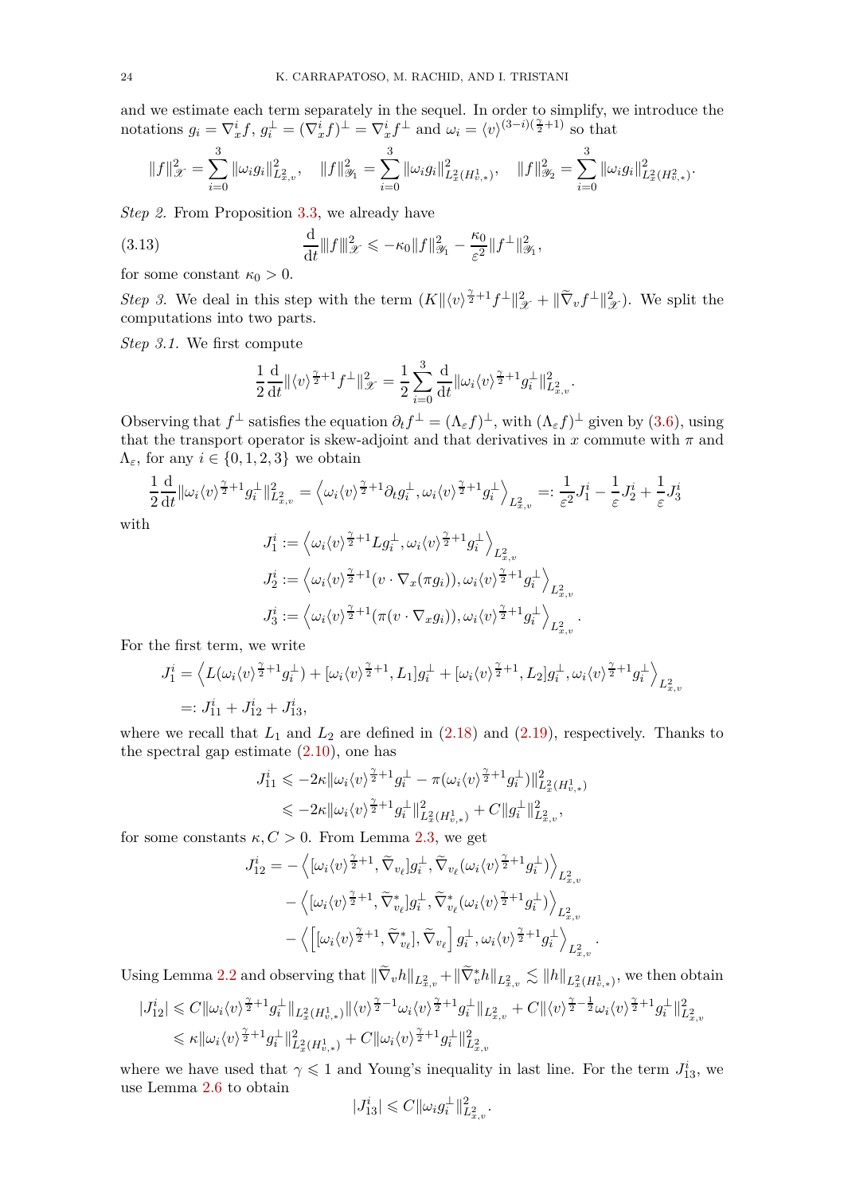and we estimate each term separately in the sequel. In order to simplify, we introduce the notations $g_i = \nabla_x^i f$, $g_i^\perp = (\nabla_x^i f)^\perp = \nabla_x^i f^\perp$ and $\omega_i = \langle v\rangle^{(3-i)(\frac{\gamma}{2}+1)}$ so that

$$\|f\|_{\mathscr{X}}^2 = \sum_{i=0}^3 \|\omega_i g_i\|_{L^2_{x,v}}^2, \quad \|f\|_{\mathscr{Y}_1}^2 = \sum_{i=0}^3 \|\omega_i g_i\|_{L^2_x(H^1_{v,*})}^2, \quad \|f\|_{\mathscr{Y}_2}^2 = \sum_{i=0}^3 \|\omega_i g_i\|_{L^2_x(H^2_{v,*})}^2.$$

*Step 2.* From Proposition 3.3, we already have

$$\frac{\mathrm{d}}{\mathrm{d}t} |||f|||_{\mathscr{X}}^2 \leqslant -\kappa_0 \|f\|_{\mathscr{Y}_1}^2 - \frac{\kappa_0}{\varepsilon^2}\|f^\perp\|_{\mathscr{Y}_1}^2, \tag{3.13}$$

for some constant $\kappa_0 > 0$.

*Step 3.* We deal in this step with the term $(K\|\langle v\rangle^{\frac{\gamma}{2}+1} f^\perp\|_{\mathscr{X}}^2 + \|\widetilde\nabla_v f^\perp\|_{\mathscr{X}}^2)$. We split the computations into two parts.

*Step 3.1.* We first compute

$$\frac12 \frac{\mathrm{d}}{\mathrm{d}t}\|\langle v\rangle^{\frac{\gamma}{2}+1} f^\perp\|_{\mathscr{X}}^2 = \frac12 \sum_{i=0}^3 \frac{\mathrm{d}}{\mathrm{d}t}\|\omega_i \langle v\rangle^{\frac{\gamma}{2}+1} g_i^\perp\|_{L^2_{x,v}}^2.$$

Observing that $f^\perp$ satisfies the equation $\partial_t f^\perp = (\Lambda_\varepsilon f)^\perp$, with $(\Lambda_\varepsilon f)^\perp$ given by (3.6), using that the transport operator is skew-adjoint and that derivatives in $x$ commute with $\pi$ and $\Lambda_\varepsilon$, for any $i \in \{0,1,2,3\}$ we obtain

$$\frac12 \frac{\mathrm{d}}{\mathrm{d}t}\|\omega_i \langle v\rangle^{\frac{\gamma}{2}+1} g_i^\perp\|_{L^2_{x,v}}^2 = \left\langle \omega_i \langle v\rangle^{\frac{\gamma}{2}+1}\partial_t g_i^\perp, \omega_i\langle v\rangle^{\frac{\gamma}{2}+1} g_i^\perp\right\rangle_{L^2_{x,v}} =: \frac{1}{\varepsilon^2}J_1^i - \frac{1}{\varepsilon}J_2^i + \frac1\varepsilon J_3^i$$

with

$$\begin{aligned}
J_1^i &:= \left\langle \omega_i\langle v\rangle^{\frac{\gamma}{2}+1} L g_i^\perp, \omega_i \langle v\rangle^{\frac{\gamma}{2}+1} g_i^\perp\right\rangle_{L^2_{x,v}}\\
J_2^i &:= \left\langle \omega_i\langle v\rangle^{\frac{\gamma}{2}+1}(v\cdot\nabla_x(\pi g_i)), \omega_i \langle v\rangle^{\frac{\gamma}{2}+1} g_i^\perp\right\rangle_{L^2_{x,v}}\\
J_3^i &:= \left\langle \omega_i\langle v\rangle^{\frac{\gamma}{2}+1}(\pi(v\cdot\nabla_x g_i)), \omega_i \langle v\rangle^{\frac{\gamma}{2}+1} g_i^\perp\right\rangle_{L^2_{x,v}}.
\end{aligned}$$

For the first term, we write

$$\begin{aligned}
J_1^i &= \left\langle L(\omega_i\langle v\rangle^{\frac{\gamma}{2}+1} g_i^\perp) + [\omega_i\langle v\rangle^{\frac{\gamma}{2}+1}, L_1] g_i^\perp + [\omega_i\langle v\rangle^{\frac{\gamma}{2}+1}, L_2] g_i^\perp, \omega_i\langle v\rangle^{\frac{\gamma}{2}+1} g_i^\perp\right\rangle_{L^2_{x,v}}\\
&=: J_{11}^i + J_{12}^i + J_{13}^i,
\end{aligned}$$

where we recall that $L_1$ and $L_2$ are defined in (2.18) and (2.19), respectively. Thanks to the spectral gap estimate (2.10), one has

$$\begin{aligned}
J_{11}^i &\leqslant -2\kappa\|\omega_i\langle v\rangle^{\frac{\gamma}{2}+1} g_i^\perp - \pi(\omega_i\langle v\rangle^{\frac{\gamma}{2}+1} g_i^\perp)\|_{L^2_x(H^1_{v,*})}^2\\
&\leqslant -2\kappa\|\omega_i\langle v\rangle^{\frac{\gamma}{2}+1} g_i^\perp\|_{L^2_x(H^1_{v,*})}^2 + C\|g_i^\perp\|_{L^2_{x,v}}^2,
\end{aligned}$$

for some constants $\kappa, C > 0$. From Lemma 2.3, we get

$$\begin{aligned}
J_{12}^i = &-\left\langle [\omega_i\langle v\rangle^{\frac{\gamma}{2}+1}, \widetilde\nabla_{v_\ell}] g_i^\perp, \widetilde\nabla_{v_\ell}(\omega_i\langle v\rangle^{\frac{\gamma}{2}+1} g_i^\perp)\right\rangle_{L^2_{x,v}}\\
&-\left\langle [\omega_i\langle v\rangle^{\frac{\gamma}{2}+1}, \widetilde\nabla_{v_\ell}^*] g_i^\perp, \widetilde\nabla_{v_\ell}^*(\omega_i\langle v\rangle^{\frac{\gamma}{2}+1} g_i^\perp)\right\rangle_{L^2_{x,v}}\\
&-\left\langle \Big[[\omega_i\langle v\rangle^{\frac{\gamma}{2}+1}, \widetilde\nabla_{v_\ell}^*], \widetilde\nabla_{v_\ell}\Big] g_i^\perp, \omega_i\langle v\rangle^{\frac{\gamma}{2}+1} g_i^\perp\right\rangle_{L^2_{x,v}}.
\end{aligned}$$

Using Lemma 2.2 and observing that $\|\widetilde\nabla_v h\|_{L^2_{x,v}} + \|\widetilde\nabla_v^* h\|_{L^2_{x,v}} \lesssim \|h\|_{L^2_x(H^1_{v,*})}$, we then obtain

$$\begin{aligned}
|J_{12}^i| &\leqslant C\|\omega_i\langle v\rangle^{\frac{\gamma}{2}+1} g_i^\perp\|_{L^2_x(H^1_{v,*})}\|\langle v\rangle^{\frac{\gamma}{2}-1}\omega_i\langle v\rangle^{\frac{\gamma}{2}+1} g_i^\perp\|_{L^2_{x,v}} + C\|\langle v\rangle^{\frac{\gamma}{2}-\frac12}\omega_i\langle v\rangle^{\frac{\gamma}{2}+1} g_i^\perp\|_{L^2_{x,v}}^2\\
&\leqslant \kappa\|\omega_i\langle v\rangle^{\frac{\gamma}{2}+1} g_i^\perp\|_{L^2_x(H^1_{v,*})}^2 + C\|\omega_i\langle v\rangle^{\frac{\gamma}{2}+1} g_i^\perp\|_{L^2_{x,v}}^2
\end{aligned}$$

where we have used that $\gamma \leqslant 1$ and Young's inequality in last line. For the term $J_{13}^i$, we use Lemma 2.6 to obtain

$$|J_{13}^i| \leqslant C\|\omega_i g_i^\perp\|_{L^2_{x,v}}^2.$$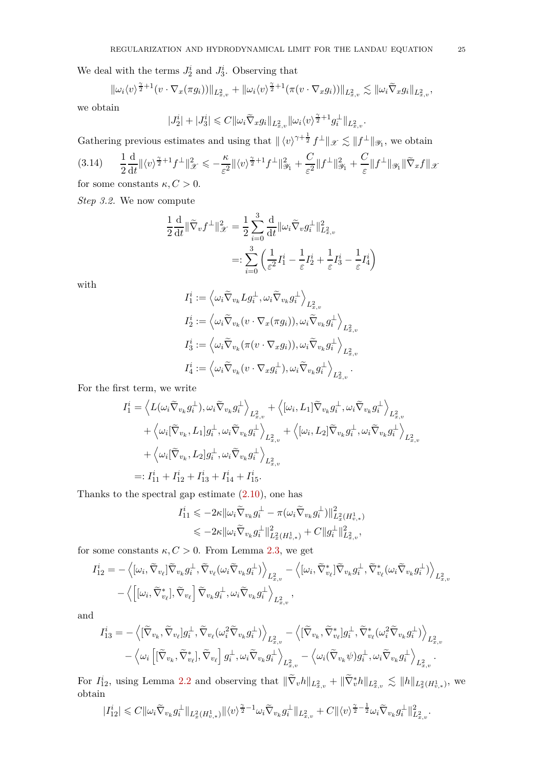We deal with the terms $J_2^i$ and $J_3^i$. Observing that

$$
\|\omega_i \langle v\rangle^{\frac{\gamma}{2}+1}(v\cdot\nabla_x(\pi g_i))\|_{L^2_{x,v}} + \|\omega_i \langle v\rangle^{\frac{\gamma}{2}+1}(\pi(v\cdot\nabla_x g_i))\|_{L^2_{x,v}} \lesssim \|\omega_i \widetilde\nabla_x g_i\|_{L^2_{x,v}},
$$

we obtain

$$
|J_2^i| + |J_3^i| \leqslant C\|\omega_i \widetilde\nabla_x g_i\|_{L^2_{x,v}} \|\omega_i \langle v\rangle^{\frac{\gamma}{2}+1} g_i^\perp\|_{L^2_{x,v}}.
$$

Gathering previous estimates and using that $\|\langle v\rangle^{\gamma+\frac12} f^\perp\|_{\mathscr X} \lesssim \|f^\perp\|_{\mathscr Y_1}$, we obtain

$$
(3.14)\qquad \frac12 \frac{\mathrm d}{\mathrm dt}\|\langle v\rangle^{\frac{\gamma}{2}+1} f^\perp\|_{\mathscr X}^2 \leqslant -\frac{\kappa}{\varepsilon^2}\|\langle v\rangle^{\frac{\gamma}{2}+1} f^\perp\|_{\mathscr Y_1}^2 + \frac{C}{\varepsilon^2}\|f^\perp\|_{\mathscr Y_1}^2 + \frac{C}{\varepsilon}\|f^\perp\|_{\mathscr Y_1}\|\widetilde\nabla_x f\|_{\mathscr X}
$$

for some constants $\kappa, C>0$.

*Step 3.2.* We now compute

$$
\begin{aligned}
\frac12 \frac{\mathrm d}{\mathrm dt}\|\widetilde\nabla_v f^\perp\|_{\mathscr X}^2 &= \frac12 \sum_{i=0}^3 \frac{\mathrm d}{\mathrm dt}\|\omega_i \widetilde\nabla_v g_i^\perp\|_{L^2_{x,v}}^2 \\
&=: \sum_{i=0}^3 \left( \frac{1}{\varepsilon^2} I_1^i - \frac{1}{\varepsilon} I_2^i + \frac{1}{\varepsilon} I_3^i - \frac{1}{\varepsilon} I_4^i \right)
\end{aligned}
$$

with

$$
\begin{aligned}
I_1^i &:= \left\langle \omega_i \widetilde\nabla_{v_k} L g_i^\perp, \omega_i \widetilde\nabla_{v_k} g_i^\perp \right\rangle_{L^2_{x,v}} \\
I_2^i &:= \left\langle \omega_i \widetilde\nabla_{v_k} (v\cdot\nabla_x(\pi g_i)), \omega_i \widetilde\nabla_{v_k} g_i^\perp \right\rangle_{L^2_{x,v}} \\
I_3^i &:= \left\langle \omega_i \widetilde\nabla_{v_k} (\pi(v\cdot\nabla_x g_i)), \omega_i \widetilde\nabla_{v_k} g_i^\perp \right\rangle_{L^2_{x,v}} \\
I_4^i &:= \left\langle \omega_i \widetilde\nabla_{v_k} (v\cdot\nabla_x g_i^\perp), \omega_i \widetilde\nabla_{v_k} g_i^\perp \right\rangle_{L^2_{x,v}}.
\end{aligned}
$$

For the first term, we write

$$
\begin{aligned}
I_1^i &= \left\langle L(\omega_i \widetilde\nabla_{v_k} g_i^\perp), \omega_i \widetilde\nabla_{v_k} g_i^\perp \right\rangle_{L^2_{x,v}} + \left\langle [\omega_i, L_1]\widetilde\nabla_{v_k} g_i^\perp, \omega_i \widetilde\nabla_{v_k} g_i^\perp \right\rangle_{L^2_{x,v}} \\
&\quad + \left\langle \omega_i[\widetilde\nabla_{v_k}, L_1] g_i^\perp, \omega_i \widetilde\nabla_{v_k} g_i^\perp \right\rangle_{L^2_{x,v}} + \left\langle [\omega_i, L_2]\widetilde\nabla_{v_k} g_i^\perp, \omega_i \widetilde\nabla_{v_k} g_i^\perp \right\rangle_{L^2_{x,v}} \\
&\quad + \left\langle \omega_i[\widetilde\nabla_{v_k}, L_2] g_i^\perp, \omega_i \widetilde\nabla_{v_k} g_i^\perp \right\rangle_{L^2_{x,v}} \\
&=: I_{11}^i + I_{12}^i + I_{13}^i + I_{14}^i + I_{15}^i.
\end{aligned}
$$

Thanks to the spectral gap estimate (2.10), one has

$$
\begin{aligned}
I_{11}^i &\leqslant -2\kappa \|\omega_i \widetilde\nabla_{v_k} g_i^\perp - \pi(\omega_i \widetilde\nabla_{v_k} g_i^\perp)\|_{L^2_x(H^1_{v,*})}^2 \\
&\leqslant -2\kappa \|\omega_i \widetilde\nabla_{v_k} g_i^\perp\|_{L^2_x(H^1_{v,*})}^2 + C\|g_i^\perp\|_{L^2_{x,v}}^2,
\end{aligned}
$$

for some constants $\kappa, C>0$. From Lemma 2.3, we get

$$
\begin{aligned}
I_{12}^i &= -\left\langle [\omega_i, \widetilde\nabla_{v_\ell}]\widetilde\nabla_{v_k} g_i^\perp, \widetilde\nabla_{v_\ell}(\omega_i \widetilde\nabla_{v_k} g_i^\perp)\right\rangle_{L^2_{x,v}} - \left\langle [\omega_i, \widetilde\nabla_{v_\ell}^*]\widetilde\nabla_{v_k} g_i^\perp, \widetilde\nabla_{v_\ell}^*(\omega_i \widetilde\nabla_{v_k} g_i^\perp)\right\rangle_{L^2_{x,v}} \\
&\quad - \left\langle \left[[\omega_i, \widetilde\nabla_{v_\ell}^*], \widetilde\nabla_{v_\ell}\right] \widetilde\nabla_{v_k} g_i^\perp, \omega_i \widetilde\nabla_{v_k} g_i^\perp \right\rangle_{L^2_{x,v}},
\end{aligned}
$$

and

$$
\begin{aligned}
I_{13}^i &= -\left\langle [\widetilde\nabla_{v_k}, \widetilde\nabla_{v_\ell}] g_i^\perp, \widetilde\nabla_{v_\ell}(\omega_i^2 \widetilde\nabla_{v_k} g_i^\perp)\right\rangle_{L^2_{x,v}} - \left\langle [\widetilde\nabla_{v_k}, \widetilde\nabla_{v_\ell}^*] g_i^\perp, \widetilde\nabla_{v_\ell}^*(\omega_i^2 \widetilde\nabla_{v_k} g_i^\perp)\right\rangle_{L^2_{x,v}} \\
&\quad - \left\langle \omega_i \left[[\widetilde\nabla_{v_k}, \widetilde\nabla_{v_\ell}^*], \widetilde\nabla_{v_\ell}\right] g_i^\perp, \omega_i \widetilde\nabla_{v_k} g_i^\perp \right\rangle_{L^2_{x,v}} - \left\langle \omega_i (\widetilde\nabla_{v_k}\psi) g_i^\perp, \omega_i \widetilde\nabla_{v_k} g_i^\perp \right\rangle_{L^2_{x,v}}.
\end{aligned}
$$

For $I_{12}^i$, using Lemma 2.2 and observing that $\|\widetilde\nabla_v h\|_{L^2_{x,v}} + \|\widetilde\nabla_v^* h\|_{L^2_{x,v}} \lesssim \|h\|_{L^2_x(H^1_{v,*})}$, we obtain

$$
|I_{12}^i| \leqslant C\|\omega_i \widetilde\nabla_{v_k} g_i^\perp\|_{L^2_x(H^1_{v,*})} \|\langle v\rangle^{\frac{\gamma}{2}-1}\omega_i \widetilde\nabla_{v_k} g_i^\perp\|_{L^2_{x,v}} + C\|\langle v\rangle^{\frac{\gamma}{2}-\frac12}\omega_i \widetilde\nabla_{v_k} g_i^\perp\|_{L^2_{x,v}}^2.
$$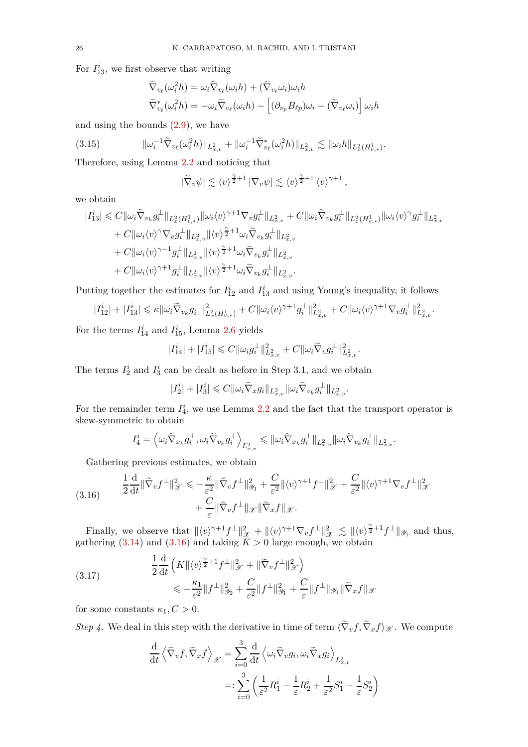For $I_{13}^i$, we first observe that writing

$$\widetilde{\nabla}_{v_\ell}(\omega_i^2 h) = \omega_i \widetilde{\nabla}_{v_\ell}(\omega_i h) + (\widetilde{\nabla}_{v_\ell}\omega_i)\omega_i h$$

$$\widetilde{\nabla}^*_{v_\ell}(\omega_i^2 h) = -\omega_i \widetilde{\nabla}_{v_\ell}(\omega_i h) - \left[(\partial_{v_p} B_{\ell p})\omega_i + (\widetilde{\nabla}_{v_\ell}\omega_i)\right]\omega_i h$$

and using the bounds (2.9), we have

$$\|\omega_i^{-1}\widetilde{\nabla}_{v_\ell}(\omega_i^2 h)\|_{L^2_{x,v}} + \|\omega_i^{-1}\widetilde{\nabla}^*_{v_\ell}(\omega_i^2 h)\|_{L^2_{x,v}} \lesssim \|\omega_i h\|_{L^2_x(H^1_{v,*})}. \tag{3.15}$$

Therefore, using Lemma 2.2 and noticing that

$$|\widetilde{\nabla}_v \psi| \lesssim \langle v\rangle^{\frac{\gamma}{2}+1} |\nabla_v \psi| \lesssim \langle v\rangle^{\frac{\gamma}{2}+1} \langle v\rangle^{\gamma+1},$$

we obtain

$$\begin{aligned}
|I_{13}^i| \leqslant\; & C\|\omega_i \widetilde{\nabla}_{v_k} g_i^\perp\|_{L^2_x(H^1_{v,*})} \|\omega_i \langle v\rangle^{\gamma+1}\nabla_v g_i^\perp\|_{L^2_{x,v}} + C\|\omega_i \widetilde{\nabla}_{v_k} g_i^\perp\|_{L^2_x(H^1_{v,*})} \|\omega_i \langle v\rangle^{\gamma} g_i^\perp\|_{L^2_{x,v}} \\
&+ C\|\omega_i \langle v\rangle^{\gamma}\nabla_v g_i^\perp\|_{L^2_{x,v}} \|\langle v\rangle^{\frac{\gamma}{2}+1}\omega_i \widetilde{\nabla}_{v_k} g_i^\perp\|_{L^2_{x,v}} \\
&+ C\|\omega_i \langle v\rangle^{\gamma-1} g_i^\perp\|_{L^2_{x,v}} \|\langle v\rangle^{\frac{\gamma}{2}+1}\omega_i \widetilde{\nabla}_{v_k} g_i^\perp\|_{L^2_{x,v}} \\
&+ C\|\omega_i \langle v\rangle^{\gamma+1} g_i^\perp\|_{L^2_{x,v}} \|\langle v\rangle^{\frac{\gamma}{2}+1}\omega_i \widetilde{\nabla}_{v_k} g_i^\perp\|_{L^2_{x,v}}.
\end{aligned}$$

Putting together the estimates for $I_{12}^i$ and $I_{13}^i$ and using Young's inequality, it follows

$$|I_{12}^i| + |I_{13}^i| \leqslant \kappa \|\omega_i \widetilde{\nabla}_{v_k} g_i^\perp\|^2_{L^2_x(H^1_{v,*})} + C\|\omega_i \langle v\rangle^{\gamma+1} g_i^\perp\|^2_{L^2_{x,v}} + C\|\omega_i \langle v\rangle^{\gamma+1}\nabla_v g_i^\perp\|^2_{L^2_{x,v}}.$$

For the terms $I_{14}^i$ and $I_{15}^i$, Lemma 2.6 yields

$$|I_{14}^i| + |I_{15}^i| \leqslant C\|\omega_i g_i^\perp\|^2_{L^2_{x,v}} + C\|\omega_i \widetilde{\nabla}_v g_i^\perp\|^2_{L^2_{x,v}}.$$

The terms $I_2^i$ and $I_3^i$ can be dealt as before in Step 3.1, and we obtain

$$|I_2^i| + |I_3^i| \leqslant C\|\omega_i \widetilde{\nabla}_x g_i\|_{L^2_{x,v}} \|\omega_i \widetilde{\nabla}_{v_k} g_i^\perp\|_{L^2_{x,v}}.$$

For the remainder term $I_4^i$, we use Lemma 2.2 and the fact that the transport operator is skew-symmetric to obtain

$$I_4^i = \left\langle \omega_i \widetilde{\nabla}_{x_k} g_i^\perp, \omega_i \widetilde{\nabla}_{v_k} g_i^\perp \right\rangle_{L^2_{x,v}} \leqslant \|\omega_i \widetilde{\nabla}_{x_k} g_i^\perp\|_{L^2_{x,v}} \|\omega_i \widetilde{\nabla}_{v_k} g_i^\perp\|_{L^2_{x,v}}.$$

Gathering previous estimates, we obtain

$$\begin{aligned}
\frac{1}{2}\frac{\mathrm{d}}{\mathrm{d}t}\|\widetilde{\nabla}_v f^\perp\|^2_{\mathscr{X}} \leqslant & -\frac{\kappa}{\varepsilon^2}\|\widetilde{\nabla}_v f^\perp\|^2_{\mathscr{Y}_1} + \frac{C}{\varepsilon^2}\|\langle v\rangle^{\gamma+1} f^\perp\|^2_{\mathscr{X}} + \frac{C}{\varepsilon^2}\|\langle v\rangle^{\gamma+1}\nabla_v f^\perp\|^2_{\mathscr{X}} \\
&+ \frac{C}{\varepsilon}\|\widetilde{\nabla}_v f^\perp\|_{\mathscr{X}} \|\widetilde{\nabla}_x f\|_{\mathscr{X}}.
\end{aligned} \tag{3.16}$$

Finally, we observe that $\|\langle v\rangle^{\gamma+1} f^\perp\|^2_{\mathscr{X}} + \|\langle v\rangle^{\gamma+1}\nabla_v f^\perp\|^2_{\mathscr{X}} \lesssim \|\langle v\rangle^{\frac{\gamma}{2}+1} f^\perp\|_{\mathscr{Y}_1}$ and thus, gathering (3.14) and (3.16) and taking $K > 0$ large enough, we obtain

$$\begin{aligned}
&\frac{1}{2}\frac{\mathrm{d}}{\mathrm{d}t}\left( K\|\langle v\rangle^{\frac{\gamma}{2}+1} f^\perp\|^2_{\mathscr{X}} + \|\widetilde{\nabla}_v f^\perp\|^2_{\mathscr{X}} \right) \\
&\qquad \leqslant -\frac{\kappa_1}{\varepsilon^2}\|f^\perp\|^2_{\mathscr{Y}_2} + \frac{C}{\varepsilon^2}\|f^\perp\|^2_{\mathscr{Y}_1} + \frac{C}{\varepsilon}\|f^\perp\|_{\mathscr{Y}_1}\|\widetilde{\nabla}_x f\|_{\mathscr{X}}
\end{aligned} \tag{3.17}$$

for some constants $\kappa_1, C > 0$.

*Step 4.* We deal in this step with the derivative in time of term $\langle \widetilde{\nabla}_v f, \widetilde{\nabla}_x f\rangle_{\mathscr{X}}$. We compute

$$\begin{aligned}
\frac{\mathrm{d}}{\mathrm{d}t}\left\langle \widetilde{\nabla}_v f, \widetilde{\nabla}_x f\right\rangle_{\mathscr{X}} &= \sum_{i=0}^{3} \frac{\mathrm{d}}{\mathrm{d}t}\left\langle \omega_i \widetilde{\nabla}_v g_i, \omega_i \widetilde{\nabla}_x g_i\right\rangle_{L^2_{x,v}} \\
&=: \sum_{i=0}^{3}\left( \frac{1}{\varepsilon^2}R_1^i - \frac{1}{\varepsilon}R_2^i + \frac{1}{\varepsilon^2}S_1^i - \frac{1}{\varepsilon}S_2^i \right)
\end{aligned}$$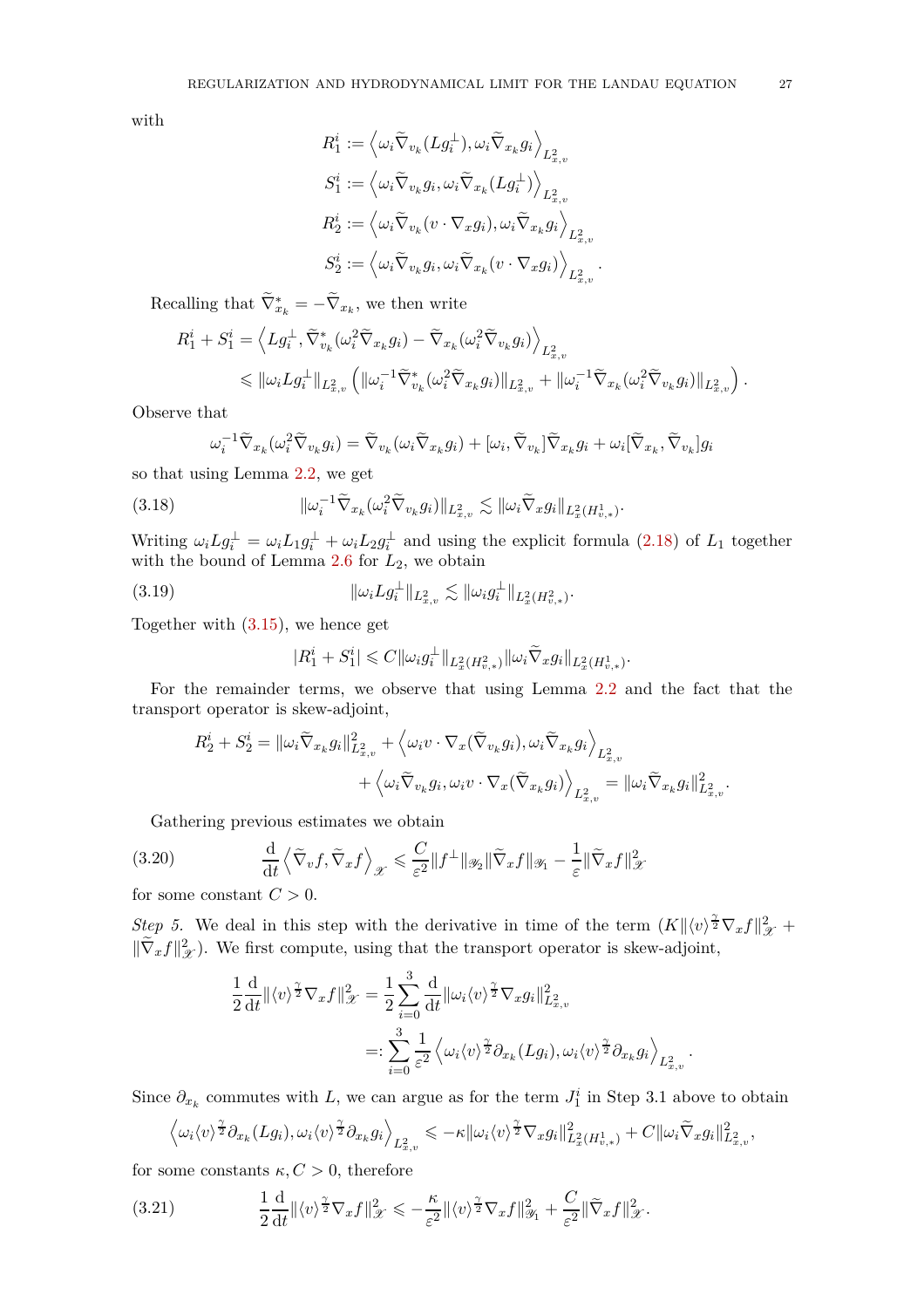with

$$
\begin{aligned}
R_1^i &:= \left\langle \omega_i \widetilde{\nabla}_{v_k}(Lg_i^\perp), \omega_i \widetilde{\nabla}_{x_k} g_i \right\rangle_{L^2_{x,v}} \\
S_1^i &:= \left\langle \omega_i \widetilde{\nabla}_{v_k} g_i, \omega_i \widetilde{\nabla}_{x_k}(Lg_i^\perp) \right\rangle_{L^2_{x,v}} \\
R_2^i &:= \left\langle \omega_i \widetilde{\nabla}_{v_k}(v \cdot \nabla_x g_i), \omega_i \widetilde{\nabla}_{x_k} g_i \right\rangle_{L^2_{x,v}} \\
S_2^i &:= \left\langle \omega_i \widetilde{\nabla}_{v_k} g_i, \omega_i \widetilde{\nabla}_{x_k}(v \cdot \nabla_x g_i) \right\rangle_{L^2_{x,v}}.
\end{aligned}
$$

Recalling that $\widetilde{\nabla}_{x_k}^* = -\widetilde{\nabla}_{x_k}$, we then write

$$
\begin{aligned}
R_1^i + S_1^i &= \left\langle Lg_i^\perp, \widetilde{\nabla}_{v_k}^*(\omega_i^2 \widetilde{\nabla}_{x_k} g_i) - \widetilde{\nabla}_{x_k}(\omega_i^2 \widetilde{\nabla}_{v_k} g_i) \right\rangle_{L^2_{x,v}} \\
&\leqslant \|\omega_i L g_i^\perp\|_{L^2_{x,v}} \left( \|\omega_i^{-1} \widetilde{\nabla}_{v_k}^*(\omega_i^2 \widetilde{\nabla}_{x_k} g_i)\|_{L^2_{x,v}} + \|\omega_i^{-1} \widetilde{\nabla}_{x_k}(\omega_i^2 \widetilde{\nabla}_{v_k} g_i)\|_{L^2_{x,v}} \right).
\end{aligned}
$$

Observe that

$$
\omega_i^{-1} \widetilde{\nabla}_{x_k}(\omega_i^2 \widetilde{\nabla}_{v_k} g_i) = \widetilde{\nabla}_{v_k}(\omega_i \widetilde{\nabla}_{x_k} g_i) + [\omega_i, \widetilde{\nabla}_{v_k}] \widetilde{\nabla}_{x_k} g_i + \omega_i [\widetilde{\nabla}_{x_k}, \widetilde{\nabla}_{v_k}] g_i
$$

so that using Lemma 2.2, we get

$$
\|\omega_i^{-1} \widetilde{\nabla}_{x_k}(\omega_i^2 \widetilde{\nabla}_{v_k} g_i)\|_{L^2_{x,v}} \lesssim \|\omega_i \widetilde{\nabla}_x g_i\|_{L^2_x(H^1_{v,*})}. \tag{3.18}
$$

Writing $\omega_i L g_i^\perp = \omega_i L_1 g_i^\perp + \omega_i L_2 g_i^\perp$ and using the explicit formula (2.18) of $L_1$ together with the bound of Lemma 2.6 for $L_2$, we obtain

$$
\|\omega_i L g_i^\perp\|_{L^2_{x,v}} \lesssim \|\omega_i g_i^\perp\|_{L^2_x(H^2_{v,*})}. \tag{3.19}
$$

Together with (3.15), we hence get

$$
|R_1^i + S_1^i| \leqslant C \|\omega_i g_i^\perp\|_{L^2_x(H^2_{v,*})} \|\omega_i \widetilde{\nabla}_x g_i\|_{L^2_x(H^1_{v,*})}.
$$

For the remainder terms, we observe that using Lemma 2.2 and the fact that the transport operator is skew-adjoint,

$$
\begin{aligned}
R_2^i + S_2^i = \|\omega_i \widetilde{\nabla}_{x_k} g_i\|^2_{L^2_{x,v}} &+ \left\langle \omega_i v \cdot \nabla_x(\widetilde{\nabla}_{v_k} g_i), \omega_i \widetilde{\nabla}_{x_k} g_i \right\rangle_{L^2_{x,v}} \\
&+ \left\langle \omega_i \widetilde{\nabla}_{v_k} g_i, \omega_i v \cdot \nabla_x(\widetilde{\nabla}_{x_k} g_i) \right\rangle_{L^2_{x,v}} = \|\omega_i \widetilde{\nabla}_{x_k} g_i\|^2_{L^2_{x,v}}.
\end{aligned}
$$

Gathering previous estimates we obtain

$$
\frac{\mathrm{d}}{\mathrm{d}t} \left\langle \widetilde{\nabla}_v f, \widetilde{\nabla}_x f \right\rangle_{\mathscr{X}} \leqslant \frac{C}{\varepsilon^2} \|f^\perp\|_{\mathscr{Y}_2} \|\widetilde{\nabla}_x f\|_{\mathscr{Y}_1} - \frac{1}{\varepsilon} \|\widetilde{\nabla}_x f\|^2_{\mathscr{X}} \tag{3.20}
$$

for some constant $C > 0$.

*Step 5.* We deal in this step with the derivative in time of the term $(K \|\langle v \rangle^{\frac{\gamma}{2}} \nabla_x f\|^2_{\mathscr{X}} + \|\widetilde{\nabla}_x f\|^2_{\mathscr{X}})$. We first compute, using that the transport operator is skew-adjoint,

$$
\begin{aligned}
\frac{1}{2} \frac{\mathrm{d}}{\mathrm{d}t} \|\langle v \rangle^{\frac{\gamma}{2}} \nabla_x f\|^2_{\mathscr{X}} &= \frac{1}{2} \sum_{i=0}^3 \frac{\mathrm{d}}{\mathrm{d}t} \|\omega_i \langle v \rangle^{\frac{\gamma}{2}} \nabla_x g_i\|^2_{L^2_{x,v}} \\
&=: \sum_{i=0}^3 \frac{1}{\varepsilon^2} \left\langle \omega_i \langle v \rangle^{\frac{\gamma}{2}} \partial_{x_k}(L g_i), \omega_i \langle v \rangle^{\frac{\gamma}{2}} \partial_{x_k} g_i \right\rangle_{L^2_{x,v}}.
\end{aligned}
$$

Since $\partial_{x_k}$ commutes with $L$, we can argue as for the term $J_1^i$ in Step 3.1 above to obtain

$$
\left\langle \omega_i \langle v \rangle^{\frac{\gamma}{2}} \partial_{x_k}(L g_i), \omega_i \langle v \rangle^{\frac{\gamma}{2}} \partial_{x_k} g_i \right\rangle_{L^2_{x,v}} \leqslant -\kappa \|\omega_i \langle v \rangle^{\frac{\gamma}{2}} \nabla_x g_i\|^2_{L^2_x(H^1_{v,*})} + C \|\omega_i \widetilde{\nabla}_x g_i\|^2_{L^2_{x,v}},
$$

for some constants $\kappa, C > 0$, therefore

$$
\frac{1}{2} \frac{\mathrm{d}}{\mathrm{d}t} \|\langle v \rangle^{\frac{\gamma}{2}} \nabla_x f\|^2_{\mathscr{X}} \leqslant -\frac{\kappa}{\varepsilon^2} \|\langle v \rangle^{\frac{\gamma}{2}} \nabla_x f\|^2_{\mathscr{Y}_1} + \frac{C}{\varepsilon^2} \|\widetilde{\nabla}_x f\|^2_{\mathscr{X}}. \tag{3.21}
$$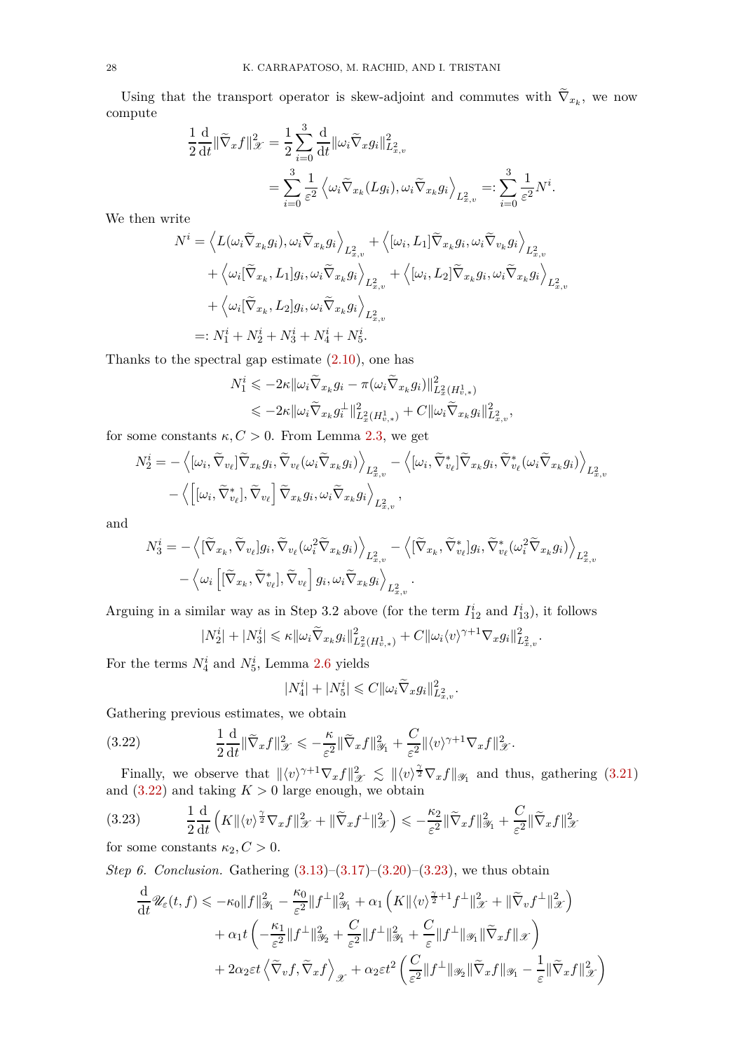Using that the transport operator is skew-adjoint and commutes with $\widetilde{\nabla}_{x_k}$, we now compute

$$\frac{1}{2}\frac{\mathrm{d}}{\mathrm{d}t}\|\widetilde{\nabla}_x f\|^2_{\mathscr{X}} = \frac{1}{2}\sum_{i=0}^{3}\frac{\mathrm{d}}{\mathrm{d}t}\|\omega_i \widetilde{\nabla}_x g_i\|^2_{L^2_{x,v}}$$
$$= \sum_{i=0}^{3}\frac{1}{\varepsilon^2}\left\langle \omega_i \widetilde{\nabla}_{x_k}(Lg_i), \omega_i \widetilde{\nabla}_{x_k} g_i\right\rangle_{L^2_{x,v}} =: \sum_{i=0}^{3}\frac{1}{\varepsilon^2}N^i.$$

We then write

$$\begin{aligned}
N^i &= \left\langle L(\omega_i \widetilde{\nabla}_{x_k} g_i), \omega_i \widetilde{\nabla}_{x_k} g_i\right\rangle_{L^2_{x,v}} + \left\langle [\omega_i, L_1]\widetilde{\nabla}_{x_k} g_i, \omega_i \widetilde{\nabla}_{v_k} g_i\right\rangle_{L^2_{x,v}} \\
&\quad + \left\langle \omega_i [\widetilde{\nabla}_{x_k}, L_1] g_i, \omega_i \widetilde{\nabla}_{x_k} g_i\right\rangle_{L^2_{x,v}} + \left\langle [\omega_i, L_2]\widetilde{\nabla}_{x_k} g_i, \omega_i \widetilde{\nabla}_{x_k} g_i\right\rangle_{L^2_{x,v}} \\
&\quad + \left\langle \omega_i [\widetilde{\nabla}_{x_k}, L_2] g_i, \omega_i \widetilde{\nabla}_{x_k} g_i\right\rangle_{L^2_{x,v}} \\
&=: N^i_1 + N^i_2 + N^i_3 + N^i_4 + N^i_5.
\end{aligned}$$

Thanks to the spectral gap estimate (2.10), one has

$$\begin{aligned}
N^i_1 &\leqslant -2\kappa \|\omega_i \widetilde{\nabla}_{x_k} g_i - \pi(\omega_i \widetilde{\nabla}_{x_k} g_i)\|^2_{L^2_x(H^1_{v,*})} \\
&\leqslant -2\kappa \|\omega_i \widetilde{\nabla}_{x_k} g_i^{\perp}\|^2_{L^2_x(H^1_{v,*})} + C\|\omega_i \widetilde{\nabla}_{x_k} g_i\|^2_{L^2_{x,v}},
\end{aligned}$$

for some constants $\kappa, C > 0$. From Lemma 2.3, we get

$$\begin{aligned}
N^i_2 &= -\left\langle [\omega_i, \widetilde{\nabla}_{v_\ell}]\widetilde{\nabla}_{x_k} g_i, \widetilde{\nabla}_{v_\ell}(\omega_i \widetilde{\nabla}_{x_k} g_i)\right\rangle_{L^2_{x,v}} - \left\langle [\omega_i, \widetilde{\nabla}^*_{v_\ell}]\widetilde{\nabla}_{x_k} g_i, \widetilde{\nabla}^*_{v_\ell}(\omega_i \widetilde{\nabla}_{x_k} g_i)\right\rangle_{L^2_{x,v}} \\
&\quad - \left\langle \left[[\omega_i, \widetilde{\nabla}^*_{v_\ell}], \widetilde{\nabla}_{v_\ell}\right]\widetilde{\nabla}_{x_k} g_i, \omega_i \widetilde{\nabla}_{x_k} g_i\right\rangle_{L^2_{x,v}},
\end{aligned}$$

and

$$\begin{aligned}
N^i_3 &= -\left\langle [\widetilde{\nabla}_{x_k}, \widetilde{\nabla}_{v_\ell}] g_i, \widetilde{\nabla}_{v_\ell}(\omega_i^2 \widetilde{\nabla}_{x_k} g_i)\right\rangle_{L^2_{x,v}} - \left\langle [\widetilde{\nabla}_{x_k}, \widetilde{\nabla}^*_{v_\ell}] g_i, \widetilde{\nabla}^*_{v_\ell}(\omega_i^2 \widetilde{\nabla}_{x_k} g_i)\right\rangle_{L^2_{x,v}} \\
&\quad - \left\langle \omega_i \left[[\widetilde{\nabla}_{x_k}, \widetilde{\nabla}^*_{v_\ell}], \widetilde{\nabla}_{v_\ell}\right] g_i, \omega_i \widetilde{\nabla}_{x_k} g_i\right\rangle_{L^2_{x,v}}.
\end{aligned}$$

Arguing in a similar way as in Step 3.2 above (for the term $I^i_{12}$ and $I^i_{13}$), it follows

$$|N^i_2| + |N^i_3| \leqslant \kappa \|\omega_i \widetilde{\nabla}_{x_k} g_i\|^2_{L^2_x(H^1_{v,*})} + C\|\omega_i \langle v\rangle^{\gamma+1}\nabla_x g_i\|^2_{L^2_{x,v}}.$$

For the terms $N^i_4$ and $N^i_5$, Lemma 2.6 yields

$$|N^i_4| + |N^i_5| \leqslant C\|\omega_i \widetilde{\nabla}_x g_i\|^2_{L^2_{x,v}}.$$

Gathering previous estimates, we obtain

$$\frac{1}{2}\frac{\mathrm{d}}{\mathrm{d}t}\|\widetilde{\nabla}_x f\|^2_{\mathscr{X}} \leqslant -\frac{\kappa}{\varepsilon^2}\|\widetilde{\nabla}_x f\|^2_{\mathscr{Y}_1} + \frac{C}{\varepsilon^2}\|\langle v\rangle^{\gamma+1}\nabla_x f\|^2_{\mathscr{X}}. \tag{3.22}$$

Finally, we observe that $\|\langle v\rangle^{\gamma+1}\nabla_x f\|^2_{\mathscr{X}} \lesssim \|\langle v\rangle^{\frac{\gamma}{2}}\nabla_x f\|_{\mathscr{Y}_1}$ and thus, gathering (3.21) and (3.22) and taking $K > 0$ large enough, we obtain

$$\frac{1}{2}\frac{\mathrm{d}}{\mathrm{d}t}\left(K\|\langle v\rangle^{\frac{\gamma}{2}}\nabla_x f\|^2_{\mathscr{X}} + \|\widetilde{\nabla}_x f^{\perp}\|^2_{\mathscr{X}}\right) \leqslant -\frac{\kappa_2}{\varepsilon^2}\|\widetilde{\nabla}_x f\|^2_{\mathscr{Y}_1} + \frac{C}{\varepsilon^2}\|\widetilde{\nabla}_x f\|^2_{\mathscr{X}} \tag{3.23}$$

for some constants $\kappa_2, C > 0$.

*Step 6. Conclusion.* Gathering (3.13)–(3.17)–(3.20)–(3.23), we thus obtain

$$\begin{aligned}
\frac{\mathrm{d}}{\mathrm{d}t}\mathscr{U}_\varepsilon(t,f) &\leqslant -\kappa_0\|f\|^2_{\mathscr{Y}_1} - \frac{\kappa_0}{\varepsilon^2}\|f^{\perp}\|^2_{\mathscr{Y}_1} + \alpha_1\left(K\|\langle v\rangle^{\frac{\gamma}{2}+1}f^{\perp}\|^2_{\mathscr{X}} + \|\widetilde{\nabla}_v f^{\perp}\|^2_{\mathscr{X}}\right) \\
&\quad + \alpha_1 t\left(-\frac{\kappa_1}{\varepsilon^2}\|f^{\perp}\|^2_{\mathscr{Y}_2} + \frac{C}{\varepsilon^2}\|f^{\perp}\|^2_{\mathscr{Y}_1} + \frac{C}{\varepsilon}\|f^{\perp}\|_{\mathscr{Y}_1}\|\widetilde{\nabla}_x f\|_{\mathscr{X}}\right) \\
&\quad + 2\alpha_2\varepsilon t\left\langle \widetilde{\nabla}_v f, \widetilde{\nabla}_x f\right\rangle_{\mathscr{X}} + \alpha_2\varepsilon t^2\left(\frac{C}{\varepsilon^2}\|f^{\perp}\|_{\mathscr{Y}_2}\|\widetilde{\nabla}_x f\|_{\mathscr{Y}_1} - \frac{1}{\varepsilon}\|\widetilde{\nabla}_x f\|^2_{\mathscr{X}}\right)
\end{aligned}$$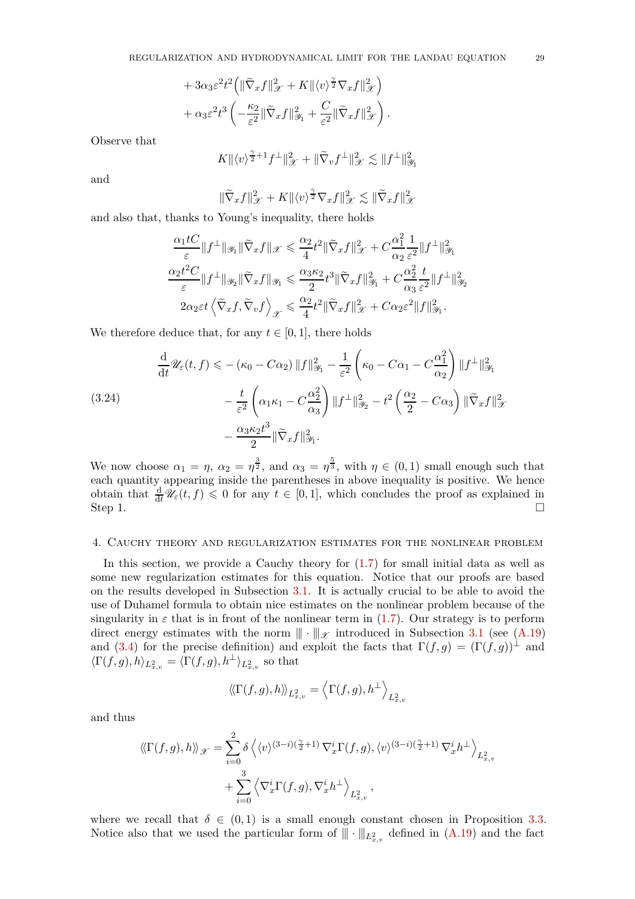$$
\begin{aligned}
&+ 3\alpha_3 \varepsilon^2 t^2 \Big( \|\widetilde{\nabla}_x f\|_{\mathscr{X}}^2 + K \|\langle v\rangle^{\frac{\gamma}{2}} \nabla_x f\|_{\mathscr{X}}^2 \Big) \\
&+ \alpha_3 \varepsilon^2 t^3 \left( -\frac{\kappa_2}{\varepsilon^2} \|\widetilde{\nabla}_x f\|_{\mathscr{Y}_1}^2 + \frac{C}{\varepsilon^2} \|\widetilde{\nabla}_x f\|_{\mathscr{X}}^2 \right).
\end{aligned}
$$

Observe that

$$
K \|\langle v\rangle^{\frac{\gamma}{2}+1} f^\perp\|_{\mathscr{X}}^2 + \|\widetilde{\nabla}_v f^\perp\|_{\mathscr{X}}^2 \lesssim \|f^\perp\|_{\mathscr{Y}_1}^2
$$

and

$$
\|\widetilde{\nabla}_x f\|_{\mathscr{X}}^2 + K \|\langle v\rangle^{\frac{\gamma}{2}} \nabla_x f\|_{\mathscr{X}}^2 \lesssim \|\widetilde{\nabla}_x f\|_{\mathscr{X}}^2
$$

and also that, thanks to Young's inequality, there holds

$$
\begin{aligned}
\frac{\alpha_1 t C}{\varepsilon} \|f^\perp\|_{\mathscr{Y}_1} \|\widetilde{\nabla}_x f\|_{\mathscr{X}} &\leqslant \frac{\alpha_2}{4} t^2 \|\widetilde{\nabla}_x f\|_{\mathscr{X}}^2 + C \frac{\alpha_1^2}{\alpha_2} \frac{1}{\varepsilon^2} \|f^\perp\|_{\mathscr{Y}_1}^2 \\
\frac{\alpha_2 t^2 C}{\varepsilon} \|f^\perp\|_{\mathscr{Y}_2} \|\widetilde{\nabla}_x f\|_{\mathscr{Y}_1} &\leqslant \frac{\alpha_3 \kappa_2}{2} t^3 \|\widetilde{\nabla}_x f\|_{\mathscr{Y}_1}^2 + C \frac{\alpha_2^2}{\alpha_3} \frac{t}{\varepsilon^2} \|f^\perp\|_{\mathscr{Y}_2}^2 \\
2\alpha_2 \varepsilon t \left\langle \widetilde{\nabla}_x f, \widetilde{\nabla}_v f \right\rangle_{\mathscr{X}} &\leqslant \frac{\alpha_2}{4} t^2 \|\widetilde{\nabla}_x f\|_{\mathscr{X}}^2 + C \alpha_2 \varepsilon^2 \|f\|_{\mathscr{Y}_1}^2.
\end{aligned}
$$

We therefore deduce that, for any $t \in [0,1]$, there holds

$$
\begin{aligned}
\frac{\mathrm{d}}{\mathrm{d}t} \mathscr{U}_\varepsilon(t,f) \leqslant &- (\kappa_0 - C\alpha_2) \|f\|_{\mathscr{Y}_1}^2 - \frac{1}{\varepsilon^2} \left( \kappa_0 - C\alpha_1 - C \frac{\alpha_1^2}{\alpha_2} \right) \|f^\perp\|_{\mathscr{Y}_1}^2 \\
&- \frac{t}{\varepsilon^2} \left( \alpha_1 \kappa_1 - C \frac{\alpha_2^2}{\alpha_3} \right) \|f^\perp\|_{\mathscr{Y}_2}^2 - t^2 \left( \frac{\alpha_2}{2} - C\alpha_3 \right) \|\widetilde{\nabla}_x f\|_{\mathscr{X}}^2 \\
&- \frac{\alpha_3 \kappa_2 t^3}{2} \|\widetilde{\nabla}_x f\|_{\mathscr{Y}_1}^2.
\end{aligned} \tag{3.24}
$$

We now choose $\alpha_1 = \eta$, $\alpha_2 = \eta^{\frac{3}{2}}$, and $\alpha_3 = \eta^{\frac{5}{3}}$, with $\eta \in (0,1)$ small enough such that each quantity appearing inside the parentheses in above inequality is positive. We hence obtain that $\frac{\mathrm{d}}{\mathrm{d}t} \mathscr{U}_\varepsilon(t,f) \leqslant 0$ for any $t \in [0,1]$, which concludes the proof as explained in Step 1. $\square$

## 4. Cauchy theory and regularization estimates for the nonlinear problem

In this section, we provide a Cauchy theory for (1.7) for small initial data as well as some new regularization estimates for this equation. Notice that our proofs are based on the results developed in Subsection 3.1. It is actually crucial to be able to avoid the use of Duhamel formula to obtain nice estimates on the nonlinear problem because of the singularity in $\varepsilon$ that is in front of the nonlinear term in (1.7). Our strategy is to perform direct energy estimates with the norm $|\!|\!| \cdot |\!|\!|_{\mathscr{X}}$ introduced in Subsection 3.1 (see (A.19) and (3.4) for the precise definition) and exploit the facts that $\Gamma(f,g) = (\Gamma(f,g))^\perp$ and $\langle \Gamma(f,g), h\rangle_{L^2_{x,v}} = \langle \Gamma(f,g), h^\perp\rangle_{L^2_{x,v}}$ so that

$$
\langle\!\langle \Gamma(f,g), h \rangle\!\rangle_{L^2_{x,v}} = \left\langle \Gamma(f,g), h^\perp \right\rangle_{L^2_{x,v}}
$$

and thus

$$
\begin{aligned}
\langle\!\langle \Gamma(f,g), h \rangle\!\rangle_{\mathscr{X}} = &\sum_{i=0}^{2} \delta \left\langle \langle v\rangle^{(3-i)(\frac{\gamma}{2}+1)} \nabla_x^i \Gamma(f,g), \langle v\rangle^{(3-i)(\frac{\gamma}{2}+1)} \nabla_x^i h^\perp \right\rangle_{L^2_{x,v}} \\
&+ \sum_{i=0}^{3} \left\langle \nabla_x^i \Gamma(f,g), \nabla_x^i h^\perp \right\rangle_{L^2_{x,v}},
\end{aligned}
$$

where we recall that $\delta \in (0,1)$ is a small enough constant chosen in Proposition 3.3. Notice also that we used the particular form of $|\!|\!| \cdot |\!|\!|_{L^2_{x,v}}$ defined in (A.19) and the fact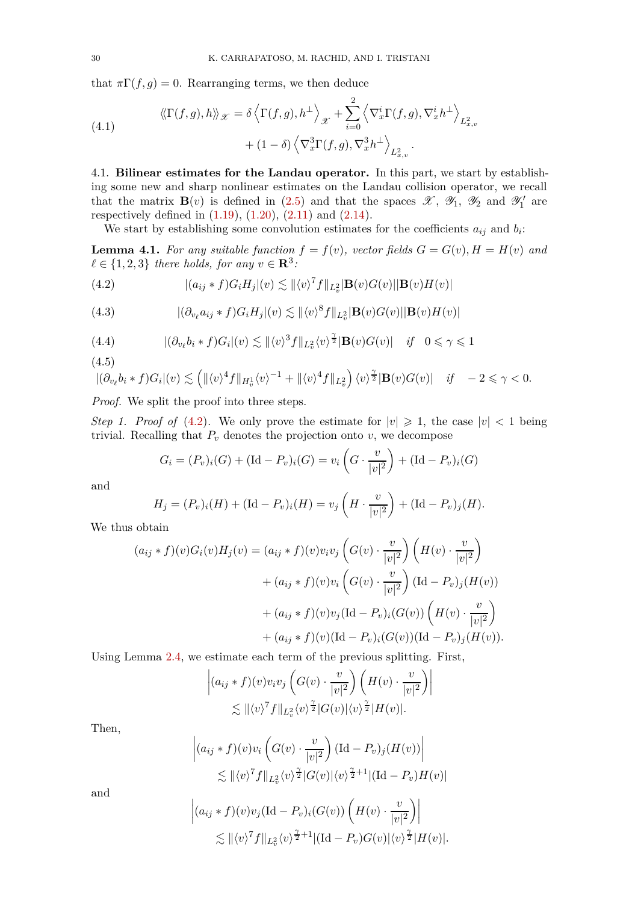that $\pi\Gamma(f,g) = 0$. Rearranging terms, we then deduce

$$
\langle\!\langle \Gamma(f,g), h \rangle\!\rangle_{\mathscr{X}} = \delta \left\langle \Gamma(f,g), h^\perp \right\rangle_{\mathscr{X}} + \sum_{i=0}^{2} \left\langle \nabla_x^i \Gamma(f,g), \nabla_x^i h^\perp \right\rangle_{L^2_{x,v}} + (1-\delta) \left\langle \nabla_x^3 \Gamma(f,g), \nabla_x^3 h^\perp \right\rangle_{L^2_{x,v}}. \tag{4.1}
$$

4.1. **Bilinear estimates for the Landau operator.** In this part, we start by establishing some new and sharp nonlinear estimates on the Landau collision operator, we recall that the matrix $\mathbf{B}(v)$ is defined in (2.5) and that the spaces $\mathscr{X}$, $\mathscr{Y}_1$, $\mathscr{Y}_2$ and $\mathscr{Y}_1'$ are respectively defined in (1.19), (1.20), (2.11) and (2.14).

We start by establishing some convolution estimates for the coefficients $a_{ij}$ and $b_i$:

**Lemma 4.1.** *For any suitable function $f = f(v)$, vector fields $G = G(v), H = H(v)$ and $\ell \in \{1,2,3\}$ there holds, for any $v \in \mathbf{R}^3$:*

$$
|(a_{ij} * f) G_i H_j|(v) \lesssim \|\langle v\rangle^7 f\|_{L^2_v} |\mathbf{B}(v) G(v)||\mathbf{B}(v) H(v)| \tag{4.2}
$$

$$
|(\partial_{v_\ell} a_{ij} * f) G_i H_j|(v) \lesssim \|\langle v\rangle^8 f\|_{L^2_v} |\mathbf{B}(v) G(v)||\mathbf{B}(v) H(v)| \tag{4.3}
$$

$$
|(\partial_{v_\ell} b_i * f) G_i|(v) \lesssim \|\langle v\rangle^3 f\|_{L^2_v} \langle v\rangle^{\frac{\gamma}{2}} |\mathbf{B}(v) G(v)| \quad \text{if} \quad 0 \leqslant \gamma \leqslant 1 \tag{4.4}
$$

$$
|(\partial_{v_\ell} b_i * f) G_i|(v) \lesssim \left( \|\langle v\rangle^4 f\|_{H^1_v} \langle v\rangle^{-1} + \|\langle v\rangle^4 f\|_{L^2_v} \right) \langle v\rangle^{\frac{\gamma}{2}} |\mathbf{B}(v) G(v)| \quad \text{if} \quad -2 \leqslant \gamma < 0. \tag{4.5}
$$

*Proof.* We split the proof into three steps.

*Step 1. Proof of* (4.2). We only prove the estimate for $|v| \geqslant 1$, the case $|v| < 1$ being trivial. Recalling that $P_v$ denotes the projection onto $v$, we decompose

$$
G_i = (P_v)_i(G) + (\mathrm{Id} - P_v)_i(G) = v_i \left( G \cdot \frac{v}{|v|^2} \right) + (\mathrm{Id} - P_v)_i(G)
$$

and

$$
H_j = (P_v)_i(H) + (\mathrm{Id} - P_v)_i(H) = v_j \left( H \cdot \frac{v}{|v|^2} \right) + (\mathrm{Id} - P_v)_j(H).
$$

We thus obtain

$$
\begin{aligned}
(a_{ij} * f)(v) G_i(v) H_j(v) &= (a_{ij} * f)(v) v_i v_j \left( G(v) \cdot \frac{v}{|v|^2} \right) \left( H(v) \cdot \frac{v}{|v|^2} \right) \\
&\quad + (a_{ij} * f)(v) v_i \left( G(v) \cdot \frac{v}{|v|^2} \right) (\mathrm{Id} - P_v)_j(H(v)) \\
&\quad + (a_{ij} * f)(v) v_j (\mathrm{Id} - P_v)_i(G(v)) \left( H(v) \cdot \frac{v}{|v|^2} \right) \\
&\quad + (a_{ij} * f)(v) (\mathrm{Id} - P_v)_i(G(v)) (\mathrm{Id} - P_v)_j(H(v)).
\end{aligned}
$$

Using Lemma 2.4, we estimate each term of the previous splitting. First,

$$
\begin{aligned}
&\left| (a_{ij} * f)(v) v_i v_j \left( G(v) \cdot \frac{v}{|v|^2} \right) \left( H(v) \cdot \frac{v}{|v|^2} \right) \right| \\
&\qquad \lesssim \|\langle v\rangle^7 f\|_{L^2_v} \langle v\rangle^{\frac{\gamma}{2}} |G(v)| \langle v\rangle^{\frac{\gamma}{2}} |H(v)|.
\end{aligned}
$$

Then,

$$
\begin{aligned}
&\left| (a_{ij} * f)(v) v_i \left( G(v) \cdot \frac{v}{|v|^2} \right) (\mathrm{Id} - P_v)_j(H(v)) \right| \\
&\qquad \lesssim \|\langle v\rangle^7 f\|_{L^2_v} \langle v\rangle^{\frac{\gamma}{2}} |G(v)| \langle v\rangle^{\frac{\gamma}{2}+1} |(\mathrm{Id} - P_v) H(v)|
\end{aligned}
$$

and

$$
\begin{aligned}
&\left| (a_{ij} * f)(v) v_j (\mathrm{Id} - P_v)_i(G(v)) \left( H(v) \cdot \frac{v}{|v|^2} \right) \right| \\
&\qquad \lesssim \|\langle v\rangle^7 f\|_{L^2_v} \langle v\rangle^{\frac{\gamma}{2}+1} |(\mathrm{Id} - P_v) G(v)| \langle v\rangle^{\frac{\gamma}{2}} |H(v)|.
\end{aligned}
$$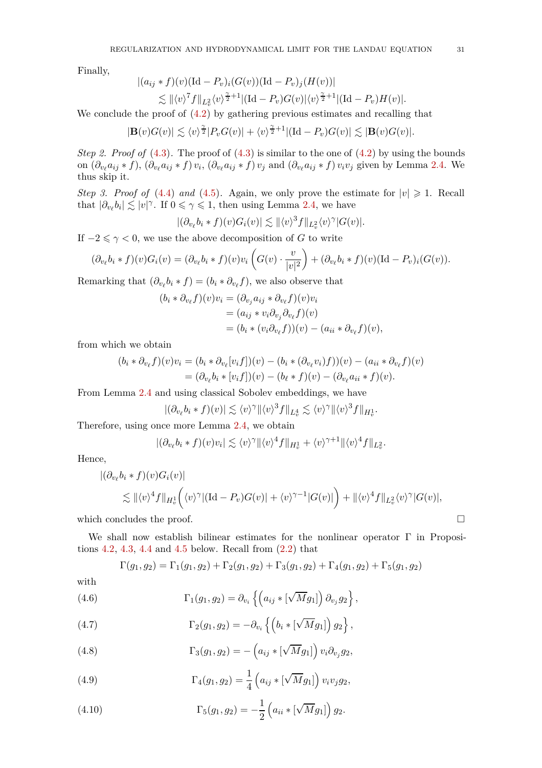Finally,

$$
\begin{aligned}
&|(a_{ij} * f)(v)(\mathrm{Id} - P_v)_i(G(v))(\mathrm{Id} - P_v)_j(H(v))| \\
&\qquad \lesssim \|\langle v\rangle^7 f\|_{L^2_v} \langle v\rangle^{\frac{\gamma}{2}+1} |(\mathrm{Id} - P_v)G(v)| \langle v\rangle^{\frac{\gamma}{2}+1} |(\mathrm{Id} - P_v)H(v)|.
\end{aligned}
$$

We conclude the proof of (4.2) by gathering previous estimates and recalling that

$$
|\mathbf{B}(v)G(v)| \lesssim \langle v\rangle^{\frac{\gamma}{2}} |P_v G(v)| + \langle v\rangle^{\frac{\gamma}{2}+1} |(\mathrm{Id} - P_v)G(v)| \lesssim |\mathbf{B}(v)G(v)|.
$$

*Step 2. Proof of* (4.3)*.* The proof of (4.3) is similar to the one of (4.2) by using the bounds on $(\partial_{v_\ell} a_{ij} * f)$, $(\partial_{v_\ell} a_{ij} * f)\, v_i$, $(\partial_{v_\ell} a_{ij} * f)\, v_j$ and $(\partial_{v_\ell} a_{ij} * f)\, v_i v_j$ given by Lemma 2.4. We thus skip it.

*Step 3. Proof of* (4.4) *and* (4.5)*.* Again, we only prove the estimate for $|v| \geqslant 1$. Recall that $|\partial_{v_\ell} b_i| \lesssim |v|^\gamma$. If $0 \leqslant \gamma \leqslant 1$, then using Lemma 2.4, we have

$$
|(\partial_{v_\ell} b_i * f)(v) G_i(v)| \lesssim \|\langle v\rangle^3 f\|_{L^2_v} \langle v\rangle^\gamma |G(v)|.
$$

If $-2 \leqslant \gamma < 0$, we use the above decomposition of $G$ to write

$$
(\partial_{v_\ell} b_i * f)(v) G_i(v) = (\partial_{v_\ell} b_i * f)(v) v_i \left( G(v) \cdot \frac{v}{|v|^2} \right) + (\partial_{v_\ell} b_i * f)(v) (\mathrm{Id} - P_v)_i(G(v)).
$$

Remarking that $(\partial_{v_\ell} b_i * f) = (b_i * \partial_{v_\ell} f)$, we also observe that

$$
\begin{aligned}
(b_i * \partial_{v_\ell} f)(v) v_i &= (\partial_{v_j} a_{ij} * \partial_{v_\ell} f)(v) v_i \\
&= (a_{ij} * v_i \partial_{v_j} \partial_{v_\ell} f)(v) \\
&= (b_i * (v_i \partial_{v_\ell} f))(v) - (a_{ii} * \partial_{v_\ell} f)(v),
\end{aligned}
$$

from which we obtain

$$
\begin{aligned}
(b_i * \partial_{v_\ell} f)(v) v_i &= (b_i * \partial_{v_\ell} [v_i f])(v) - (b_i * (\partial_{v_\ell} v_i) f))(v) - (a_{ii} * \partial_{v_\ell} f)(v) \\
&= (\partial_{v_\ell} b_i * [v_i f])(v) - (b_\ell * f)(v) - (\partial_{v_\ell} a_{ii} * f)(v).
\end{aligned}
$$

From Lemma 2.4 and using classical Sobolev embeddings, we have

$$
|(\partial_{v_\ell} b_i * f)(v)| \lesssim \langle v\rangle^\gamma \|\langle v\rangle^3 f\|_{L^4_v} \lesssim \langle v\rangle^\gamma \|\langle v\rangle^3 f\|_{H^1_v}.
$$

Therefore, using once more Lemma 2.4, we obtain

$$
|(\partial_{v_\ell} b_i * f)(v) v_i| \lesssim \langle v\rangle^\gamma \|\langle v\rangle^4 f\|_{H^1_v} + \langle v\rangle^{\gamma+1} \|\langle v\rangle^4 f\|_{L^2_v}.
$$

Hence,

$$
\begin{aligned}
&|(\partial_{v_\ell} b_i * f)(v) G_i(v)| \\
&\qquad \lesssim \|\langle v\rangle^4 f\|_{H^1_v} \Big( \langle v\rangle^\gamma |(\mathrm{Id} - P_v)G(v)| + \langle v\rangle^{\gamma-1} |G(v)| \Big) + \|\langle v\rangle^4 f\|_{L^2_v} \langle v\rangle^\gamma |G(v)|,
\end{aligned}
$$

which concludes the proof. $\square$

We shall now establish bilinear estimates for the nonlinear operator $\Gamma$ in Propositions 4.2, 4.3, 4.4 and 4.5 below. Recall from (2.2) that

$$
\Gamma(g_1, g_2) = \Gamma_1(g_1, g_2) + \Gamma_2(g_1, g_2) + \Gamma_3(g_1, g_2) + \Gamma_4(g_1, g_2) + \Gamma_5(g_1, g_2)
$$

with

$$
\Gamma_1(g_1, g_2) = \partial_{v_i} \left\{ \left( a_{ij} * [\sqrt{M} g_1] \right) \partial_{v_j} g_2 \right\}, \tag{4.6}
$$

$$
\Gamma_2(g_1, g_2) = -\partial_{v_i} \left\{ \left( b_i * [\sqrt{M} g_1] \right) g_2 \right\}, \tag{4.7}
$$

$$
\Gamma_3(g_1, g_2) = -\left( a_{ij} * [\sqrt{M} g_1] \right) v_i \partial_{v_j} g_2, \tag{4.8}
$$

$$
\Gamma_4(g_1, g_2) = \frac{1}{4} \left( a_{ij} * [\sqrt{M} g_1] \right) v_i v_j g_2, \tag{4.9}
$$

$$
\Gamma_5(g_1, g_2) = -\frac{1}{2} \left( a_{ii} * [\sqrt{M} g_1] \right) g_2. \tag{4.10}
$$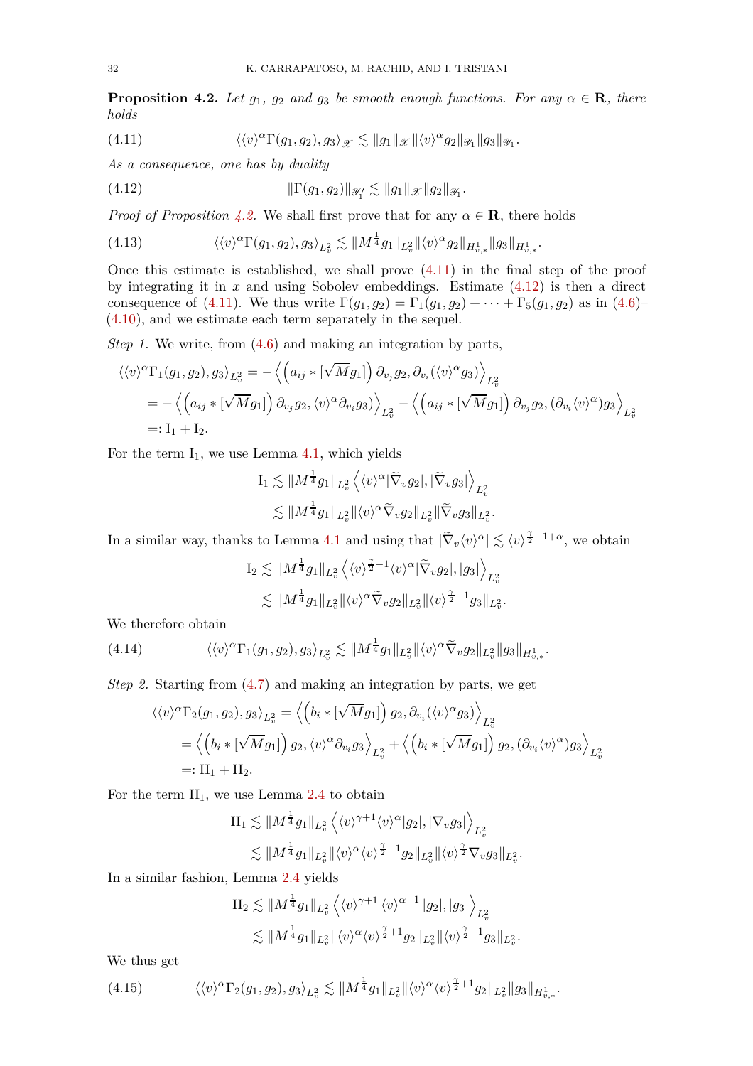**Proposition 4.2.** *Let $g_1$, $g_2$ and $g_3$ be smooth enough functions. For any $\alpha \in \mathbf{R}$, there holds*

$$\langle \langle v\rangle^\alpha \Gamma(g_1,g_2), g_3\rangle_{\mathscr{X}} \lesssim \|g_1\|_{\mathscr{X}} \|\langle v\rangle^\alpha g_2\|_{\mathscr{Y}_1} \|g_3\|_{\mathscr{Y}_1}. \tag{4.11}$$

*As a consequence, one has by duality*

$$\|\Gamma(g_1,g_2)\|_{\mathscr{Y}_1'} \lesssim \|g_1\|_{\mathscr{X}} \|g_2\|_{\mathscr{Y}_1}. \tag{4.12}$$

*Proof of Proposition 4.2.* We shall first prove that for any $\alpha \in \mathbf{R}$, there holds

$$\langle \langle v\rangle^\alpha \Gamma(g_1,g_2), g_3\rangle_{L^2_v} \lesssim \|M^{\frac14} g_1\|_{L^2_v} \|\langle v\rangle^\alpha g_2\|_{H^1_{v,*}} \|g_3\|_{H^1_{v,*}}. \tag{4.13}$$

Once this estimate is established, we shall prove (4.11) in the final step of the proof by integrating it in $x$ and using Sobolev embeddings. Estimate (4.12) is then a direct consequence of (4.11). We thus write $\Gamma(g_1,g_2) = \Gamma_1(g_1,g_2) + \cdots + \Gamma_5(g_1,g_2)$ as in (4.6)–(4.10), and we estimate each term separately in the sequel.

*Step 1.* We write, from (4.6) and making an integration by parts,

$$\begin{aligned}
\langle \langle v\rangle^\alpha \Gamma_1(g_1,g_2), g_3\rangle_{L^2_v} &= -\left\langle \left(a_{ij} * [\sqrt{M} g_1]\right) \partial_{v_j} g_2, \partial_{v_i}(\langle v\rangle^\alpha g_3)\right\rangle_{L^2_v} \\
&= -\left\langle \left(a_{ij} * [\sqrt{M} g_1]\right) \partial_{v_j} g_2, \langle v\rangle^\alpha \partial_{v_i} g_3\right\rangle_{L^2_v} - \left\langle \left(a_{ij} * [\sqrt{M} g_1]\right) \partial_{v_j} g_2, (\partial_{v_i}\langle v\rangle^\alpha) g_3\right\rangle_{L^2_v} \\
&=: \mathrm{I}_1 + \mathrm{I}_2.
\end{aligned}$$

For the term $\mathrm{I}_1$, we use Lemma 4.1, which yields

$$\begin{aligned}
\mathrm{I}_1 &\lesssim \|M^{\frac14} g_1\|_{L^2_v} \left\langle \langle v\rangle^\alpha |\widetilde\nabla_v g_2|, |\widetilde\nabla_v g_3|\right\rangle_{L^2_v} \\
&\lesssim \|M^{\frac14} g_1\|_{L^2_v} \|\langle v\rangle^\alpha \widetilde\nabla_v g_2\|_{L^2_v} \|\widetilde\nabla_v g_3\|_{L^2_v}.
\end{aligned}$$

In a similar way, thanks to Lemma 4.1 and using that $|\widetilde\nabla_v \langle v\rangle^\alpha| \lesssim \langle v\rangle^{\frac{\gamma}{2}-1+\alpha}$, we obtain

$$\begin{aligned}
\mathrm{I}_2 &\lesssim \|M^{\frac14} g_1\|_{L^2_v} \left\langle \langle v\rangle^{\frac{\gamma}{2}-1} \langle v\rangle^\alpha |\widetilde\nabla_v g_2|, |g_3|\right\rangle_{L^2_v} \\
&\lesssim \|M^{\frac14} g_1\|_{L^2_v} \|\langle v\rangle^\alpha \widetilde\nabla_v g_2\|_{L^2_v} \|\langle v\rangle^{\frac{\gamma}{2}-1} g_3\|_{L^2_v}.
\end{aligned}$$

We therefore obtain

$$\langle \langle v\rangle^\alpha \Gamma_1(g_1,g_2), g_3\rangle_{L^2_v} \lesssim \|M^{\frac14} g_1\|_{L^2_v} \|\langle v\rangle^\alpha \widetilde\nabla_v g_2\|_{L^2_v} \|g_3\|_{H^1_{v,*}}. \tag{4.14}$$

*Step 2.* Starting from (4.7) and making an integration by parts, we get

$$\begin{aligned}
\langle \langle v\rangle^\alpha \Gamma_2(g_1,g_2), g_3\rangle_{L^2_v} &= \left\langle \left(b_i * [\sqrt{M} g_1]\right) g_2, \partial_{v_i}(\langle v\rangle^\alpha g_3)\right\rangle_{L^2_v} \\
&= \left\langle \left(b_i * [\sqrt{M} g_1]\right) g_2, \langle v\rangle^\alpha \partial_{v_i} g_3\right\rangle_{L^2_v} + \left\langle \left(b_i * [\sqrt{M} g_1]\right) g_2, (\partial_{v_i}\langle v\rangle^\alpha) g_3\right\rangle_{L^2_v} \\
&=: \mathrm{II}_1 + \mathrm{II}_2.
\end{aligned}$$

For the term $\mathrm{II}_1$, we use Lemma 2.4 to obtain

$$\begin{aligned}
\mathrm{II}_1 &\lesssim \|M^{\frac14} g_1\|_{L^2_v} \left\langle \langle v\rangle^{\gamma+1} \langle v\rangle^\alpha |g_2|, |\nabla_v g_3|\right\rangle_{L^2_v} \\
&\lesssim \|M^{\frac14} g_1\|_{L^2_v} \|\langle v\rangle^\alpha \langle v\rangle^{\frac{\gamma}{2}+1} g_2\|_{L^2_v} \|\langle v\rangle^{\frac{\gamma}{2}} \nabla_v g_3\|_{L^2_v}.
\end{aligned}$$

In a similar fashion, Lemma 2.4 yields

$$\begin{aligned}
\mathrm{II}_2 &\lesssim \|M^{\frac14} g_1\|_{L^2_v} \left\langle \langle v\rangle^{\gamma+1} \langle v\rangle^{\alpha-1} |g_2|, |g_3|\right\rangle_{L^2_v} \\
&\lesssim \|M^{\frac14} g_1\|_{L^2_v} \|\langle v\rangle^\alpha \langle v\rangle^{\frac{\gamma}{2}+1} g_2\|_{L^2_v} \|\langle v\rangle^{\frac{\gamma}{2}-1} g_3\|_{L^2_v}.
\end{aligned}$$

We thus get

$$\langle \langle v\rangle^\alpha \Gamma_2(g_1,g_2), g_3\rangle_{L^2_v} \lesssim \|M^{\frac14} g_1\|_{L^2_v} \|\langle v\rangle^\alpha \langle v\rangle^{\frac{\gamma}{2}+1} g_2\|_{L^2_v} \|g_3\|_{H^1_{v,*}}. \tag{4.15}$$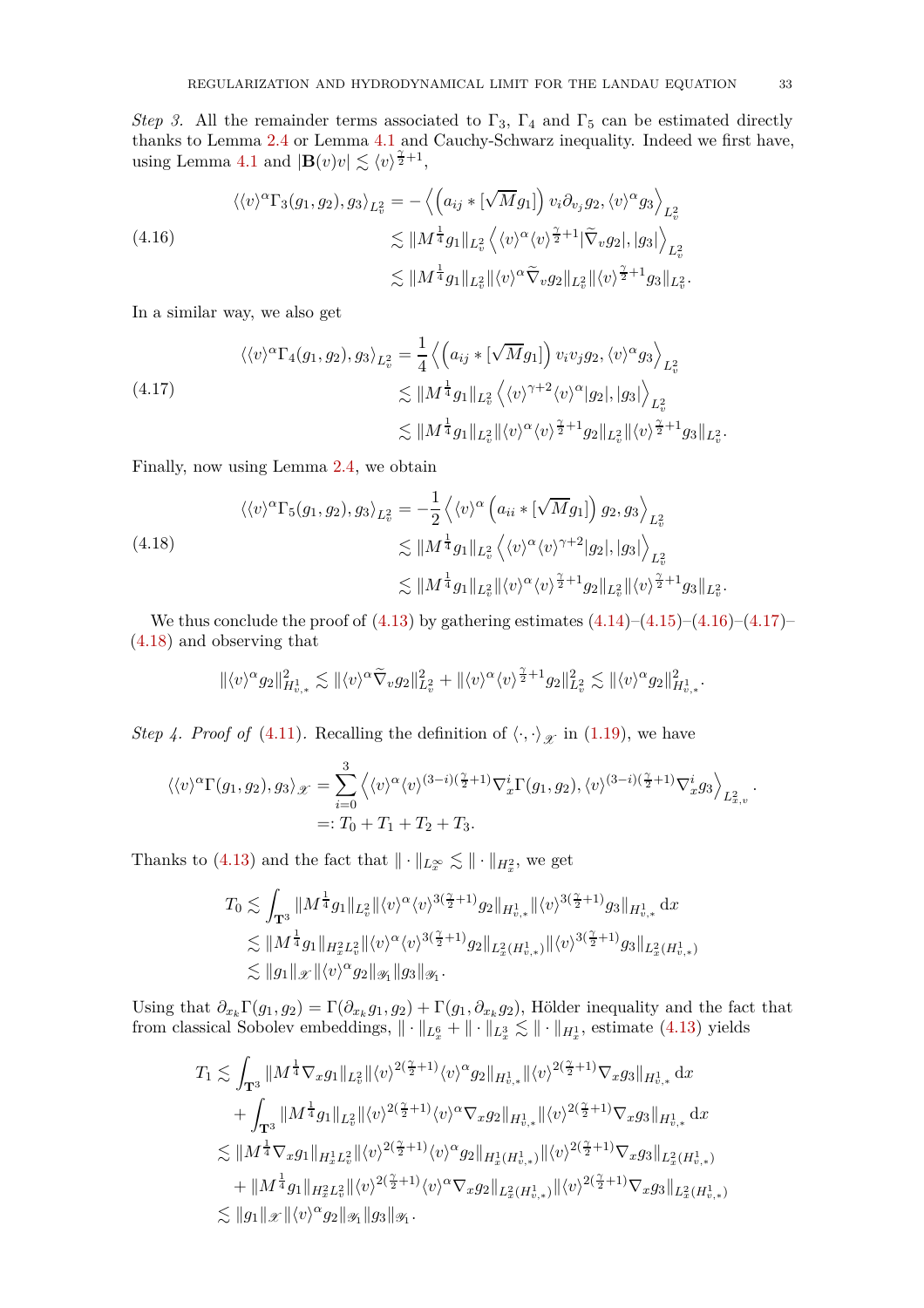*Step 3.* All the remainder terms associated to $\Gamma_3$, $\Gamma_4$ and $\Gamma_5$ can be estimated directly thanks to Lemma 2.4 or Lemma 4.1 and Cauchy-Schwarz inequality. Indeed we first have, using Lemma 4.1 and $|\mathbf{B}(v)v| \lesssim \langle v\rangle^{\frac{\gamma}{2}+1}$,

$$
\begin{aligned}
\langle \langle v\rangle^\alpha \Gamma_3(g_1,g_2), g_3\rangle_{L^2_v} &= -\left\langle \left(a_{ij} * [\sqrt{M} g_1]\right) v_i \partial_{v_j} g_2, \langle v\rangle^\alpha g_3 \right\rangle_{L^2_v} \\
&\lesssim \|M^{\frac14} g_1\|_{L^2_v} \left\langle \langle v\rangle^\alpha \langle v\rangle^{\frac{\gamma}{2}+1} |\widetilde\nabla_v g_2|, |g_3| \right\rangle_{L^2_v} \\
&\lesssim \|M^{\frac14} g_1\|_{L^2_v} \|\langle v\rangle^\alpha \widetilde\nabla_v g_2\|_{L^2_v} \|\langle v\rangle^{\frac{\gamma}{2}+1} g_3\|_{L^2_v}.
\end{aligned} \tag{4.16}
$$

In a similar way, we also get

$$
\begin{aligned}
\langle \langle v\rangle^\alpha \Gamma_4(g_1,g_2), g_3\rangle_{L^2_v} &= \frac14 \left\langle \left(a_{ij} * [\sqrt{M} g_1]\right) v_i v_j g_2, \langle v\rangle^\alpha g_3 \right\rangle_{L^2_v} \\
&\lesssim \|M^{\frac14} g_1\|_{L^2_v} \left\langle \langle v\rangle^{\gamma+2} \langle v\rangle^\alpha |g_2|, |g_3| \right\rangle_{L^2_v} \\
&\lesssim \|M^{\frac14} g_1\|_{L^2_v} \|\langle v\rangle^\alpha \langle v\rangle^{\frac{\gamma}{2}+1} g_2\|_{L^2_v} \|\langle v\rangle^{\frac{\gamma}{2}+1} g_3\|_{L^2_v}.
\end{aligned} \tag{4.17}
$$

Finally, now using Lemma 2.4, we obtain

$$
\begin{aligned}
\langle \langle v\rangle^\alpha \Gamma_5(g_1,g_2), g_3\rangle_{L^2_v} &= -\frac12 \left\langle \langle v\rangle^\alpha \left(a_{ii} * [\sqrt{M} g_1]\right) g_2, g_3 \right\rangle_{L^2_v} \\
&\lesssim \|M^{\frac14} g_1\|_{L^2_v} \left\langle \langle v\rangle^\alpha \langle v\rangle^{\gamma+2} |g_2|, |g_3| \right\rangle_{L^2_v} \\
&\lesssim \|M^{\frac14} g_1\|_{L^2_v} \|\langle v\rangle^\alpha \langle v\rangle^{\frac{\gamma}{2}+1} g_2\|_{L^2_v} \|\langle v\rangle^{\frac{\gamma}{2}+1} g_3\|_{L^2_v}.
\end{aligned} \tag{4.18}
$$

We thus conclude the proof of (4.13) by gathering estimates (4.14)–(4.15)–(4.16)–(4.17)–(4.18) and observing that

$$
\|\langle v\rangle^\alpha g_2\|^2_{H^1_{v,*}} \lesssim \|\langle v\rangle^\alpha \widetilde\nabla_v g_2\|^2_{L^2_v} + \|\langle v\rangle^\alpha \langle v\rangle^{\frac{\gamma}{2}+1} g_2\|^2_{L^2_v} \lesssim \|\langle v\rangle^\alpha g_2\|^2_{H^1_{v,*}}.
$$

*Step 4. Proof of* (4.11). Recalling the definition of $\langle\cdot,\cdot\rangle_{\mathscr{X}}$ in (1.19), we have

$$
\begin{aligned}
\langle \langle v\rangle^\alpha \Gamma(g_1,g_2), g_3\rangle_{\mathscr{X}} &= \sum_{i=0}^3 \left\langle \langle v\rangle^\alpha \langle v\rangle^{(3-i)(\frac{\gamma}{2}+1)} \nabla_x^i \Gamma(g_1,g_2), \langle v\rangle^{(3-i)(\frac{\gamma}{2}+1)} \nabla_x^i g_3 \right\rangle_{L^2_{x,v}} . \\
&=: T_0 + T_1 + T_2 + T_3.
\end{aligned}
$$

Thanks to (4.13) and the fact that $\|\cdot\|_{L^\infty_x} \lesssim \|\cdot\|_{H^2_x}$, we get

$$
\begin{aligned}
T_0 &\lesssim \int_{\mathbf{T}^3} \|M^{\frac14} g_1\|_{L^2_v} \|\langle v\rangle^\alpha \langle v\rangle^{3(\frac{\gamma}{2}+1)} g_2\|_{H^1_{v,*}} \|\langle v\rangle^{3(\frac{\gamma}{2}+1)} g_3\|_{H^1_{v,*}} \, \mathrm{d}x \\
&\lesssim \|M^{\frac14} g_1\|_{H^2_x L^2_v} \|\langle v\rangle^\alpha \langle v\rangle^{3(\frac{\gamma}{2}+1)} g_2\|_{L^2_x(H^1_{v,*})} \|\langle v\rangle^{3(\frac{\gamma}{2}+1)} g_3\|_{L^2_x(H^1_{v,*})} \\
&\lesssim \|g_1\|_{\mathscr{X}} \|\langle v\rangle^\alpha g_2\|_{\mathscr{Y}_1} \|g_3\|_{\mathscr{Y}_1}.
\end{aligned}
$$

Using that $\partial_{x_k}\Gamma(g_1,g_2) = \Gamma(\partial_{x_k} g_1, g_2) + \Gamma(g_1, \partial_{x_k} g_2)$, Hölder inequality and the fact that from classical Sobolev embeddings, $\|\cdot\|_{L^6_x} + \|\cdot\|_{L^3_x} \lesssim \|\cdot\|_{H^1_x}$, estimate (4.13) yields

$$
\begin{aligned}
T_1 &\lesssim \int_{\mathbf{T}^3} \|M^{\frac14} \nabla_x g_1\|_{L^2_v} \|\langle v\rangle^{2(\frac{\gamma}{2}+1)} \langle v\rangle^\alpha g_2\|_{H^1_{v,*}} \|\langle v\rangle^{2(\frac{\gamma}{2}+1)} \nabla_x g_3\|_{H^1_{v,*}} \, \mathrm{d}x \\
&\quad + \int_{\mathbf{T}^3} \|M^{\frac14} g_1\|_{L^2_v} \|\langle v\rangle^{2(\frac{\gamma}{2}+1)} \langle v\rangle^\alpha \nabla_x g_2\|_{H^1_{v,*}} \|\langle v\rangle^{2(\frac{\gamma}{2}+1)} \nabla_x g_3\|_{H^1_{v,*}} \, \mathrm{d}x \\
&\lesssim \|M^{\frac14} \nabla_x g_1\|_{H^1_x L^2_v} \|\langle v\rangle^{2(\frac{\gamma}{2}+1)} \langle v\rangle^\alpha g_2\|_{H^1_x(H^1_{v,*})} \|\langle v\rangle^{2(\frac{\gamma}{2}+1)} \nabla_x g_3\|_{L^2_x(H^1_{v,*})} \\
&\quad + \|M^{\frac14} g_1\|_{H^2_x L^2_v} \|\langle v\rangle^{2(\frac{\gamma}{2}+1)} \langle v\rangle^\alpha \nabla_x g_2\|_{L^2_x(H^1_{v,*})} \|\langle v\rangle^{2(\frac{\gamma}{2}+1)} \nabla_x g_3\|_{L^2_x(H^1_{v,*})} \\
&\lesssim \|g_1\|_{\mathscr{X}} \|\langle v\rangle^\alpha g_2\|_{\mathscr{Y}_1} \|g_3\|_{\mathscr{Y}_1}.
\end{aligned}
$$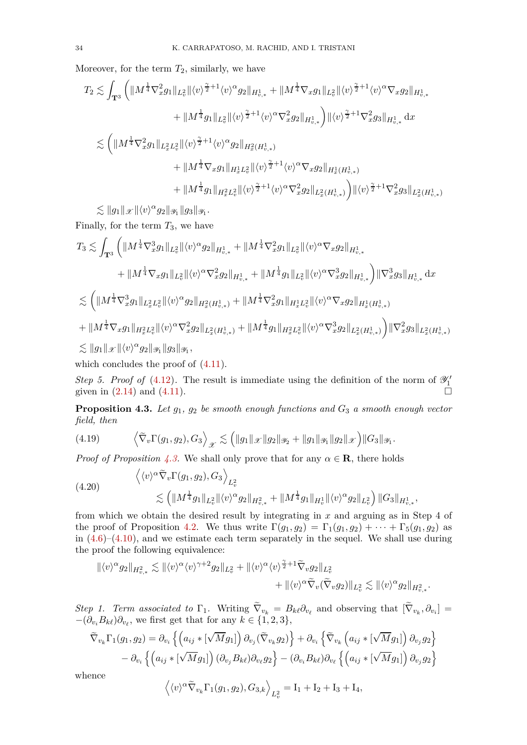Moreover, for the term $T_2$, similarly, we have

$$
\begin{aligned}
T_2 \lesssim \int_{\mathbf{T}^3} \Big( & \|M^{\frac14}\nabla_x^2 g_1\|_{L^2_v} \|\langle v\rangle^{\frac{\gamma}{2}+1}\langle v\rangle^{\alpha} g_2\|_{H^1_{v,*}} + \|M^{\frac14}\nabla_x g_1\|_{L^2_v} \|\langle v\rangle^{\frac{\gamma}{2}+1}\langle v\rangle^{\alpha} \nabla_x g_2\|_{H^1_{v,*}} \\
& + \|M^{\frac14} g_1\|_{L^2_v} \|\langle v\rangle^{\frac{\gamma}{2}+1}\langle v\rangle^{\alpha} \nabla_x^2 g_2\|_{H^1_{v,*}} \Big) \|\langle v\rangle^{\frac{\gamma}{2}+1} \nabla_x^2 g_3\|_{H^1_{v,*}} \, \mathrm{d}x \\
\lesssim \Big( & \|M^{\frac14}\nabla_x^2 g_1\|_{L^2_x L^2_v} \|\langle v\rangle^{\frac{\gamma}{2}+1}\langle v\rangle^{\alpha} g_2\|_{H^2_x(H^1_{v,*})} \\
& + \|M^{\frac14}\nabla_x g_1\|_{H^1_x L^2_v} \|\langle v\rangle^{\frac{\gamma}{2}+1}\langle v\rangle^{\alpha} \nabla_x g_2\|_{H^1_x(H^1_{v,*})} \\
& + \|M^{\frac14} g_1\|_{H^2_x L^2_v} \|\langle v\rangle^{\frac{\gamma}{2}+1}\langle v\rangle^{\alpha} \nabla_x^2 g_2\|_{L^2_x(H^1_{v,*})} \Big) \|\langle v\rangle^{\frac{\gamma}{2}+1} \nabla_x^2 g_3\|_{L^2_x(H^1_{v,*})} \\
\lesssim \; & \|g_1\|_{\mathscr{X}} \|\langle v\rangle^{\alpha} g_2\|_{\mathscr{Y}_1} \|g_3\|_{\mathscr{Y}_1}.
\end{aligned}
$$

Finally, for the term $T_3$, we have

$$
\begin{aligned}
T_3 \lesssim \int_{\mathbf{T}^3} \Big( & \|M^{\frac14}\nabla_x^3 g_1\|_{L^2_v} \|\langle v\rangle^{\alpha} g_2\|_{H^1_{v,*}} + \|M^{\frac14}\nabla_x^2 g_1\|_{L^2_v} \|\langle v\rangle^{\alpha} \nabla_x g_2\|_{H^1_{v,*}} \\
& + \|M^{\frac14}\nabla_x g_1\|_{L^2_v} \|\langle v\rangle^{\alpha} \nabla_x^2 g_2\|_{H^1_{v,*}} + \|M^{\frac14} g_1\|_{L^2_v} \|\langle v\rangle^{\alpha} \nabla_x^3 g_2\|_{H^1_{v,*}} \Big) \|\nabla_x^3 g_3\|_{H^1_{v,*}} \, \mathrm{d}x \\
\lesssim \Big( & \|M^{\frac14}\nabla_x^3 g_1\|_{L^2_x L^2_v} \|\langle v\rangle^{\alpha} g_2\|_{H^2_x(H^1_{v,*})} + \|M^{\frac14}\nabla_x^2 g_1\|_{H^1_x L^2_v} \|\langle v\rangle^{\alpha} \nabla_x g_2\|_{H^1_x(H^1_{v,*})} \\
& + \|M^{\frac14}\nabla_x g_1\|_{H^2_x L^2_v} \|\langle v\rangle^{\alpha} \nabla_x^2 g_2\|_{L^2_x(H^1_{v,*})} + \|M^{\frac14} g_1\|_{H^2_x L^2_v} \|\langle v\rangle^{\alpha} \nabla_x^3 g_2\|_{L^2_x(H^1_{v,*})} \Big) \|\nabla_x^2 g_3\|_{L^2_x(H^1_{v,*})} \\
\lesssim \; & \|g_1\|_{\mathscr{X}} \|\langle v\rangle^{\alpha} g_2\|_{\mathscr{Y}_1} \|g_3\|_{\mathscr{Y}_1},
\end{aligned}
$$

which concludes the proof of (4.11).

*Step 5. Proof of* (4.12). The result is immediate using the definition of the norm of $\mathscr{Y}_1'$ given in (2.14) and (4.11). ∎

**Proposition 4.3.** *Let $g_1$, $g_2$ be smooth enough functions and $G_3$ a smooth enough vector field, then*

$$
\left\langle \widetilde{\nabla}_v \Gamma(g_1, g_2), G_3 \right\rangle_{\mathscr{X}} \lesssim \Big( \|g_1\|_{\mathscr{X}} \|g_2\|_{\mathscr{Y}_2} + \|g_1\|_{\mathscr{Y}_1} \|g_2\|_{\mathscr{X}} \Big) \|G_3\|_{\mathscr{Y}_1}. \tag{4.19}
$$

*Proof of Proposition 4.3.* We shall only prove that for any $\alpha \in \mathbf{R}$, there holds

$$
\begin{aligned}
& \left\langle \langle v\rangle^{\alpha} \widetilde{\nabla}_v \Gamma(g_1, g_2), G_3 \right\rangle_{L^2_v} \\
& \qquad \lesssim \Big( \|M^{\frac14} g_1\|_{L^2_v} \|\langle v\rangle^{\alpha} g_2\|_{H^2_{v,*}} + \|M^{\frac14} g_1\|_{H^1_v} \|\langle v\rangle^{\alpha} g_2\|_{L^2_v} \Big) \|G_3\|_{H^1_{v,*}},
\end{aligned} \tag{4.20}
$$

from which we obtain the desired result by integrating in $x$ and arguing as in Step 4 of the proof of Proposition 4.2. We thus write $\Gamma(g_1, g_2) = \Gamma_1(g_1, g_2) + \cdots + \Gamma_5(g_1, g_2)$ as in (4.6)–(4.10), and we estimate each term separately in the sequel. We shall use during the proof the following equivalence:

$$
\begin{aligned}
\|\langle v\rangle^{\alpha} g_2\|_{H^2_{v,*}} \lesssim \|\langle v\rangle^{\alpha} \langle v\rangle^{\gamma+2} g_2\|_{L^2_v} + \|\langle v\rangle^{\alpha} \langle v\rangle^{\frac{\gamma}{2}+1} \widetilde{\nabla}_v g_2\|_{L^2_v} & \\
+ \|\langle v\rangle^{\alpha} \widetilde{\nabla}_v (\widetilde{\nabla}_v g_2)\|_{L^2_v} \lesssim \|\langle v\rangle^{\alpha} g_2\|_{H^2_{v,*}}. &
\end{aligned}
$$

*Step 1. Term associated to* $\Gamma_1$. Writing $\widetilde{\nabla}_{v_k} = B_{k\ell}\partial_{v_\ell}$ and observing that $[\widetilde{\nabla}_{v_k}, \partial_{v_i}] = -(\partial_{v_i} B_{k\ell})\partial_{v_\ell}$, we first get that for any $k \in \{1,2,3\}$,

$$
\begin{aligned}
\widetilde{\nabla}_{v_k} \Gamma_1(g_1, g_2) = & \, \partial_{v_i} \left\{ \left( a_{ij} * [\sqrt{M} g_1] \right) \partial_{v_j} (\widetilde{\nabla}_{v_k} g_2) \right\} + \partial_{v_i} \left\{ \widetilde{\nabla}_{v_k} \left( a_{ij} * [\sqrt{M} g_1] \right) \partial_{v_j} g_2 \right\} \\
& - \partial_{v_i} \left\{ \left( a_{ij} * [\sqrt{M} g_1] \right) (\partial_{v_j} B_{k\ell}) \partial_{v_\ell} g_2 \right\} - (\partial_{v_i} B_{k\ell}) \partial_{v_\ell} \left\{ \left( a_{ij} * [\sqrt{M} g_1] \right) \partial_{v_j} g_2 \right\}
\end{aligned}
$$

whence

$$
\left\langle \langle v\rangle^{\alpha} \widetilde{\nabla}_{v_k} \Gamma_1(g_1, g_2), G_{3,k} \right\rangle_{L^2_v} = \mathrm{I}_1 + \mathrm{I}_2 + \mathrm{I}_3 + \mathrm{I}_4,
$$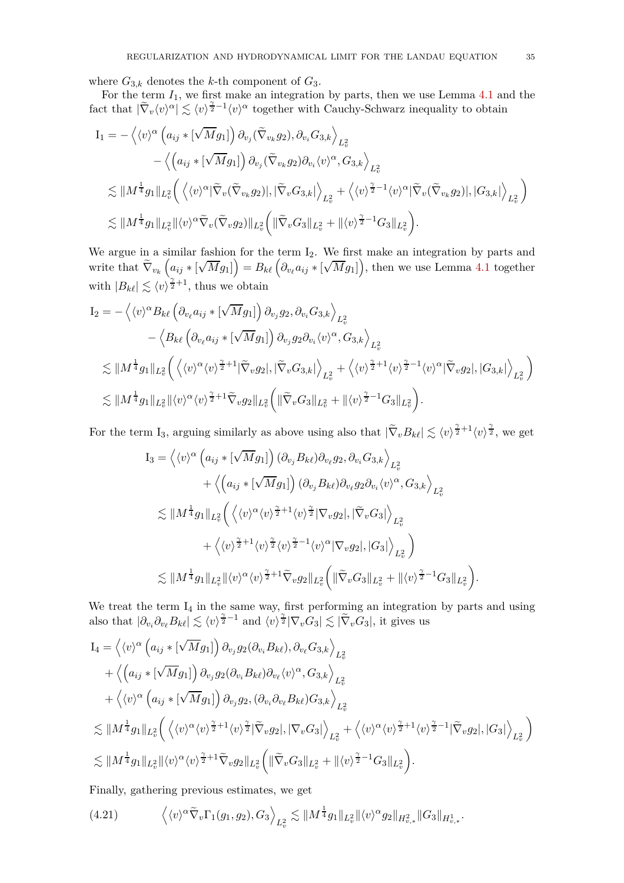where $G_{3,k}$ denotes the $k$-th component of $G_3$.

For the term $I_1$, we first make an integration by parts, then we use Lemma 4.1 and the fact that $|\widetilde{\nabla}_v \langle v\rangle^\alpha| \lesssim \langle v\rangle^{\frac{\gamma}{2}-1}\langle v\rangle^\alpha$ together with Cauchy-Schwarz inequality to obtain

$$
\begin{aligned}
\mathrm{I}_1 = &- \Big\langle \langle v\rangle^\alpha \left(a_{ij} * [\sqrt{M} g_1]\right) \partial_{v_j}(\widetilde{\nabla}_{v_k} g_2), \partial_{v_i} G_{3,k} \Big\rangle_{L^2_v} \\
&\quad - \Big\langle \left(a_{ij} * [\sqrt{M} g_1]\right) \partial_{v_j}(\widetilde{\nabla}_{v_k} g_2) \partial_{v_i} \langle v\rangle^\alpha, G_{3,k} \Big\rangle_{L^2_v} \\
&\lesssim \|M^{\frac14} g_1\|_{L^2_v} \Big( \Big\langle \langle v\rangle^\alpha |\widetilde{\nabla}_v (\widetilde{\nabla}_{v_k} g_2)|, |\widetilde{\nabla}_v G_{3,k}| \Big\rangle_{L^2_v} + \Big\langle \langle v\rangle^{\frac{\gamma}{2}-1}\langle v\rangle^\alpha |\widetilde{\nabla}_v (\widetilde{\nabla}_{v_k} g_2)|, |G_{3,k}| \Big\rangle_{L^2_v} \Big) \\
&\lesssim \|M^{\frac14} g_1\|_{L^2_v} \|\langle v\rangle^\alpha \widetilde{\nabla}_v(\widetilde{\nabla}_v g_2)\|_{L^2_v} \Big( \|\widetilde{\nabla}_v G_3\|_{L^2_v} + \|\langle v\rangle^{\frac{\gamma}{2}-1} G_3\|_{L^2_v} \Big).
\end{aligned}
$$

We argue in a similar fashion for the term $\mathrm{I}_2$. We first make integration by parts and write that $\widetilde{\nabla}_{v_k}\left(a_{ij} * [\sqrt{M} g_1]\right) = B_{k\ell}\left(\partial_{v_\ell} a_{ij} * [\sqrt{M} g_1]\right)$, then we use Lemma 4.1 together with $|B_{k\ell}| \lesssim \langle v\rangle^{\frac{\gamma}{2}+1}$, thus we obtain

$$
\begin{aligned}
\mathrm{I}_2 = &- \Big\langle \langle v\rangle^\alpha B_{k\ell} \left(\partial_{v_\ell} a_{ij} * [\sqrt{M} g_1]\right) \partial_{v_j} g_2, \partial_{v_i} G_{3,k} \Big\rangle_{L^2_v} \\
&\quad - \Big\langle B_{k\ell} \left(\partial_{v_\ell} a_{ij} * [\sqrt{M} g_1]\right) \partial_{v_j} g_2 \partial_{v_i} \langle v\rangle^\alpha, G_{3,k} \Big\rangle_{L^2_v} \\
&\lesssim \|M^{\frac14} g_1\|_{L^2_v} \Big( \Big\langle \langle v\rangle^\alpha \langle v\rangle^{\frac{\gamma}{2}+1} |\widetilde{\nabla}_v g_2|, |\widetilde{\nabla}_v G_{3,k}| \Big\rangle_{L^2_v} + \Big\langle \langle v\rangle^{\frac{\gamma}{2}+1}\langle v\rangle^{\frac{\gamma}{2}-1}\langle v\rangle^\alpha |\widetilde{\nabla}_v g_2|, |G_{3,k}| \Big\rangle_{L^2_v} \Big) \\
&\lesssim \|M^{\frac14} g_1\|_{L^2_v} \|\langle v\rangle^\alpha \langle v\rangle^{\frac{\gamma}{2}+1} \widetilde{\nabla}_v g_2\|_{L^2_v} \Big( \|\widetilde{\nabla}_v G_3\|_{L^2_v} + \|\langle v\rangle^{\frac{\gamma}{2}-1} G_3\|_{L^2_v} \Big).
\end{aligned}
$$

For the term $\mathrm{I}_3$, arguing similarly as above using also that $|\widetilde{\nabla}_v B_{k\ell}| \lesssim \langle v\rangle^{\frac{\gamma}{2}+1}\langle v\rangle^{\frac{\gamma}{2}}$, we get

$$
\begin{aligned}
\mathrm{I}_3 &= \Big\langle \langle v\rangle^\alpha \left(a_{ij} * [\sqrt{M} g_1]\right) (\partial_{v_j} B_{k\ell}) \partial_{v_\ell} g_2, \partial_{v_i} G_{3,k} \Big\rangle_{L^2_v} \\
&\quad + \Big\langle \left(a_{ij} * [\sqrt{M} g_1]\right) (\partial_{v_j} B_{k\ell}) \partial_{v_\ell} g_2 \partial_{v_i} \langle v\rangle^\alpha, G_{3,k} \Big\rangle_{L^2_v} \\
&\lesssim \|M^{\frac14} g_1\|_{L^2_v} \Big( \Big\langle \langle v\rangle^\alpha \langle v\rangle^{\frac{\gamma}{2}+1}\langle v\rangle^{\frac{\gamma}{2}} |\nabla_v g_2|, |\widetilde{\nabla}_v G_3| \Big\rangle_{L^2_v} \\
&\quad + \Big\langle \langle v\rangle^{\frac{\gamma}{2}+1}\langle v\rangle^{\frac{\gamma}{2}}\langle v\rangle^{\frac{\gamma}{2}-1}\langle v\rangle^\alpha |\nabla_v g_2|, |G_3| \Big\rangle_{L^2_v} \Big) \\
&\lesssim \|M^{\frac14} g_1\|_{L^2_v} \|\langle v\rangle^\alpha \langle v\rangle^{\frac{\gamma}{2}+1} \widetilde{\nabla}_v g_2\|_{L^2_v} \Big( \|\widetilde{\nabla}_v G_3\|_{L^2_v} + \|\langle v\rangle^{\frac{\gamma}{2}-1} G_3\|_{L^2_v} \Big).
\end{aligned}
$$

We treat the term $\mathrm{I}_4$ in the same way, first performing an integration by parts and using also that $|\partial_{v_i}\partial_{v_\ell} B_{k\ell}| \lesssim \langle v\rangle^{\frac{\gamma}{2}-1}$ and $\langle v\rangle^{\frac{\gamma}{2}} |\nabla_v G_3| \lesssim |\widetilde{\nabla}_v G_3|$, it gives us

$$
\begin{aligned}
\mathrm{I}_4 &= \Big\langle \langle v\rangle^\alpha \left(a_{ij} * [\sqrt{M} g_1]\right) \partial_{v_j} g_2 (\partial_{v_i} B_{k\ell}), \partial_{v_\ell} G_{3,k} \Big\rangle_{L^2_v} \\
&\quad + \Big\langle \left(a_{ij} * [\sqrt{M} g_1]\right) \partial_{v_j} g_2 (\partial_{v_i} B_{k\ell}) \partial_{v_\ell} \langle v\rangle^\alpha, G_{3,k} \Big\rangle_{L^2_v} \\
&\quad + \Big\langle \langle v\rangle^\alpha \left(a_{ij} * [\sqrt{M} g_1]\right) \partial_{v_j} g_2, (\partial_{v_i}\partial_{v_\ell} B_{k\ell}) G_{3,k} \Big\rangle_{L^2_v} \\
&\lesssim \|M^{\frac14} g_1\|_{L^2_v} \Big( \Big\langle \langle v\rangle^\alpha \langle v\rangle^{\frac{\gamma}{2}+1}\langle v\rangle^{\frac{\gamma}{2}} |\widetilde{\nabla}_v g_2|, |\nabla_v G_3| \Big\rangle_{L^2_v} + \Big\langle \langle v\rangle^\alpha \langle v\rangle^{\frac{\gamma}{2}+1}\langle v\rangle^{\frac{\gamma}{2}-1} |\widetilde{\nabla}_v g_2|, |G_3| \Big\rangle_{L^2_v} \Big) \\
&\lesssim \|M^{\frac14} g_1\|_{L^2_v} \|\langle v\rangle^\alpha \langle v\rangle^{\frac{\gamma}{2}+1} \widetilde{\nabla}_v g_2\|_{L^2_v} \Big( \|\widetilde{\nabla}_v G_3\|_{L^2_v} + \|\langle v\rangle^{\frac{\gamma}{2}-1} G_3\|_{L^2_v} \Big).
\end{aligned}
$$

Finally, gathering previous estimates, we get

$$
\Big\langle \langle v\rangle^\alpha \widetilde{\nabla}_v \Gamma_1(g_1, g_2), G_3 \Big\rangle_{L^2_v} \lesssim \|M^{\frac14} g_1\|_{L^2_v} \|\langle v\rangle^\alpha g_2\|_{H^2_{v,*}} \|G_3\|_{H^1_{v,*}}. \tag{4.21}
$$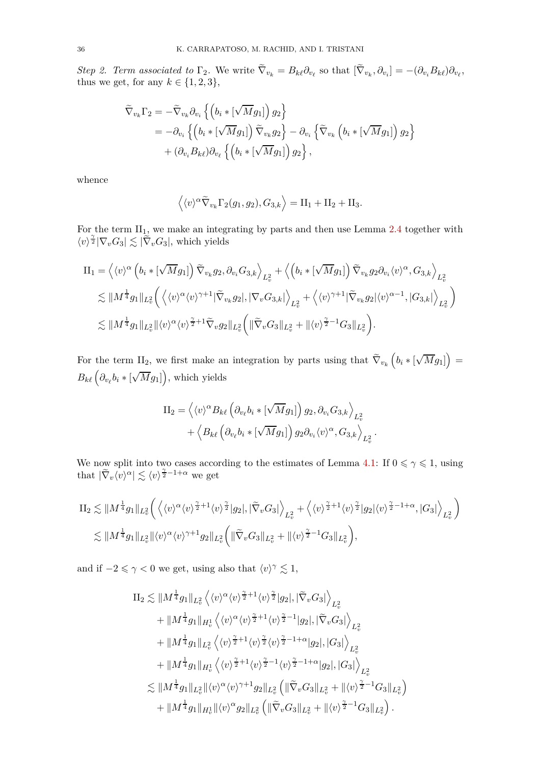*Step 2. Term associated to* $\Gamma_2$. We write $\widetilde\nabla_{v_k} = B_{k\ell}\partial_{v_\ell}$ so that $[\widetilde\nabla_{v_k}, \partial_{v_i}] = -(\partial_{v_i} B_{k\ell})\partial_{v_\ell}$, thus we get, for any $k \in \{1,2,3\}$,

$$
\begin{aligned}
\widetilde\nabla_{v_k}\Gamma_2 &= -\widetilde\nabla_{v_k}\partial_{v_i}\left\{\left(b_i * [\sqrt{M}g_1]\right) g_2\right\} \\
&= -\partial_{v_i}\left\{\left(b_i * [\sqrt{M}g_1]\right)\widetilde\nabla_{v_k} g_2\right\} - \partial_{v_i}\left\{\widetilde\nabla_{v_k}\left(b_i * [\sqrt{M}g_1]\right) g_2\right\} \\
&\quad + (\partial_{v_i} B_{k\ell})\partial_{v_\ell}\left\{\left(b_i * [\sqrt{M}g_1]\right) g_2\right\},
\end{aligned}
$$

whence

$$
\left\langle \langle v\rangle^\alpha \widetilde\nabla_{v_k}\Gamma_2(g_1,g_2), G_{3,k}\right\rangle = \mathrm{II}_1 + \mathrm{II}_2 + \mathrm{II}_3.
$$

For the term $\mathrm{II}_1$, we make an integrating by parts and then use Lemma 2.4 together with $\langle v\rangle^{\frac{\gamma}{2}}|\nabla_v G_3| \lesssim |\widetilde\nabla_v G_3|$, which yields

$$
\begin{aligned}
\mathrm{II}_1 &= \left\langle \langle v\rangle^\alpha \left(b_i * [\sqrt{M}g_1]\right)\widetilde\nabla_{v_k} g_2, \partial_{v_i} G_{3,k}\right\rangle_{L^2_v} + \left\langle \left(b_i * [\sqrt{M}g_1]\right)\widetilde\nabla_{v_k} g_2 \partial_{v_i}\langle v\rangle^\alpha, G_{3,k}\right\rangle_{L^2_v} \\
&\lesssim \|M^{\frac14} g_1\|_{L^2_v}\bigg( \left\langle \langle v\rangle^\alpha \langle v\rangle^{\gamma+1}|\widetilde\nabla_{v_k} g_2|, |\nabla_v G_{3,k}|\right\rangle_{L^2_v} + \left\langle \langle v\rangle^{\gamma+1}|\widetilde\nabla_{v_k} g_2|\langle v\rangle^{\alpha-1}, |G_{3,k}|\right\rangle_{L^2_v}\bigg) \\
&\lesssim \|M^{\frac14} g_1\|_{L^2_v}\|\langle v\rangle^\alpha\langle v\rangle^{\frac{\gamma}{2}+1}\widetilde\nabla_v g_2\|_{L^2_v}\bigg(\|\widetilde\nabla_v G_3\|_{L^2_v} + \|\langle v\rangle^{\frac{\gamma}{2}-1} G_3\|_{L^2_v}\bigg).
\end{aligned}
$$

For the term $\mathrm{II}_2$, we first make an integration by parts using that $\widetilde\nabla_{v_k}\left(b_i * [\sqrt{M}g_1]\right) = B_{k\ell}\left(\partial_{v_\ell} b_i * [\sqrt{M}g_1]\right)$, which yields

$$
\begin{aligned}
\mathrm{II}_2 &= \left\langle \langle v\rangle^\alpha B_{k\ell}\left(\partial_{v_\ell} b_i * [\sqrt{M}g_1]\right) g_2, \partial_{v_i} G_{3,k}\right\rangle_{L^2_v} \\
&\quad + \left\langle B_{k\ell}\left(\partial_{v_\ell} b_i * [\sqrt{M}g_1]\right) g_2 \partial_{v_i}\langle v\rangle^\alpha, G_{3,k}\right\rangle_{L^2_v}.
\end{aligned}
$$

We now split into two cases according to the estimates of Lemma 4.1: If $0 \leqslant \gamma \leqslant 1$, using that $|\widetilde\nabla_v\langle v\rangle^\alpha| \lesssim \langle v\rangle^{\frac{\gamma}{2}-1+\alpha}$ we get

$$
\begin{aligned}
\mathrm{II}_2 &\lesssim \|M^{\frac14} g_1\|_{L^2_v}\bigg( \left\langle \langle v\rangle^\alpha\langle v\rangle^{\frac{\gamma}{2}+1}\langle v\rangle^{\frac{\gamma}{2}}|g_2|, |\widetilde\nabla_v G_3|\right\rangle_{L^2_v} + \left\langle \langle v\rangle^{\frac{\gamma}{2}+1}\langle v\rangle^{\frac{\gamma}{2}}|g_2|\langle v\rangle^{\frac{\gamma}{2}-1+\alpha}, |G_3|\right\rangle_{L^2_v}\bigg) \\
&\lesssim \|M^{\frac14} g_1\|_{L^2_v}\|\langle v\rangle^\alpha\langle v\rangle^{\gamma+1} g_2\|_{L^2_v}\bigg(\|\widetilde\nabla_v G_3\|_{L^2_v} + \|\langle v\rangle^{\frac{\gamma}{2}-1} G_3\|_{L^2_v}\bigg),
\end{aligned}
$$

and if $-2 \leqslant \gamma < 0$ we get, using also that $\langle v\rangle^\gamma \lesssim 1$,

$$
\begin{aligned}
\mathrm{II}_2 &\lesssim \|M^{\frac14} g_1\|_{L^2_v}\left\langle \langle v\rangle^\alpha\langle v\rangle^{\frac{\gamma}{2}+1}\langle v\rangle^{\frac{\gamma}{2}}|g_2|, |\widetilde\nabla_v G_3|\right\rangle_{L^2_v} \\
&\quad + \|M^{\frac14} g_1\|_{H^1_v}\left\langle \langle v\rangle^\alpha\langle v\rangle^{\frac{\gamma}{2}+1}\langle v\rangle^{\frac{\gamma}{2}-1}|g_2|, |\widetilde\nabla_v G_3|\right\rangle_{L^2_v} \\
&\quad + \|M^{\frac14} g_1\|_{L^2_v}\left\langle \langle v\rangle^{\frac{\gamma}{2}+1}\langle v\rangle^{\frac{\gamma}{2}}\langle v\rangle^{\frac{\gamma}{2}-1+\alpha}|g_2|, |G_3|\right\rangle_{L^2_v} \\
&\quad + \|M^{\frac14} g_1\|_{H^1_v}\left\langle \langle v\rangle^{\frac{\gamma}{2}+1}\langle v\rangle^{\frac{\gamma}{2}-1}\langle v\rangle^{\frac{\gamma}{2}-1+\alpha}|g_2|, |G_3|\right\rangle_{L^2_v} \\
&\lesssim \|M^{\frac14} g_1\|_{L^2_v}\|\langle v\rangle^\alpha\langle v\rangle^{\gamma+1} g_2\|_{L^2_v}\left(\|\widetilde\nabla_v G_3\|_{L^2_v} + \|\langle v\rangle^{\frac{\gamma}{2}-1} G_3\|_{L^2_v}\right) \\
&\quad + \|M^{\frac14} g_1\|_{H^1_v}\|\langle v\rangle^\alpha g_2\|_{L^2_v}\left(\|\widetilde\nabla_v G_3\|_{L^2_v} + \|\langle v\rangle^{\frac{\gamma}{2}-1} G_3\|_{L^2_v}\right).
\end{aligned}
$$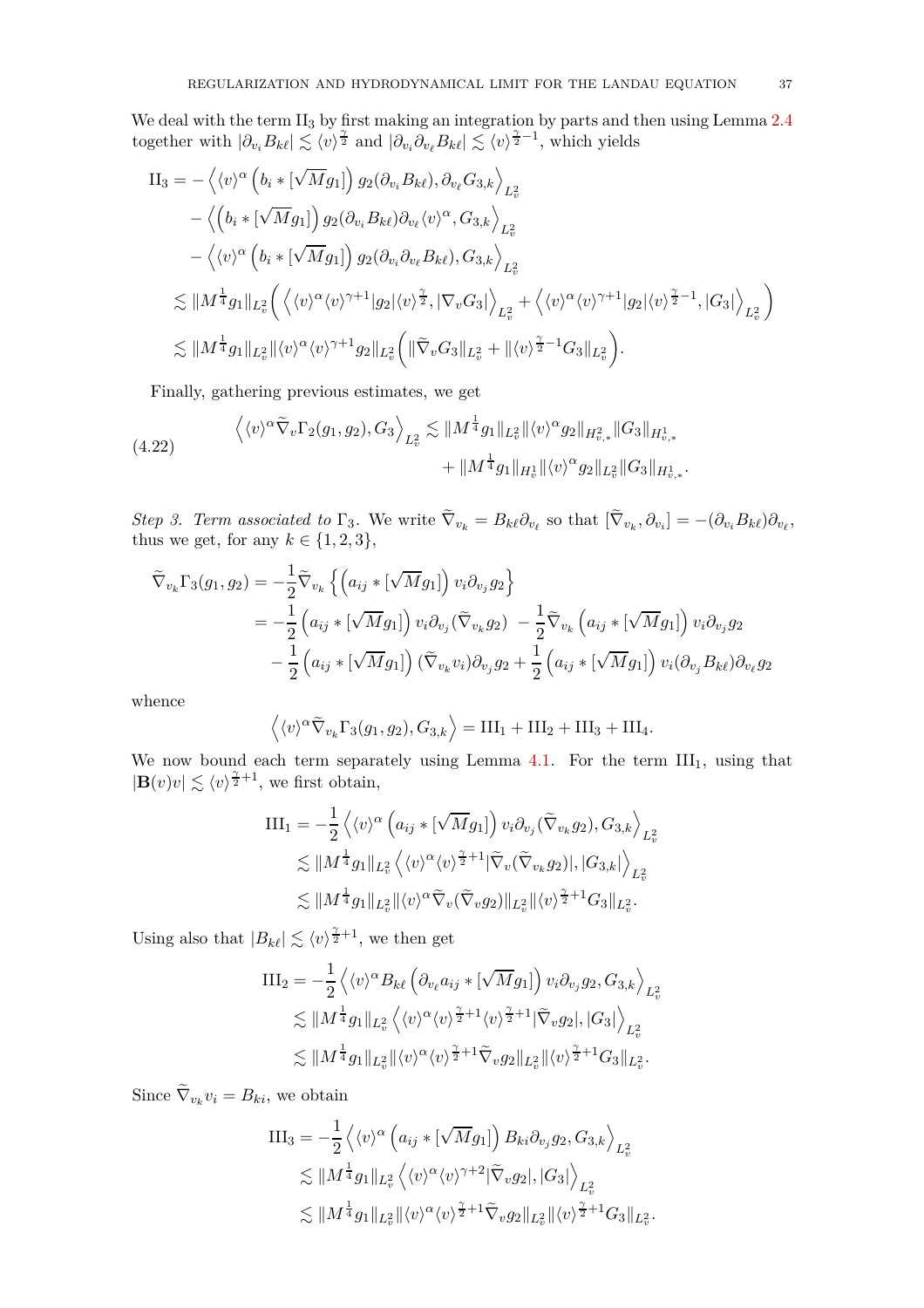We deal with the term $\mathrm{II}_3$ by first making an integration by parts and then using Lemma 2.4 together with $|\partial_{v_i} B_{k\ell}| \lesssim \langle v\rangle^{\frac{\gamma}{2}}$ and $|\partial_{v_i}\partial_{v_\ell} B_{k\ell}| \lesssim \langle v\rangle^{\frac{\gamma}{2}-1}$, which yields

$$
\begin{aligned}
\mathrm{II}_3 &= -\left\langle \langle v\rangle^\alpha \left(b_i * [\sqrt{M} g_1]\right) g_2 (\partial_{v_i} B_{k\ell}), \partial_{v_\ell} G_{3,k}\right\rangle_{L^2_v} \\
&\quad - \left\langle \left(b_i * [\sqrt{M} g_1]\right) g_2 (\partial_{v_i} B_{k\ell}) \partial_{v_\ell} \langle v\rangle^\alpha, G_{3,k}\right\rangle_{L^2_v} \\
&\quad - \left\langle \langle v\rangle^\alpha \left(b_i * [\sqrt{M} g_1]\right) g_2 (\partial_{v_i}\partial_{v_\ell} B_{k\ell}), G_{3,k}\right\rangle_{L^2_v} \\
&\lesssim \|M^{\frac14} g_1\|_{L^2_v} \left( \left\langle \langle v\rangle^\alpha \langle v\rangle^{\gamma+1} |g_2| \langle v\rangle^{\frac{\gamma}{2}}, |\nabla_v G_3|\right\rangle_{L^2_v} + \left\langle \langle v\rangle^\alpha \langle v\rangle^{\gamma+1} |g_2| \langle v\rangle^{\frac{\gamma}{2}-1}, |G_3|\right\rangle_{L^2_v} \right) \\
&\lesssim \|M^{\frac14} g_1\|_{L^2_v} \|\langle v\rangle^\alpha \langle v\rangle^{\gamma+1} g_2\|_{L^2_v} \left( \|\widetilde\nabla_v G_3\|_{L^2_v} + \|\langle v\rangle^{\frac{\gamma}{2}-1} G_3\|_{L^2_v} \right).
\end{aligned}
$$

Finally, gathering previous estimates, we get

$$
\begin{aligned}
\left\langle \langle v\rangle^\alpha \widetilde\nabla_v \Gamma_2(g_1,g_2), G_3\right\rangle_{L^2_v} &\lesssim \|M^{\frac14} g_1\|_{L^2_v} \|\langle v\rangle^\alpha g_2\|_{H^2_{v,*}} \|G_3\|_{H^1_{v,*}} \\
&\quad + \|M^{\frac14} g_1\|_{H^1_v} \|\langle v\rangle^\alpha g_2\|_{L^2_v} \|G_3\|_{H^1_{v,*}}.
\end{aligned} \tag{4.22}
$$

*Step 3. Term associated to* $\Gamma_3$. We write $\widetilde\nabla_{v_k} = B_{k\ell}\partial_{v_\ell}$ so that $[\widetilde\nabla_{v_k}, \partial_{v_i}] = -(\partial_{v_i} B_{k\ell})\partial_{v_\ell}$, thus we get, for any $k \in \{1,2,3\}$,

$$
\begin{aligned}
\widetilde\nabla_{v_k} \Gamma_3(g_1,g_2) &= -\frac12 \widetilde\nabla_{v_k} \left\{ \left(a_{ij} * [\sqrt{M} g_1]\right) v_i \partial_{v_j} g_2 \right\} \\
&= -\frac12 \left(a_{ij} * [\sqrt{M} g_1]\right) v_i \partial_{v_j} (\widetilde\nabla_{v_k} g_2) \; - \frac12 \widetilde\nabla_{v_k} \left(a_{ij} * [\sqrt{M} g_1]\right) v_i \partial_{v_j} g_2 \\
&\quad - \frac12 \left(a_{ij} * [\sqrt{M} g_1]\right) (\widetilde\nabla_{v_k} v_i) \partial_{v_j} g_2 + \frac12 \left(a_{ij} * [\sqrt{M} g_1]\right) v_i (\partial_{v_j} B_{k\ell}) \partial_{v_\ell} g_2
\end{aligned}
$$

whence

$$
\left\langle \langle v\rangle^\alpha \widetilde\nabla_{v_k} \Gamma_3(g_1,g_2), G_{3,k}\right\rangle = \mathrm{III}_1 + \mathrm{III}_2 + \mathrm{III}_3 + \mathrm{III}_4.
$$

We now bound each term separately using Lemma 4.1. For the term $\mathrm{III}_1$, using that $|\mathbf{B}(v) v| \lesssim \langle v\rangle^{\frac{\gamma}{2}+1}$, we first obtain,

$$
\begin{aligned}
\mathrm{III}_1 &= -\frac12 \left\langle \langle v\rangle^\alpha \left(a_{ij} * [\sqrt{M} g_1]\right) v_i \partial_{v_j} (\widetilde\nabla_{v_k} g_2), G_{3,k}\right\rangle_{L^2_v} \\
&\lesssim \|M^{\frac14} g_1\|_{L^2_v} \left\langle \langle v\rangle^\alpha \langle v\rangle^{\frac{\gamma}{2}+1} |\widetilde\nabla_v (\widetilde\nabla_{v_k} g_2)|, |G_{3,k}|\right\rangle_{L^2_v} \\
&\lesssim \|M^{\frac14} g_1\|_{L^2_v} \|\langle v\rangle^\alpha \widetilde\nabla_v (\widetilde\nabla_v g_2)\|_{L^2_v} \|\langle v\rangle^{\frac{\gamma}{2}+1} G_3\|_{L^2_v}.
\end{aligned}
$$

Using also that $|B_{k\ell}| \lesssim \langle v\rangle^{\frac{\gamma}{2}+1}$, we then get

$$
\begin{aligned}
\mathrm{III}_2 &= -\frac12 \left\langle \langle v\rangle^\alpha B_{k\ell} \left(\partial_{v_\ell} a_{ij} * [\sqrt{M} g_1]\right) v_i \partial_{v_j} g_2, G_{3,k}\right\rangle_{L^2_v} \\
&\lesssim \|M^{\frac14} g_1\|_{L^2_v} \left\langle \langle v\rangle^\alpha \langle v\rangle^{\frac{\gamma}{2}+1} \langle v\rangle^{\frac{\gamma}{2}+1} |\widetilde\nabla_v g_2|, |G_3|\right\rangle_{L^2_v} \\
&\lesssim \|M^{\frac14} g_1\|_{L^2_v} \|\langle v\rangle^\alpha \langle v\rangle^{\frac{\gamma}{2}+1} \widetilde\nabla_v g_2\|_{L^2_v} \|\langle v\rangle^{\frac{\gamma}{2}+1} G_3\|_{L^2_v}.
\end{aligned}
$$

Since $\widetilde\nabla_{v_k} v_i = B_{ki}$, we obtain

$$
\begin{aligned}
\mathrm{III}_3 &= -\frac12 \left\langle \langle v\rangle^\alpha \left(a_{ij} * [\sqrt{M} g_1]\right) B_{ki} \partial_{v_j} g_2, G_{3,k}\right\rangle_{L^2_v} \\
&\lesssim \|M^{\frac14} g_1\|_{L^2_v} \left\langle \langle v\rangle^\alpha \langle v\rangle^{\gamma+2} |\widetilde\nabla_v g_2|, |G_3|\right\rangle_{L^2_v} \\
&\lesssim \|M^{\frac14} g_1\|_{L^2_v} \|\langle v\rangle^\alpha \langle v\rangle^{\frac{\gamma}{2}+1} \widetilde\nabla_v g_2\|_{L^2_v} \|\langle v\rangle^{\frac{\gamma}{2}+1} G_3\|_{L^2_v}.
\end{aligned}
$$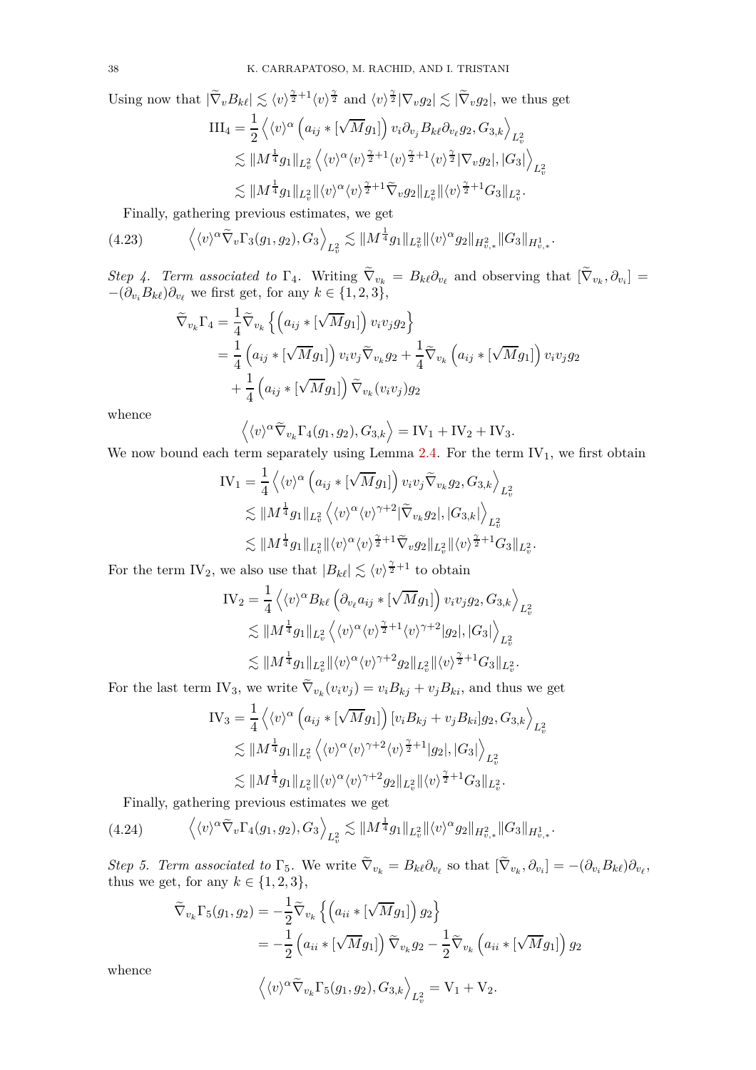Using now that $|\widetilde{\nabla}_v B_{k\ell}| \lesssim \langle v\rangle^{\frac{\gamma}{2}+1}\langle v\rangle^{\frac{\gamma}{2}}$ and $\langle v\rangle^{\frac{\gamma}{2}}|\nabla_v g_2| \lesssim |\widetilde{\nabla}_v g_2|$, we thus get

$$
\begin{aligned}
\mathrm{III}_4 &= \frac{1}{2}\left\langle \langle v\rangle^\alpha \left(a_{ij} * [\sqrt{M}g_1]\right) v_i \partial_{v_j} B_{k\ell}\partial_{v_\ell} g_2, G_{3,k}\right\rangle_{L^2_v} \\
&\lesssim \|M^{\frac14}g_1\|_{L^2_v}\left\langle \langle v\rangle^\alpha \langle v\rangle^{\frac{\gamma}{2}+1}\langle v\rangle^{\frac{\gamma}{2}+1}\langle v\rangle^{\frac{\gamma}{2}}|\nabla_v g_2|, |G_3|\right\rangle_{L^2_v} \\
&\lesssim \|M^{\frac14}g_1\|_{L^2_v}\|\langle v\rangle^\alpha\langle v\rangle^{\frac{\gamma}{2}+1}\widetilde{\nabla}_v g_2\|_{L^2_v}\|\langle v\rangle^{\frac{\gamma}{2}+1}G_3\|_{L^2_v}.
\end{aligned}
$$

Finally, gathering previous estimates, we get

$$
\left\langle \langle v\rangle^\alpha \widetilde{\nabla}_v \Gamma_3(g_1,g_2), G_3\right\rangle_{L^2_v} \lesssim \|M^{\frac14}g_1\|_{L^2_v}\|\langle v\rangle^\alpha g_2\|_{H^2_{v,*}}\|G_3\|_{H^1_{v,*}}. \tag{4.23}
$$

*Step 4. Term associated to* $\Gamma_4$. Writing $\widetilde{\nabla}_{v_k} = B_{k\ell}\partial_{v_\ell}$ and observing that $[\widetilde{\nabla}_{v_k}, \partial_{v_i}] = -(\partial_{v_i}B_{k\ell})\partial_{v_\ell}$ we first get, for any $k \in \{1,2,3\}$,

$$
\begin{aligned}
\widetilde{\nabla}_{v_k}\Gamma_4 &= \frac14 \widetilde{\nabla}_{v_k}\left\{\left(a_{ij} * [\sqrt{M}g_1]\right) v_i v_j g_2\right\} \\
&= \frac14\left(a_{ij} * [\sqrt{M}g_1]\right) v_i v_j \widetilde{\nabla}_{v_k} g_2 + \frac14 \widetilde{\nabla}_{v_k}\left(a_{ij} * [\sqrt{M}g_1]\right) v_i v_j g_2 \\
&\quad + \frac14\left(a_{ij} * [\sqrt{M}g_1]\right)\widetilde{\nabla}_{v_k}(v_i v_j) g_2
\end{aligned}
$$

whence

$$
\left\langle \langle v\rangle^\alpha \widetilde{\nabla}_{v_k}\Gamma_4(g_1,g_2), G_{3,k}\right\rangle = \mathrm{IV}_1 + \mathrm{IV}_2 + \mathrm{IV}_3.
$$

We now bound each term separately using Lemma 2.4. For the term $\mathrm{IV}_1$, we first obtain

$$
\begin{aligned}
\mathrm{IV}_1 &= \frac14\left\langle \langle v\rangle^\alpha\left(a_{ij} * [\sqrt{M}g_1]\right) v_i v_j \widetilde{\nabla}_{v_k} g_2, G_{3,k}\right\rangle_{L^2_v} \\
&\lesssim \|M^{\frac14}g_1\|_{L^2_v}\left\langle \langle v\rangle^\alpha\langle v\rangle^{\gamma+2}|\widetilde{\nabla}_{v_k}g_2|, |G_{3,k}|\right\rangle_{L^2_v} \\
&\lesssim \|M^{\frac14}g_1\|_{L^2_v}\|\langle v\rangle^\alpha\langle v\rangle^{\frac{\gamma}{2}+1}\widetilde{\nabla}_v g_2\|_{L^2_v}\|\langle v\rangle^{\frac{\gamma}{2}+1}G_3\|_{L^2_v}.
\end{aligned}
$$

For the term $\mathrm{IV}_2$, we also use that $|B_{k\ell}| \lesssim \langle v\rangle^{\frac{\gamma}{2}+1}$ to obtain

$$
\begin{aligned}
\mathrm{IV}_2 &= \frac14\left\langle \langle v\rangle^\alpha B_{k\ell}\left(\partial_{v_\ell}a_{ij} * [\sqrt{M}g_1]\right) v_i v_j g_2, G_{3,k}\right\rangle_{L^2_v} \\
&\lesssim \|M^{\frac14}g_1\|_{L^2_v}\left\langle \langle v\rangle^\alpha\langle v\rangle^{\frac{\gamma}{2}+1}\langle v\rangle^{\gamma+2}|g_2|, |G_3|\right\rangle_{L^2_v} \\
&\lesssim \|M^{\frac14}g_1\|_{L^2_v}\|\langle v\rangle^\alpha\langle v\rangle^{\gamma+2}g_2\|_{L^2_v}\|\langle v\rangle^{\frac{\gamma}{2}+1}G_3\|_{L^2_v}.
\end{aligned}
$$

For the last term $\mathrm{IV}_3$, we write $\widetilde{\nabla}_{v_k}(v_i v_j) = v_i B_{kj} + v_j B_{ki}$, and thus we get

$$
\begin{aligned}
\mathrm{IV}_3 &= \frac14\left\langle \langle v\rangle^\alpha\left(a_{ij} * [\sqrt{M}g_1]\right)[v_i B_{kj} + v_j B_{ki}]g_2, G_{3,k}\right\rangle_{L^2_v} \\
&\lesssim \|M^{\frac14}g_1\|_{L^2_v}\left\langle \langle v\rangle^\alpha\langle v\rangle^{\gamma+2}\langle v\rangle^{\frac{\gamma}{2}+1}|g_2|, |G_3|\right\rangle_{L^2_v} \\
&\lesssim \|M^{\frac14}g_1\|_{L^2_v}\|\langle v\rangle^\alpha\langle v\rangle^{\gamma+2}g_2\|_{L^2_v}\|\langle v\rangle^{\frac{\gamma}{2}+1}G_3\|_{L^2_v}.
\end{aligned}
$$

Finally, gathering previous estimates we get

$$
\left\langle \langle v\rangle^\alpha \widetilde{\nabla}_v \Gamma_4(g_1,g_2), G_3\right\rangle_{L^2_v} \lesssim \|M^{\frac14}g_1\|_{L^2_v}\|\langle v\rangle^\alpha g_2\|_{H^2_{v,*}}\|G_3\|_{H^1_{v,*}}. \tag{4.24}
$$

*Step 5. Term associated to* $\Gamma_5$. We write $\widetilde{\nabla}_{v_k} = B_{k\ell}\partial_{v_\ell}$ so that $[\widetilde{\nabla}_{v_k}, \partial_{v_i}] = -(\partial_{v_i}B_{k\ell})\partial_{v_\ell}$, thus we get, for any $k \in \{1,2,3\}$,

$$
\begin{aligned}
\widetilde{\nabla}_{v_k}\Gamma_5(g_1,g_2) &= -\frac12 \widetilde{\nabla}_{v_k}\left\{\left(a_{ii} * [\sqrt{M}g_1]\right) g_2\right\} \\
&= -\frac12\left(a_{ii} * [\sqrt{M}g_1]\right)\widetilde{\nabla}_{v_k} g_2 - \frac12 \widetilde{\nabla}_{v_k}\left(a_{ii} * [\sqrt{M}g_1]\right) g_2
\end{aligned}
$$

whence

$$
\left\langle \langle v\rangle^\alpha \widetilde{\nabla}_{v_k}\Gamma_5(g_1,g_2), G_{3,k}\right\rangle_{L^2_v} = \mathrm{V}_1 + \mathrm{V}_2.
$$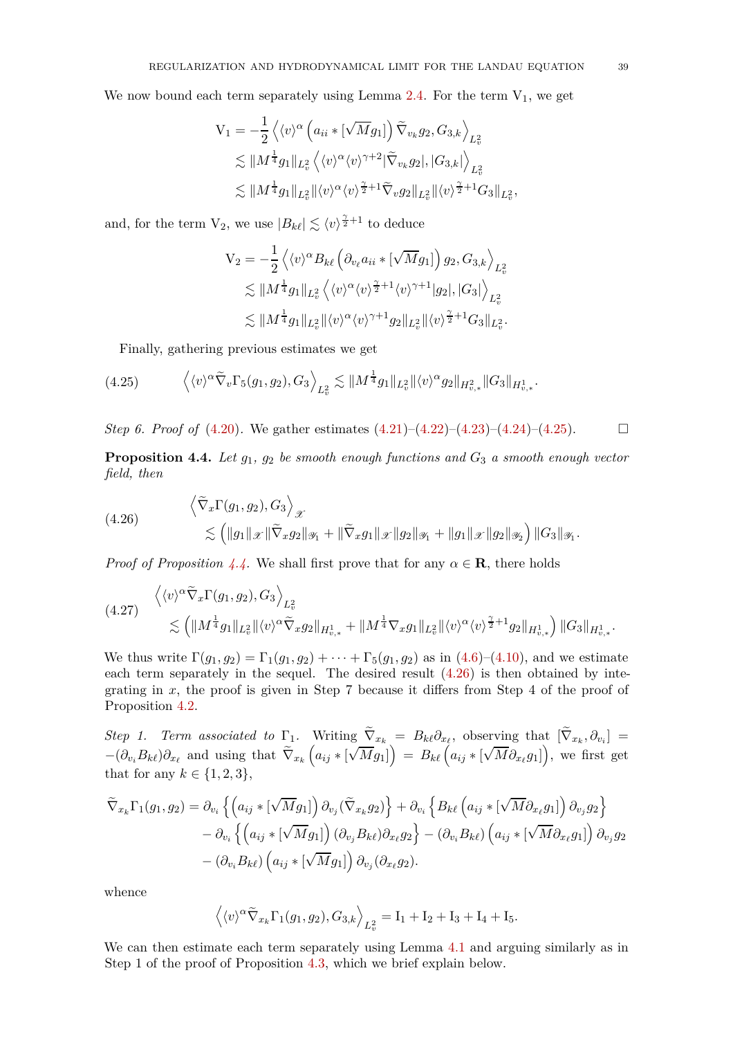We now bound each term separately using Lemma 2.4. For the term $\mathrm{V}_1$, we get

$$
\begin{aligned}
\mathrm{V}_1 &= -\frac{1}{2}\left\langle \langle v\rangle^\alpha \left(a_{ii} * [\sqrt{M} g_1]\right) \widetilde{\nabla}_{v_k} g_2, G_{3,k}\right\rangle_{L^2_v} \\
&\lesssim \|M^{\frac14} g_1\|_{L^2_v} \left\langle \langle v\rangle^\alpha \langle v\rangle^{\gamma+2} |\widetilde{\nabla}_{v_k} g_2|, |G_{3,k}|\right\rangle_{L^2_v} \\
&\lesssim \|M^{\frac14} g_1\|_{L^2_v} \|\langle v\rangle^\alpha \langle v\rangle^{\frac{\gamma}{2}+1} \widetilde{\nabla}_v g_2\|_{L^2_v} \|\langle v\rangle^{\frac{\gamma}{2}+1} G_3\|_{L^2_v},
\end{aligned}
$$

and, for the term $\mathrm{V}_2$, we use $|B_{k\ell}| \lesssim \langle v\rangle^{\frac{\gamma}{2}+1}$ to deduce

$$
\begin{aligned}
\mathrm{V}_2 &= -\frac{1}{2}\left\langle \langle v\rangle^\alpha B_{k\ell} \left(\partial_{v_\ell} a_{ii} * [\sqrt{M} g_1]\right) g_2, G_{3,k}\right\rangle_{L^2_v} \\
&\lesssim \|M^{\frac14} g_1\|_{L^2_v} \left\langle \langle v\rangle^\alpha \langle v\rangle^{\frac{\gamma}{2}+1} \langle v\rangle^{\gamma+1} |g_2|, |G_3|\right\rangle_{L^2_v} \\
&\lesssim \|M^{\frac14} g_1\|_{L^2_v} \|\langle v\rangle^\alpha \langle v\rangle^{\gamma+1} g_2\|_{L^2_v} \|\langle v\rangle^{\frac{\gamma}{2}+1} G_3\|_{L^2_v}.
\end{aligned}
$$

Finally, gathering previous estimates we get

$$
\left\langle \langle v\rangle^\alpha \widetilde{\nabla}_v \Gamma_5(g_1, g_2), G_3\right\rangle_{L^2_v} \lesssim \|M^{\frac14} g_1\|_{L^2_v} \|\langle v\rangle^\alpha g_2\|_{H^2_{v,*}} \|G_3\|_{H^1_{v,*}}. \tag{4.25}
$$

*Step 6. Proof of* (4.20). We gather estimates (4.21)–(4.22)–(4.23)–(4.24)–(4.25). $\square$

**Proposition 4.4.** *Let $g_1$, $g_2$ be smooth enough functions and $G_3$ a smooth enough vector field, then*

$$
\begin{aligned}
&\left\langle \widetilde{\nabla}_x \Gamma(g_1, g_2), G_3\right\rangle_{\mathscr{X}} \\
&\qquad \lesssim \left(\|g_1\|_{\mathscr{X}} \|\widetilde{\nabla}_x g_2\|_{\mathscr{Y}_1} + \|\widetilde{\nabla}_x g_1\|_{\mathscr{X}} \|g_2\|_{\mathscr{Y}_1} + \|g_1\|_{\mathscr{X}} \|g_2\|_{\mathscr{Y}_2}\right) \|G_3\|_{\mathscr{Y}_1}.
\end{aligned} \tag{4.26}
$$

*Proof of Proposition 4.4.* We shall first prove that for any $\alpha \in \mathbf{R}$, there holds

$$
\begin{aligned}
&\left\langle \langle v\rangle^\alpha \widetilde{\nabla}_x \Gamma(g_1, g_2), G_3\right\rangle_{L^2_v} \\
&\qquad \lesssim \left(\|M^{\frac14} g_1\|_{L^2_v} \|\langle v\rangle^\alpha \widetilde{\nabla}_x g_2\|_{H^1_{v,*}} + \|M^{\frac14} \nabla_x g_1\|_{L^2_v} \|\langle v\rangle^\alpha \langle v\rangle^{\frac{\gamma}{2}+1} g_2\|_{H^1_{v,*}}\right) \|G_3\|_{H^1_{v,*}}.
\end{aligned} \tag{4.27}
$$

We thus write $\Gamma(g_1, g_2) = \Gamma_1(g_1, g_2) + \cdots + \Gamma_5(g_1, g_2)$ as in (4.6)–(4.10), and we estimate each term separately in the sequel. The desired result (4.26) is then obtained by integrating in $x$, the proof is given in Step 7 because it differs from Step 4 of the proof of Proposition 4.2.

*Step 1. Term associated to $\Gamma_1$.* Writing $\widetilde{\nabla}_{x_k} = B_{k\ell} \partial_{x_\ell}$, observing that $[\widetilde{\nabla}_{x_k}, \partial_{v_i}] = -(\partial_{v_i} B_{k\ell}) \partial_{x_\ell}$ and using that $\widetilde{\nabla}_{x_k}\left(a_{ij} * [\sqrt{M} g_1]\right) = B_{k\ell}\left(a_{ij} * [\sqrt{M} \partial_{x_\ell} g_1]\right)$, we first get that for any $k \in \{1, 2, 3\}$,

$$
\begin{aligned}
\widetilde{\nabla}_{x_k} \Gamma_1(g_1, g_2) &= \partial_{v_i}\left\{\left(a_{ij} * [\sqrt{M} g_1]\right) \partial_{v_j}(\widetilde{\nabla}_{x_k} g_2)\right\} + \partial_{v_i}\left\{B_{k\ell}\left(a_{ij} * [\sqrt{M} \partial_{x_\ell} g_1]\right) \partial_{v_j} g_2\right\} \\
&\quad - \partial_{v_i}\left\{\left(a_{ij} * [\sqrt{M} g_1]\right) (\partial_{v_j} B_{k\ell}) \partial_{x_\ell} g_2\right\} - (\partial_{v_i} B_{k\ell})\left(a_{ij} * [\sqrt{M} \partial_{x_\ell} g_1]\right) \partial_{v_j} g_2 \\
&\quad - (\partial_{v_i} B_{k\ell})\left(a_{ij} * [\sqrt{M} g_1]\right) \partial_{v_j}(\partial_{x_\ell} g_2).
\end{aligned}
$$

whence

$$
\left\langle \langle v\rangle^\alpha \widetilde{\nabla}_{x_k} \Gamma_1(g_1, g_2), G_{3,k}\right\rangle_{L^2_v} = \mathrm{I}_1 + \mathrm{I}_2 + \mathrm{I}_3 + \mathrm{I}_4 + \mathrm{I}_5.
$$

We can then estimate each term separately using Lemma 4.1 and arguing similarly as in Step 1 of the proof of Proposition 4.3, which we brief explain below.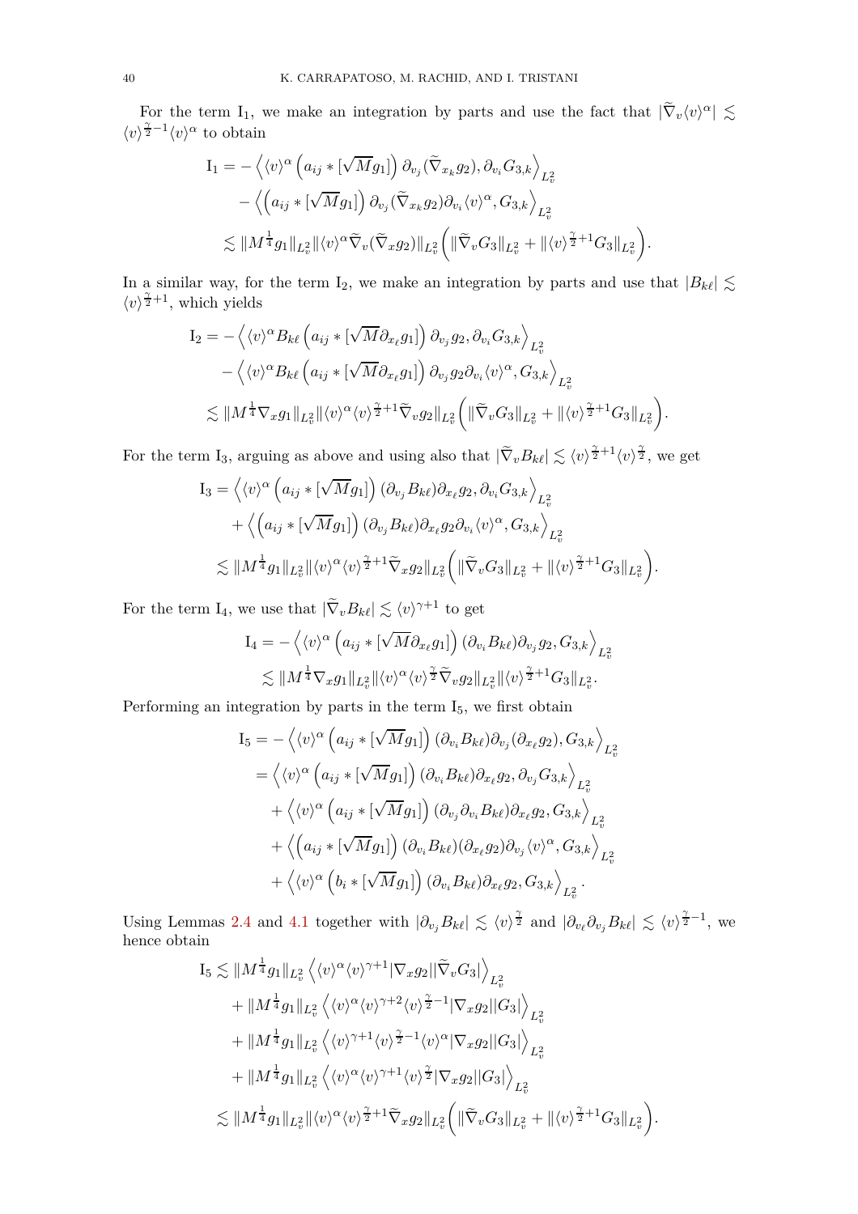For the term $\mathrm{I}_1$, we make an integration by parts and use the fact that $|\widetilde{\nabla}_v \langle v\rangle^\alpha| \lesssim \langle v\rangle^{\frac{\gamma}{2}-1}\langle v\rangle^\alpha$ to obtain

$$
\begin{aligned}
\mathrm{I}_1 &= -\left\langle \langle v\rangle^\alpha \left(a_{ij} * [\sqrt{M} g_1]\right) \partial_{v_j}(\widetilde{\nabla}_{x_k} g_2), \partial_{v_i} G_{3,k}\right\rangle_{L^2_v} \\
&\quad - \left\langle \left(a_{ij} * [\sqrt{M} g_1]\right) \partial_{v_j}(\widetilde{\nabla}_{x_k} g_2) \partial_{v_i}\langle v\rangle^\alpha, G_{3,k}\right\rangle_{L^2_v} \\
&\lesssim \|M^{\frac14} g_1\|_{L^2_v} \|\langle v\rangle^\alpha \widetilde{\nabla}_v(\widetilde{\nabla}_x g_2)\|_{L^2_v}\Big( \|\widetilde{\nabla}_v G_3\|_{L^2_v} + \|\langle v\rangle^{\frac{\gamma}{2}+1} G_3\|_{L^2_v}\Big).
\end{aligned}
$$

In a similar way, for the term $\mathrm{I}_2$, we make an integration by parts and use that $|B_{k\ell}| \lesssim \langle v\rangle^{\frac{\gamma}{2}+1}$, which yields

$$
\begin{aligned}
\mathrm{I}_2 &= -\left\langle \langle v\rangle^\alpha B_{k\ell} \left(a_{ij} * [\sqrt{M} \partial_{x_\ell} g_1]\right) \partial_{v_j} g_2, \partial_{v_i} G_{3,k}\right\rangle_{L^2_v} \\
&\quad - \left\langle \langle v\rangle^\alpha B_{k\ell} \left(a_{ij} * [\sqrt{M} \partial_{x_\ell} g_1]\right) \partial_{v_j} g_2 \partial_{v_i}\langle v\rangle^\alpha, G_{3,k}\right\rangle_{L^2_v} \\
&\lesssim \|M^{\frac14} \nabla_x g_1\|_{L^2_v} \|\langle v\rangle^\alpha \langle v\rangle^{\frac{\gamma}{2}+1} \widetilde{\nabla}_v g_2\|_{L^2_v}\Big( \|\widetilde{\nabla}_v G_3\|_{L^2_v} + \|\langle v\rangle^{\frac{\gamma}{2}+1} G_3\|_{L^2_v}\Big).
\end{aligned}
$$

For the term $\mathrm{I}_3$, arguing as above and using also that $|\widetilde{\nabla}_v B_{k\ell}| \lesssim \langle v\rangle^{\frac{\gamma}{2}+1}\langle v\rangle^{\frac{\gamma}{2}}$, we get

$$
\begin{aligned}
\mathrm{I}_3 &= \left\langle \langle v\rangle^\alpha \left(a_{ij} * [\sqrt{M} g_1]\right) (\partial_{v_j} B_{k\ell}) \partial_{x_\ell} g_2, \partial_{v_i} G_{3,k}\right\rangle_{L^2_v} \\
&\quad + \left\langle \left(a_{ij} * [\sqrt{M} g_1]\right) (\partial_{v_j} B_{k\ell}) \partial_{x_\ell} g_2 \partial_{v_i}\langle v\rangle^\alpha, G_{3,k}\right\rangle_{L^2_v} \\
&\lesssim \|M^{\frac14} g_1\|_{L^2_v} \|\langle v\rangle^\alpha \langle v\rangle^{\frac{\gamma}{2}+1} \widetilde{\nabla}_x g_2\|_{L^2_v}\Big( \|\widetilde{\nabla}_v G_3\|_{L^2_v} + \|\langle v\rangle^{\frac{\gamma}{2}+1} G_3\|_{L^2_v}\Big).
\end{aligned}
$$

For the term $\mathrm{I}_4$, we use that $|\widetilde{\nabla}_v B_{k\ell}| \lesssim \langle v\rangle^{\gamma+1}$ to get

$$
\begin{aligned}
\mathrm{I}_4 &= -\left\langle \langle v\rangle^\alpha \left(a_{ij} * [\sqrt{M} \partial_{x_\ell} g_1]\right) (\partial_{v_i} B_{k\ell}) \partial_{v_j} g_2, G_{3,k}\right\rangle_{L^2_v} \\
&\lesssim \|M^{\frac14} \nabla_x g_1\|_{L^2_v} \|\langle v\rangle^\alpha \langle v\rangle^{\frac{\gamma}{2}} \widetilde{\nabla}_v g_2\|_{L^2_v} \|\langle v\rangle^{\frac{\gamma}{2}+1} G_3\|_{L^2_v}.
\end{aligned}
$$

Performing an integration by parts in the term $\mathrm{I}_5$, we first obtain

$$
\begin{aligned}
\mathrm{I}_5 &= -\left\langle \langle v\rangle^\alpha \left(a_{ij} * [\sqrt{M} g_1]\right) (\partial_{v_i} B_{k\ell}) \partial_{v_j}(\partial_{x_\ell} g_2), G_{3,k}\right\rangle_{L^2_v} \\
&= \left\langle \langle v\rangle^\alpha \left(a_{ij} * [\sqrt{M} g_1]\right) (\partial_{v_i} B_{k\ell}) \partial_{x_\ell} g_2, \partial_{v_j} G_{3,k}\right\rangle_{L^2_v} \\
&\quad + \left\langle \langle v\rangle^\alpha \left(a_{ij} * [\sqrt{M} g_1]\right) (\partial_{v_j}\partial_{v_i} B_{k\ell}) \partial_{x_\ell} g_2, G_{3,k}\right\rangle_{L^2_v} \\
&\quad + \left\langle \left(a_{ij} * [\sqrt{M} g_1]\right) (\partial_{v_i} B_{k\ell}) (\partial_{x_\ell} g_2) \partial_{v_j}\langle v\rangle^\alpha, G_{3,k}\right\rangle_{L^2_v} \\
&\quad + \left\langle \langle v\rangle^\alpha \left(b_{i} * [\sqrt{M} g_1]\right) (\partial_{v_i} B_{k\ell}) \partial_{x_\ell} g_2, G_{3,k}\right\rangle_{L^2_v}.
\end{aligned}
$$

Using Lemmas 2.4 and 4.1 together with $|\partial_{v_j} B_{k\ell}| \lesssim \langle v\rangle^{\frac{\gamma}{2}}$ and $|\partial_{v_\ell}\partial_{v_j} B_{k\ell}| \lesssim \langle v\rangle^{\frac{\gamma}{2}-1}$, we hence obtain

$$
\begin{aligned}
\mathrm{I}_5 &\lesssim \|M^{\frac14} g_1\|_{L^2_v} \left\langle \langle v\rangle^\alpha \langle v\rangle^{\gamma+1} |\nabla_x g_2| |\widetilde{\nabla}_v G_3|\right\rangle_{L^2_v} \\
&\quad + \|M^{\frac14} g_1\|_{L^2_v} \left\langle \langle v\rangle^\alpha \langle v\rangle^{\gamma+2} \langle v\rangle^{\frac{\gamma}{2}-1} |\nabla_x g_2| |G_3|\right\rangle_{L^2_v} \\
&\quad + \|M^{\frac14} g_1\|_{L^2_v} \left\langle \langle v\rangle^{\gamma+1} \langle v\rangle^{\frac{\gamma}{2}-1} \langle v\rangle^\alpha |\nabla_x g_2| |G_3|\right\rangle_{L^2_v} \\
&\quad + \|M^{\frac14} g_1\|_{L^2_v} \left\langle \langle v\rangle^\alpha \langle v\rangle^{\gamma+1} \langle v\rangle^{\frac{\gamma}{2}} |\nabla_x g_2| |G_3|\right\rangle_{L^2_v} \\
&\lesssim \|M^{\frac14} g_1\|_{L^2_v} \|\langle v\rangle^\alpha \langle v\rangle^{\frac{\gamma}{2}+1} \widetilde{\nabla}_x g_2\|_{L^2_v}\Big( \|\widetilde{\nabla}_v G_3\|_{L^2_v} + \|\langle v\rangle^{\frac{\gamma}{2}+1} G_3\|_{L^2_v}\Big).
\end{aligned}
$$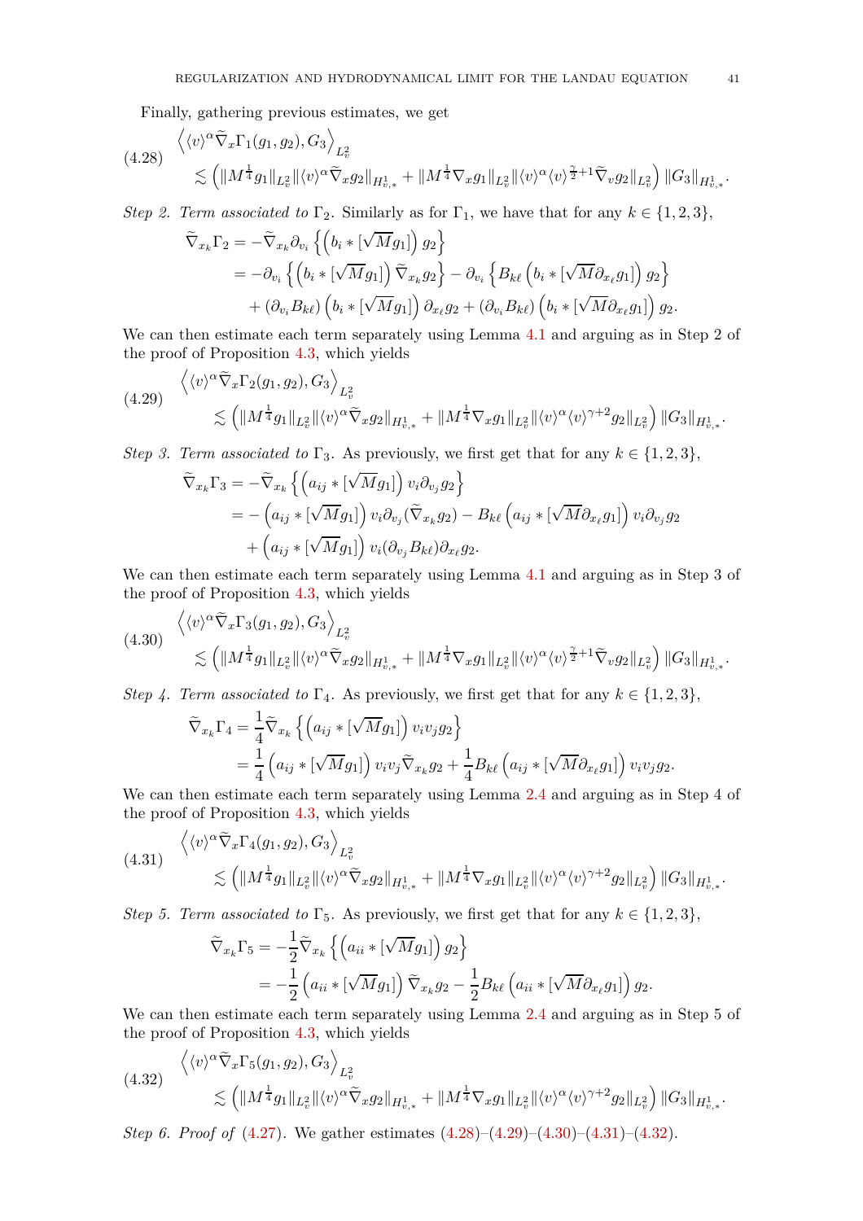Finally, gathering previous estimates, we get

$$
\begin{aligned}
&\left\langle \langle v\rangle^{\alpha} \widetilde{\nabla}_x \Gamma_1(g_1,g_2), G_3 \right\rangle_{L^2_v} \\
&\qquad \lesssim \left( \| M^{\frac14} g_1 \|_{L^2_v} \| \langle v\rangle^{\alpha} \widetilde{\nabla}_x g_2 \|_{H^1_{v,*}} + \| M^{\frac14} \nabla_x g_1 \|_{L^2_v} \| \langle v\rangle^{\alpha} \langle v\rangle^{\frac{\gamma}{2}+1} \widetilde{\nabla}_v g_2 \|_{L^2_v} \right) \| G_3 \|_{H^1_{v,*}}.
\end{aligned}
\tag{4.28}
$$

*Step 2. Term associated to* $\Gamma_2$. Similarly as for $\Gamma_1$, we have that for any $k \in \{1,2,3\}$,

$$
\begin{aligned}
\widetilde{\nabla}_{x_k} \Gamma_2 &= -\widetilde{\nabla}_{x_k} \partial_{v_i} \left\{ \left( b_i * [\sqrt{M} g_1] \right) g_2 \right\} \\
&= -\partial_{v_i} \left\{ \left( b_i * [\sqrt{M} g_1] \right) \widetilde{\nabla}_{x_k} g_2 \right\} - \partial_{v_i} \left\{ B_{k\ell} \left( b_i * [\sqrt{M} \partial_{x_\ell} g_1] \right) g_2 \right\} \\
&\quad + (\partial_{v_i} B_{k\ell}) \left( b_i * [\sqrt{M} g_1] \right) \partial_{x_\ell} g_2 + (\partial_{v_i} B_{k\ell}) \left( b_i * [\sqrt{M} \partial_{x_\ell} g_1] \right) g_2.
\end{aligned}
$$

We can then estimate each term separately using Lemma 4.1 and arguing as in Step 2 of the proof of Proposition 4.3, which yields

$$
\begin{aligned}
&\left\langle \langle v\rangle^{\alpha} \widetilde{\nabla}_x \Gamma_2(g_1,g_2), G_3 \right\rangle_{L^2_v} \\
&\qquad \lesssim \left( \| M^{\frac14} g_1 \|_{L^2_v} \| \langle v\rangle^{\alpha} \widetilde{\nabla}_x g_2 \|_{H^1_{v,*}} + \| M^{\frac14} \nabla_x g_1 \|_{L^2_v} \| \langle v\rangle^{\alpha} \langle v\rangle^{\gamma+2} g_2 \|_{L^2_v} \right) \| G_3 \|_{H^1_{v,*}}.
\end{aligned}
\tag{4.29}
$$

*Step 3. Term associated to* $\Gamma_3$. As previously, we first get that for any $k \in \{1,2,3\}$,

$$
\begin{aligned}
\widetilde{\nabla}_{x_k} \Gamma_3 &= -\widetilde{\nabla}_{x_k} \left\{ \left( a_{ij} * [\sqrt{M} g_1] \right) v_i \partial_{v_j} g_2 \right\} \\
&= -\left( a_{ij} * [\sqrt{M} g_1] \right) v_i \partial_{v_j} (\widetilde{\nabla}_{x_k} g_2) - B_{k\ell} \left( a_{ij} * [\sqrt{M} \partial_{x_\ell} g_1] \right) v_i \partial_{v_j} g_2 \\
&\quad + \left( a_{ij} * [\sqrt{M} g_1] \right) v_i (\partial_{v_j} B_{k\ell}) \partial_{x_\ell} g_2.
\end{aligned}
$$

We can then estimate each term separately using Lemma 4.1 and arguing as in Step 3 of the proof of Proposition 4.3, which yields

$$
\begin{aligned}
&\left\langle \langle v\rangle^{\alpha} \widetilde{\nabla}_x \Gamma_3(g_1,g_2), G_3 \right\rangle_{L^2_v} \\
&\qquad \lesssim \left( \| M^{\frac14} g_1 \|_{L^2_v} \| \langle v\rangle^{\alpha} \widetilde{\nabla}_x g_2 \|_{H^1_{v,*}} + \| M^{\frac14} \nabla_x g_1 \|_{L^2_v} \| \langle v\rangle^{\alpha} \langle v\rangle^{\frac{\gamma}{2}+1} \widetilde{\nabla}_v g_2 \|_{L^2_v} \right) \| G_3 \|_{H^1_{v,*}}.
\end{aligned}
\tag{4.30}
$$

*Step 4. Term associated to* $\Gamma_4$. As previously, we first get that for any $k \in \{1,2,3\}$,

$$
\begin{aligned}
\widetilde{\nabla}_{x_k} \Gamma_4 &= \frac14 \widetilde{\nabla}_{x_k} \left\{ \left( a_{ij} * [\sqrt{M} g_1] \right) v_i v_j g_2 \right\} \\
&= \frac14 \left( a_{ij} * [\sqrt{M} g_1] \right) v_i v_j \widetilde{\nabla}_{x_k} g_2 + \frac14 B_{k\ell} \left( a_{ij} * [\sqrt{M} \partial_{x_\ell} g_1] \right) v_i v_j g_2.
\end{aligned}
$$

We can then estimate each term separately using Lemma 2.4 and arguing as in Step 4 of the proof of Proposition 4.3, which yields

$$
\begin{aligned}
&\left\langle \langle v\rangle^{\alpha} \widetilde{\nabla}_x \Gamma_4(g_1,g_2), G_3 \right\rangle_{L^2_v} \\
&\qquad \lesssim \left( \| M^{\frac14} g_1 \|_{L^2_v} \| \langle v\rangle^{\alpha} \widetilde{\nabla}_x g_2 \|_{H^1_{v,*}} + \| M^{\frac14} \nabla_x g_1 \|_{L^2_v} \| \langle v\rangle^{\alpha} \langle v\rangle^{\gamma+2} g_2 \|_{L^2_v} \right) \| G_3 \|_{H^1_{v,*}}.
\end{aligned}
\tag{4.31}
$$

*Step 5. Term associated to* $\Gamma_5$. As previously, we first get that for any $k \in \{1,2,3\}$,

$$
\begin{aligned}
\widetilde{\nabla}_{x_k} \Gamma_5 &= -\frac12 \widetilde{\nabla}_{x_k} \left\{ \left( a_{ii} * [\sqrt{M} g_1] \right) g_2 \right\} \\
&= -\frac12 \left( a_{ii} * [\sqrt{M} g_1] \right) \widetilde{\nabla}_{x_k} g_2 - \frac12 B_{k\ell} \left( a_{ii} * [\sqrt{M} \partial_{x_\ell} g_1] \right) g_2.
\end{aligned}
$$

We can then estimate each term separately using Lemma 2.4 and arguing as in Step 5 of the proof of Proposition 4.3, which yields

$$
\begin{aligned}
&\left\langle \langle v\rangle^{\alpha} \widetilde{\nabla}_x \Gamma_5(g_1,g_2), G_3 \right\rangle_{L^2_v} \\
&\qquad \lesssim \left( \| M^{\frac14} g_1 \|_{L^2_v} \| \langle v\rangle^{\alpha} \widetilde{\nabla}_x g_2 \|_{H^1_{v,*}} + \| M^{\frac14} \nabla_x g_1 \|_{L^2_v} \| \langle v\rangle^{\alpha} \langle v\rangle^{\gamma+2} g_2 \|_{L^2_v} \right) \| G_3 \|_{H^1_{v,*}}.
\end{aligned}
\tag{4.32}
$$

*Step 6. Proof of* (4.27). We gather estimates (4.28)–(4.29)–(4.30)–(4.31)–(4.32).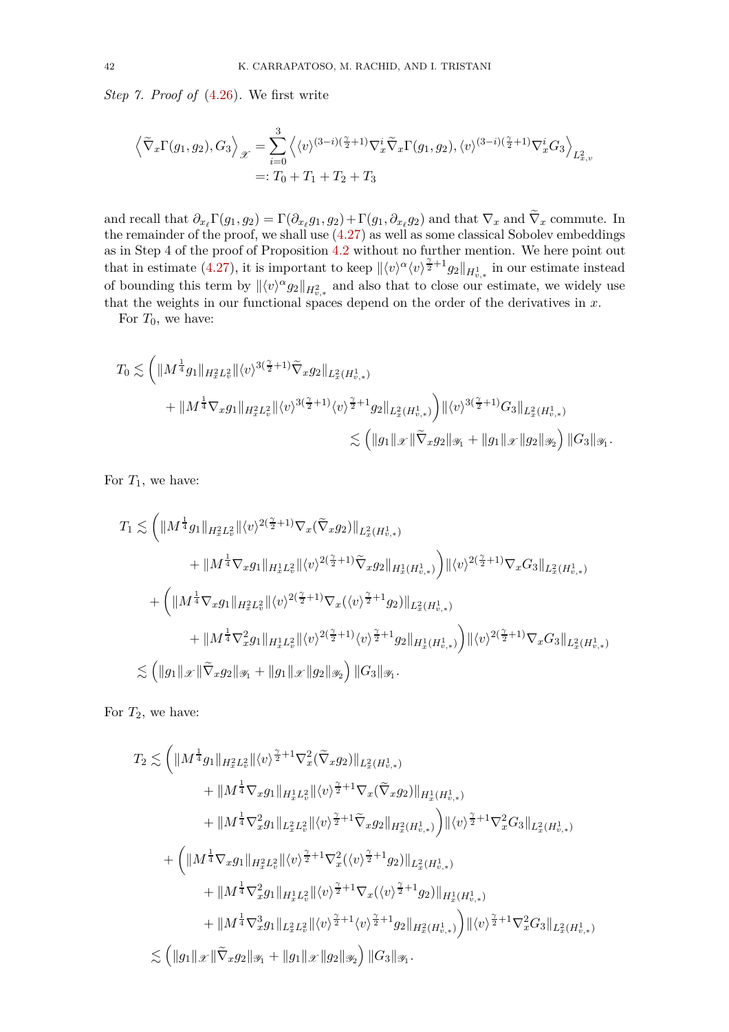*Step 7. Proof of* (4.26). We first write

$$
\begin{aligned}
\left\langle \widetilde{\nabla}_x \Gamma(g_1,g_2), G_3 \right\rangle_{\mathscr{X}} &= \sum_{i=0}^{3} \left\langle \langle v\rangle^{(3-i)(\frac{\gamma}{2}+1)} \nabla_x^i \widetilde{\nabla}_x \Gamma(g_1,g_2), \langle v\rangle^{(3-i)(\frac{\gamma}{2}+1)} \nabla_x^i G_3 \right\rangle_{L^2_{x,v}} \\
&=: T_0 + T_1 + T_2 + T_3
\end{aligned}
$$

and recall that $\partial_{x_\ell}\Gamma(g_1,g_2) = \Gamma(\partial_{x_\ell} g_1, g_2) + \Gamma(g_1, \partial_{x_\ell} g_2)$ and that $\nabla_x$ and $\widetilde{\nabla}_x$ commute. In the remainder of the proof, we shall use (4.27) as well as some classical Sobolev embeddings as in Step 4 of the proof of Proposition 4.2 without no further mention. We here point out that in estimate (4.27), it is important to keep $\|\langle v\rangle^\alpha \langle v\rangle^{\frac{\gamma}{2}+1} g_2\|_{H^1_{v,*}}$ in our estimate instead of bounding this term by $\|\langle v\rangle^\alpha g_2\|_{H^2_{v,*}}$ and also that to close our estimate, we widely use that the weights in our functional spaces depend on the order of the derivatives in $x$.

For $T_0$, we have:

$$
\begin{aligned}
T_0 \lesssim \Big( &\|M^{\frac14} g_1\|_{H^2_x L^2_v} \|\langle v\rangle^{3(\frac{\gamma}{2}+1)} \widetilde{\nabla}_x g_2\|_{L^2_x(H^1_{v,*})} \\
&+ \|M^{\frac14} \nabla_x g_1\|_{H^2_x L^2_v} \|\langle v\rangle^{3(\frac{\gamma}{2}+1)} \langle v\rangle^{\frac{\gamma}{2}+1} g_2\|_{L^2_x(H^1_{v,*})} \Big) \|\langle v\rangle^{3(\frac{\gamma}{2}+1)} G_3\|_{L^2_x(H^1_{v,*})} \\
&\lesssim \left( \|g_1\|_{\mathscr{X}} \|\widetilde{\nabla}_x g_2\|_{\mathscr{Y}_1} + \|g_1\|_{\mathscr{X}} \|g_2\|_{\mathscr{Y}_2} \right) \|G_3\|_{\mathscr{Y}_1}.
\end{aligned}
$$

For $T_1$, we have:

$$
\begin{aligned}
T_1 \lesssim\ & \Big( \|M^{\frac14} g_1\|_{H^2_x L^2_v} \|\langle v\rangle^{2(\frac{\gamma}{2}+1)} \nabla_x (\widetilde{\nabla}_x g_2)\|_{L^2_x(H^1_{v,*})} \\
&\quad + \|M^{\frac14} \nabla_x g_1\|_{H^1_x L^2_v} \|\langle v\rangle^{2(\frac{\gamma}{2}+1)} \widetilde{\nabla}_x g_2\|_{H^1_x(H^1_{v,*})} \Big) \|\langle v\rangle^{2(\frac{\gamma}{2}+1)} \nabla_x G_3\|_{L^2_x(H^1_{v,*})} \\
&+ \Big( \|M^{\frac14} \nabla_x g_1\|_{H^2_x L^2_v} \|\langle v\rangle^{2(\frac{\gamma}{2}+1)} \nabla_x (\langle v\rangle^{\frac{\gamma}{2}+1} g_2)\|_{L^2_x(H^1_{v,*})} \\
&\quad + \|M^{\frac14} \nabla_x^2 g_1\|_{H^1_x L^2_v} \|\langle v\rangle^{2(\frac{\gamma}{2}+1)} \langle v\rangle^{\frac{\gamma}{2}+1} g_2\|_{H^1_x(H^1_{v,*})} \Big) \|\langle v\rangle^{2(\frac{\gamma}{2}+1)} \nabla_x G_3\|_{L^2_x(H^1_{v,*})} \\
\lesssim\ & \left( \|g_1\|_{\mathscr{X}} \|\widetilde{\nabla}_x g_2\|_{\mathscr{Y}_1} + \|g_1\|_{\mathscr{X}} \|g_2\|_{\mathscr{Y}_2} \right) \|G_3\|_{\mathscr{Y}_1}.
\end{aligned}
$$

For $T_2$, we have:

$$
\begin{aligned}
T_2 \lesssim\ & \Big( \|M^{\frac14} g_1\|_{H^2_x L^2_v} \|\langle v\rangle^{\frac{\gamma}{2}+1} \nabla_x^2 (\widetilde{\nabla}_x g_2)\|_{L^2_x(H^1_{v,*})} \\
&\quad + \|M^{\frac14} \nabla_x g_1\|_{H^1_x L^2_v} \|\langle v\rangle^{\frac{\gamma}{2}+1} \nabla_x (\widetilde{\nabla}_x g_2)\|_{H^1_x(H^1_{v,*})} \\
&\quad + \|M^{\frac14} \nabla_x^2 g_1\|_{L^2_x L^2_v} \|\langle v\rangle^{\frac{\gamma}{2}+1} \widetilde{\nabla}_x g_2\|_{H^2_x(H^1_{v,*})} \Big) \|\langle v\rangle^{\frac{\gamma}{2}+1} \nabla_x^2 G_3\|_{L^2_x(H^1_{v,*})} \\
&+ \Big( \|M^{\frac14} \nabla_x g_1\|_{H^2_x L^2_v} \|\langle v\rangle^{\frac{\gamma}{2}+1} \nabla_x^2 (\langle v\rangle^{\frac{\gamma}{2}+1} g_2)\|_{L^2_x(H^1_{v,*})} \\
&\quad + \|M^{\frac14} \nabla_x^2 g_1\|_{H^1_x L^2_v} \|\langle v\rangle^{\frac{\gamma}{2}+1} \nabla_x (\langle v\rangle^{\frac{\gamma}{2}+1} g_2)\|_{H^1_x(H^1_{v,*})} \\
&\quad + \|M^{\frac14} \nabla_x^3 g_1\|_{L^2_x L^2_v} \|\langle v\rangle^{\frac{\gamma}{2}+1} \langle v\rangle^{\frac{\gamma}{2}+1} g_2\|_{H^2_x(H^1_{v,*})} \Big) \|\langle v\rangle^{\frac{\gamma}{2}+1} \nabla_x^2 G_3\|_{L^2_x(H^1_{v,*})} \\
\lesssim\ & \left( \|g_1\|_{\mathscr{X}} \|\widetilde{\nabla}_x g_2\|_{\mathscr{Y}_1} + \|g_1\|_{\mathscr{X}} \|g_2\|_{\mathscr{Y}_2} \right) \|G_3\|_{\mathscr{Y}_1}.
\end{aligned}
$$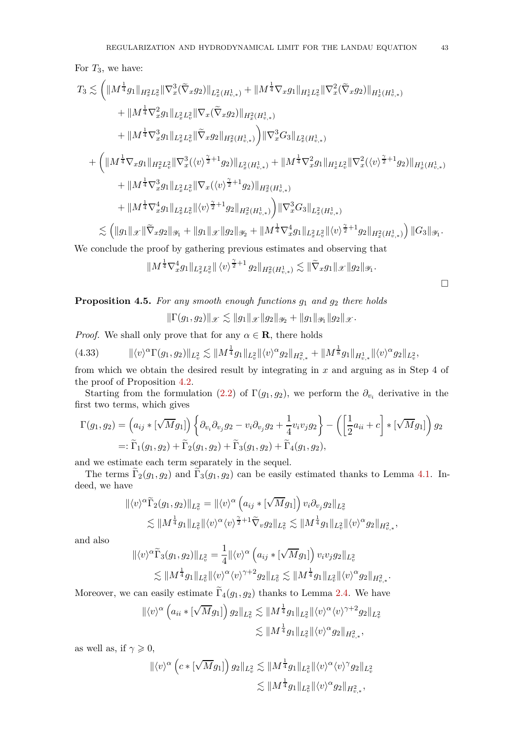For $T_3$, we have:

$$
\begin{aligned}
T_3 \lesssim & \bigg( \|M^{\frac14} g_1\|_{H^2_x L^2_v} \|\nabla^3_x (\widetilde{\nabla}_x g_2)\|_{L^2_x(H^1_{v,*})} + \|M^{\frac14} \nabla_x g_1\|_{H^1_x L^2_v} \|\nabla^2_x (\widetilde{\nabla}_x g_2)\|_{H^1_x(H^1_{v,*})} \\
& + \|M^{\frac14} \nabla^2_x g_1\|_{L^2_x L^2_v} \|\nabla_x (\widetilde{\nabla}_x g_2)\|_{H^2_x(H^1_{v,*})} \\
& + \|M^{\frac14} \nabla^3_x g_1\|_{L^2_x L^2_v} \|\widetilde{\nabla}_x g_2\|_{H^2_x(H^1_{v,*})} \bigg) \|\nabla^3_x G_3\|_{L^2_x(H^1_{v,*})} \\
& + \bigg( \|M^{\frac14} \nabla_x g_1\|_{H^2_x L^2_v} \|\nabla^3_x (\langle v\rangle^{\frac{\gamma}{2}+1} g_2)\|_{L^2_x(H^1_{v,*})} + \|M^{\frac14} \nabla^2_x g_1\|_{H^1_x L^2_v} \|\nabla^2_x (\langle v\rangle^{\frac{\gamma}{2}+1} g_2)\|_{H^1_x(H^1_{v,*})} \\
& + \|M^{\frac14} \nabla^3_x g_1\|_{L^2_x L^2_v} \|\nabla_x (\langle v\rangle^{\frac{\gamma}{2}+1} g_2)\|_{H^2_x(H^1_{v,*})} \\
& + \|M^{\frac14} \nabla^4_x g_1\|_{L^2_x L^2_v} \|\langle v\rangle^{\frac{\gamma}{2}+1} g_2\|_{H^2_x(H^1_{v,*})} \bigg) \|\nabla^3_x G_3\|_{L^2_x(H^1_{v,*})} \\
\lesssim & \Big( \|g_1\|_{\mathscr{X}} \|\widetilde{\nabla}_x g_2\|_{\mathscr{Y}_1} + \|g_1\|_{\mathscr{X}} \|g_2\|_{\mathscr{Y}_2} + \|M^{\frac14} \nabla^4_x g_1\|_{L^2_x L^2_v} \|\langle v\rangle^{\frac{\gamma}{2}+1} g_2\|_{H^2_x(H^1_{v,*})} \Big) \|G_3\|_{\mathscr{Y}_1}.
\end{aligned}
$$

We conclude the proof by gathering previous estimates and observing that

$$
\|M^{\frac14} \nabla^4_x g_1\|_{L^2_x L^2_v} \|\langle v\rangle^{\frac{\gamma}{2}+1} g_2\|_{H^2_x(H^1_{v,*})} \lesssim \|\widetilde{\nabla}_x g_1\|_{\mathscr{X}} \|g_2\|_{\mathscr{Y}_1}.
$$

∎

**Proposition 4.5.** *For any smooth enough functions $g_1$ and $g_2$ there holds*

$$
\|\Gamma(g_1,g_2)\|_{\mathscr{X}} \lesssim \|g_1\|_{\mathscr{X}} \|g_2\|_{\mathscr{Y}_2} + \|g_1\|_{\mathscr{Y}_1} \|g_2\|_{\mathscr{X}}.
$$

*Proof.* We shall only prove that for any $\alpha \in \mathbf{R}$, there holds

$$
\|\langle v\rangle^{\alpha} \Gamma(g_1,g_2)\|_{L^2_v} \lesssim \|M^{\frac14} g_1\|_{L^2_v} \|\langle v\rangle^{\alpha} g_2\|_{H^2_{v,*}} + \|M^{\frac18} g_1\|_{H^1_{v,*}} \|\langle v\rangle^{\alpha} g_2\|_{L^2_v}, \tag{4.33}
$$

from which we obtain the desired result by integrating in $x$ and arguing as in Step 4 of the proof of Proposition 4.2.

Starting from the formulation (2.2) of $\Gamma(g_1,g_2)$, we perform the $\partial_{v_i}$ derivative in the first two terms, which gives

$$
\begin{aligned}
\Gamma(g_1,g_2) &= \Big(a_{ij} * [\sqrt{M} g_1]\Big) \Big\{ \partial_{v_i}\partial_{v_j} g_2 - v_i \partial_{v_j} g_2 + \frac14 v_i v_j g_2 \Big\} - \left( \left[\frac12 a_{ii} + c\right] * [\sqrt{M} g_1] \right) g_2 \\
&=: \widetilde{\Gamma}_1(g_1,g_2) + \widetilde{\Gamma}_2(g_1,g_2) + \widetilde{\Gamma}_3(g_1,g_2) + \widetilde{\Gamma}_4(g_1,g_2),
\end{aligned}
$$

and we estimate each term separately in the sequel.

The terms $\widetilde{\Gamma}_2(g_1,g_2)$ and $\widetilde{\Gamma}_3(g_1,g_2)$ can be easily estimated thanks to Lemma 4.1. Indeed, we have

$$
\begin{aligned}
\|\langle v\rangle^{\alpha} \widetilde{\Gamma}_2(g_1,g_2)\|_{L^2_v} &= \|\langle v\rangle^{\alpha} \Big(a_{ij} * [\sqrt{M} g_1]\Big) v_i \partial_{v_j} g_2\|_{L^2_v} \\
&\lesssim \|M^{\frac14} g_1\|_{L^2_v} \|\langle v\rangle^{\alpha} \langle v\rangle^{\frac{\gamma}{2}+1} \widetilde{\nabla}_v g_2\|_{L^2_v} \lesssim \|M^{\frac14} g_1\|_{L^2_v} \|\langle v\rangle^{\alpha} g_2\|_{H^2_{v,*}},
\end{aligned}
$$

and also

$$
\begin{aligned}
\|\langle v\rangle^{\alpha} \widetilde{\Gamma}_3(g_1,g_2)\|_{L^2_v} &= \frac14 \|\langle v\rangle^{\alpha} \Big(a_{ij} * [\sqrt{M} g_1]\Big) v_i v_j g_2\|_{L^2_v} \\
&\lesssim \|M^{\frac14} g_1\|_{L^2_v} \|\langle v\rangle^{\alpha} \langle v\rangle^{\gamma+2} g_2\|_{L^2_v} \lesssim \|M^{\frac14} g_1\|_{L^2_v} \|\langle v\rangle^{\alpha} g_2\|_{H^2_{v,*}}.
\end{aligned}
$$

Moreover, we can easily estimate $\widetilde{\Gamma}_4(g_1,g_2)$ thanks to Lemma 2.4. We have

$$
\begin{aligned}
\|\langle v\rangle^{\alpha} \Big(a_{ii} * [\sqrt{M} g_1]\Big) g_2\|_{L^2_v} &\lesssim \|M^{\frac14} g_1\|_{L^2_v} \|\langle v\rangle^{\alpha} \langle v\rangle^{\gamma+2} g_2\|_{L^2_v} \\
&\lesssim \|M^{\frac14} g_1\|_{L^2_v} \|\langle v\rangle^{\alpha} g_2\|_{H^2_{v,*}},
\end{aligned}
$$

as well as, if $\gamma \geqslant 0$,

$$
\begin{aligned}
\|\langle v\rangle^{\alpha} \Big(c * [\sqrt{M} g_1]\Big) g_2\|_{L^2_v} &\lesssim \|M^{\frac14} g_1\|_{L^2_v} \|\langle v\rangle^{\alpha} \langle v\rangle^{\gamma} g_2\|_{L^2_v} \\
&\lesssim \|M^{\frac14} g_1\|_{L^2_v} \|\langle v\rangle^{\alpha} g_2\|_{H^2_{v,*}},
\end{aligned}
$$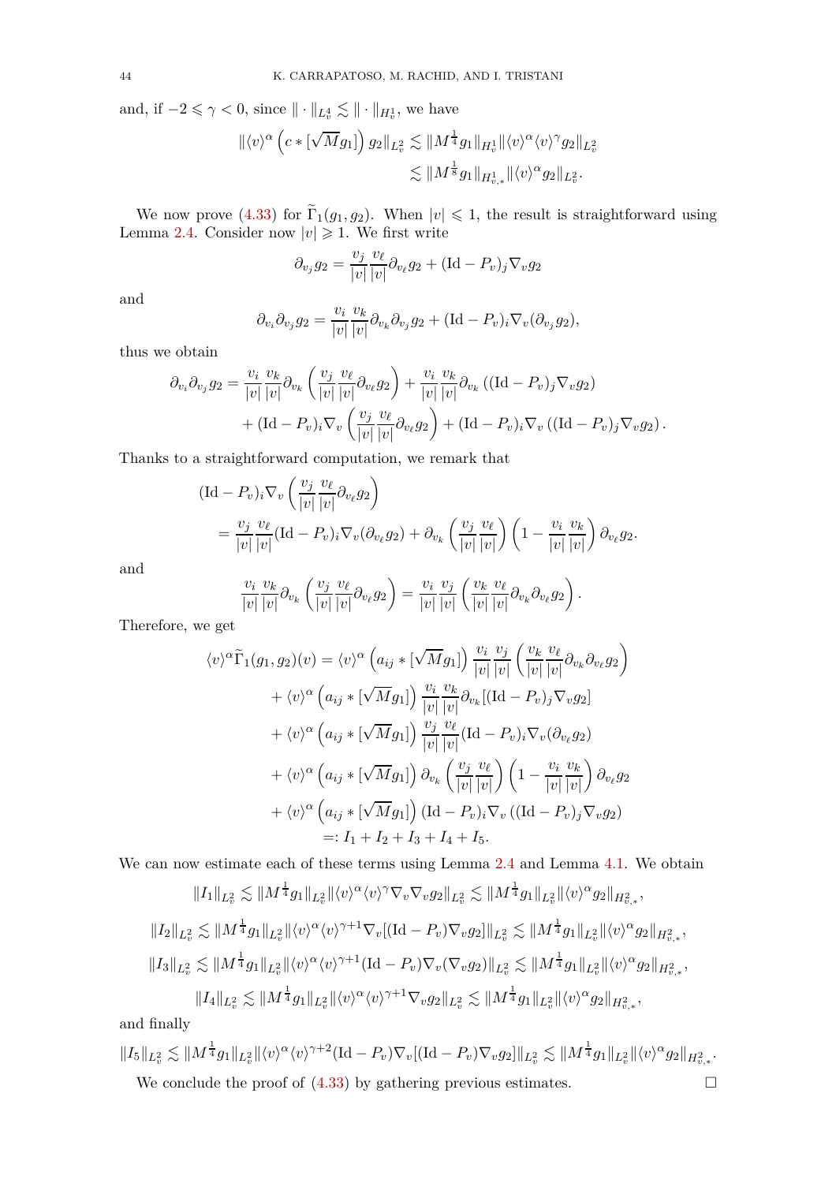and, if $-2 \leqslant \gamma < 0$, since $\|\cdot\|_{L^4_v} \lesssim \|\cdot\|_{H^1_v}$, we have

$$
\begin{aligned}
\|\langle v\rangle^\alpha \left(c * [\sqrt{M} g_1]\right) g_2\|_{L^2_v} &\lesssim \|M^{\frac14} g_1\|_{H^1_v} \|\langle v\rangle^\alpha \langle v\rangle^\gamma g_2\|_{L^2_v} \\
&\lesssim \|M^{\frac18} g_1\|_{H^1_{v,*}} \|\langle v\rangle^\alpha g_2\|_{L^2_v}.
\end{aligned}
$$

We now prove (4.33) for $\widetilde{\Gamma}_1(g_1, g_2)$. When $|v| \leqslant 1$, the result is straightforward using Lemma 2.4. Consider now $|v| \geqslant 1$. We first write

$$
\partial_{v_j} g_2 = \frac{v_j}{|v|}\frac{v_\ell}{|v|}\partial_{v_\ell} g_2 + (\mathrm{Id} - P_v)_j \nabla_v g_2
$$

and

$$
\partial_{v_i}\partial_{v_j} g_2 = \frac{v_i}{|v|}\frac{v_k}{|v|}\partial_{v_k}\partial_{v_j} g_2 + (\mathrm{Id} - P_v)_i \nabla_v(\partial_{v_j} g_2),
$$

thus we obtain

$$
\begin{aligned}
\partial_{v_i}\partial_{v_j} g_2 &= \frac{v_i}{|v|}\frac{v_k}{|v|}\partial_{v_k}\left(\frac{v_j}{|v|}\frac{v_\ell}{|v|}\partial_{v_\ell} g_2\right) + \frac{v_i}{|v|}\frac{v_k}{|v|}\partial_{v_k}\left((\mathrm{Id} - P_v)_j \nabla_v g_2\right) \\
&\quad + (\mathrm{Id} - P_v)_i \nabla_v\left(\frac{v_j}{|v|}\frac{v_\ell}{|v|}\partial_{v_\ell} g_2\right) + (\mathrm{Id} - P_v)_i \nabla_v\left((\mathrm{Id} - P_v)_j \nabla_v g_2\right).
\end{aligned}
$$

Thanks to a straightforward computation, we remark that

$$
\begin{aligned}
&(\mathrm{Id} - P_v)_i \nabla_v\left(\frac{v_j}{|v|}\frac{v_\ell}{|v|}\partial_{v_\ell} g_2\right) \\
&\quad = \frac{v_j}{|v|}\frac{v_\ell}{|v|}(\mathrm{Id} - P_v)_i \nabla_v(\partial_{v_\ell} g_2) + \partial_{v_k}\left(\frac{v_j}{|v|}\frac{v_\ell}{|v|}\right)\left(1 - \frac{v_i}{|v|}\frac{v_k}{|v|}\right)\partial_{v_\ell} g_2.
\end{aligned}
$$

and

$$
\frac{v_i}{|v|}\frac{v_k}{|v|}\partial_{v_k}\left(\frac{v_j}{|v|}\frac{v_\ell}{|v|}\partial_{v_\ell} g_2\right) = \frac{v_i}{|v|}\frac{v_j}{|v|}\left(\frac{v_k}{|v|}\frac{v_\ell}{|v|}\partial_{v_k}\partial_{v_\ell} g_2\right).
$$

Therefore, we get

$$
\begin{aligned}
\langle v\rangle^\alpha \widetilde{\Gamma}_1(g_1, g_2)(v) &= \langle v\rangle^\alpha \left(a_{ij} * [\sqrt{M} g_1]\right) \frac{v_i}{|v|}\frac{v_j}{|v|}\left(\frac{v_k}{|v|}\frac{v_\ell}{|v|}\partial_{v_k}\partial_{v_\ell} g_2\right) \\
&\quad + \langle v\rangle^\alpha \left(a_{ij} * [\sqrt{M} g_1]\right) \frac{v_i}{|v|}\frac{v_k}{|v|}\partial_{v_k}[(\mathrm{Id} - P_v)_j \nabla_v g_2] \\
&\quad + \langle v\rangle^\alpha \left(a_{ij} * [\sqrt{M} g_1]\right) \frac{v_j}{|v|}\frac{v_\ell}{|v|}(\mathrm{Id} - P_v)_i \nabla_v(\partial_{v_\ell} g_2) \\
&\quad + \langle v\rangle^\alpha \left(a_{ij} * [\sqrt{M} g_1]\right) \partial_{v_k}\left(\frac{v_j}{|v|}\frac{v_\ell}{|v|}\right)\left(1 - \frac{v_i}{|v|}\frac{v_k}{|v|}\right)\partial_{v_\ell} g_2 \\
&\quad + \langle v\rangle^\alpha \left(a_{ij} * [\sqrt{M} g_1]\right) (\mathrm{Id} - P_v)_i \nabla_v\left((\mathrm{Id} - P_v)_j \nabla_v g_2\right) \\
&=: I_1 + I_2 + I_3 + I_4 + I_5.
\end{aligned}
$$

We can now estimate each of these terms using Lemma 2.4 and Lemma 4.1. We obtain

$$
\|I_1\|_{L^2_v} \lesssim \|M^{\frac14} g_1\|_{L^2_v} \|\langle v\rangle^\alpha \langle v\rangle^\gamma \nabla_v \nabla_v g_2\|_{L^2_v} \lesssim \|M^{\frac14} g_1\|_{L^2_v} \|\langle v\rangle^\alpha g_2\|_{H^2_{v,*}},
$$

$$
\|I_2\|_{L^2_v} \lesssim \|M^{\frac14} g_1\|_{L^2_v} \|\langle v\rangle^\alpha \langle v\rangle^{\gamma+1} \nabla_v[(\mathrm{Id} - P_v)\nabla_v g_2]\|_{L^2_v} \lesssim \|M^{\frac14} g_1\|_{L^2_v} \|\langle v\rangle^\alpha g_2\|_{H^2_{v,*}},
$$

$$
\|I_3\|_{L^2_v} \lesssim \|M^{\frac14} g_1\|_{L^2_v} \|\langle v\rangle^\alpha \langle v\rangle^{\gamma+1} (\mathrm{Id} - P_v)\nabla_v(\nabla_v g_2)\|_{L^2_v} \lesssim \|M^{\frac14} g_1\|_{L^2_v} \|\langle v\rangle^\alpha g_2\|_{H^2_{v,*}},
$$

$$
\|I_4\|_{L^2_v} \lesssim \|M^{\frac14} g_1\|_{L^2_v} \|\langle v\rangle^\alpha \langle v\rangle^{\gamma+1} \nabla_v g_2\|_{L^2_v} \lesssim \|M^{\frac14} g_1\|_{L^2_v} \|\langle v\rangle^\alpha g_2\|_{H^2_{v,*}},
$$

and finally

$$
\|I_5\|_{L^2_v} \lesssim \|M^{\frac14} g_1\|_{L^2_v} \|\langle v\rangle^\alpha \langle v\rangle^{\gamma+2} (\mathrm{Id} - P_v)\nabla_v[(\mathrm{Id} - P_v)\nabla_v g_2]\|_{L^2_v} \lesssim \|M^{\frac14} g_1\|_{L^2_v} \|\langle v\rangle^\alpha g_2\|_{H^2_{v,*}}.
$$

We conclude the proof of (4.33) by gathering previous estimates. ☐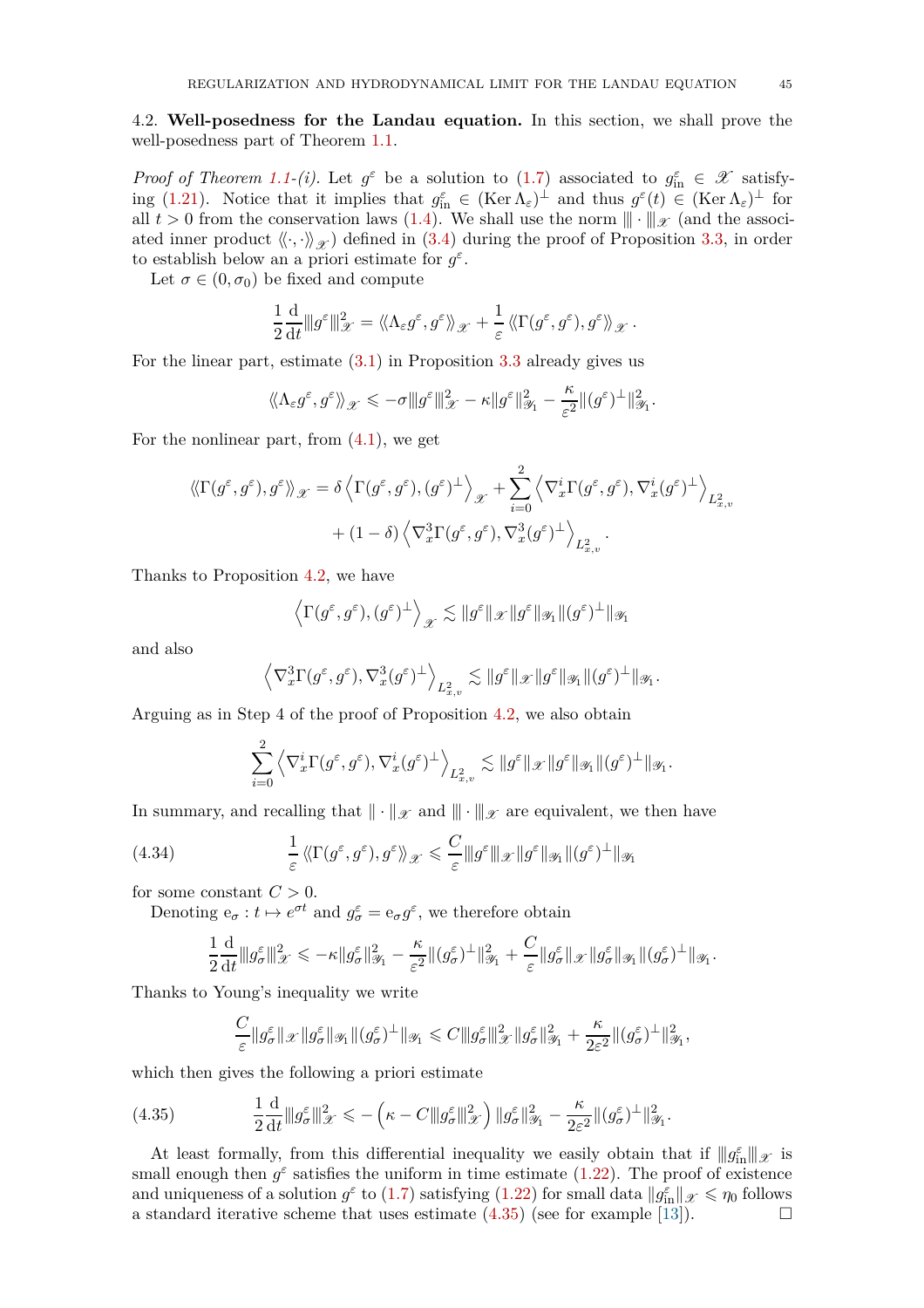4.2. **Well-posedness for the Landau equation.** In this section, we shall prove the well-posedness part of Theorem 1.1.

*Proof of Theorem 1.1-(i).* Let $g^\varepsilon$ be a solution to (1.7) associated to $g^\varepsilon_{\rm in} \in \mathscr{X}$ satisfying (1.21). Notice that it implies that $g^\varepsilon_{\rm in} \in (\operatorname{Ker} \Lambda_\varepsilon)^\perp$ and thus $g^\varepsilon(t) \in (\operatorname{Ker} \Lambda_\varepsilon)^\perp$ for all $t > 0$ from the conservation laws (1.4). We shall use the norm $|\!|\!| \cdot |\!|\!|_{\mathscr{X}}$ (and the associated inner product $\langle\!\langle \cdot, \cdot \rangle\!\rangle_{\mathscr{X}}$) defined in (3.4) during the proof of Proposition 3.3, in order to establish below an a priori estimate for $g^\varepsilon$.

Let $\sigma \in (0, \sigma_0)$ be fixed and compute

$$
\frac{1}{2} \frac{\mathrm{d}}{\mathrm{d}t} |\!|\!| g^\varepsilon |\!|\!|^2_{\mathscr{X}} = \langle\!\langle \Lambda_\varepsilon g^\varepsilon, g^\varepsilon \rangle\!\rangle_{\mathscr{X}} + \frac{1}{\varepsilon} \langle\!\langle \Gamma(g^\varepsilon, g^\varepsilon), g^\varepsilon \rangle\!\rangle_{\mathscr{X}}.
$$

For the linear part, estimate (3.1) in Proposition 3.3 already gives us

$$
\langle\!\langle \Lambda_\varepsilon g^\varepsilon, g^\varepsilon \rangle\!\rangle_{\mathscr{X}} \leqslant -\sigma |\!|\!| g^\varepsilon |\!|\!|^2_{\mathscr{X}} - \kappa \| g^\varepsilon \|^2_{\mathscr{Y}_1} - \frac{\kappa}{\varepsilon^2} \| (g^\varepsilon)^\perp \|^2_{\mathscr{Y}_1}.
$$

For the nonlinear part, from (4.1), we get

$$
\begin{aligned}
\langle\!\langle \Gamma(g^\varepsilon, g^\varepsilon), g^\varepsilon \rangle\!\rangle_{\mathscr{X}} = \delta \left\langle \Gamma(g^\varepsilon, g^\varepsilon), (g^\varepsilon)^\perp \right\rangle_{\mathscr{X}} + \sum_{i=0}^{2} \left\langle \nabla^i_x \Gamma(g^\varepsilon, g^\varepsilon), \nabla^i_x (g^\varepsilon)^\perp \right\rangle_{L^2_{x,v}} \\
+ (1-\delta) \left\langle \nabla^3_x \Gamma(g^\varepsilon, g^\varepsilon), \nabla^3_x (g^\varepsilon)^\perp \right\rangle_{L^2_{x,v}}.
\end{aligned}
$$

Thanks to Proposition 4.2, we have

$$
\left\langle \Gamma(g^\varepsilon, g^\varepsilon), (g^\varepsilon)^\perp \right\rangle_{\mathscr{X}} \lesssim \| g^\varepsilon \|_{\mathscr{X}} \| g^\varepsilon \|_{\mathscr{Y}_1} \| (g^\varepsilon)^\perp \|_{\mathscr{Y}_1}
$$

and also

$$
\left\langle \nabla^3_x \Gamma(g^\varepsilon, g^\varepsilon), \nabla^3_x (g^\varepsilon)^\perp \right\rangle_{L^2_{x,v}} \lesssim \| g^\varepsilon \|_{\mathscr{X}} \| g^\varepsilon \|_{\mathscr{Y}_1} \| (g^\varepsilon)^\perp \|_{\mathscr{Y}_1}.
$$

Arguing as in Step 4 of the proof of Proposition 4.2, we also obtain

$$
\sum_{i=0}^{2} \left\langle \nabla^i_x \Gamma(g^\varepsilon, g^\varepsilon), \nabla^i_x (g^\varepsilon)^\perp \right\rangle_{L^2_{x,v}} \lesssim \| g^\varepsilon \|_{\mathscr{X}} \| g^\varepsilon \|_{\mathscr{Y}_1} \| (g^\varepsilon)^\perp \|_{\mathscr{Y}_1}.
$$

In summary, and recalling that $\| \cdot \|_{\mathscr{X}}$ and $|\!|\!| \cdot |\!|\!|_{\mathscr{X}}$ are equivalent, we then have

$$
\frac{1}{\varepsilon} \langle\!\langle \Gamma(g^\varepsilon, g^\varepsilon), g^\varepsilon \rangle\!\rangle_{\mathscr{X}} \leqslant \frac{C}{\varepsilon} |\!|\!| g^\varepsilon |\!|\!|_{\mathscr{X}} \| g^\varepsilon \|_{\mathscr{Y}_1} \| (g^\varepsilon)^\perp \|_{\mathscr{Y}_1} \tag{4.34}
$$

for some constant $C > 0$.

Denoting $\mathrm{e}_\sigma : t \mapsto e^{\sigma t}$ and $g^\varepsilon_\sigma = \mathrm{e}_\sigma g^\varepsilon$, we therefore obtain

$$
\frac{1}{2} \frac{\mathrm{d}}{\mathrm{d}t} |\!|\!| g^\varepsilon_\sigma |\!|\!|^2_{\mathscr{X}} \leqslant -\kappa \| g^\varepsilon_\sigma \|^2_{\mathscr{Y}_1} - \frac{\kappa}{\varepsilon^2} \| (g^\varepsilon_\sigma)^\perp \|^2_{\mathscr{Y}_1} + \frac{C}{\varepsilon} \| g^\varepsilon_\sigma \|_{\mathscr{X}} \| g^\varepsilon_\sigma \|_{\mathscr{Y}_1} \| (g^\varepsilon_\sigma)^\perp \|_{\mathscr{Y}_1}.
$$

Thanks to Young's inequality we write

$$
\frac{C}{\varepsilon} \| g^\varepsilon_\sigma \|_{\mathscr{X}} \| g^\varepsilon_\sigma \|_{\mathscr{Y}_1} \| (g^\varepsilon_\sigma)^\perp \|_{\mathscr{Y}_1} \leqslant C |\!|\!| g^\varepsilon_\sigma |\!|\!|^2_{\mathscr{X}} \| g^\varepsilon_\sigma \|^2_{\mathscr{Y}_1} + \frac{\kappa}{2\varepsilon^2} \| (g^\varepsilon_\sigma)^\perp \|^2_{\mathscr{Y}_1},
$$

which then gives the following a priori estimate

$$
\frac{1}{2} \frac{\mathrm{d}}{\mathrm{d}t} |\!|\!| g^\varepsilon_\sigma |\!|\!|^2_{\mathscr{X}} \leqslant -\left( \kappa - C |\!|\!| g^\varepsilon_\sigma |\!|\!|^2_{\mathscr{X}} \right) \| g^\varepsilon_\sigma \|^2_{\mathscr{Y}_1} - \frac{\kappa}{2\varepsilon^2} \| (g^\varepsilon_\sigma)^\perp \|^2_{\mathscr{Y}_1}. \tag{4.35}
$$

At least formally, from this differential inequality we easily obtain that if $|\!|\!| g^\varepsilon_{\rm in} |\!|\!|_{\mathscr{X}}$ is small enough then $g^\varepsilon$ satisfies the uniform in time estimate (1.22). The proof of existence and uniqueness of a solution $g^\varepsilon$ to (1.7) satisfying (1.22) for small data $\| g^\varepsilon_{\rm in} \|_{\mathscr{X}} \leqslant \eta_0$ follows a standard iterative scheme that uses estimate (4.35) (see for example [13]). $\square$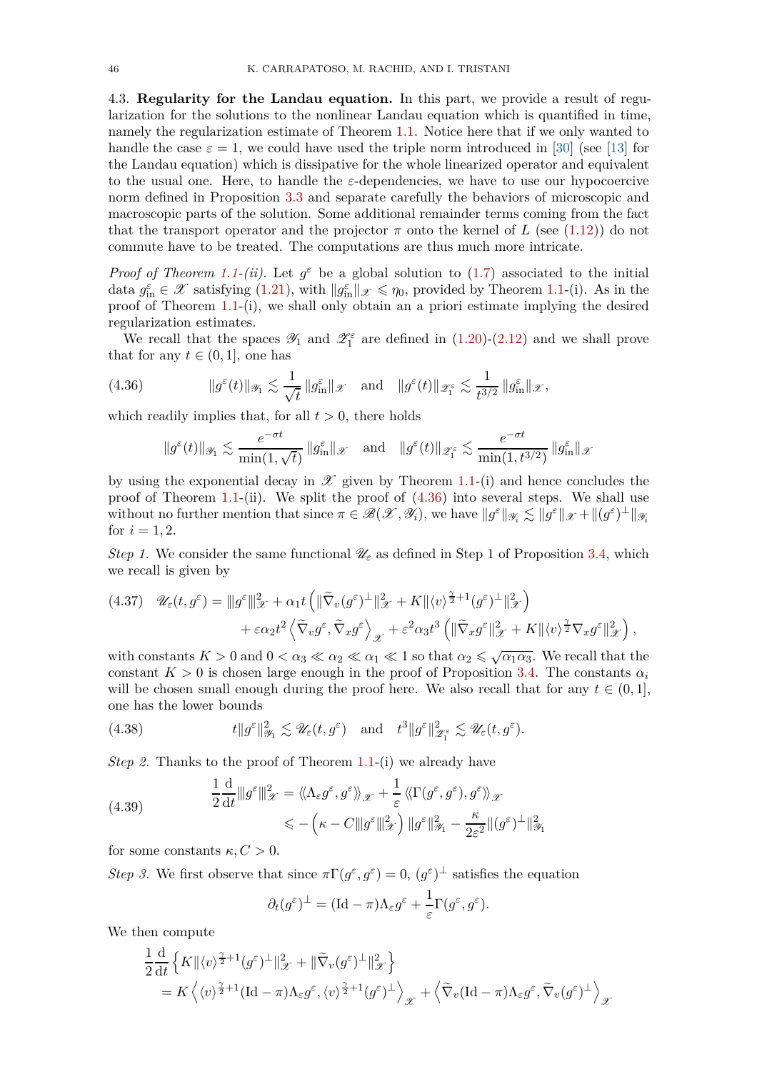4.3. **Regularity for the Landau equation.** In this part, we provide a result of regularization for the solutions to the nonlinear Landau equation which is quantified in time, namely the regularization estimate of Theorem 1.1. Notice here that if we only wanted to handle the case $\varepsilon = 1$, we could have used the triple norm introduced in [30] (see [13] for the Landau equation) which is dissipative for the whole linearized operator and equivalent to the usual one. Here, to handle the $\varepsilon$-dependencies, we have to use our hypocoercive norm defined in Proposition 3.3 and separate carefully the behaviors of microscopic and macroscopic parts of the solution. Some additional remainder terms coming from the fact that the transport operator and the projector $\pi$ onto the kernel of $L$ (see (1.12)) do not commute have to be treated. The computations are thus much more intricate.

*Proof of Theorem 1.1-(ii).* Let $g^\varepsilon$ be a global solution to (1.7) associated to the initial data $g^\varepsilon_{\rm in} \in \mathscr{X}$ satisfying (1.21), with $\|g^\varepsilon_{\rm in}\|_{\mathscr{X}} \leqslant \eta_0$, provided by Theorem 1.1-(i). As in the proof of Theorem 1.1-(i), we shall only obtain an a priori estimate implying the desired regularization estimates.

We recall that the spaces $\mathscr{Y}_1$ and $\mathscr{Z}^\varepsilon_1$ are defined in (1.20)-(2.12) and we shall prove that for any $t \in (0,1]$, one has

$$
\|g^\varepsilon(t)\|_{\mathscr{Y}_1} \lesssim \frac{1}{\sqrt{t}}\, \|g^\varepsilon_{\rm in}\|_{\mathscr{X}} \quad \text{and} \quad \|g^\varepsilon(t)\|_{\mathscr{Z}^\varepsilon_1} \lesssim \frac{1}{t^{3/2}}\, \|g^\varepsilon_{\rm in}\|_{\mathscr{X}}, \tag{4.36}
$$

which readily implies that, for all $t>0$, there holds

$$
\|g^\varepsilon(t)\|_{\mathscr{Y}_1} \lesssim \frac{e^{-\sigma t}}{\min(1,\sqrt{t})}\, \|g^\varepsilon_{\rm in}\|_{\mathscr{X}} \quad \text{and} \quad \|g^\varepsilon(t)\|_{\mathscr{Z}^\varepsilon_1} \lesssim \frac{e^{-\sigma t}}{\min(1,t^{3/2})}\, \|g^\varepsilon_{\rm in}\|_{\mathscr{X}}
$$

by using the exponential decay in $\mathscr{X}$ given by Theorem 1.1-(i) and hence concludes the proof of Theorem 1.1-(ii). We split the proof of (4.36) into several steps. We shall use without no further mention that since $\pi \in \mathscr{B}(\mathscr{X},\mathscr{Y}_i)$, we have $\|g^\varepsilon\|_{\mathscr{Y}_i} \lesssim \|g^\varepsilon\|_{\mathscr{X}} + \|(g^\varepsilon)^\perp\|_{\mathscr{Y}_i}$ for $i=1,2$.

*Step 1.* We consider the same functional $\mathscr{U}_\varepsilon$ as defined in Step 1 of Proposition 3.4, which we recall is given by

$$
\begin{aligned}
\mathscr{U}_\varepsilon(t,g^\varepsilon) = {}& |\!|\!| g^\varepsilon |\!|\!|^2_{\mathscr{X}} + \alpha_1 t \left( \|\widetilde{\nabla}_v (g^\varepsilon)^\perp\|^2_{\mathscr{X}} + K \|\langle v\rangle^{\frac{\gamma}{2}+1} (g^\varepsilon)^\perp\|^2_{\mathscr{X}} \right) \\
&+ \varepsilon \alpha_2 t^2 \left\langle \widetilde{\nabla}_v g^\varepsilon, \widetilde{\nabla}_x g^\varepsilon \right\rangle_{\mathscr{X}} + \varepsilon^2 \alpha_3 t^3 \left( \|\widetilde{\nabla}_x g^\varepsilon\|^2_{\mathscr{X}} + K \|\langle v\rangle^{\frac{\gamma}{2}} \nabla_x g^\varepsilon\|^2_{\mathscr{X}} \right),
\end{aligned} \tag{4.37}
$$

with constants $K>0$ and $0<\alpha_3 \ll \alpha_2 \ll \alpha_1 \ll 1$ so that $\alpha_2 \leqslant \sqrt{\alpha_1 \alpha_3}$. We recall that the constant $K>0$ is chosen large enough in the proof of Proposition 3.4. The constants $\alpha_i$ will be chosen small enough during the proof here. We also recall that for any $t \in (0,1]$, one has the lower bounds

$$
t \|g^\varepsilon\|^2_{\mathscr{Y}_1} \lesssim \mathscr{U}_\varepsilon(t,g^\varepsilon) \quad \text{and} \quad t^3 \|g^\varepsilon\|^2_{\mathscr{Z}^\varepsilon_1} \lesssim \mathscr{U}_\varepsilon(t,g^\varepsilon). \tag{4.38}
$$

*Step 2.* Thanks to the proof of Theorem 1.1-(i) we already have

$$
\begin{aligned}
\frac{1}{2}\frac{\mathrm{d}}{\mathrm{d}t} |\!|\!| g^\varepsilon |\!|\!|^2_{\mathscr{X}} &= \langle\!\langle \Lambda_\varepsilon g^\varepsilon, g^\varepsilon \rangle\!\rangle_{\mathscr{X}} + \frac{1}{\varepsilon} \langle\!\langle \Gamma(g^\varepsilon,g^\varepsilon), g^\varepsilon \rangle\!\rangle_{\mathscr{X}} \\
&\leqslant -\left(\kappa - C |\!|\!| g^\varepsilon |\!|\!|^2_{\mathscr{X}}\right) \|g^\varepsilon\|^2_{\mathscr{Y}_1} - \frac{\kappa}{2\varepsilon^2} \|(g^\varepsilon)^\perp\|^2_{\mathscr{Y}_1}
\end{aligned} \tag{4.39}
$$

for some constants $\kappa, C>0$.

*Step 3.* We first observe that since $\pi\Gamma(g^\varepsilon,g^\varepsilon)=0$, $(g^\varepsilon)^\perp$ satisfies the equation

$$
\partial_t (g^\varepsilon)^\perp = (\mathrm{Id}-\pi)\Lambda_\varepsilon g^\varepsilon + \frac{1}{\varepsilon}\Gamma(g^\varepsilon,g^\varepsilon).
$$

We then compute

$$
\begin{aligned}
&\frac{1}{2}\frac{\mathrm{d}}{\mathrm{d}t} \left\{ K \|\langle v\rangle^{\frac{\gamma}{2}+1} (g^\varepsilon)^\perp\|^2_{\mathscr{X}} + \|\widetilde{\nabla}_v (g^\varepsilon)^\perp\|^2_{\mathscr{X}} \right\} \\
&\quad = K \left\langle \langle v\rangle^{\frac{\gamma}{2}+1} (\mathrm{Id}-\pi)\Lambda_\varepsilon g^\varepsilon, \langle v\rangle^{\frac{\gamma}{2}+1} (g^\varepsilon)^\perp \right\rangle_{\mathscr{X}} + \left\langle \widetilde{\nabla}_v (\mathrm{Id}-\pi)\Lambda_\varepsilon g^\varepsilon, \widetilde{\nabla}_v (g^\varepsilon)^\perp \right\rangle_{\mathscr{X}}
\end{aligned}
$$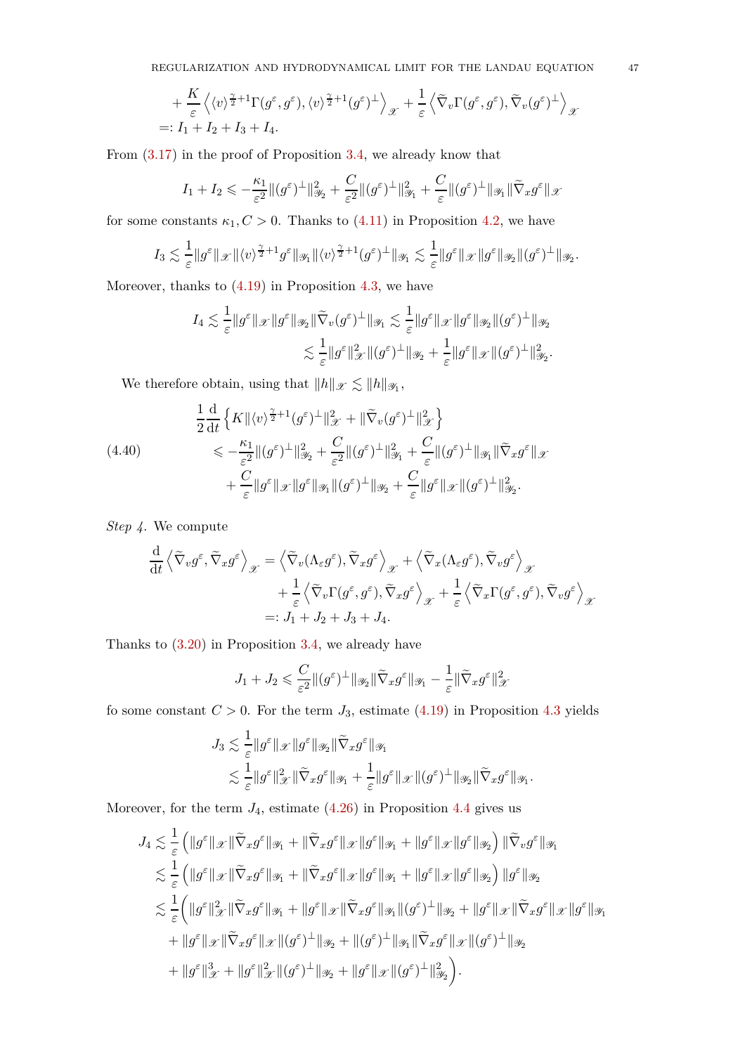$$
\begin{aligned}
&+ \frac{K}{\varepsilon} \left\langle \langle v \rangle^{\frac{\gamma}{2}+1} \Gamma(g^\varepsilon, g^\varepsilon), \langle v \rangle^{\frac{\gamma}{2}+1} (g^\varepsilon)^\perp \right\rangle_{\mathscr{X}} + \frac{1}{\varepsilon} \left\langle \widetilde{\nabla}_v \Gamma(g^\varepsilon, g^\varepsilon), \widetilde{\nabla}_v (g^\varepsilon)^\perp \right\rangle_{\mathscr{X}} \\
&=: I_1 + I_2 + I_3 + I_4.
\end{aligned}
$$

From (3.17) in the proof of Proposition 3.4, we already know that

$$
I_1 + I_2 \leqslant -\frac{\kappa_1}{\varepsilon^2} \|(g^\varepsilon)^\perp\|_{\mathscr{Y}_2}^2 + \frac{C}{\varepsilon^2} \|(g^\varepsilon)^\perp\|_{\mathscr{Y}_1}^2 + \frac{C}{\varepsilon} \|(g^\varepsilon)^\perp\|_{\mathscr{Y}_1} \|\widetilde{\nabla}_x g^\varepsilon\|_{\mathscr{X}}
$$

for some constants $\kappa_1, C > 0$. Thanks to (4.11) in Proposition 4.2, we have

$$
I_3 \lesssim \frac{1}{\varepsilon} \|g^\varepsilon\|_{\mathscr{X}} \|\langle v \rangle^{\frac{\gamma}{2}+1} g^\varepsilon\|_{\mathscr{Y}_1} \|\langle v \rangle^{\frac{\gamma}{2}+1} (g^\varepsilon)^\perp\|_{\mathscr{Y}_1} \lesssim \frac{1}{\varepsilon} \|g^\varepsilon\|_{\mathscr{X}} \|g^\varepsilon\|_{\mathscr{Y}_2} \|(g^\varepsilon)^\perp\|_{\mathscr{Y}_2}.
$$

Moreover, thanks to (4.19) in Proposition 4.3, we have

$$
\begin{aligned}
I_4 &\lesssim \frac{1}{\varepsilon} \|g^\varepsilon\|_{\mathscr{X}} \|g^\varepsilon\|_{\mathscr{Y}_2} \|\widetilde{\nabla}_v (g^\varepsilon)^\perp\|_{\mathscr{Y}_1} \lesssim \frac{1}{\varepsilon} \|g^\varepsilon\|_{\mathscr{X}} \|g^\varepsilon\|_{\mathscr{Y}_2} \|(g^\varepsilon)^\perp\|_{\mathscr{Y}_2} \\
&\lesssim \frac{1}{\varepsilon} \|g^\varepsilon\|_{\mathscr{X}}^2 \|(g^\varepsilon)^\perp\|_{\mathscr{Y}_2} + \frac{1}{\varepsilon} \|g^\varepsilon\|_{\mathscr{X}} \|(g^\varepsilon)^\perp\|_{\mathscr{Y}_2}^2.
\end{aligned}
$$

We therefore obtain, using that $\|h\|_{\mathscr{X}} \lesssim \|h\|_{\mathscr{Y}_1}$,

$$
\begin{aligned}
&\frac{1}{2} \frac{\mathrm{d}}{\mathrm{d}t} \left\{ K \|\langle v \rangle^{\frac{\gamma}{2}+1} (g^\varepsilon)^\perp\|_{\mathscr{X}}^2 + \|\widetilde{\nabla}_v (g^\varepsilon)^\perp\|_{\mathscr{X}}^2 \right\} \\
&\qquad \leqslant -\frac{\kappa_1}{\varepsilon^2} \|(g^\varepsilon)^\perp\|_{\mathscr{Y}_2}^2 + \frac{C}{\varepsilon^2} \|(g^\varepsilon)^\perp\|_{\mathscr{Y}_1}^2 + \frac{C}{\varepsilon} \|(g^\varepsilon)^\perp\|_{\mathscr{Y}_1} \|\widetilde{\nabla}_x g^\varepsilon\|_{\mathscr{X}} \\
&\qquad\quad + \frac{C}{\varepsilon} \|g^\varepsilon\|_{\mathscr{X}} \|g^\varepsilon\|_{\mathscr{Y}_1} \|(g^\varepsilon)^\perp\|_{\mathscr{Y}_2} + \frac{C}{\varepsilon} \|g^\varepsilon\|_{\mathscr{X}} \|(g^\varepsilon)^\perp\|_{\mathscr{Y}_2}^2.
\end{aligned} \tag{4.40}
$$

*Step 4.* We compute

$$
\begin{aligned}
\frac{\mathrm{d}}{\mathrm{d}t} \left\langle \widetilde{\nabla}_v g^\varepsilon, \widetilde{\nabla}_x g^\varepsilon \right\rangle_{\mathscr{X}} &= \left\langle \widetilde{\nabla}_v (\Lambda_\varepsilon g^\varepsilon), \widetilde{\nabla}_x g^\varepsilon \right\rangle_{\mathscr{X}} + \left\langle \widetilde{\nabla}_x (\Lambda_\varepsilon g^\varepsilon), \widetilde{\nabla}_v g^\varepsilon \right\rangle_{\mathscr{X}} \\
&\quad + \frac{1}{\varepsilon} \left\langle \widetilde{\nabla}_v \Gamma(g^\varepsilon, g^\varepsilon), \widetilde{\nabla}_x g^\varepsilon \right\rangle_{\mathscr{X}} + \frac{1}{\varepsilon} \left\langle \widetilde{\nabla}_x \Gamma(g^\varepsilon, g^\varepsilon), \widetilde{\nabla}_v g^\varepsilon \right\rangle_{\mathscr{X}} \\
&=: J_1 + J_2 + J_3 + J_4.
\end{aligned}
$$

Thanks to (3.20) in Proposition 3.4, we already have

$$
J_1 + J_2 \leqslant \frac{C}{\varepsilon^2} \|(g^\varepsilon)^\perp\|_{\mathscr{Y}_2} \|\widetilde{\nabla}_x g^\varepsilon\|_{\mathscr{Y}_1} - \frac{1}{\varepsilon} \|\widetilde{\nabla}_x g^\varepsilon\|_{\mathscr{X}}^2
$$

fo some constant $C > 0$. For the term $J_3$, estimate (4.19) in Proposition 4.3 yields

$$
\begin{aligned}
J_3 &\lesssim \frac{1}{\varepsilon} \|g^\varepsilon\|_{\mathscr{X}} \|g^\varepsilon\|_{\mathscr{Y}_2} \|\widetilde{\nabla}_x g^\varepsilon\|_{\mathscr{Y}_1} \\
&\lesssim \frac{1}{\varepsilon} \|g^\varepsilon\|_{\mathscr{X}}^2 \|\widetilde{\nabla}_x g^\varepsilon\|_{\mathscr{Y}_1} + \frac{1}{\varepsilon} \|g^\varepsilon\|_{\mathscr{X}} \|(g^\varepsilon)^\perp\|_{\mathscr{Y}_2} \|\widetilde{\nabla}_x g^\varepsilon\|_{\mathscr{Y}_1}.
\end{aligned}
$$

Moreover, for the term $J_4$, estimate (4.26) in Proposition 4.4 gives us

$$
\begin{aligned}
J_4 &\lesssim \frac{1}{\varepsilon} \left( \|g^\varepsilon\|_{\mathscr{X}} \|\widetilde{\nabla}_x g^\varepsilon\|_{\mathscr{Y}_1} + \|\widetilde{\nabla}_x g^\varepsilon\|_{\mathscr{X}} \|g^\varepsilon\|_{\mathscr{Y}_1} + \|g^\varepsilon\|_{\mathscr{X}} \|g^\varepsilon\|_{\mathscr{Y}_2} \right) \|\widetilde{\nabla}_v g^\varepsilon\|_{\mathscr{Y}_1} \\
&\lesssim \frac{1}{\varepsilon} \left( \|g^\varepsilon\|_{\mathscr{X}} \|\widetilde{\nabla}_x g^\varepsilon\|_{\mathscr{Y}_1} + \|\widetilde{\nabla}_x g^\varepsilon\|_{\mathscr{X}} \|g^\varepsilon\|_{\mathscr{Y}_1} + \|g^\varepsilon\|_{\mathscr{X}} \|g^\varepsilon\|_{\mathscr{Y}_2} \right) \|g^\varepsilon\|_{\mathscr{Y}_2} \\
&\lesssim \frac{1}{\varepsilon} \Big( \|g^\varepsilon\|_{\mathscr{X}}^2 \|\widetilde{\nabla}_x g^\varepsilon\|_{\mathscr{Y}_1} + \|g^\varepsilon\|_{\mathscr{X}} \|\widetilde{\nabla}_x g^\varepsilon\|_{\mathscr{Y}_1} \|(g^\varepsilon)^\perp\|_{\mathscr{Y}_2} + \|g^\varepsilon\|_{\mathscr{X}} \|\widetilde{\nabla}_x g^\varepsilon\|_{\mathscr{X}} \|g^\varepsilon\|_{\mathscr{Y}_1} \\
&\quad + \|g^\varepsilon\|_{\mathscr{X}} \|\widetilde{\nabla}_x g^\varepsilon\|_{\mathscr{X}} \|(g^\varepsilon)^\perp\|_{\mathscr{Y}_2} + \|(g^\varepsilon)^\perp\|_{\mathscr{Y}_1} \|\widetilde{\nabla}_x g^\varepsilon\|_{\mathscr{X}} \|(g^\varepsilon)^\perp\|_{\mathscr{Y}_2} \\
&\quad + \|g^\varepsilon\|_{\mathscr{X}}^3 + \|g^\varepsilon\|_{\mathscr{X}}^2 \|(g^\varepsilon)^\perp\|_{\mathscr{Y}_2} + \|g^\varepsilon\|_{\mathscr{X}} \|(g^\varepsilon)^\perp\|_{\mathscr{Y}_2}^2 \Big).
\end{aligned}
$$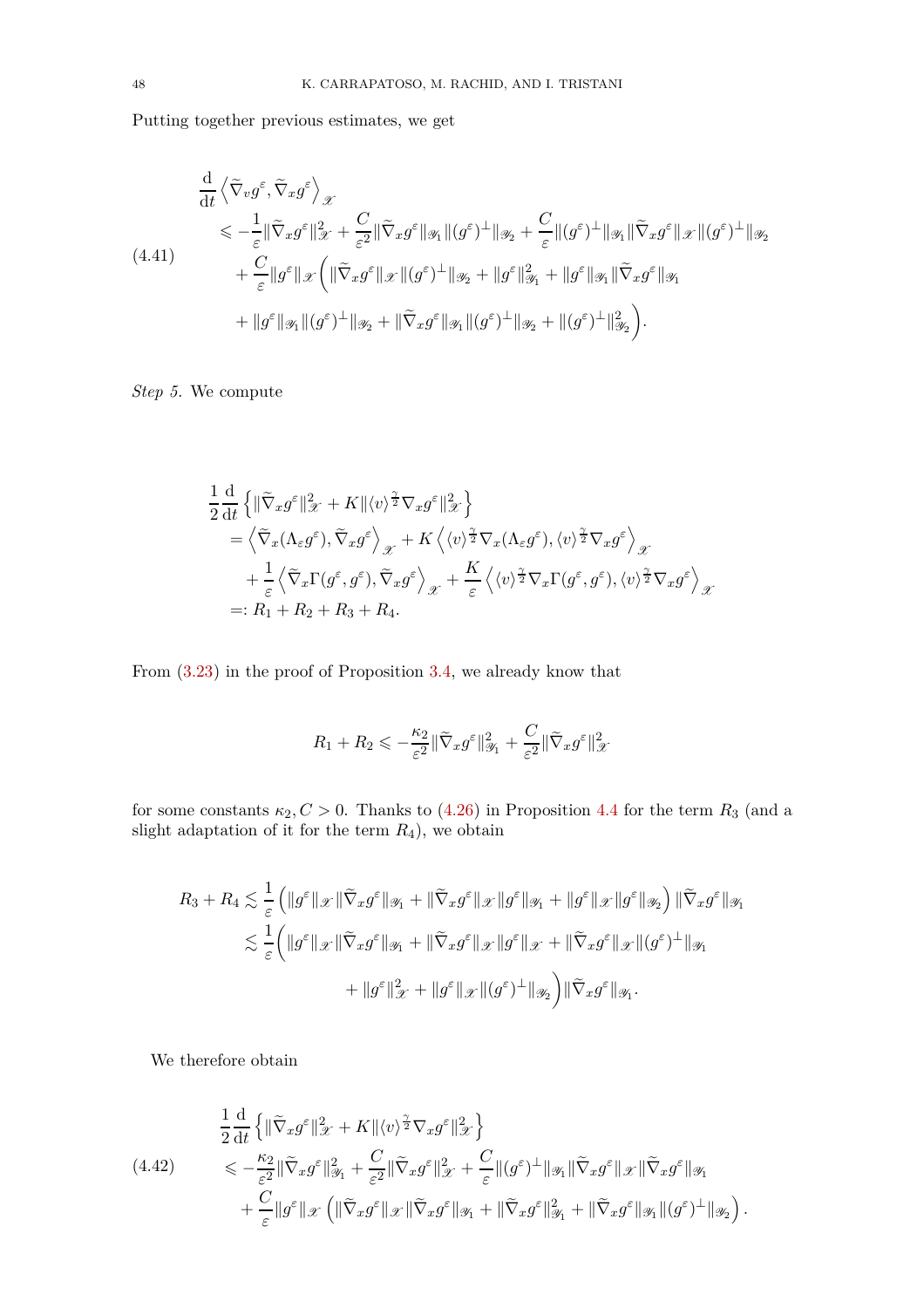Putting together previous estimates, we get

$$
\begin{aligned}
&\frac{\mathrm{d}}{\mathrm{d}t}\left\langle \widetilde{\nabla}_v g^\varepsilon, \widetilde{\nabla}_x g^\varepsilon \right\rangle_{\mathscr{X}} \\
&\quad\leqslant -\frac{1}{\varepsilon}\|\widetilde{\nabla}_x g^\varepsilon\|_{\mathscr{X}}^2 + \frac{C}{\varepsilon^2}\|\widetilde{\nabla}_x g^\varepsilon\|_{\mathscr{Y}_1}\|(g^\varepsilon)^\perp\|_{\mathscr{Y}_2} + \frac{C}{\varepsilon}\|(g^\varepsilon)^\perp\|_{\mathscr{Y}_1}\|\widetilde{\nabla}_x g^\varepsilon\|_{\mathscr{X}}\|(g^\varepsilon)^\perp\|_{\mathscr{Y}_2} \\
&\qquad + \frac{C}{\varepsilon}\|g^\varepsilon\|_{\mathscr{X}}\bigg(\|\widetilde{\nabla}_x g^\varepsilon\|_{\mathscr{X}}\|(g^\varepsilon)^\perp\|_{\mathscr{Y}_2} + \|g^\varepsilon\|_{\mathscr{Y}_1}^2 + \|g^\varepsilon\|_{\mathscr{Y}_1}\|\widetilde{\nabla}_x g^\varepsilon\|_{\mathscr{Y}_1} \\
&\qquad + \|g^\varepsilon\|_{\mathscr{Y}_1}\|(g^\varepsilon)^\perp\|_{\mathscr{Y}_2} + \|\widetilde{\nabla}_x g^\varepsilon\|_{\mathscr{Y}_1}\|(g^\varepsilon)^\perp\|_{\mathscr{Y}_2} + \|(g^\varepsilon)^\perp\|_{\mathscr{Y}_2}^2\bigg).
\end{aligned} \tag{4.41}
$$

*Step 5.* We compute

$$
\begin{aligned}
&\frac{1}{2}\frac{\mathrm{d}}{\mathrm{d}t}\left\{\|\widetilde{\nabla}_x g^\varepsilon\|_{\mathscr{X}}^2 + K\|\langle v\rangle^{\frac{\gamma}{2}}\nabla_x g^\varepsilon\|_{\mathscr{X}}^2\right\} \\
&\quad = \left\langle \widetilde{\nabla}_x(\Lambda_\varepsilon g^\varepsilon), \widetilde{\nabla}_x g^\varepsilon\right\rangle_{\mathscr{X}} + K\left\langle \langle v\rangle^{\frac{\gamma}{2}}\nabla_x(\Lambda_\varepsilon g^\varepsilon), \langle v\rangle^{\frac{\gamma}{2}}\nabla_x g^\varepsilon\right\rangle_{\mathscr{X}} \\
&\qquad + \frac{1}{\varepsilon}\left\langle \widetilde{\nabla}_x\Gamma(g^\varepsilon, g^\varepsilon), \widetilde{\nabla}_x g^\varepsilon\right\rangle_{\mathscr{X}} + \frac{K}{\varepsilon}\left\langle \langle v\rangle^{\frac{\gamma}{2}}\nabla_x\Gamma(g^\varepsilon, g^\varepsilon), \langle v\rangle^{\frac{\gamma}{2}}\nabla_x g^\varepsilon\right\rangle_{\mathscr{X}} \\
&\quad =: R_1 + R_2 + R_3 + R_4.
\end{aligned}
$$

From (3.23) in the proof of Proposition 3.4, we already know that

$$
R_1 + R_2 \leqslant -\frac{\kappa_2}{\varepsilon^2}\|\widetilde{\nabla}_x g^\varepsilon\|_{\mathscr{Y}_1}^2 + \frac{C}{\varepsilon^2}\|\widetilde{\nabla}_x g^\varepsilon\|_{\mathscr{X}}^2
$$

for some constants $\kappa_2, C > 0$. Thanks to (4.26) in Proposition 4.4 for the term $R_3$ (and a slight adaptation of it for the term $R_4$), we obtain

$$
\begin{aligned}
R_3 + R_4 &\lesssim \frac{1}{\varepsilon}\left(\|g^\varepsilon\|_{\mathscr{X}}\|\widetilde{\nabla}_x g^\varepsilon\|_{\mathscr{Y}_1} + \|\widetilde{\nabla}_x g^\varepsilon\|_{\mathscr{X}}\|g^\varepsilon\|_{\mathscr{Y}_1} + \|g^\varepsilon\|_{\mathscr{X}}\|g^\varepsilon\|_{\mathscr{Y}_2}\right)\|\widetilde{\nabla}_x g^\varepsilon\|_{\mathscr{Y}_1} \\
&\lesssim \frac{1}{\varepsilon}\bigg(\|g^\varepsilon\|_{\mathscr{X}}\|\widetilde{\nabla}_x g^\varepsilon\|_{\mathscr{Y}_1} + \|\widetilde{\nabla}_x g^\varepsilon\|_{\mathscr{X}}\|g^\varepsilon\|_{\mathscr{X}} + \|\widetilde{\nabla}_x g^\varepsilon\|_{\mathscr{X}}\|(g^\varepsilon)^\perp\|_{\mathscr{Y}_1} \\
&\qquad\qquad + \|g^\varepsilon\|_{\mathscr{X}}^2 + \|g^\varepsilon\|_{\mathscr{X}}\|(g^\varepsilon)^\perp\|_{\mathscr{Y}_2}\bigg)\|\widetilde{\nabla}_x g^\varepsilon\|_{\mathscr{Y}_1}.
\end{aligned}
$$

We therefore obtain

$$
\begin{aligned}
&\frac{1}{2}\frac{\mathrm{d}}{\mathrm{d}t}\left\{\|\widetilde{\nabla}_x g^\varepsilon\|_{\mathscr{X}}^2 + K\|\langle v\rangle^{\frac{\gamma}{2}}\nabla_x g^\varepsilon\|_{\mathscr{X}}^2\right\} \\
&\quad\leqslant -\frac{\kappa_2}{\varepsilon^2}\|\widetilde{\nabla}_x g^\varepsilon\|_{\mathscr{Y}_1}^2 + \frac{C}{\varepsilon^2}\|\widetilde{\nabla}_x g^\varepsilon\|_{\mathscr{X}}^2 + \frac{C}{\varepsilon}\|(g^\varepsilon)^\perp\|_{\mathscr{Y}_1}\|\widetilde{\nabla}_x g^\varepsilon\|_{\mathscr{X}}\|\widetilde{\nabla}_x g^\varepsilon\|_{\mathscr{Y}_1} \\
&\qquad + \frac{C}{\varepsilon}\|g^\varepsilon\|_{\mathscr{X}}\left(\|\widetilde{\nabla}_x g^\varepsilon\|_{\mathscr{X}}\|\widetilde{\nabla}_x g^\varepsilon\|_{\mathscr{Y}_1} + \|\widetilde{\nabla}_x g^\varepsilon\|_{\mathscr{Y}_1}^2 + \|\widetilde{\nabla}_x g^\varepsilon\|_{\mathscr{Y}_1}\|(g^\varepsilon)^\perp\|_{\mathscr{Y}_2}\right).
\end{aligned} \tag{4.42}
$$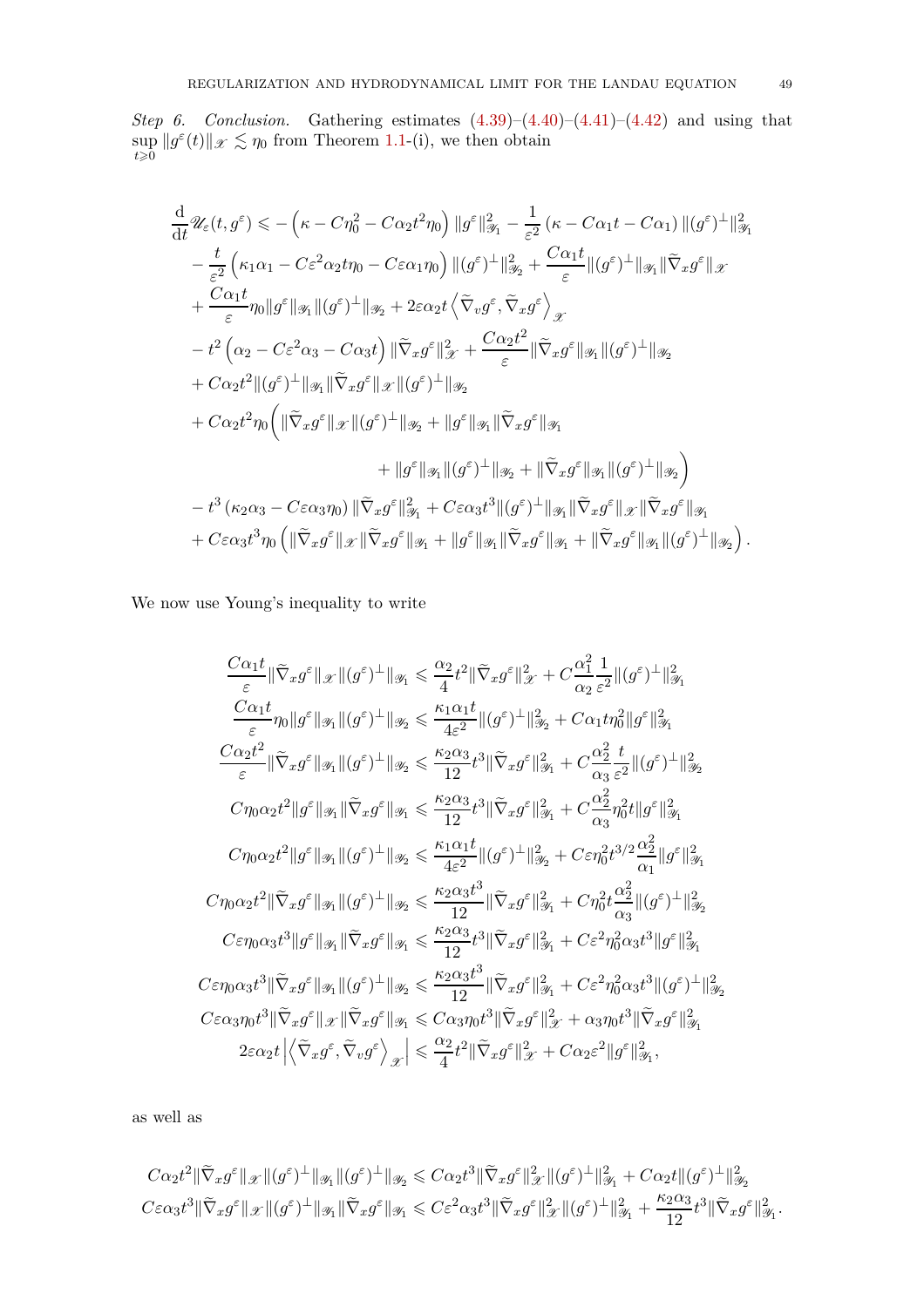*Step 6. Conclusion.* Gathering estimates (4.39)–(4.40)–(4.41)–(4.42) and using that $\sup_{t\geqslant 0} \|g^\varepsilon(t)\|_{\mathscr{X}} \lesssim \eta_0$ from Theorem 1.1-(i), we then obtain

$$
\begin{aligned}
\frac{\mathrm{d}}{\mathrm{d}t}\mathscr{U}_\varepsilon(t,g^\varepsilon) \leqslant & -\left(\kappa - C\eta_0^2 - C\alpha_2 t^2\eta_0\right)\|g^\varepsilon\|_{\mathscr{Y}_1}^2 - \frac{1}{\varepsilon^2}\left(\kappa - C\alpha_1 t - C\alpha_1\right)\|(g^\varepsilon)^\perp\|_{\mathscr{Y}_1}^2 \\
& - \frac{t}{\varepsilon^2}\left(\kappa_1\alpha_1 - C\varepsilon^2\alpha_2 t\eta_0 - C\varepsilon\alpha_1\eta_0\right)\|(g^\varepsilon)^\perp\|_{\mathscr{Y}_2}^2 + \frac{C\alpha_1 t}{\varepsilon}\|(g^\varepsilon)^\perp\|_{\mathscr{Y}_1}\|\widetilde{\nabla}_x g^\varepsilon\|_{\mathscr{X}} \\
& + \frac{C\alpha_1 t}{\varepsilon}\eta_0\|g^\varepsilon\|_{\mathscr{Y}_1}\|(g^\varepsilon)^\perp\|_{\mathscr{Y}_2} + 2\varepsilon\alpha_2 t\left\langle \widetilde{\nabla}_v g^\varepsilon, \widetilde{\nabla}_x g^\varepsilon\right\rangle_{\mathscr{X}} \\
& - t^2\left(\alpha_2 - C\varepsilon^2\alpha_3 - C\alpha_3 t\right)\|\widetilde{\nabla}_x g^\varepsilon\|_{\mathscr{X}}^2 + \frac{C\alpha_2 t^2}{\varepsilon}\|\widetilde{\nabla}_x g^\varepsilon\|_{\mathscr{Y}_1}\|(g^\varepsilon)^\perp\|_{\mathscr{Y}_2} \\
& + C\alpha_2 t^2\|(g^\varepsilon)^\perp\|_{\mathscr{Y}_1}\|\widetilde{\nabla}_x g^\varepsilon\|_{\mathscr{X}}\|(g^\varepsilon)^\perp\|_{\mathscr{Y}_2} \\
& + C\alpha_2 t^2\eta_0\bigg(\|\widetilde{\nabla}_x g^\varepsilon\|_{\mathscr{X}}\|(g^\varepsilon)^\perp\|_{\mathscr{Y}_2} + \|g^\varepsilon\|_{\mathscr{Y}_1}\|\widetilde{\nabla}_x g^\varepsilon\|_{\mathscr{Y}_1} \\
& \qquad\qquad + \|g^\varepsilon\|_{\mathscr{Y}_1}\|(g^\varepsilon)^\perp\|_{\mathscr{Y}_2} + \|\widetilde{\nabla}_x g^\varepsilon\|_{\mathscr{Y}_1}\|(g^\varepsilon)^\perp\|_{\mathscr{Y}_2}\bigg) \\
& - t^3\left(\kappa_2\alpha_3 - C\varepsilon\alpha_3\eta_0\right)\|\widetilde{\nabla}_x g^\varepsilon\|_{\mathscr{Y}_1}^2 + C\varepsilon\alpha_3 t^3\|(g^\varepsilon)^\perp\|_{\mathscr{Y}_1}\|\widetilde{\nabla}_x g^\varepsilon\|_{\mathscr{X}}\|\widetilde{\nabla}_x g^\varepsilon\|_{\mathscr{Y}_1} \\
& + C\varepsilon\alpha_3 t^3\eta_0\left(\|\widetilde{\nabla}_x g^\varepsilon\|_{\mathscr{X}}\|\widetilde{\nabla}_x g^\varepsilon\|_{\mathscr{Y}_1} + \|g^\varepsilon\|_{\mathscr{Y}_1}\|\widetilde{\nabla}_x g^\varepsilon\|_{\mathscr{Y}_1} + \|\widetilde{\nabla}_x g^\varepsilon\|_{\mathscr{Y}_1}\|(g^\varepsilon)^\perp\|_{\mathscr{Y}_2}\right).
\end{aligned}
$$

We now use Young's inequality to write

$$
\begin{aligned}
\frac{C\alpha_1 t}{\varepsilon}\|\widetilde{\nabla}_x g^\varepsilon\|_{\mathscr{X}}\|(g^\varepsilon)^\perp\|_{\mathscr{Y}_1} &\leqslant \frac{\alpha_2}{4}t^2\|\widetilde{\nabla}_x g^\varepsilon\|_{\mathscr{X}}^2 + C\frac{\alpha_1^2}{\alpha_2}\frac{1}{\varepsilon^2}\|(g^\varepsilon)^\perp\|_{\mathscr{Y}_1}^2 \\
\frac{C\alpha_1 t}{\varepsilon}\eta_0\|g^\varepsilon\|_{\mathscr{Y}_1}\|(g^\varepsilon)^\perp\|_{\mathscr{Y}_2} &\leqslant \frac{\kappa_1\alpha_1 t}{4\varepsilon^2}\|(g^\varepsilon)^\perp\|_{\mathscr{Y}_2}^2 + C\alpha_1 t\eta_0^2\|g^\varepsilon\|_{\mathscr{Y}_1}^2 \\
\frac{C\alpha_2 t^2}{\varepsilon}\|\widetilde{\nabla}_x g^\varepsilon\|_{\mathscr{Y}_1}\|(g^\varepsilon)^\perp\|_{\mathscr{Y}_2} &\leqslant \frac{\kappa_2\alpha_3}{12}t^3\|\widetilde{\nabla}_x g^\varepsilon\|_{\mathscr{Y}_1}^2 + C\frac{\alpha_2^2}{\alpha_3}\frac{t}{\varepsilon^2}\|(g^\varepsilon)^\perp\|_{\mathscr{Y}_2}^2 \\
C\eta_0\alpha_2 t^2\|g^\varepsilon\|_{\mathscr{Y}_1}\|\widetilde{\nabla}_x g^\varepsilon\|_{\mathscr{Y}_1} &\leqslant \frac{\kappa_2\alpha_3}{12}t^3\|\widetilde{\nabla}_x g^\varepsilon\|_{\mathscr{Y}_1}^2 + C\frac{\alpha_2^2}{\alpha_3}\eta_0^2 t\|g^\varepsilon\|_{\mathscr{Y}_1}^2 \\
C\eta_0\alpha_2 t^2\|g^\varepsilon\|_{\mathscr{Y}_1}\|(g^\varepsilon)^\perp\|_{\mathscr{Y}_2} &\leqslant \frac{\kappa_1\alpha_1 t}{4\varepsilon^2}\|(g^\varepsilon)^\perp\|_{\mathscr{Y}_2}^2 + C\varepsilon\eta_0^2 t^{3/2}\frac{\alpha_2^2}{\alpha_1}\|g^\varepsilon\|_{\mathscr{Y}_1}^2 \\
C\eta_0\alpha_2 t^2\|\widetilde{\nabla}_x g^\varepsilon\|_{\mathscr{Y}_1}\|(g^\varepsilon)^\perp\|_{\mathscr{Y}_2} &\leqslant \frac{\kappa_2\alpha_3 t^3}{12}\|\widetilde{\nabla}_x g^\varepsilon\|_{\mathscr{Y}_1}^2 + C\eta_0^2 t\frac{\alpha_2^2}{\alpha_3}\|(g^\varepsilon)^\perp\|_{\mathscr{Y}_2}^2 \\
C\varepsilon\eta_0\alpha_3 t^3\|g^\varepsilon\|_{\mathscr{Y}_1}\|\widetilde{\nabla}_x g^\varepsilon\|_{\mathscr{Y}_1} &\leqslant \frac{\kappa_2\alpha_3}{12}t^3\|\widetilde{\nabla}_x g^\varepsilon\|_{\mathscr{Y}_1}^2 + C\varepsilon^2\eta_0^2\alpha_3 t^3\|g^\varepsilon\|_{\mathscr{Y}_1}^2 \\
C\varepsilon\eta_0\alpha_3 t^3\|\widetilde{\nabla}_x g^\varepsilon\|_{\mathscr{Y}_1}\|(g^\varepsilon)^\perp\|_{\mathscr{Y}_2} &\leqslant \frac{\kappa_2\alpha_3 t^3}{12}\|\widetilde{\nabla}_x g^\varepsilon\|_{\mathscr{Y}_1}^2 + C\varepsilon^2\eta_0^2\alpha_3 t^3\|(g^\varepsilon)^\perp\|_{\mathscr{Y}_2}^2 \\
C\varepsilon\alpha_3\eta_0 t^3\|\widetilde{\nabla}_x g^\varepsilon\|_{\mathscr{X}}\|\widetilde{\nabla}_x g^\varepsilon\|_{\mathscr{Y}_1} &\leqslant C\alpha_3\eta_0 t^3\|\widetilde{\nabla}_x g^\varepsilon\|_{\mathscr{X}}^2 + \alpha_3\eta_0 t^3\|\widetilde{\nabla}_x g^\varepsilon\|_{\mathscr{Y}_1}^2 \\
2\varepsilon\alpha_2 t\left|\left\langle \widetilde{\nabla}_x g^\varepsilon, \widetilde{\nabla}_v g^\varepsilon\right\rangle_{\mathscr{X}}\right| &\leqslant \frac{\alpha_2}{4}t^2\|\widetilde{\nabla}_x g^\varepsilon\|_{\mathscr{X}}^2 + C\alpha_2\varepsilon^2\|g^\varepsilon\|_{\mathscr{Y}_1}^2,
\end{aligned}
$$

as well as

$$
\begin{aligned}
C\alpha_2 t^2\|\widetilde{\nabla}_x g^\varepsilon\|_{\mathscr{X}}\|(g^\varepsilon)^\perp\|_{\mathscr{Y}_1}\|(g^\varepsilon)^\perp\|_{\mathscr{Y}_2} &\leqslant C\alpha_2 t^3\|\widetilde{\nabla}_x g^\varepsilon\|_{\mathscr{X}}^2\|(g^\varepsilon)^\perp\|_{\mathscr{Y}_1}^2 + C\alpha_2 t\|(g^\varepsilon)^\perp\|_{\mathscr{Y}_2}^2 \\
C\varepsilon\alpha_3 t^3\|\widetilde{\nabla}_x g^\varepsilon\|_{\mathscr{X}}\|(g^\varepsilon)^\perp\|_{\mathscr{Y}_1}\|\widetilde{\nabla}_x g^\varepsilon\|_{\mathscr{Y}_1} &\leqslant C\varepsilon^2\alpha_3 t^3\|\widetilde{\nabla}_x g^\varepsilon\|_{\mathscr{X}}^2\|(g^\varepsilon)^\perp\|_{\mathscr{Y}_1}^2 + \frac{\kappa_2\alpha_3}{12}t^3\|\widetilde{\nabla}_x g^\varepsilon\|_{\mathscr{Y}_1}^2.
\end{aligned}
$$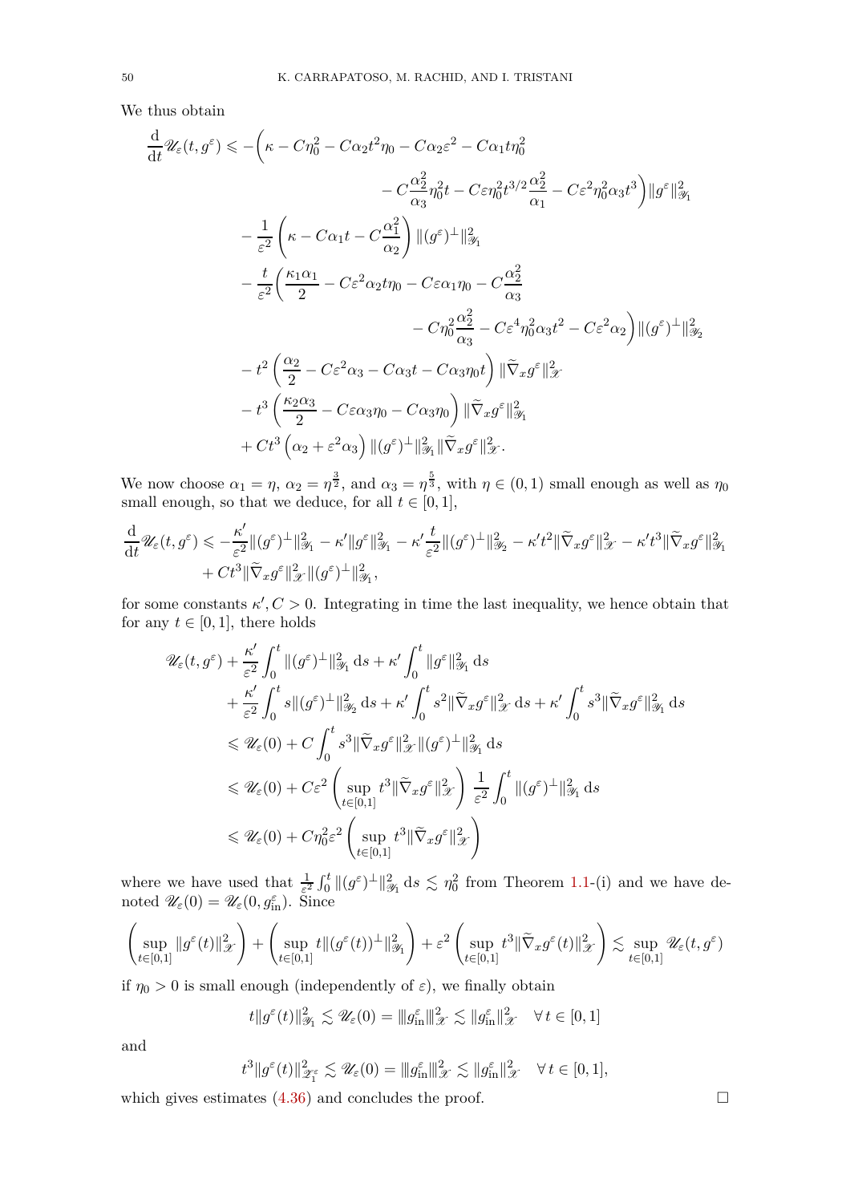We thus obtain

$$
\begin{aligned}
\frac{\mathrm{d}}{\mathrm{d}t}\mathscr{U}_\varepsilon(t,g^\varepsilon) \leqslant &-\Big(\kappa - C\eta_0^2 - C\alpha_2 t^2 \eta_0 - C\alpha_2\varepsilon^2 - C\alpha_1 t\eta_0^2 \\
&\qquad\qquad - C\frac{\alpha_2^2}{\alpha_3}\eta_0^2 t - C\varepsilon\eta_0^2 t^{3/2}\frac{\alpha_2^2}{\alpha_1} - C\varepsilon^2\eta_0^2\alpha_3 t^3\Big)\|g^\varepsilon\|_{\mathscr{Y}_1}^2 \\
&-\frac{1}{\varepsilon^2}\left(\kappa - C\alpha_1 t - C\frac{\alpha_1^2}{\alpha_2}\right)\|(g^\varepsilon)^\perp\|_{\mathscr{Y}_1}^2 \\
&-\frac{t}{\varepsilon^2}\Big(\frac{\kappa_1\alpha_1}{2} - C\varepsilon^2\alpha_2 t\eta_0 - C\varepsilon\alpha_1\eta_0 - C\frac{\alpha_2^2}{\alpha_3} \\
&\qquad\qquad - C\eta_0^2\frac{\alpha_2^2}{\alpha_3} - C\varepsilon^4\eta_0^2\alpha_3 t^2 - C\varepsilon^2\alpha_2\Big)\|(g^\varepsilon)^\perp\|_{\mathscr{Y}_2}^2 \\
&- t^2\left(\frac{\alpha_2}{2} - C\varepsilon^2\alpha_3 - C\alpha_3 t - C\alpha_3\eta_0 t\right)\|\widetilde\nabla_x g^\varepsilon\|_{\mathscr{X}}^2 \\
&- t^3\left(\frac{\kappa_2\alpha_3}{2} - C\varepsilon\alpha_3\eta_0 - C\alpha_3\eta_0\right)\|\widetilde\nabla_x g^\varepsilon\|_{\mathscr{Y}_1}^2 \\
&+ Ct^3\left(\alpha_2 + \varepsilon^2\alpha_3\right)\|(g^\varepsilon)^\perp\|_{\mathscr{Y}_1}^2\|\widetilde\nabla_x g^\varepsilon\|_{\mathscr{X}}^2.
\end{aligned}
$$

We now choose $\alpha_1 = \eta$, $\alpha_2 = \eta^{\frac{3}{2}}$, and $\alpha_3 = \eta^{\frac{5}{3}}$, with $\eta \in (0,1)$ small enough as well as $\eta_0$ small enough, so that we deduce, for all $t \in [0,1]$,

$$
\begin{aligned}
\frac{\mathrm{d}}{\mathrm{d}t}\mathscr{U}_\varepsilon(t,g^\varepsilon) \leqslant & -\frac{\kappa'}{\varepsilon^2}\|(g^\varepsilon)^\perp\|_{\mathscr{Y}_1}^2 - \kappa'\|g^\varepsilon\|_{\mathscr{Y}_1}^2 - \kappa'\frac{t}{\varepsilon^2}\|(g^\varepsilon)^\perp\|_{\mathscr{Y}_2}^2 - \kappa' t^2\|\widetilde\nabla_x g^\varepsilon\|_{\mathscr{X}}^2 - \kappa' t^3\|\widetilde\nabla_x g^\varepsilon\|_{\mathscr{Y}_1}^2 \\
&+ Ct^3\|\widetilde\nabla_x g^\varepsilon\|_{\mathscr{X}}^2\|(g^\varepsilon)^\perp\|_{\mathscr{Y}_1}^2,
\end{aligned}
$$

for some constants $\kappa', C > 0$. Integrating in time the last inequality, we hence obtain that for any $t \in [0,1]$, there holds

$$
\begin{aligned}
\mathscr{U}_\varepsilon(t,g^\varepsilon) &+ \frac{\kappa'}{\varepsilon^2}\int_0^t \|(g^\varepsilon)^\perp\|_{\mathscr{Y}_1}^2\,\mathrm{d}s + \kappa'\int_0^t \|g^\varepsilon\|_{\mathscr{Y}_1}^2\,\mathrm{d}s \\
&+ \frac{\kappa'}{\varepsilon^2}\int_0^t s\|(g^\varepsilon)^\perp\|_{\mathscr{Y}_2}^2\,\mathrm{d}s + \kappa'\int_0^t s^2\|\widetilde\nabla_x g^\varepsilon\|_{\mathscr{X}}^2\,\mathrm{d}s + \kappa'\int_0^t s^3\|\widetilde\nabla_x g^\varepsilon\|_{\mathscr{Y}_1}^2\,\mathrm{d}s \\
&\leqslant \mathscr{U}_\varepsilon(0) + C\int_0^t s^3\|\widetilde\nabla_x g^\varepsilon\|_{\mathscr{X}}^2\|(g^\varepsilon)^\perp\|_{\mathscr{Y}_1}^2\,\mathrm{d}s \\
&\leqslant \mathscr{U}_\varepsilon(0) + C\varepsilon^2\left(\sup_{t\in[0,1]} t^3\|\widetilde\nabla_x g^\varepsilon\|_{\mathscr{X}}^2\right)\frac{1}{\varepsilon^2}\int_0^t \|(g^\varepsilon)^\perp\|_{\mathscr{Y}_1}^2\,\mathrm{d}s \\
&\leqslant \mathscr{U}_\varepsilon(0) + C\eta_0^2\varepsilon^2\left(\sup_{t\in[0,1]} t^3\|\widetilde\nabla_x g^\varepsilon\|_{\mathscr{X}}^2\right)
\end{aligned}
$$

where we have used that $\frac{1}{\varepsilon^2}\int_0^t \|(g^\varepsilon)^\perp\|_{\mathscr{Y}_1}^2\,\mathrm{d}s \lesssim \eta_0^2$ from Theorem 1.1-(i) and we have denoted $\mathscr{U}_\varepsilon(0) = \mathscr{U}_\varepsilon(0, g^\varepsilon_{\rm in})$. Since

$$
\left(\sup_{t\in[0,1]}\|g^\varepsilon(t)\|_{\mathscr{X}}^2\right) + \left(\sup_{t\in[0,1]} t\|(g^\varepsilon(t))^\perp\|_{\mathscr{Y}_1}^2\right) + \varepsilon^2\left(\sup_{t\in[0,1]} t^3\|\widetilde\nabla_x g^\varepsilon(t)\|_{\mathscr{X}}^2\right) \lesssim \sup_{t\in[0,1]}\mathscr{U}_\varepsilon(t,g^\varepsilon)
$$

if $\eta_0 > 0$ is small enough (independently of $\varepsilon$), we finally obtain

$$
t\|g^\varepsilon(t)\|_{\mathscr{Y}_1}^2 \lesssim \mathscr{U}_\varepsilon(0) = |||g^\varepsilon_{\rm in}|||_{\mathscr{X}}^2 \lesssim \|g^\varepsilon_{\rm in}\|_{\mathscr{X}}^2 \quad \forall\, t \in [0,1]
$$

and

$$
t^3\|g^\varepsilon(t)\|_{\mathscr{Z}_1^\varepsilon}^2 \lesssim \mathscr{U}_\varepsilon(0) = |||g^\varepsilon_{\rm in}|||_{\mathscr{X}}^2 \lesssim \|g^\varepsilon_{\rm in}\|_{\mathscr{X}}^2 \quad \forall\, t \in [0,1],
$$

which gives estimates (4.36) and concludes the proof. $\square$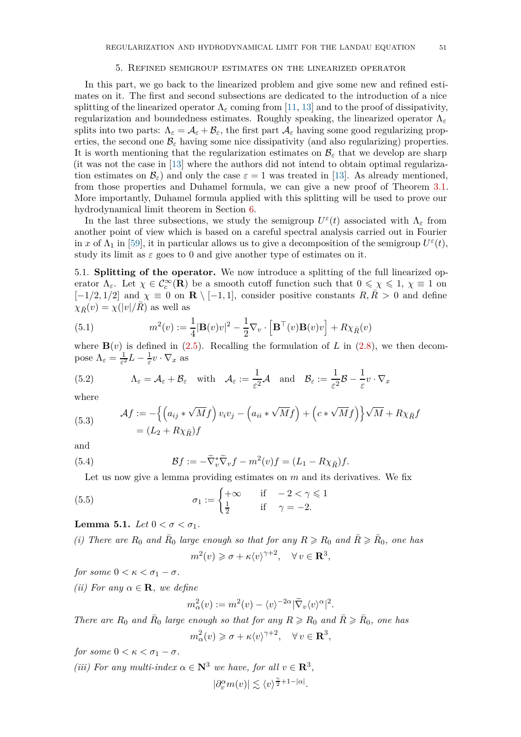## 5. Refined semigroup estimates on the linearized operator

In this part, we go back to the linearized problem and give some new and refined estimates on it. The first and second subsections are dedicated to the introduction of a nice splitting of the linearized operator $\Lambda_\varepsilon$ coming from [11, 13] and to the proof of dissipativity, regularization and boundedness estimates. Roughly speaking, the linearized operator $\Lambda_\varepsilon$ splits into two parts: $\Lambda_\varepsilon = \mathcal{A}_\varepsilon + \mathcal{B}_\varepsilon$, the first part $\mathcal{A}_\varepsilon$ having some good regularizing properties, the second one $\mathcal{B}_\varepsilon$ having some nice dissipativity (and also regularizing) properties. It is worth mentioning that the regularization estimates on $\mathcal{B}_\varepsilon$ that we develop are sharp (it was not the case in [13] where the authors did not intend to obtain optimal regularization estimates on $\mathcal{B}_\varepsilon$) and only the case $\varepsilon = 1$ was treated in [13]. As already mentioned, from those properties and Duhamel formula, we can give a new proof of Theorem 3.1. More importantly, Duhamel formula applied with this splitting will be used to prove our hydrodynamical limit theorem in Section 6.

In the last three subsections, we study the semigroup $U^\varepsilon(t)$ associated with $\Lambda_\varepsilon$ from another point of view which is based on a careful spectral analysis carried out in Fourier in $x$ of $\Lambda_1$ in [59], it in particular allows us to give a decomposition of the semigroup $U^\varepsilon(t)$, study its limit as $\varepsilon$ goes to 0 and give another type of estimates on it.

### 5.1. Splitting of the operator.

We now introduce a splitting of the full linearized operator $\Lambda_\varepsilon$. Let $\chi \in \mathcal{C}_c^\infty(\mathbf{R})$ be a smooth cutoff function such that $0 \leqslant \chi \leqslant 1$, $\chi \equiv 1$ on $[-1/2, 1/2]$ and $\chi \equiv 0$ on $\mathbf{R} \setminus [-1,1]$, consider positive constants $R, \bar{R} > 0$ and define $\chi_{\bar{R}}(v) = \chi(|v|/\bar{R})$ as well as

$$
m^2(v) := \frac{1}{4}|\mathbf{B}(v)v|^2 - \frac{1}{2}\nabla_v \cdot \Big[\mathbf{B}^\top(v)\mathbf{B}(v)v\Big] + R\chi_{\bar{R}}(v) \tag{5.1}
$$

where $\mathbf{B}(v)$ is defined in (2.5). Recalling the formulation of $L$ in (2.8), we then decompose $\Lambda_\varepsilon = \frac{1}{\varepsilon^2}L - \frac{1}{\varepsilon}v\cdot\nabla_x$ as

$$
\Lambda_\varepsilon = \mathcal{A}_\varepsilon + \mathcal{B}_\varepsilon \quad \text{with} \quad \mathcal{A}_\varepsilon := \frac{1}{\varepsilon^2}\mathcal{A} \quad \text{and} \quad \mathcal{B}_\varepsilon := \frac{1}{\varepsilon^2}\mathcal{B} - \frac{1}{\varepsilon}v\cdot\nabla_x \tag{5.2}
$$

where

$$
\begin{aligned}
\mathcal{A}f &:= -\Big\{\Big(a_{ij} * \sqrt{M}f\Big)\, v_i v_j - \Big(a_{ii} * \sqrt{M}f\Big) + \Big(c * \sqrt{M}f\Big)\Big\}\sqrt{M} + R\chi_{\bar{R}}f \\
&= (L_2 + R\chi_{\bar{R}})f
\end{aligned} \tag{5.3}
$$

and

$$
\mathcal{B}f := -\widetilde{\nabla}_v^*\widetilde{\nabla}_v f - m^2(v)f = (L_1 - R\chi_{\bar{R}})f. \tag{5.4}
$$

Let us now give a lemma providing estimates on $m$ and its derivatives. We fix

$$
\sigma_1 := \begin{cases} +\infty & \text{if} \quad -2 < \gamma \leqslant 1 \\ \frac{1}{2} & \text{if} \quad \gamma = -2. \end{cases} \tag{5.5}
$$

**Lemma 5.1.** *Let $0 < \sigma < \sigma_1$.*

*(i) There are $R_0$ and $\bar{R}_0$ large enough so that for any $R \geqslant R_0$ and $\bar{R} \geqslant \bar{R}_0$, one has*

$$
m^2(v) \geqslant \sigma + \kappa\langle v\rangle^{\gamma+2}, \quad \forall\, v \in \mathbf{R}^3,
$$

*for some $0 < \kappa < \sigma_1 - \sigma$.*

*(ii) For any $\alpha \in \mathbf{R}$, we define*

$$
m_\alpha^2(v) := m^2(v) - \langle v\rangle^{-2\alpha}|\widetilde{\nabla}_v\langle v\rangle^\alpha|^2.
$$

*There are $R_0$ and $\bar{R}_0$ large enough so that for any $R \geqslant R_0$ and $\bar{R} \geqslant \bar{R}_0$, one has*

$$
m_\alpha^2(v) \geqslant \sigma + \kappa\langle v\rangle^{\gamma+2}, \quad \forall\, v \in \mathbf{R}^3,
$$

*for some $0 < \kappa < \sigma_1 - \sigma$.*

*(iii) For any multi-index $\alpha \in \mathbf{N}^3$ we have, for all $v \in \mathbf{R}^3$,*

$$
|\partial_v^\alpha m(v)| \lesssim \langle v\rangle^{\frac{\gamma}{2}+1-|\alpha|}.
$$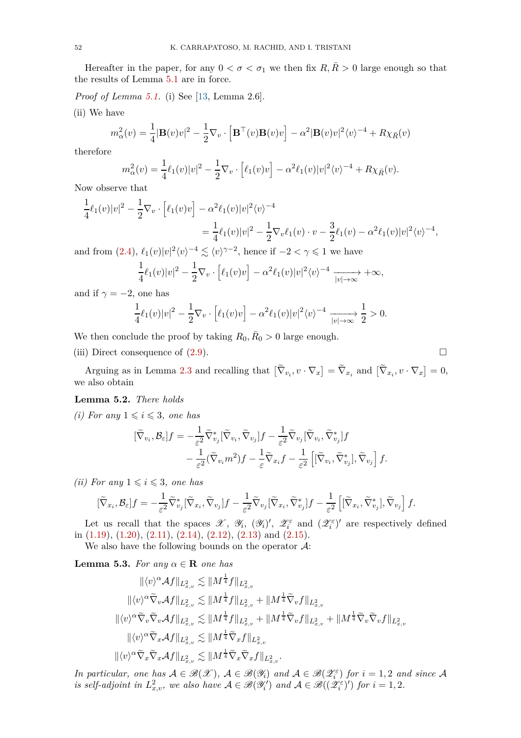Hereafter in the paper, for any $0 < \sigma < \sigma_1$ we then fix $R, \bar R > 0$ large enough so that the results of Lemma 5.1 are in force.

*Proof of Lemma 5.1.* (i) See [13, Lemma 2.6].

(ii) We have

$$m_\alpha^2(v) = \frac14 |\mathbf{B}(v) v|^2 - \frac12 \nabla_v \cdot \Big[\mathbf{B}^\top(v)\mathbf{B}(v) v\Big] - \alpha^2 |\mathbf{B}(v)v|^2 \langle v\rangle^{-4} + R\chi_{\bar R}(v)$$

therefore

$$m_\alpha^2(v) = \frac14 \ell_1(v)|v|^2 - \frac12 \nabla_v \cdot \Big[\ell_1(v) v\Big] - \alpha^2 \ell_1(v)|v|^2 \langle v\rangle^{-4} + R\chi_{\bar R}(v).$$

Now observe that

$$\frac14 \ell_1(v)|v|^2 - \frac12 \nabla_v \cdot \Big[\ell_1(v) v\Big] - \alpha^2 \ell_1(v)|v|^2 \langle v\rangle^{-4} = \frac14 \ell_1(v)|v|^2 - \frac12 \nabla_v \ell_1(v)\cdot v - \frac32 \ell_1(v) - \alpha^2 \ell_1(v)|v|^2 \langle v\rangle^{-4},$$

and from (2.4), $\ell_1(v)|v|^2\langle v\rangle^{-4} \lesssim \langle v\rangle^{\gamma-2}$, hence if $-2<\gamma\leqslant 1$ we have

$$\frac14 \ell_1(v)|v|^2 - \frac12 \nabla_v \cdot \Big[\ell_1(v) v\Big] - \alpha^2 \ell_1(v)|v|^2 \langle v\rangle^{-4} \xrightarrow[|v|\to\infty]{} +\infty,$$

and if $\gamma=-2$, one has

$$\frac14 \ell_1(v)|v|^2 - \frac12 \nabla_v \cdot \Big[\ell_1(v) v\Big] - \alpha^2 \ell_1(v)|v|^2 \langle v\rangle^{-4} \xrightarrow[|v|\to\infty]{} \frac12 > 0.$$

We then conclude the proof by taking $R_0, \bar R_0 > 0$ large enough.

(iii) Direct consequence of (2.9). ∎

Arguing as in Lemma 2.3 and recalling that $[\widetilde\nabla_{v_i}, v\cdot\nabla_x] = \widetilde\nabla_{x_i}$ and $[\widetilde\nabla_{x_i}, v\cdot\nabla_x]=0$, we also obtain

**Lemma 5.2.** *There holds*

*(i) For any $1\leqslant i\leqslant 3$, one has*

$$[\widetilde\nabla_{v_i}, \mathcal{B}_\varepsilon] f = -\frac{1}{\varepsilon^2}\widetilde\nabla_{v_j}^*[\widetilde\nabla_{v_i},\widetilde\nabla_{v_j}]f - \frac{1}{\varepsilon^2}\widetilde\nabla_{v_j}[\widetilde\nabla_{v_i},\widetilde\nabla_{v_j}^*]f - \frac{1}{\varepsilon^2}(\widetilde\nabla_{v_i} m^2) f - \frac1\varepsilon \widetilde\nabla_{x_i} f - \frac{1}{\varepsilon^2}\Big[[\widetilde\nabla_{v_i},\widetilde\nabla_{v_j}^*],\widetilde\nabla_{v_j}\Big] f.$$

*(ii) For any $1\leqslant i\leqslant 3$, one has*

$$[\widetilde\nabla_{x_i}, \mathcal{B}_\varepsilon] f = -\frac{1}{\varepsilon^2}\widetilde\nabla_{v_j}^*[\widetilde\nabla_{x_i},\widetilde\nabla_{v_j}]f - \frac{1}{\varepsilon^2}\widetilde\nabla_{v_j}[\widetilde\nabla_{x_i},\widetilde\nabla_{v_j}^*]f - \frac{1}{\varepsilon^2}\Big[[\widetilde\nabla_{x_i},\widetilde\nabla_{v_j}^*],\widetilde\nabla_{v_j}\Big] f.$$

Let us recall that the spaces $\mathscr{X}$, $\mathscr{Y}_i$, $(\mathscr{Y}_i)'$, $\mathscr{Z}_i^\varepsilon$ and $(\mathscr{Z}_i^\varepsilon)'$ are respectively defined in (1.19), (1.20), (2.11), (2.14), (2.12), (2.13) and (2.15).

We also have the following bounds on the operator $\mathcal{A}$:

**Lemma 5.3.** *For any $\alpha\in\mathbf{R}$ one has*

$$\begin{aligned}
\|\langle v\rangle^\alpha \mathcal{A} f\|_{L^2_{x,v}} &\lesssim \|M^{\frac14} f\|_{L^2_{x,v}}\\
\|\langle v\rangle^\alpha \widetilde\nabla_v\mathcal{A} f\|_{L^2_{x,v}} &\lesssim \|M^{\frac14} f\|_{L^2_{x,v}} + \|M^{\frac14}\widetilde\nabla_v f\|_{L^2_{x,v}}\\
\|\langle v\rangle^\alpha \widetilde\nabla_v\widetilde\nabla_v\mathcal{A} f\|_{L^2_{x,v}} &\lesssim \|M^{\frac14} f\|_{L^2_{x,v}} + \|M^{\frac14}\widetilde\nabla_v f\|_{L^2_{x,v}} + \|M^{\frac14}\widetilde\nabla_v\widetilde\nabla_v f\|_{L^2_{x,v}}\\
\|\langle v\rangle^\alpha \widetilde\nabla_x\mathcal{A} f\|_{L^2_{x,v}} &\lesssim \|M^{\frac14}\widetilde\nabla_x f\|_{L^2_{x,v}}\\
\|\langle v\rangle^\alpha \widetilde\nabla_x\widetilde\nabla_x\mathcal{A} f\|_{L^2_{x,v}} &\lesssim \|M^{\frac14}\widetilde\nabla_x\widetilde\nabla_x f\|_{L^2_{x,v}}.
\end{aligned}$$

*In particular, one has $\mathcal{A}\in\mathscr{B}(\mathscr{X})$, $\mathcal{A}\in\mathscr{B}(\mathscr{Y}_i)$ and $\mathcal{A}\in\mathscr{B}(\mathscr{Z}_i^\varepsilon)$ for $i=1,2$ and since $\mathcal{A}$ is self-adjoint in $L^2_{x,v}$, we also have $\mathcal{A}\in\mathscr{B}(\mathscr{Y}_i')$ and $\mathcal{A}\in\mathscr{B}((\mathscr{Z}_i^\varepsilon)')$ for $i=1,2$.*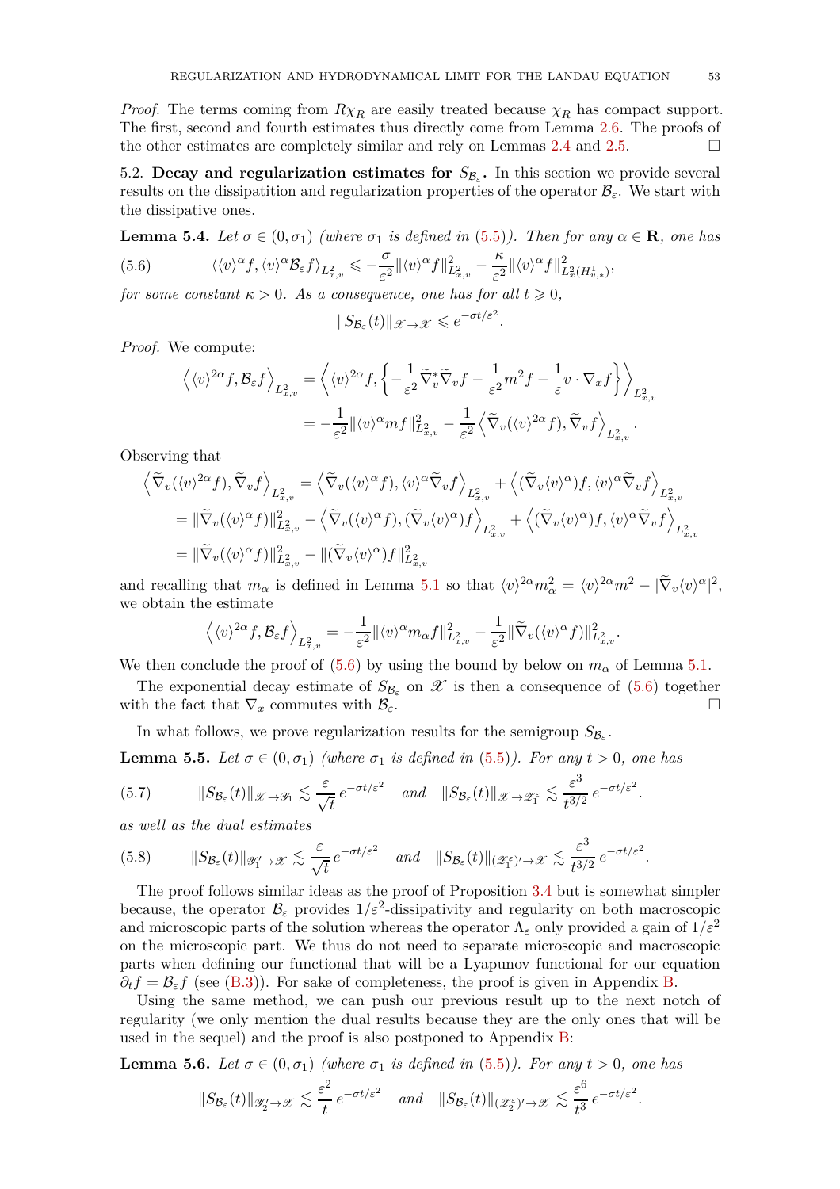*Proof.* The terms coming from $R\chi_{\bar R}$ are easily treated because $\chi_{\bar R}$ has compact support. The first, second and fourth estimates thus directly come from Lemma 2.6. The proofs of the other estimates are completely similar and rely on Lemmas 2.4 and 2.5. $\square$

5.2. **Decay and regularization estimates for $S_{\mathcal{B}_\varepsilon}$.** In this section we provide several results on the dissipatition and regularization properties of the operator $\mathcal{B}_\varepsilon$. We start with the dissipative ones.

**Lemma 5.4.** *Let $\sigma \in (0, \sigma_1)$ (where $\sigma_1$ is defined in (5.5)). Then for any $\alpha \in \mathbf{R}$, one has*

$$
\langle \langle v\rangle^\alpha f, \langle v\rangle^\alpha \mathcal{B}_\varepsilon f\rangle_{L^2_{x,v}} \leqslant -\frac{\sigma}{\varepsilon^2}\|\langle v\rangle^\alpha f\|^2_{L^2_{x,v}} - \frac{\kappa}{\varepsilon^2}\|\langle v\rangle^\alpha f\|^2_{L^2_x(H^1_{v,*})}, \tag{5.6}
$$

*for some constant $\kappa > 0$. As a consequence, one has for all $t \geqslant 0$,*

$$
\|S_{\mathcal{B}_\varepsilon}(t)\|_{\mathscr{X}\to\mathscr{X}} \leqslant e^{-\sigma t/\varepsilon^2}.
$$

*Proof.* We compute:

$$
\begin{aligned}
\Big\langle \langle v\rangle^{2\alpha} f, \mathcal{B}_\varepsilon f\Big\rangle_{L^2_{x,v}} &= \Big\langle \langle v\rangle^{2\alpha} f, \Big\{-\frac{1}{\varepsilon^2}\widetilde\nabla_v^*\widetilde\nabla_v f - \frac{1}{\varepsilon^2}m^2 f - \frac{1}{\varepsilon}v\cdot\nabla_x f\Big\}\Big\rangle_{L^2_{x,v}} \\
&= -\frac{1}{\varepsilon^2}\|\langle v\rangle^\alpha m f\|^2_{L^2_{x,v}} - \frac{1}{\varepsilon^2}\Big\langle \widetilde\nabla_v(\langle v\rangle^{2\alpha} f), \widetilde\nabla_v f\Big\rangle_{L^2_{x,v}}.
\end{aligned}
$$

Observing that

$$
\begin{aligned}
\Big\langle \widetilde\nabla_v(\langle v\rangle^{2\alpha} f), \widetilde\nabla_v f\Big\rangle_{L^2_{x,v}} &= \Big\langle \widetilde\nabla_v(\langle v\rangle^{\alpha} f), \langle v\rangle^\alpha\widetilde\nabla_v f\Big\rangle_{L^2_{x,v}} + \Big\langle (\widetilde\nabla_v\langle v\rangle^{\alpha}) f, \langle v\rangle^\alpha\widetilde\nabla_v f\Big\rangle_{L^2_{x,v}} \\
&= \|\widetilde\nabla_v(\langle v\rangle^\alpha f)\|^2_{L^2_{x,v}} - \Big\langle \widetilde\nabla_v(\langle v\rangle^{\alpha} f), (\widetilde\nabla_v\langle v\rangle^\alpha) f\Big\rangle_{L^2_{x,v}} + \Big\langle (\widetilde\nabla_v\langle v\rangle^{\alpha}) f, \langle v\rangle^\alpha\widetilde\nabla_v f\Big\rangle_{L^2_{x,v}} \\
&= \|\widetilde\nabla_v(\langle v\rangle^\alpha f)\|^2_{L^2_{x,v}} - \|(\widetilde\nabla_v\langle v\rangle^\alpha) f\|^2_{L^2_{x,v}}
\end{aligned}
$$

and recalling that $m_\alpha$ is defined in Lemma 5.1 so that $\langle v\rangle^{2\alpha}m_\alpha^2 = \langle v\rangle^{2\alpha}m^2 - |\widetilde\nabla_v\langle v\rangle^\alpha|^2$, we obtain the estimate

$$
\Big\langle \langle v\rangle^{2\alpha} f, \mathcal{B}_\varepsilon f\Big\rangle_{L^2_{x,v}} = -\frac{1}{\varepsilon^2}\|\langle v\rangle^\alpha m_\alpha f\|^2_{L^2_{x,v}} - \frac{1}{\varepsilon^2}\|\widetilde\nabla_v(\langle v\rangle^\alpha f)\|^2_{L^2_{x,v}}.
$$

We then conclude the proof of (5.6) by using the bound by below on $m_\alpha$ of Lemma 5.1.

The exponential decay estimate of $S_{\mathcal{B}_\varepsilon}$ on $\mathscr{X}$ is then a consequence of (5.6) together with the fact that $\nabla_x$ commutes with $\mathcal{B}_\varepsilon$. $\square$

In what follows, we prove regularization results for the semigroup $S_{\mathcal{B}_\varepsilon}$.

**Lemma 5.5.** *Let $\sigma \in (0, \sigma_1)$ (where $\sigma_1$ is defined in (5.5)). For any $t > 0$, one has*

$$
\|S_{\mathcal{B}_\varepsilon}(t)\|_{\mathscr{X}\to\mathscr{Y}_1} \lesssim \frac{\varepsilon}{\sqrt t}\, e^{-\sigma t/\varepsilon^2} \quad \text{and} \quad \|S_{\mathcal{B}_\varepsilon}(t)\|_{\mathscr{X}\to\mathscr{Z}_1^\varepsilon} \lesssim \frac{\varepsilon^3}{t^{3/2}}\, e^{-\sigma t/\varepsilon^2}. \tag{5.7}
$$

*as well as the dual estimates*

$$
\|S_{\mathcal{B}_\varepsilon}(t)\|_{\mathscr{Y}_1'\to\mathscr{X}} \lesssim \frac{\varepsilon}{\sqrt t}\, e^{-\sigma t/\varepsilon^2} \quad \text{and} \quad \|S_{\mathcal{B}_\varepsilon}(t)\|_{(\mathscr{Z}_1^\varepsilon)'\to\mathscr{X}} \lesssim \frac{\varepsilon^3}{t^{3/2}}\, e^{-\sigma t/\varepsilon^2}. \tag{5.8}
$$

The proof follows similar ideas as the proof of Proposition 3.4 but is somewhat simpler because, the operator $\mathcal{B}_\varepsilon$ provides $1/\varepsilon^2$-dissipativity and regularity on both macroscopic and microscopic parts of the solution whereas the operator $\Lambda_\varepsilon$ only provided a gain of $1/\varepsilon^2$ on the microscopic part. We thus do not need to separate microscopic and macroscopic parts when defining our functional that will be a Lyapunov functional for our equation $\partial_t f = \mathcal{B}_\varepsilon f$ (see (B.3)). For sake of completeness, the proof is given in Appendix B.

Using the same method, we can push our previous result up to the next notch of regularity (we only mention the dual results because they are the only ones that will be used in the sequel) and the proof is also postponed to Appendix B:

**Lemma 5.6.** *Let $\sigma \in (0, \sigma_1)$ (where $\sigma_1$ is defined in (5.5)). For any $t > 0$, one has*

$$
\|S_{\mathcal{B}_\varepsilon}(t)\|_{\mathscr{Y}_2'\to\mathscr{X}} \lesssim \frac{\varepsilon^2}{t}\, e^{-\sigma t/\varepsilon^2} \quad \text{and} \quad \|S_{\mathcal{B}_\varepsilon}(t)\|_{(\mathscr{Z}_2^\varepsilon)'\to\mathscr{X}} \lesssim \frac{\varepsilon^6}{t^3}\, e^{-\sigma t/\varepsilon^2}.
$$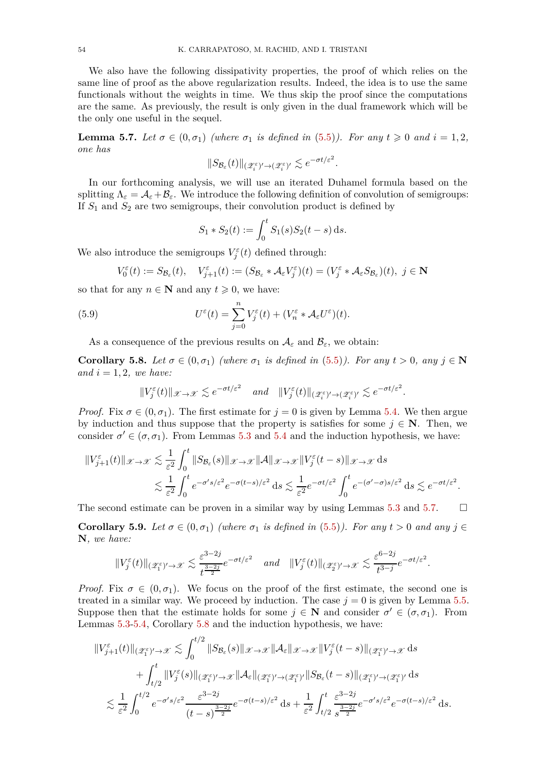We also have the following dissipativity properties, the proof of which relies on the same line of proof as the above regularization results. Indeed, the idea is to use the same functionals without the weights in time. We thus skip the proof since the computations are the same. As previously, the result is only given in the dual framework which will be the only one useful in the sequel.

**Lemma 5.7.** *Let $\sigma \in (0, \sigma_1)$ (where $\sigma_1$ is defined in (5.5)). For any $t \geqslant 0$ and $i = 1, 2$, one has*

$$\|S_{\mathcal{B}_\varepsilon}(t)\|_{(\mathscr{Z}_i^\varepsilon)' \to (\mathscr{Z}_i^\varepsilon)'} \lesssim e^{-\sigma t/\varepsilon^2}.$$

In our forthcoming analysis, we will use an iterated Duhamel formula based on the splitting $\Lambda_\varepsilon = \mathcal{A}_\varepsilon + \mathcal{B}_\varepsilon$. We introduce the following definition of convolution of semigroups: If $S_1$ and $S_2$ are two semigroups, their convolution product is defined by

$$S_1 * S_2(t) := \int_0^t S_1(s) S_2(t-s)\,\mathrm{d}s.$$

We also introduce the semigroups $V_j^\varepsilon(t)$ defined through:

$$V_0^\varepsilon(t) := S_{\mathcal{B}_\varepsilon}(t), \quad V_{j+1}^\varepsilon(t) := (S_{\mathcal{B}_\varepsilon} * \mathcal{A}_\varepsilon V_j^\varepsilon)(t) = (V_j^\varepsilon * \mathcal{A}_\varepsilon S_{\mathcal{B}_\varepsilon})(t),\ j \in \mathbf{N}$$

so that for any $n \in \mathbf{N}$ and any $t \geqslant 0$, we have:

$$U^\varepsilon(t) = \sum_{j=0}^n V_j^\varepsilon(t) + (V_n^\varepsilon * \mathcal{A}_\varepsilon U^\varepsilon)(t). \tag{5.9}$$

As a consequence of the previous results on $\mathcal{A}_\varepsilon$ and $\mathcal{B}_\varepsilon$, we obtain:

**Corollary 5.8.** *Let $\sigma \in (0, \sigma_1)$ (where $\sigma_1$ is defined in (5.5)). For any $t > 0$, any $j \in \mathbf{N}$ and $i = 1, 2$, we have:*

$$\|V_j^\varepsilon(t)\|_{\mathscr{X} \to \mathscr{X}} \lesssim e^{-\sigma t/\varepsilon^2} \quad \text{and} \quad \|V_j^\varepsilon(t)\|_{(\mathscr{Z}_i^\varepsilon)' \to (\mathscr{Z}_i^\varepsilon)'} \lesssim e^{-\sigma t/\varepsilon^2}.$$

*Proof.* Fix $\sigma \in (0, \sigma_1)$. The first estimate for $j = 0$ is given by Lemma 5.4. We then argue by induction and thus suppose that the property is satisfies for some $j \in \mathbf{N}$. Then, we consider $\sigma' \in (\sigma, \sigma_1)$. From Lemmas 5.3 and 5.4 and the induction hypothesis, we have:

$$\begin{aligned}
\|V_{j+1}^\varepsilon(t)\|_{\mathscr{X} \to \mathscr{X}} &\lesssim \frac{1}{\varepsilon^2} \int_0^t \|S_{\mathcal{B}_\varepsilon}(s)\|_{\mathscr{X} \to \mathscr{X}} \|\mathcal{A}\|_{\mathscr{X} \to \mathscr{X}} \|V_j^\varepsilon(t-s)\|_{\mathscr{X} \to \mathscr{X}}\,\mathrm{d}s \\
&\lesssim \frac{1}{\varepsilon^2} \int_0^t e^{-\sigma' s/\varepsilon^2} e^{-\sigma(t-s)/\varepsilon^2}\,\mathrm{d}s \lesssim \frac{1}{\varepsilon^2} e^{-\sigma t/\varepsilon^2} \int_0^t e^{-(\sigma'-\sigma)s/\varepsilon^2}\,\mathrm{d}s \lesssim e^{-\sigma t/\varepsilon^2}.
\end{aligned}$$

The second estimate can be proven in a similar way by using Lemmas 5.3 and 5.7. $\square$

**Corollary 5.9.** *Let $\sigma \in (0, \sigma_1)$ (where $\sigma_1$ is defined in (5.5)). For any $t > 0$ and any $j \in \mathbf{N}$, we have:*

$$\|V_j^\varepsilon(t)\|_{(\mathscr{Z}_1^\varepsilon)' \to \mathscr{X}} \lesssim \frac{\varepsilon^{3-2j}}{t^{\frac{3-2j}{2}}} e^{-\sigma t/\varepsilon^2} \quad \text{and} \quad \|V_j^\varepsilon(t)\|_{(\mathscr{Z}_2^\varepsilon)' \to \mathscr{X}} \lesssim \frac{\varepsilon^{6-2j}}{t^{3-j}} e^{-\sigma t/\varepsilon^2}.$$

*Proof.* Fix $\sigma \in (0, \sigma_1)$. We focus on the proof of the first estimate, the second one is treated in a similar way. We proceed by induction. The case $j = 0$ is given by Lemma 5.5. Suppose then that the estimate holds for some $j \in \mathbf{N}$ and consider $\sigma' \in (\sigma, \sigma_1)$. From Lemmas 5.3-5.4, Corollary 5.8 and the induction hypothesis, we have:

$$\begin{aligned}
\|V_{j+1}^\varepsilon(t)\|_{(\mathscr{Z}_1^\varepsilon)' \to \mathscr{X}} &\lesssim \int_0^{t/2} \|S_{\mathcal{B}_\varepsilon}(s)\|_{\mathscr{X} \to \mathscr{X}} \|\mathcal{A}_\varepsilon\|_{\mathscr{X} \to \mathscr{X}} \|V_j^\varepsilon(t-s)\|_{(\mathscr{Z}_1^\varepsilon)' \to \mathscr{X}}\,\mathrm{d}s \\
&\quad + \int_{t/2}^t \|V_j^\varepsilon(s)\|_{(\mathscr{Z}_1^\varepsilon)' \to \mathscr{X}} \|\mathcal{A}_\varepsilon\|_{(\mathscr{Z}_1^\varepsilon)' \to (\mathscr{Z}_1^\varepsilon)'} \|S_{\mathcal{B}_\varepsilon}(t-s)\|_{(\mathscr{Z}_1^\varepsilon)' \to (\mathscr{Z}_1^\varepsilon)'}\,\mathrm{d}s \\
&\lesssim \frac{1}{\varepsilon^2} \int_0^{t/2} e^{-\sigma' s/\varepsilon^2} \frac{\varepsilon^{3-2j}}{(t-s)^{\frac{3-2j}{2}}} e^{-\sigma(t-s)/\varepsilon^2}\,\mathrm{d}s + \frac{1}{\varepsilon^2} \int_{t/2}^t \frac{\varepsilon^{3-2j}}{s^{\frac{3-2j}{2}}} e^{-\sigma' s/\varepsilon^2} e^{-\sigma(t-s)/\varepsilon^2}\,\mathrm{d}s.
\end{aligned}$$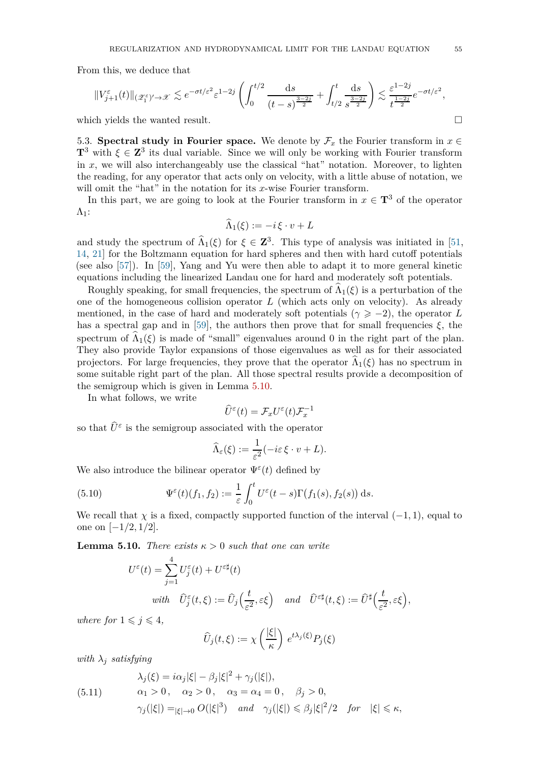From this, we deduce that

$$\|V_{j+1}^\varepsilon(t)\|_{(\mathscr{X}_1^\varepsilon)'\to\mathscr{X}} \lesssim e^{-\sigma t/\varepsilon^2}\varepsilon^{1-2j}\left(\int_0^{t/2}\frac{\mathrm{d}s}{(t-s)^{\frac{3-2j}{2}}}+\int_{t/2}^t\frac{\mathrm{d}s}{s^{\frac{3-2j}{2}}}\right)\lesssim \frac{\varepsilon^{1-2j}}{t^{\frac{1-2j}{2}}}e^{-\sigma t/\varepsilon^2},$$

which yields the wanted result. $\square$

5.3. **Spectral study in Fourier space.** We denote by $\mathcal{F}_x$ the Fourier transform in $x\in\mathbf{T}^3$ with $\xi\in\mathbf{Z}^3$ its dual variable. Since we will only be working with Fourier transform in $x$, we will also interchangeably use the classical "hat" notation. Moreover, to lighten the reading, for any operator that acts only on velocity, with a little abuse of notation, we will omit the "hat" in the notation for its $x$-wise Fourier transform.

In this part, we are going to look at the Fourier transform in $x\in\mathbf{T}^3$ of the operator $\Lambda_1$:

$$\widehat{\Lambda}_1(\xi) := -i\,\xi\cdot v + L$$

and study the spectrum of $\widehat{\Lambda}_1(\xi)$ for $\xi\in\mathbf{Z}^3$. This type of analysis was initiated in [51, 14, 21] for the Boltzmann equation for hard spheres and then with hard cutoff potentials (see also [57]). In [59], Yang and Yu were then able to adapt it to more general kinetic equations including the linearized Landau one for hard and moderately soft potentials.

Roughly speaking, for small frequencies, the spectrum of $\widehat{\Lambda}_1(\xi)$ is a perturbation of the one of the homogeneous collision operator $L$ (which acts only on velocity). As already mentioned, in the case of hard and moderately soft potentials ($\gamma \geqslant -2$), the operator $L$ has a spectral gap and in [59], the authors then prove that for small frequencies $\xi$, the spectrum of $\widehat{\Lambda}_1(\xi)$ is made of "small" eigenvalues around 0 in the right part of the plan. They also provide Taylor expansions of those eigenvalues as well as for their associated projectors. For large frequencies, they prove that the operator $\widehat{\Lambda}_1(\xi)$ has no spectrum in some suitable right part of the plan. All those spectral results provide a decomposition of the semigroup which is given in Lemma 5.10.

In what follows, we write

$$\widehat{U}^\varepsilon(t) = \mathcal{F}_x U^\varepsilon(t)\mathcal{F}_x^{-1}$$

so that $\widehat{U}^\varepsilon$ is the semigroup associated with the operator

$$\widehat{\Lambda}_\varepsilon(\xi) := \frac{1}{\varepsilon^2}(-i\varepsilon\,\xi\cdot v + L).$$

We also introduce the bilinear operator $\Psi^\varepsilon(t)$ defined by

$$\Psi^\varepsilon(t)(f_1,f_2) := \frac{1}{\varepsilon}\int_0^t U^\varepsilon(t-s)\Gamma\big(f_1(s),f_2(s)\big)\,\mathrm{d}s. \tag{5.10}$$

We recall that $\chi$ is a fixed, compactly supported function of the interval $(-1,1)$, equal to one on $[-1/2,1/2]$.

**Lemma 5.10.** *There exists $\kappa>0$ such that one can write*

$$U^\varepsilon(t) = \sum_{j=1}^4 U_j^\varepsilon(t) + U^{\varepsilon\sharp}(t)$$
$$\text{with}\quad \widehat{U}_j^\varepsilon(t,\xi) := \widehat{U}_j\Big(\frac{t}{\varepsilon^2},\varepsilon\xi\Big) \quad\text{and}\quad \widehat{U}^{\varepsilon\sharp}(t,\xi) := \widehat{U}^\sharp\Big(\frac{t}{\varepsilon^2},\varepsilon\xi\Big),$$

*where for $1\leqslant j\leqslant 4$,*

$$\widehat{U}_j(t,\xi) := \chi\left(\frac{|\xi|}{\kappa}\right)\,e^{t\lambda_j(\xi)}P_j(\xi)$$

*with $\lambda_j$ satisfying*

$$\begin{aligned}
&\lambda_j(\xi) = i\alpha_j|\xi| - \beta_j|\xi|^2 + \gamma_j(|\xi|),\\
&\alpha_1>0\,,\quad \alpha_2>0\,,\quad \alpha_3=\alpha_4=0\,,\quad \beta_j>0,\\
&\gamma_j(|\xi|) =_{|\xi|\to0} O(|\xi|^3) \quad\text{and}\quad \gamma_j(|\xi|)\leqslant \beta_j|\xi|^2/2 \quad\text{for}\quad |\xi|\leqslant\kappa,
\end{aligned} \tag{5.11}$$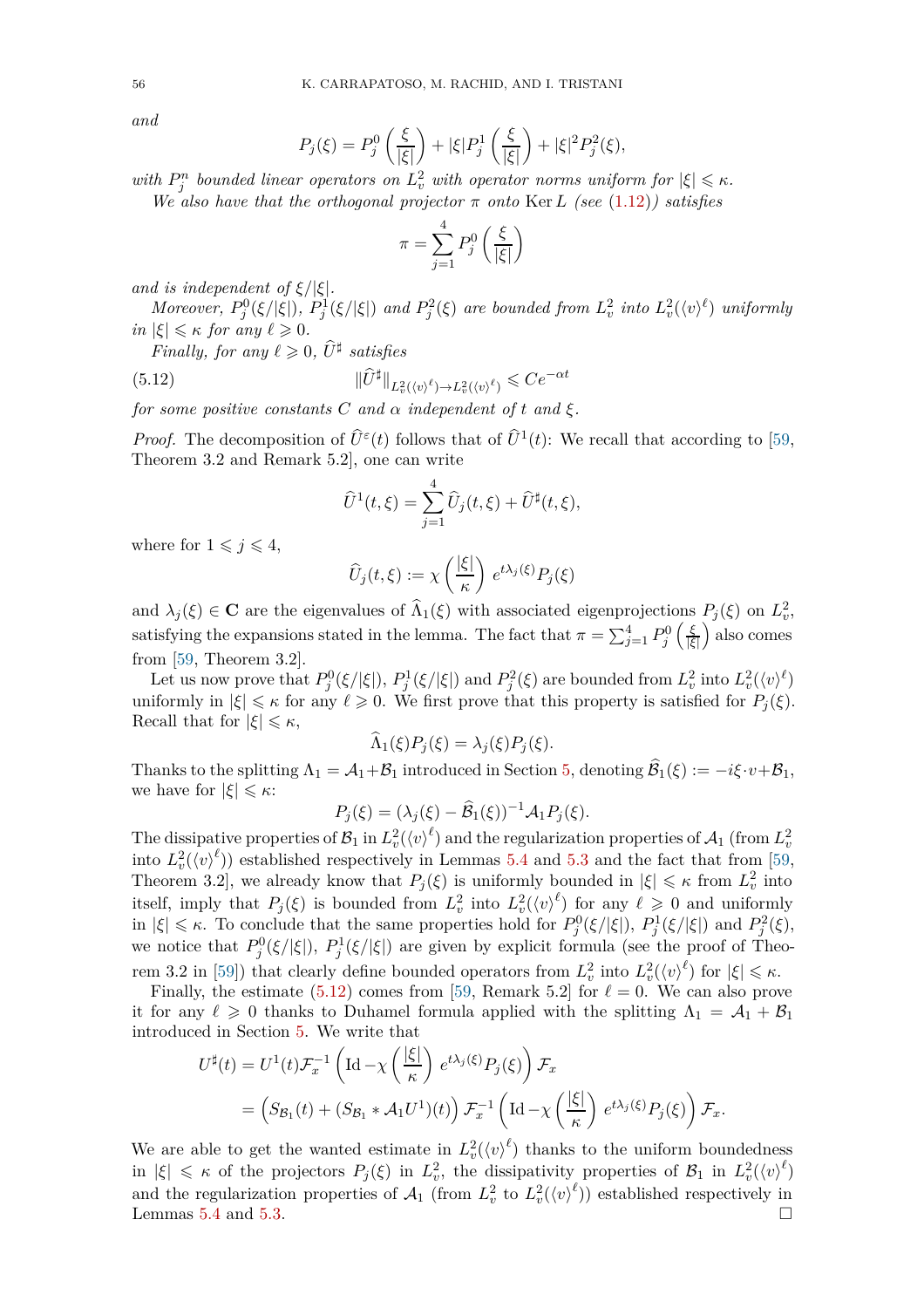*and*

$$P_j(\xi) = P_j^0\left(\frac{\xi}{|\xi|}\right) + |\xi| P_j^1\left(\frac{\xi}{|\xi|}\right) + |\xi|^2 P_j^2(\xi),$$

*with $P_j^n$ bounded linear operators on $L^2_v$ with operator norms uniform for $|\xi| \leqslant \kappa$.*

*We also have that the orthogonal projector $\pi$ onto $\operatorname{Ker} L$ (see (1.12)) satisfies*

$$\pi = \sum_{j=1}^{4} P_j^0\left(\frac{\xi}{|\xi|}\right)$$

*and is independent of $\xi/|\xi|$.*

*Moreover, $P_j^0(\xi/|\xi|)$, $P_j^1(\xi/|\xi|)$ and $P_j^2(\xi)$ are bounded from $L^2_v$ into $L^2_v(\langle v\rangle^\ell)$ uniformly in $|\xi| \leqslant \kappa$ for any $\ell \geqslant 0$.*

*Finally, for any $\ell \geqslant 0$, $\widehat{U}^\sharp$ satisfies*

$$\|\widehat{U}^\sharp\|_{L^2_v(\langle v\rangle^\ell) \to L^2_v(\langle v\rangle^\ell)} \leqslant C e^{-\alpha t} \tag{5.12}$$

*for some positive constants $C$ and $\alpha$ independent of $t$ and $\xi$.*

*Proof.* The decomposition of $\widehat{U}^\varepsilon(t)$ follows that of $\widehat{U}^1(t)$: We recall that according to [59, Theorem 3.2 and Remark 5.2], one can write

$$\widehat{U}^1(t,\xi) = \sum_{j=1}^{4} \widehat{U}_j(t,\xi) + \widehat{U}^\sharp(t,\xi),$$

where for $1 \leqslant j \leqslant 4$,

$$\widehat{U}_j(t,\xi) := \chi\left(\frac{|\xi|}{\kappa}\right) e^{t\lambda_j(\xi)} P_j(\xi)$$

and $\lambda_j(\xi) \in \mathbf{C}$ are the eigenvalues of $\widehat{\Lambda}_1(\xi)$ with associated eigenprojections $P_j(\xi)$ on $L^2_v$, satisfying the expansions stated in the lemma. The fact that $\pi = \sum_{j=1}^4 P_j^0\left(\frac{\xi}{|\xi|}\right)$ also comes from [59, Theorem 3.2].

Let us now prove that $P_j^0(\xi/|\xi|)$, $P_j^1(\xi/|\xi|)$ and $P_j^2(\xi)$ are bounded from $L^2_v$ into $L^2_v(\langle v\rangle^\ell)$ uniformly in $|\xi| \leqslant \kappa$ for any $\ell \geqslant 0$. We first prove that this property is satisfied for $P_j(\xi)$. Recall that for $|\xi| \leqslant \kappa$,

$$\widehat{\Lambda}_1(\xi) P_j(\xi) = \lambda_j(\xi) P_j(\xi).$$

Thanks to the splitting $\Lambda_1 = \mathcal{A}_1 + \mathcal{B}_1$ introduced in Section 5, denoting $\widehat{\mathcal{B}}_1(\xi) := -i\xi\cdot v + \mathcal{B}_1$, we have for $|\xi| \leqslant \kappa$:

$$P_j(\xi) = (\lambda_j(\xi) - \widehat{\mathcal{B}}_1(\xi))^{-1} \mathcal{A}_1 P_j(\xi).$$

The dissipative properties of $\mathcal{B}_1$ in $L^2_v(\langle v\rangle^\ell)$ and the regularization properties of $\mathcal{A}_1$ (from $L^2_v$ into $L^2_v(\langle v\rangle^\ell)$) established respectively in Lemmas 5.4 and 5.3 and the fact that from [59, Theorem 3.2], we already know that $P_j(\xi)$ is uniformly bounded in $|\xi| \leqslant \kappa$ from $L^2_v$ into itself, imply that $P_j(\xi)$ is bounded from $L^2_v$ into $L^2_v(\langle v\rangle^\ell)$ for any $\ell \geqslant 0$ and uniformly in $|\xi| \leqslant \kappa$. To conclude that the same properties hold for $P_j^0(\xi/|\xi|)$, $P_j^1(\xi/|\xi|)$ and $P_j^2(\xi)$, we notice that $P_j^0(\xi/|\xi|)$, $P_j^1(\xi/|\xi|)$ are given by explicit formula (see the proof of Theorem 3.2 in [59]) that clearly define bounded operators from $L^2_v$ into $L^2_v(\langle v\rangle^\ell)$ for $|\xi| \leqslant \kappa$.

Finally, the estimate (5.12) comes from [59, Remark 5.2] for $\ell = 0$. We can also prove it for any $\ell \geqslant 0$ thanks to Duhamel formula applied with the splitting $\Lambda_1 = \mathcal{A}_1 + \mathcal{B}_1$ introduced in Section 5. We write that

$$\begin{aligned}
U^\sharp(t) &= U^1(t)\mathcal{F}_x^{-1}\left(\operatorname{Id} - \chi\left(\frac{|\xi|}{\kappa}\right) e^{t\lambda_j(\xi)} P_j(\xi)\right)\mathcal{F}_x \\
&= \Big(S_{\mathcal{B}_1}(t) + (S_{\mathcal{B}_1} * \mathcal{A}_1 U^1)(t)\Big)\mathcal{F}_x^{-1}\left(\operatorname{Id} - \chi\left(\frac{|\xi|}{\kappa}\right) e^{t\lambda_j(\xi)} P_j(\xi)\right)\mathcal{F}_x.
\end{aligned}$$

We are able to get the wanted estimate in $L^2_v(\langle v\rangle^\ell)$ thanks to the uniform boundedness in $|\xi| \leqslant \kappa$ of the projectors $P_j(\xi)$ in $L^2_v$, the dissipativity properties of $\mathcal{B}_1$ in $L^2_v(\langle v\rangle^\ell)$ and the regularization properties of $\mathcal{A}_1$ (from $L^2_v$ to $L^2_v(\langle v\rangle^\ell)$) established respectively in Lemmas 5.4 and 5.3. $\square$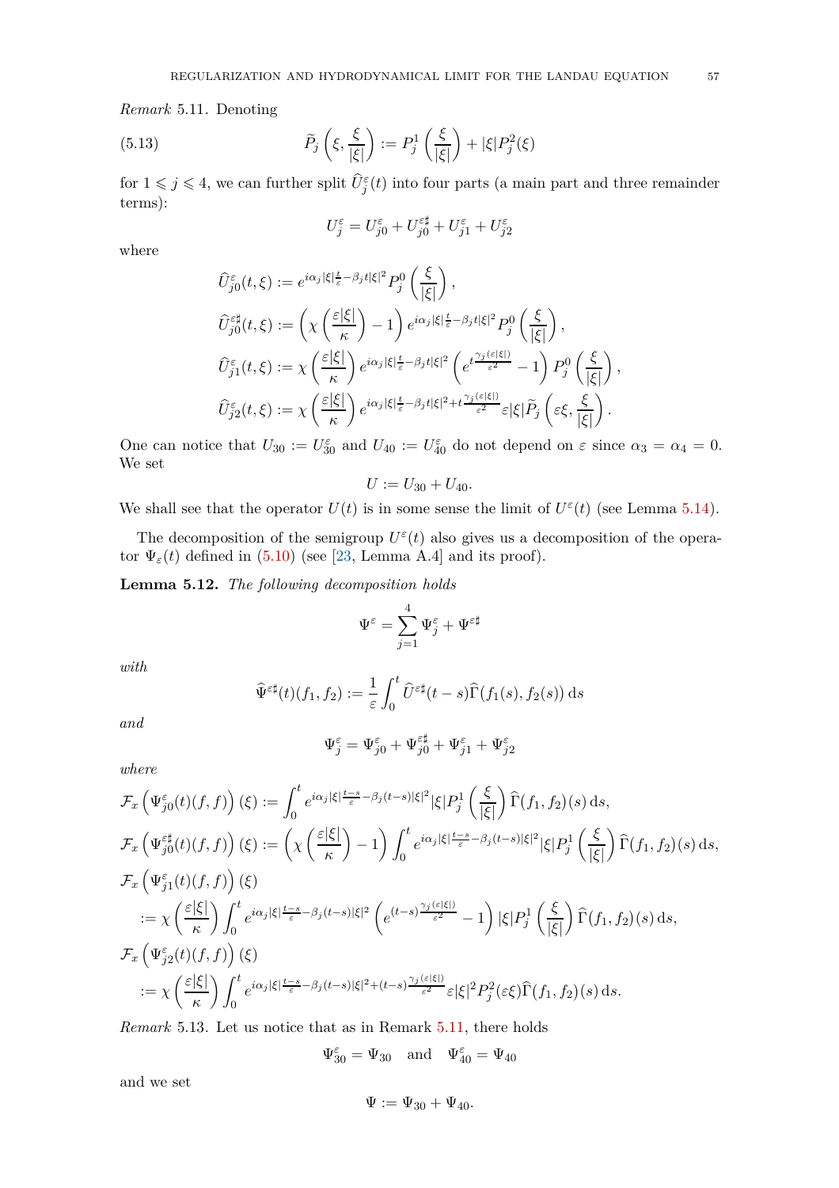*Remark* 5.11. Denoting

$$\widetilde{P}_j\left(\xi, \frac{\xi}{|\xi|}\right) := P_j^1\left(\frac{\xi}{|\xi|}\right) + |\xi| P_j^2(\xi) \tag{5.13}$$

for $1 \leqslant j \leqslant 4$, we can further split $\widehat{U}_j^\varepsilon(t)$ into four parts (a main part and three remainder terms):

$$U_j^\varepsilon = U_{j0}^\varepsilon + U_{j0}^{\varepsilon\sharp} + U_{j1}^\varepsilon + U_{j2}^\varepsilon$$

where

$$\begin{aligned}
\widehat{U}_{j0}^\varepsilon(t,\xi) &:= e^{i\alpha_j|\xi|\frac{t}{\varepsilon} - \beta_j t|\xi|^2} P_j^0\left(\frac{\xi}{|\xi|}\right), \\
\widehat{U}_{j0}^{\varepsilon\sharp}(t,\xi) &:= \left(\chi\left(\frac{\varepsilon|\xi|}{\kappa}\right) - 1\right) e^{i\alpha_j|\xi|\frac{t}{\varepsilon} - \beta_j t|\xi|^2} P_j^0\left(\frac{\xi}{|\xi|}\right), \\
\widehat{U}_{j1}^\varepsilon(t,\xi) &:= \chi\left(\frac{\varepsilon|\xi|}{\kappa}\right) e^{i\alpha_j|\xi|\frac{t}{\varepsilon} - \beta_j t|\xi|^2}\left(e^{t\frac{\gamma_j(\varepsilon|\xi|)}{\varepsilon^2}} - 1\right) P_j^0\left(\frac{\xi}{|\xi|}\right), \\
\widehat{U}_{j2}^\varepsilon(t,\xi) &:= \chi\left(\frac{\varepsilon|\xi|}{\kappa}\right) e^{i\alpha_j|\xi|\frac{t}{\varepsilon} - \beta_j t|\xi|^2 + t\frac{\gamma_j(\varepsilon|\xi|)}{\varepsilon^2}} \varepsilon|\xi| \widetilde{P}_j\left(\varepsilon\xi, \frac{\xi}{|\xi|}\right).
\end{aligned}$$

One can notice that $U_{30} := U_{30}^\varepsilon$ and $U_{40} := U_{40}^\varepsilon$ do not depend on $\varepsilon$ since $\alpha_3 = \alpha_4 = 0$. We set

$$U := U_{30} + U_{40}.$$

We shall see that the operator $U(t)$ is in some sense the limit of $U^\varepsilon(t)$ (see Lemma 5.14).

The decomposition of the semigroup $U^\varepsilon(t)$ also gives us a decomposition of the operator $\Psi_\varepsilon(t)$ defined in (5.10) (see [23, Lemma A.4] and its proof).

**Lemma 5.12.** *The following decomposition holds*

$$\Psi^\varepsilon = \sum_{j=1}^4 \Psi_j^\varepsilon + \Psi^{\varepsilon\sharp}$$

*with*

$$\widehat{\Psi}^{\varepsilon\sharp}(t)(f_1,f_2) := \frac{1}{\varepsilon}\int_0^t \widehat{U}^{\varepsilon\sharp}(t-s)\widehat{\Gamma}(f_1(s),f_2(s))\,\mathrm{d}s$$

*and*

$$\Psi_j^\varepsilon = \Psi_{j0}^\varepsilon + \Psi_{j0}^{\varepsilon\sharp} + \Psi_{j1}^\varepsilon + \Psi_{j2}^\varepsilon$$

*where*

$$\begin{aligned}
&\mathcal{F}_x\left(\Psi_{j0}^\varepsilon(t)(f,f)\right)(\xi) := \int_0^t e^{i\alpha_j|\xi|\frac{t-s}{\varepsilon} - \beta_j(t-s)|\xi|^2} |\xi| P_j^1\left(\frac{\xi}{|\xi|}\right)\widehat{\Gamma}(f_1,f_2)(s)\,\mathrm{d}s, \\
&\mathcal{F}_x\left(\Psi_{j0}^{\varepsilon\sharp}(t)(f,f)\right)(\xi) := \left(\chi\left(\frac{\varepsilon|\xi|}{\kappa}\right) - 1\right)\int_0^t e^{i\alpha_j|\xi|\frac{t-s}{\varepsilon} - \beta_j(t-s)|\xi|^2} |\xi| P_j^1\left(\frac{\xi}{|\xi|}\right)\widehat{\Gamma}(f_1,f_2)(s)\,\mathrm{d}s, \\
&\mathcal{F}_x\left(\Psi_{j1}^\varepsilon(t)(f,f)\right)(\xi) \\
&\quad := \chi\left(\frac{\varepsilon|\xi|}{\kappa}\right)\int_0^t e^{i\alpha_j|\xi|\frac{t-s}{\varepsilon} - \beta_j(t-s)|\xi|^2}\left(e^{(t-s)\frac{\gamma_j(\varepsilon|\xi|)}{\varepsilon^2}} - 1\right)|\xi| P_j^1\left(\frac{\xi}{|\xi|}\right)\widehat{\Gamma}(f_1,f_2)(s)\,\mathrm{d}s, \\
&\mathcal{F}_x\left(\Psi_{j2}^\varepsilon(t)(f,f)\right)(\xi) \\
&\quad := \chi\left(\frac{\varepsilon|\xi|}{\kappa}\right)\int_0^t e^{i\alpha_j|\xi|\frac{t-s}{\varepsilon} - \beta_j(t-s)|\xi|^2 + (t-s)\frac{\gamma_j(\varepsilon|\xi|)}{\varepsilon^2}} \varepsilon|\xi|^2 P_j^2(\varepsilon\xi)\widehat{\Gamma}(f_1,f_2)(s)\,\mathrm{d}s.
\end{aligned}$$

*Remark* 5.13. Let us notice that as in Remark 5.11, there holds

$$\Psi_{30}^\varepsilon = \Psi_{30} \quad \text{and} \quad \Psi_{40}^\varepsilon = \Psi_{40}$$

and we set

$$\Psi := \Psi_{30} + \Psi_{40}.$$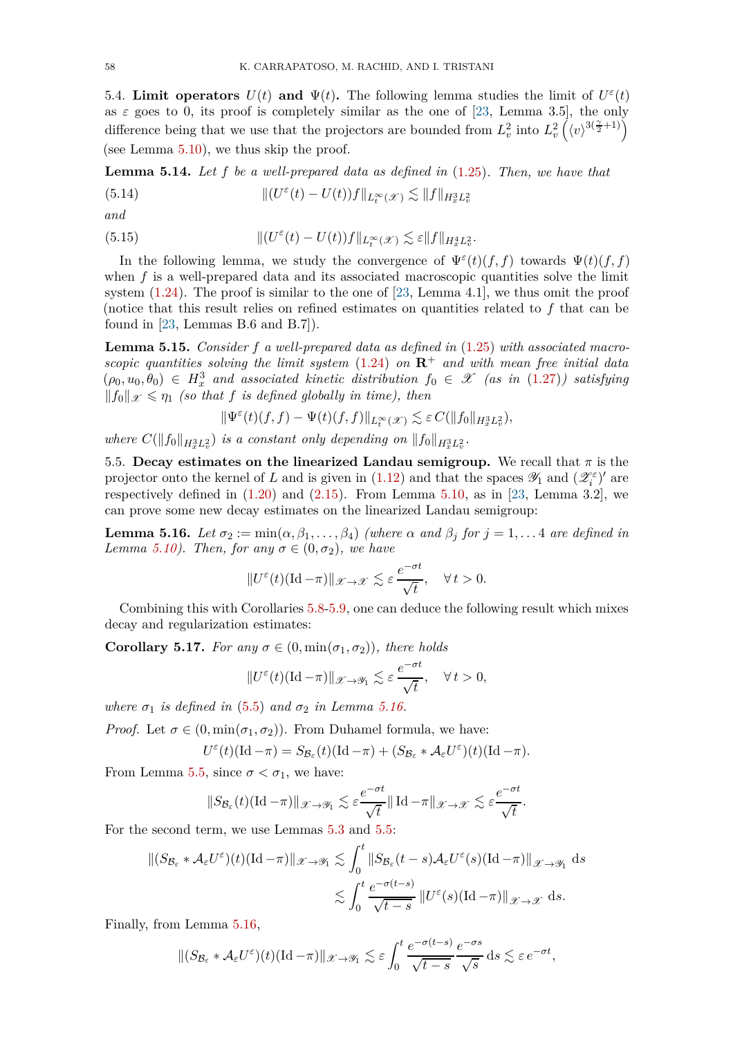5.4. **Limit operators $U(t)$ and $\Psi(t)$.** The following lemma studies the limit of $U^\varepsilon(t)$ as $\varepsilon$ goes to 0, its proof is completely similar as the one of [23, Lemma 3.5], the only difference being that we use that the projectors are bounded from $L^2_v$ into $L^2_v\left(\langle v\rangle^{3(\frac{\gamma}{2}+1)}\right)$ (see Lemma 5.10), we thus skip the proof.

**Lemma 5.14.** *Let $f$ be a well-prepared data as defined in (1.25). Then, we have that*

$$\|(U^\varepsilon(t)-U(t))f\|_{L^\infty_t(\mathscr{X})} \lesssim \|f\|_{H^3_x L^2_v} \tag{5.14}$$

*and*

$$\|(U^\varepsilon(t)-U(t))f\|_{L^\infty_t(\mathscr{X})} \lesssim \varepsilon \|f\|_{H^4_x L^2_v}. \tag{5.15}$$

In the following lemma, we study the convergence of $\Psi^\varepsilon(t)(f,f)$ towards $\Psi(t)(f,f)$ when $f$ is a well-prepared data and its associated macroscopic quantities solve the limit system (1.24). The proof is similar to the one of [23, Lemma 4.1], we thus omit the proof (notice that this result relies on refined estimates on quantities related to $f$ that can be found in [23, Lemmas B.6 and B.7]).

**Lemma 5.15.** *Consider $f$ a well-prepared data as defined in (1.25) with associated macroscopic quantities solving the limit system (1.24) on $\mathbf{R}^+$ and with mean free initial data $(\rho_0,u_0,\theta_0)\in H^3_x$ and associated kinetic distribution $f_0\in\mathscr{X}$ (as in (1.27)) satisfying $\|f_0\|_{\mathscr{X}}\leqslant \eta_1$ (so that $f$ is defined globally in time), then*

$$\|\Psi^\varepsilon(t)(f,f)-\Psi(t)(f,f)\|_{L^\infty_t(\mathscr{X})} \lesssim \varepsilon\, C(\|f_0\|_{H^3_x L^2_v}),$$

*where $C(\|f_0\|_{H^3_x L^2_v})$ is a constant only depending on $\|f_0\|_{H^3_x L^2_v}$.*

5.5. **Decay estimates on the linearized Landau semigroup.** We recall that $\pi$ is the projector onto the kernel of $L$ and is given in (1.12) and that the spaces $\mathscr{Y}_1$ and $(\mathscr{Z}^\varepsilon_i)'$ are respectively defined in (1.20) and (2.15). From Lemma 5.10, as in [23, Lemma 3.2], we can prove some new decay estimates on the linearized Landau semigroup:

**Lemma 5.16.** *Let $\sigma_2 := \min(\alpha,\beta_1,\dots,\beta_4)$ (where $\alpha$ and $\beta_j$ for $j=1,\dots 4$ are defined in Lemma 5.10). Then, for any $\sigma\in(0,\sigma_2)$, we have*

$$\|U^\varepsilon(t)(\mathrm{Id}-\pi)\|_{\mathscr{X}\to\mathscr{X}} \lesssim \varepsilon\,\frac{e^{-\sigma t}}{\sqrt{t}}, \quad \forall\, t>0.$$

Combining this with Corollaries 5.8-5.9, one can deduce the following result which mixes decay and regularization estimates:

**Corollary 5.17.** *For any $\sigma\in(0,\min(\sigma_1,\sigma_2))$, there holds*

$$\|U^\varepsilon(t)(\mathrm{Id}-\pi)\|_{\mathscr{X}\to\mathscr{Y}_1} \lesssim \varepsilon\,\frac{e^{-\sigma t}}{\sqrt{t}}, \quad \forall\, t>0,$$

*where $\sigma_1$ is defined in (5.5) and $\sigma_2$ in Lemma 5.16.*

*Proof.* Let $\sigma\in(0,\min(\sigma_1,\sigma_2))$. From Duhamel formula, we have:

$$U^\varepsilon(t)(\mathrm{Id}-\pi) = S_{\mathcal{B}_\varepsilon}(t)(\mathrm{Id}-\pi) + (S_{\mathcal{B}_\varepsilon} * \mathcal{A}_\varepsilon U^\varepsilon)(t)(\mathrm{Id}-\pi).$$

From Lemma 5.5, since $\sigma<\sigma_1$, we have:

$$\|S_{\mathcal{B}_\varepsilon}(t)(\mathrm{Id}-\pi)\|_{\mathscr{X}\to\mathscr{Y}_1} \lesssim \varepsilon\frac{e^{-\sigma t}}{\sqrt{t}}\|\mathrm{Id}-\pi\|_{\mathscr{X}\to\mathscr{X}} \lesssim \varepsilon\frac{e^{-\sigma t}}{\sqrt{t}}.$$

For the second term, we use Lemmas 5.3 and 5.5:

$$\begin{aligned}\|(S_{\mathcal{B}_\varepsilon} * \mathcal{A}_\varepsilon U^\varepsilon)(t)(\mathrm{Id}-\pi)\|_{\mathscr{X}\to\mathscr{Y}_1} &\lesssim \int_0^t \|S_{\mathcal{B}_\varepsilon}(t-s)\mathcal{A}_\varepsilon U^\varepsilon(s)(\mathrm{Id}-\pi)\|_{\mathscr{X}\to\mathscr{Y}_1}\,\mathrm{d}s\\ &\lesssim \int_0^t \frac{e^{-\sigma(t-s)}}{\sqrt{t-s}}\,\|U^\varepsilon(s)(\mathrm{Id}-\pi)\|_{\mathscr{X}\to\mathscr{X}}\,\mathrm{d}s.\end{aligned}$$

Finally, from Lemma 5.16,

$$\|(S_{\mathcal{B}_\varepsilon} * \mathcal{A}_\varepsilon U^\varepsilon)(t)(\mathrm{Id}-\pi)\|_{\mathscr{X}\to\mathscr{Y}_1} \lesssim \varepsilon\int_0^t \frac{e^{-\sigma(t-s)}}{\sqrt{t-s}}\frac{e^{-\sigma s}}{\sqrt{s}}\,\mathrm{d}s \lesssim \varepsilon\, e^{-\sigma t},$$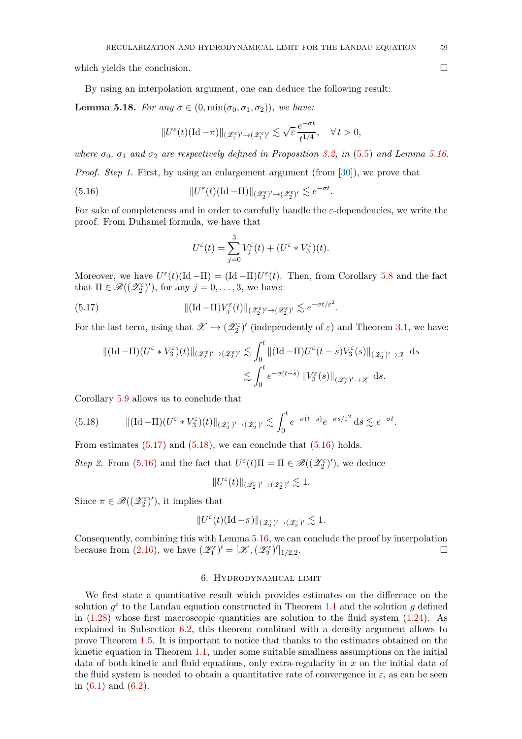which yields the conclusion. $\square$

By using an interpolation argument, one can deduce the following result:

**Lemma 5.18.** *For any $\sigma \in (0, \min(\sigma_0, \sigma_1, \sigma_2))$, we have:*

$$\|U^\varepsilon(t)(\mathrm{Id} - \pi)\|_{(\mathscr{Z}_1^\varepsilon)' \to (\mathscr{Z}_1^\varepsilon)'} \lesssim \sqrt{\varepsilon}\, \frac{e^{-\sigma t}}{t^{1/4}}, \quad \forall\, t > 0,$$

*where $\sigma_0$, $\sigma_1$ and $\sigma_2$ are respectively defined in Proposition 3.2, in (5.5) and Lemma 5.16.*

*Proof. Step 1.* First, by using an enlargement argument (from [30]), we prove that

$$\|U^\varepsilon(t)(\mathrm{Id} - \Pi)\|_{(\mathscr{Z}_2^\varepsilon)' \to (\mathscr{Z}_2^\varepsilon)'} \lesssim e^{-\sigma t}. \tag{5.16}$$

For sake of completeness and in order to carefully handle the $\varepsilon$-dependencies, we write the proof. From Duhamel formula, we have that

$$U^\varepsilon(t) = \sum_{j=0}^{3} V_j^\varepsilon(t) + (U^\varepsilon * V_3^\varepsilon)(t).$$

Moreover, we have $U^\varepsilon(t)(\mathrm{Id} - \Pi) = (\mathrm{Id} - \Pi) U^\varepsilon(t)$. Then, from Corollary 5.8 and the fact that $\Pi \in \mathscr{B}((\mathscr{Z}_2^\varepsilon)')$, for any $j = 0, \dots, 3$, we have:

$$\|(\mathrm{Id} - \Pi) V_j^\varepsilon(t)\|_{(\mathscr{Z}_2^\varepsilon)' \to (\mathscr{Z}_2^\varepsilon)'} \lesssim e^{-\sigma t / \varepsilon^2}. \tag{5.17}$$

For the last term, using that $\mathscr{X} \hookrightarrow (\mathscr{Z}_2^\varepsilon)'$ (independently of $\varepsilon$) and Theorem 3.1, we have:

$$\begin{aligned}
\|(\mathrm{Id} - \Pi)(U^\varepsilon * V_3^\varepsilon)(t)\|_{(\mathscr{Z}_2^\varepsilon)' \to (\mathscr{Z}_2^\varepsilon)'} &\lesssim \int_0^t \|(\mathrm{Id} - \Pi) U^\varepsilon(t-s) V_3^\varepsilon(s)\|_{(\mathscr{Z}_2^\varepsilon)' \to \mathscr{X}} \, \mathrm{d}s \\
&\lesssim \int_0^t e^{-\sigma(t-s)} \, \|V_3^\varepsilon(s)\|_{(\mathscr{Z}_2^\varepsilon)' \to \mathscr{X}} \, \mathrm{d}s.
\end{aligned}$$

Corollary 5.9 allows us to conclude that

$$\|(\mathrm{Id} - \Pi)(U^\varepsilon * V_3^\varepsilon)(t)\|_{(\mathscr{Z}_2^\varepsilon)' \to (\mathscr{Z}_2^\varepsilon)'} \lesssim \int_0^t e^{-\sigma(t-s)} e^{-\sigma s/\varepsilon^2} \, \mathrm{d}s \lesssim e^{-\sigma t}. \tag{5.18}$$

From estimates (5.17) and (5.18), we can conclude that (5.16) holds.

*Step 2.* From (5.16) and the fact that $U^\varepsilon(t)\Pi = \Pi \in \mathscr{B}((\mathscr{Z}_2^\varepsilon)')$, we deduce

$$\|U^\varepsilon(t)\|_{(\mathscr{Z}_2^\varepsilon)' \to (\mathscr{Z}_2^\varepsilon)'} \lesssim 1.$$

Since $\pi \in \mathscr{B}((\mathscr{Z}_2^\varepsilon)')$, it implies that

$$\|U^\varepsilon(t)(\mathrm{Id} - \pi)\|_{(\mathscr{Z}_2^\varepsilon)' \to (\mathscr{Z}_2^\varepsilon)'} \lesssim 1.$$

Consequently, combining this with Lemma 5.16, we can conclude the proof by interpolation because from (2.16), we have $(\mathscr{Z}_1^\varepsilon)' = [\mathscr{X}, (\mathscr{Z}_2^\varepsilon)']_{1/2,2}$. $\square$

## 6. Hydrodynamical limit

We first state a quantitative result which provides estimates on the difference on the solution $g^\varepsilon$ to the Landau equation constructed in Theorem 1.1 and the solution $g$ defined in (1.28) whose first macroscopic quantities are solution to the fluid system (1.24). As explained in Subsection 6.2, this theorem combined with a density argument allows to prove Theorem 1.5. It is important to notice that thanks to the estimates obtained on the kinetic equation in Theorem 1.1, under some suitable smallness assumptions on the initial data of both kinetic and fluid equations, only extra-regularity in $x$ on the initial data of the fluid system is needed to obtain a quantitative rate of convergence in $\varepsilon$, as can be seen in (6.1) and (6.2).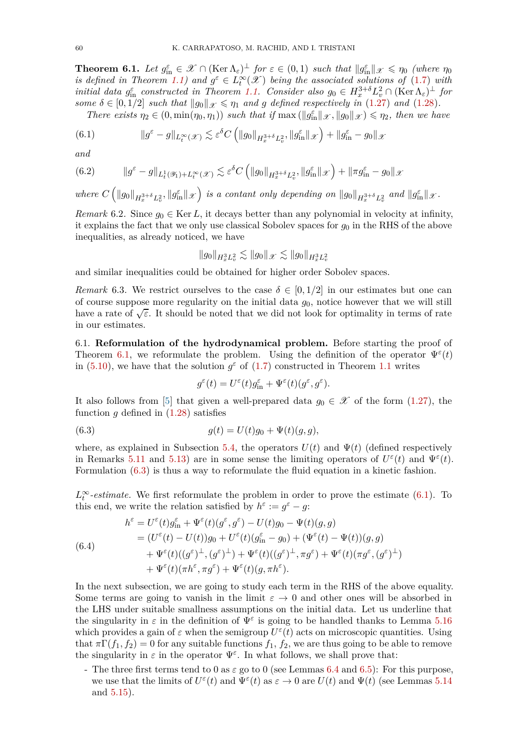**Theorem 6.1.** *Let $g^\varepsilon_{\rm in} \in \mathscr{X} \cap (\operatorname{Ker} \Lambda_\varepsilon)^\perp$ for $\varepsilon \in (0,1)$ such that $\|g^\varepsilon_{\rm in}\|_{\mathscr{X}} \leqslant \eta_0$ (where $\eta_0$ is defined in Theorem 1.1) and $g^\varepsilon \in L^\infty_t(\mathscr{X})$ being the associated solutions of (1.7) with initial data $g^\varepsilon_{\rm in}$ constructed in Theorem 1.1. Consider also $g_0 \in H^{3+\delta}_x L^2_v \cap (\operatorname{Ker} \Lambda_\varepsilon)^\perp$ for some $\delta \in [0,1/2]$ such that $\|g_0\|_{\mathscr{X}} \leqslant \eta_1$ and $g$ defined respectively in (1.27) and (1.28).*

*There exists $\eta_2 \in (0, \min(\eta_0,\eta_1))$ such that if $\max(\|g^\varepsilon_{\rm in}\|_{\mathscr{X}}, \|g_0\|_{\mathscr{X}}) \leqslant \eta_2$, then we have*

$$\|g^\varepsilon - g\|_{L^\infty_t(\mathscr{X})} \lesssim \varepsilon^\delta C\left(\|g_0\|_{H^{3+\delta}_x L^2_v}, \|g^\varepsilon_{\rm in}\|_{\mathscr{X}}\right) + \|g^\varepsilon_{\rm in} - g_0\|_{\mathscr{X}} \tag{6.1}$$

*and*

$$\|g^\varepsilon - g\|_{L^1_t(\mathscr{Y}_1)+L^\infty_t(\mathscr{X})} \lesssim \varepsilon^\delta C\left(\|g_0\|_{H^{3+\delta}_x L^2_v}, \|g^\varepsilon_{\rm in}\|_{\mathscr{X}}\right) + \|\pi g^\varepsilon_{\rm in} - g_0\|_{\mathscr{X}} \tag{6.2}$$

*where $C\left(\|g_0\|_{H^{3+\delta}_x L^2_v}, \|g^\varepsilon_{\rm in}\|_{\mathscr{X}}\right)$ is a contant only depending on $\|g_0\|_{H^{3+\delta}_x L^2_v}$ and $\|g^\varepsilon_{\rm in}\|_{\mathscr{X}}$.*

*Remark* 6.2. Since $g_0 \in \operatorname{Ker} L$, it decays better than any polynomial in velocity at infinity, it explains the fact that we only use classical Sobolev spaces for $g_0$ in the RHS of the above inequalities, as already noticed, we have

$$\|g_0\|_{H^3_x L^2_v} \lesssim \|g_0\|_{\mathscr{X}} \lesssim \|g_0\|_{H^3_x L^2_v}$$

and similar inequalities could be obtained for higher order Sobolev spaces.

*Remark* 6.3. We restrict ourselves to the case $\delta \in [0,1/2]$ in our estimates but one can of course suppose more regularity on the initial data $g_0$, notice however that we will still have a rate of $\sqrt{\varepsilon}$. It should be noted that we did not look for optimality in terms of rate in our estimates.

6.1. **Reformulation of the hydrodynamical problem.** Before starting the proof of Theorem 6.1, we reformulate the problem. Using the definition of the operator $\Psi^\varepsilon(t)$ in (5.10), we have that the solution $g^\varepsilon$ of (1.7) constructed in Theorem 1.1 writes

$$g^\varepsilon(t) = U^\varepsilon(t) g^\varepsilon_{\rm in} + \Psi^\varepsilon(t)(g^\varepsilon, g^\varepsilon).$$

It also follows from [5] that given a well-prepared data $g_0 \in \mathscr{X}$ of the form (1.27), the function $g$ defined in (1.28) satisfies

$$g(t) = U(t) g_0 + \Psi(t)(g,g), \tag{6.3}$$

where, as explained in Subsection 5.4, the operators $U(t)$ and $\Psi(t)$ (defined respectively in Remarks 5.11 and 5.13) are in some sense the limiting operators of $U^\varepsilon(t)$ and $\Psi^\varepsilon(t)$. Formulation (6.3) is thus a way to reformulate the fluid equation in a kinetic fashion.

*$L^\infty_t$-estimate.* We first reformulate the problem in order to prove the estimate (6.1). To this end, we write the relation satisfied by $h^\varepsilon := g^\varepsilon - g$:

$$\begin{aligned} h^\varepsilon &= U^\varepsilon(t) g^\varepsilon_{\rm in} + \Psi^\varepsilon(t)(g^\varepsilon, g^\varepsilon) - U(t) g_0 - \Psi(t)(g,g) \\ &= (U^\varepsilon(t) - U(t)) g_0 + U^\varepsilon(t)(g^\varepsilon_{\rm in} - g_0) + (\Psi^\varepsilon(t) - \Psi(t))(g,g) \\ &\quad + \Psi^\varepsilon(t)((g^\varepsilon)^\perp, (g^\varepsilon)^\perp) + \Psi^\varepsilon(t)((g^\varepsilon)^\perp, \pi g^\varepsilon) + \Psi^\varepsilon(t)(\pi g^\varepsilon, (g^\varepsilon)^\perp) \\ &\quad + \Psi^\varepsilon(t)(\pi h^\varepsilon, \pi g^\varepsilon) + \Psi^\varepsilon(t)(g, \pi h^\varepsilon). \end{aligned} \tag{6.4}$$

In the next subsection, we are going to study each term in the RHS of the above equality. Some terms are going to vanish in the limit $\varepsilon \to 0$ and other ones will be absorbed in the LHS under suitable smallness assumptions on the initial data. Let us underline that the singularity in $\varepsilon$ in the definition of $\Psi^\varepsilon$ is going to be handled thanks to Lemma 5.16 which provides a gain of $\varepsilon$ when the semigroup $U^\varepsilon(t)$ acts on microscopic quantities. Using that $\pi\Gamma(f_1, f_2) = 0$ for any suitable functions $f_1$, $f_2$, we are thus going to be able to remove the singularity in $\varepsilon$ in the operator $\Psi^\varepsilon$. In what follows, we shall prove that:

- The three first terms tend to 0 as $\varepsilon$ go to 0 (see Lemmas 6.4 and 6.5): For this purpose, we use that the limits of $U^\varepsilon(t)$ and $\Psi^\varepsilon(t)$ as $\varepsilon \to 0$ are $U(t)$ and $\Psi(t)$ (see Lemmas 5.14 and 5.15).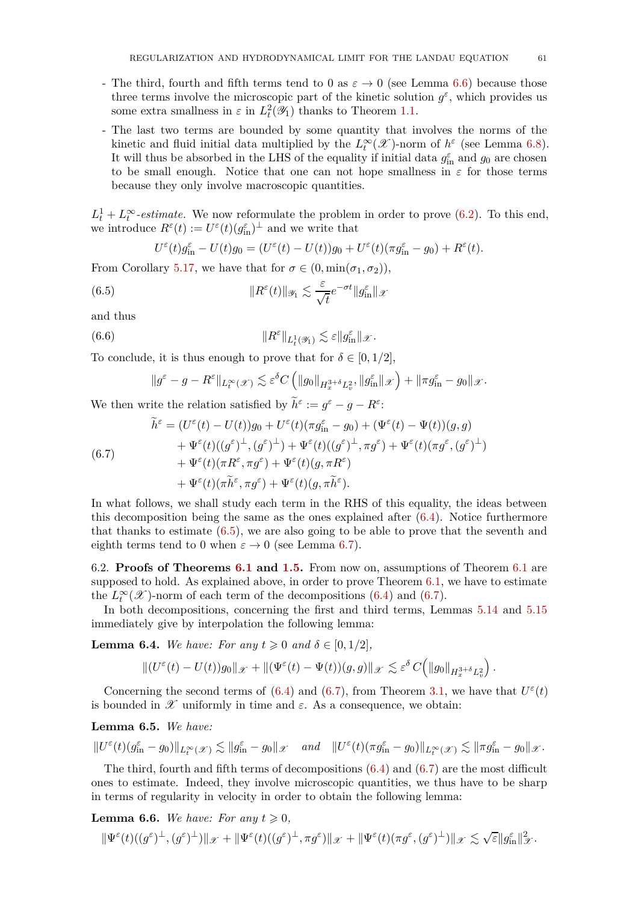- The third, fourth and fifth terms tend to 0 as $\varepsilon \to 0$ (see Lemma 6.6) because those three terms involve the microscopic part of the kinetic solution $g^\varepsilon$, which provides us some extra smallness in $\varepsilon$ in $L^2_t(\mathscr{Y}_1)$ thanks to Theorem 1.1.
- The last two terms are bounded by some quantity that involves the norms of the kinetic and fluid initial data multiplied by the $L^\infty_t(\mathscr{X})$-norm of $h^\varepsilon$ (see Lemma 6.8). It will thus be absorbed in the LHS of the equality if initial data $g^\varepsilon_{\rm in}$ and $g_0$ are chosen to be small enough. Notice that one can not hope smallness in $\varepsilon$ for those terms because they only involve macroscopic quantities.

*$L^1_t + L^\infty_t$-estimate.* We now reformulate the problem in order to prove (6.2). To this end, we introduce $R^\varepsilon(t) := U^\varepsilon(t)(g^\varepsilon_{\rm in})^\perp$ and we write that

$$U^\varepsilon(t) g^\varepsilon_{\rm in} - U(t) g_0 = (U^\varepsilon(t) - U(t)) g_0 + U^\varepsilon(t)(\pi g^\varepsilon_{\rm in} - g_0) + R^\varepsilon(t).$$

From Corollary 5.17, we have that for $\sigma \in (0, \min(\sigma_1, \sigma_2))$,

$$\|R^\varepsilon(t)\|_{\mathscr{Y}_1} \lesssim \frac{\varepsilon}{\sqrt{t}} e^{-\sigma t} \|g^\varepsilon_{\rm in}\|_{\mathscr{X}} \tag{6.5}$$

and thus

$$\|R^\varepsilon\|_{L^1_t(\mathscr{Y}_1)} \lesssim \varepsilon \|g^\varepsilon_{\rm in}\|_{\mathscr{X}}. \tag{6.6}$$

To conclude, it is thus enough to prove that for $\delta \in [0, 1/2]$,

$$\|g^\varepsilon - g - R^\varepsilon\|_{L^\infty_t(\mathscr{X})} \lesssim \varepsilon^\delta C\left(\|g_0\|_{H^{3+\delta}_x L^2_v}, \|g^\varepsilon_{\rm in}\|_{\mathscr{X}}\right) + \|\pi g^\varepsilon_{\rm in} - g_0\|_{\mathscr{X}}.$$

We then write the relation satisfied by $\widetilde{h}^\varepsilon := g^\varepsilon - g - R^\varepsilon$:

$$\begin{aligned}
\widetilde{h}^\varepsilon &= (U^\varepsilon(t) - U(t)) g_0 + U^\varepsilon(t)(\pi g^\varepsilon_{\rm in} - g_0) + (\Psi^\varepsilon(t) - \Psi(t))(g, g) \\
&\quad + \Psi^\varepsilon(t)((g^\varepsilon)^\perp, (g^\varepsilon)^\perp) + \Psi^\varepsilon(t)((g^\varepsilon)^\perp, \pi g^\varepsilon) + \Psi^\varepsilon(t)(\pi g^\varepsilon, (g^\varepsilon)^\perp) \\
&\quad + \Psi^\varepsilon(t)(\pi R^\varepsilon, \pi g^\varepsilon) + \Psi^\varepsilon(t)(g, \pi R^\varepsilon) \\
&\quad + \Psi^\varepsilon(t)(\pi \widetilde{h}^\varepsilon, \pi g^\varepsilon) + \Psi^\varepsilon(t)(g, \pi \widetilde{h}^\varepsilon).
\end{aligned} \tag{6.7}$$

In what follows, we shall study each term in the RHS of this equality, the ideas between this decomposition being the same as the ones explained after (6.4). Notice furthermore that thanks to estimate (6.5), we are also going to be able to prove that the seventh and eighth terms tend to 0 when $\varepsilon \to 0$ (see Lemma 6.7).

6.2. **Proofs of Theorems 6.1 and 1.5.** From now on, assumptions of Theorem 6.1 are supposed to hold. As explained above, in order to prove Theorem 6.1, we have to estimate the $L^\infty_t(\mathscr{X})$-norm of each term of the decompositions (6.4) and (6.7).

In both decompositions, concerning the first and third terms, Lemmas 5.14 and 5.15 immediately give by interpolation the following lemma:

**Lemma 6.4.** *We have: For any $t \geqslant 0$ and $\delta \in [0, 1/2]$,*

$$\|(U^\varepsilon(t) - U(t)) g_0\|_{\mathscr{X}} + \|(\Psi^\varepsilon(t) - \Psi(t))(g, g)\|_{\mathscr{X}} \lesssim \varepsilon^\delta\, C\Big(\|g_0\|_{H^{3+\delta}_x L^2_v}\Big).$$

Concerning the second terms of (6.4) and (6.7), from Theorem 3.1, we have that $U^\varepsilon(t)$ is bounded in $\mathscr{X}$ uniformly in time and $\varepsilon$. As a consequence, we obtain:

**Lemma 6.5.** *We have:*

$$\|U^\varepsilon(t)(g^\varepsilon_{\rm in} - g_0)\|_{L^\infty_t(\mathscr{X})} \lesssim \|g^\varepsilon_{\rm in} - g_0\|_{\mathscr{X}} \quad \textit{and} \quad \|U^\varepsilon(t)(\pi g^\varepsilon_{\rm in} - g_0)\|_{L^\infty_t(\mathscr{X})} \lesssim \|\pi g^\varepsilon_{\rm in} - g_0\|_{\mathscr{X}}.$$

The third, fourth and fifth terms of decompositions (6.4) and (6.7) are the most difficult ones to estimate. Indeed, they involve microscopic quantities, we thus have to be sharp in terms of regularity in velocity in order to obtain the following lemma:

**Lemma 6.6.** *We have: For any $t \geqslant 0$,*

$$\|\Psi^\varepsilon(t)((g^\varepsilon)^\perp, (g^\varepsilon)^\perp)\|_{\mathscr{X}} + \|\Psi^\varepsilon(t)((g^\varepsilon)^\perp, \pi g^\varepsilon)\|_{\mathscr{X}} + \|\Psi^\varepsilon(t)(\pi g^\varepsilon, (g^\varepsilon)^\perp)\|_{\mathscr{X}} \lesssim \sqrt{\varepsilon} \|g^\varepsilon_{\rm in}\|^2_{\mathscr{X}}.$$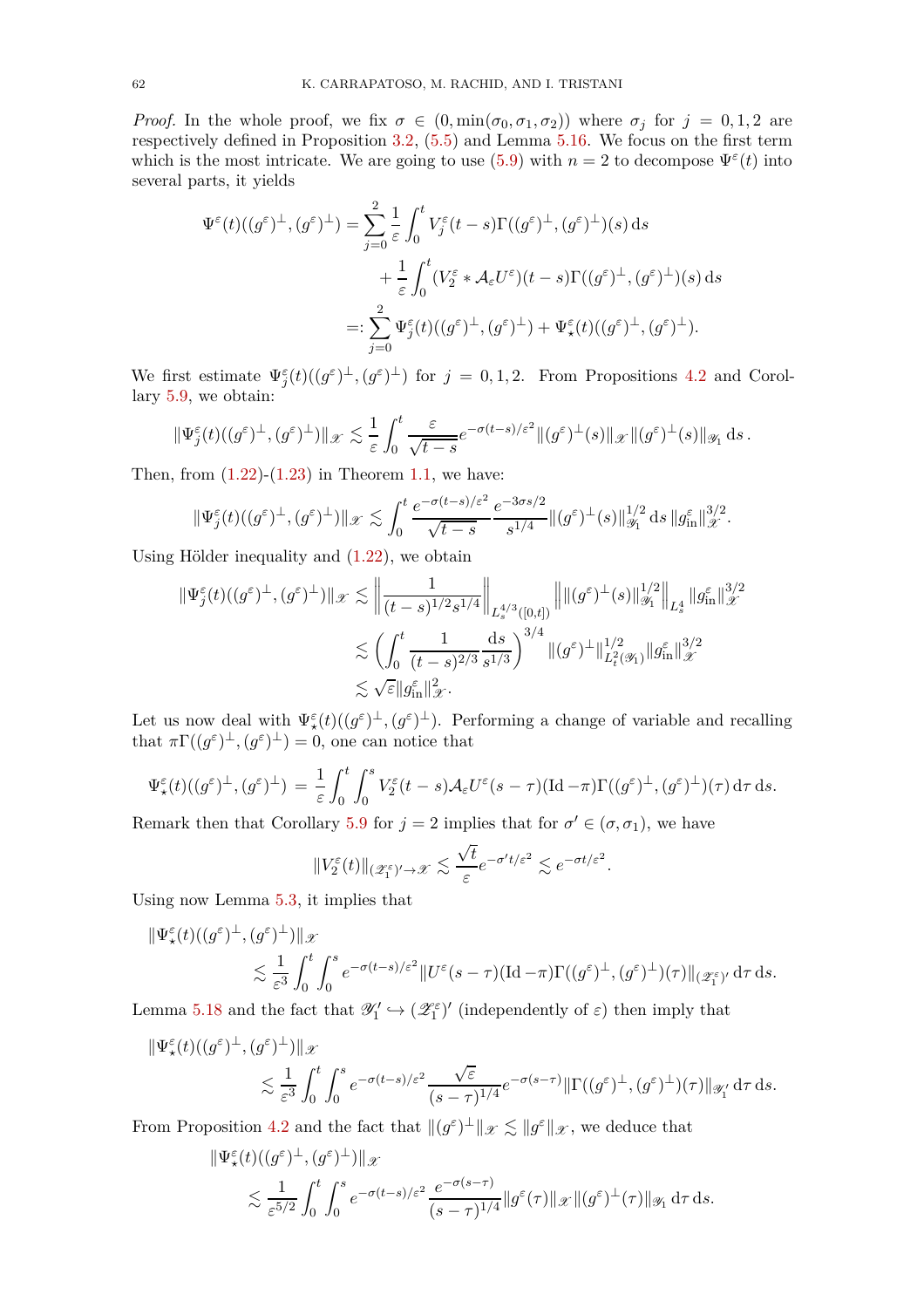*Proof.* In the whole proof, we fix $\sigma \in (0, \min(\sigma_0, \sigma_1, \sigma_2))$ where $\sigma_j$ for $j = 0, 1, 2$ are respectively defined in Proposition 3.2, (5.5) and Lemma 5.16. We focus on the first term which is the most intricate. We are going to use (5.9) with $n = 2$ to decompose $\Psi^\varepsilon(t)$ into several parts, it yields

$$
\begin{aligned}
\Psi^\varepsilon(t)((g^\varepsilon)^\perp, (g^\varepsilon)^\perp) &= \sum_{j=0}^{2} \frac{1}{\varepsilon} \int_0^t V_j^\varepsilon(t-s)\Gamma((g^\varepsilon)^\perp, (g^\varepsilon)^\perp)(s)\,\mathrm{d}s \\
&\qquad + \frac{1}{\varepsilon}\int_0^t (V_2^\varepsilon * \mathcal{A}_\varepsilon U^\varepsilon)(t-s)\Gamma((g^\varepsilon)^\perp, (g^\varepsilon)^\perp)(s)\,\mathrm{d}s \\
&=: \sum_{j=0}^{2} \Psi_j^\varepsilon(t)((g^\varepsilon)^\perp, (g^\varepsilon)^\perp) + \Psi_\star^\varepsilon(t)((g^\varepsilon)^\perp, (g^\varepsilon)^\perp).
\end{aligned}
$$

We first estimate $\Psi_j^\varepsilon(t)((g^\varepsilon)^\perp, (g^\varepsilon)^\perp)$ for $j = 0, 1, 2$. From Propositions 4.2 and Corollary 5.9, we obtain:

$$
\|\Psi_j^\varepsilon(t)((g^\varepsilon)^\perp, (g^\varepsilon)^\perp)\|_{\mathscr{X}} \lesssim \frac{1}{\varepsilon}\int_0^t \frac{\varepsilon}{\sqrt{t-s}} e^{-\sigma(t-s)/\varepsilon^2} \|(g^\varepsilon)^\perp(s)\|_{\mathscr{X}} \|(g^\varepsilon)^\perp(s)\|_{\mathscr{Y}_1}\,\mathrm{d}s\,.
$$

Then, from (1.22)-(1.23) in Theorem 1.1, we have:

$$
\|\Psi_j^\varepsilon(t)((g^\varepsilon)^\perp, (g^\varepsilon)^\perp)\|_{\mathscr{X}} \lesssim \int_0^t \frac{e^{-\sigma(t-s)/\varepsilon^2}}{\sqrt{t-s}} \frac{e^{-3\sigma s/2}}{s^{1/4}} \|(g^\varepsilon)^\perp(s)\|_{\mathscr{Y}_1}^{1/2}\,\mathrm{d}s\,\|g_{\mathrm{in}}^\varepsilon\|_{\mathscr{X}}^{3/2}.
$$

Using Hölder inequality and (1.22), we obtain

$$
\begin{aligned}
\|\Psi_j^\varepsilon(t)((g^\varepsilon)^\perp, (g^\varepsilon)^\perp)\|_{\mathscr{X}} &\lesssim \left\| \frac{1}{(t-s)^{1/2} s^{1/4}} \right\|_{L_s^{4/3}([0,t])} \left\| \|(g^\varepsilon)^\perp(s)\|_{\mathscr{Y}_1}^{1/2} \right\|_{L_s^4} \|g_{\mathrm{in}}^\varepsilon\|_{\mathscr{X}}^{3/2} \\
&\lesssim \left( \int_0^t \frac{1}{(t-s)^{2/3}} \frac{\mathrm{d}s}{s^{1/3}} \right)^{3/4} \|(g^\varepsilon)^\perp\|_{L_t^2(\mathscr{Y}_1)}^{1/2} \|g_{\mathrm{in}}^\varepsilon\|_{\mathscr{X}}^{3/2} \\
&\lesssim \sqrt{\varepsilon}\|g_{\mathrm{in}}^\varepsilon\|_{\mathscr{X}}^2.
\end{aligned}
$$

Let us now deal with $\Psi_\star^\varepsilon(t)((g^\varepsilon)^\perp, (g^\varepsilon)^\perp)$. Performing a change of variable and recalling that $\pi\Gamma((g^\varepsilon)^\perp, (g^\varepsilon)^\perp) = 0$, one can notice that

$$
\Psi_\star^\varepsilon(t)((g^\varepsilon)^\perp, (g^\varepsilon)^\perp) \,=\, \frac{1}{\varepsilon}\int_0^t \int_0^s V_2^\varepsilon(t-s)\mathcal{A}_\varepsilon U^\varepsilon(s-\tau)(\mathrm{Id}-\pi)\Gamma((g^\varepsilon)^\perp, (g^\varepsilon)^\perp)(\tau)\,\mathrm{d}\tau\,\mathrm{d}s.
$$

Remark then that Corollary 5.9 for $j = 2$ implies that for $\sigma' \in (\sigma, \sigma_1)$, we have

$$
\|V_2^\varepsilon(t)\|_{(\mathscr{Z}_1^\varepsilon)' \to \mathscr{X}} \lesssim \frac{\sqrt{t}}{\varepsilon} e^{-\sigma' t/\varepsilon^2} \lesssim e^{-\sigma t/\varepsilon^2}.
$$

Using now Lemma 5.3, it implies that

$$
\begin{aligned}
&\|\Psi_\star^\varepsilon(t)((g^\varepsilon)^\perp, (g^\varepsilon)^\perp)\|_{\mathscr{X}} \\
&\qquad\lesssim \frac{1}{\varepsilon^3}\int_0^t \int_0^s e^{-\sigma(t-s)/\varepsilon^2} \|U^\varepsilon(s-\tau)(\mathrm{Id}-\pi)\Gamma((g^\varepsilon)^\perp, (g^\varepsilon)^\perp)(\tau)\|_{(\mathscr{Z}_1^\varepsilon)'}\,\mathrm{d}\tau\,\mathrm{d}s.
\end{aligned}
$$

Lemma 5.18 and the fact that $\mathscr{Y}_1' \hookrightarrow (\mathscr{Z}_1^\varepsilon)'$ (independently of $\varepsilon$) then imply that

$$
\begin{aligned}
&\|\Psi_\star^\varepsilon(t)((g^\varepsilon)^\perp, (g^\varepsilon)^\perp)\|_{\mathscr{X}} \\
&\qquad\lesssim \frac{1}{\varepsilon^3}\int_0^t \int_0^s e^{-\sigma(t-s)/\varepsilon^2} \frac{\sqrt{\varepsilon}}{(s-\tau)^{1/4}} e^{-\sigma(s-\tau)} \|\Gamma((g^\varepsilon)^\perp, (g^\varepsilon)^\perp)(\tau)\|_{\mathscr{Y}_1'}\,\mathrm{d}\tau\,\mathrm{d}s.
\end{aligned}
$$

From Proposition 4.2 and the fact that $\|(g^\varepsilon)^\perp\|_{\mathscr{X}} \lesssim \|g^\varepsilon\|_{\mathscr{X}}$, we deduce that

$$
\begin{aligned}
&\|\Psi_\star^\varepsilon(t)((g^\varepsilon)^\perp, (g^\varepsilon)^\perp)\|_{\mathscr{X}} \\
&\qquad\lesssim \frac{1}{\varepsilon^{5/2}}\int_0^t \int_0^s e^{-\sigma(t-s)/\varepsilon^2} \frac{e^{-\sigma(s-\tau)}}{(s-\tau)^{1/4}} \|g^\varepsilon(\tau)\|_{\mathscr{X}} \|(g^\varepsilon)^\perp(\tau)\|_{\mathscr{Y}_1}\,\mathrm{d}\tau\,\mathrm{d}s.
\end{aligned}
$$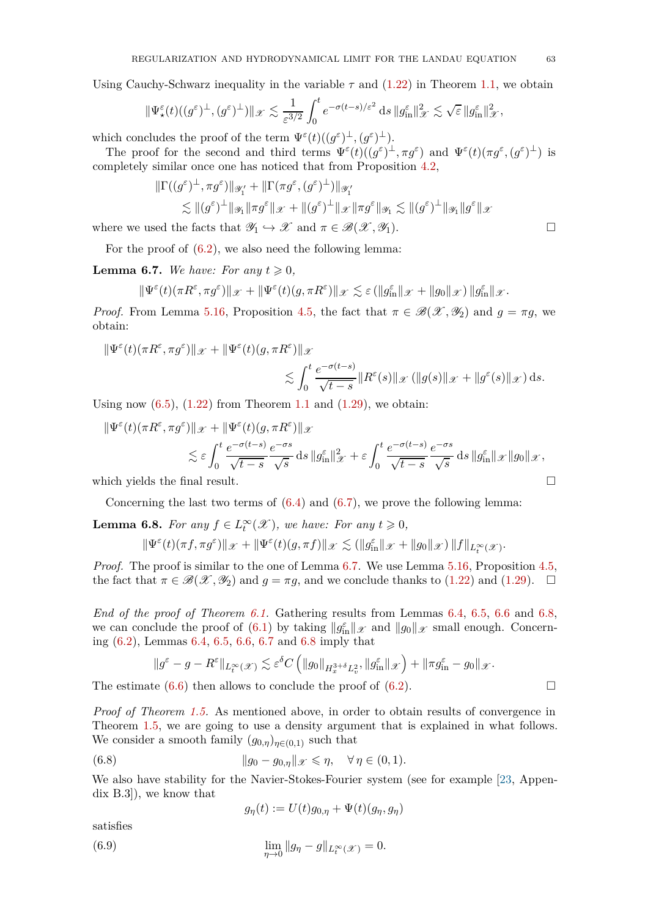Using Cauchy-Schwarz inequality in the variable $\tau$ and (1.22) in Theorem 1.1, we obtain

$$\|\Psi^\varepsilon_\star(t)((g^\varepsilon)^\perp,(g^\varepsilon)^\perp)\|_{\mathscr{X}} \lesssim \frac{1}{\varepsilon^{3/2}} \int_0^t e^{-\sigma(t-s)/\varepsilon^2}\,\mathrm{d}s\, \|g^\varepsilon_{\rm in}\|^2_{\mathscr{X}} \lesssim \sqrt{\varepsilon}\,\|g^\varepsilon_{\rm in}\|^2_{\mathscr{X}},$$

which concludes the proof of the term $\Psi^\varepsilon(t)((g^\varepsilon)^\perp,(g^\varepsilon)^\perp)$.

The proof for the second and third terms $\Psi^\varepsilon(t)((g^\varepsilon)^\perp,\pi g^\varepsilon)$ and $\Psi^\varepsilon(t)(\pi g^\varepsilon,(g^\varepsilon)^\perp)$ is completely similar once one has noticed that from Proposition 4.2,

$$\begin{aligned}
&\|\Gamma((g^\varepsilon)^\perp,\pi g^\varepsilon)\|_{\mathscr{Y}_1'} + \|\Gamma(\pi g^\varepsilon,(g^\varepsilon)^\perp)\|_{\mathscr{Y}_1'} \\
&\qquad \lesssim \|(g^\varepsilon)^\perp\|_{\mathscr{Y}_1}\|\pi g^\varepsilon\|_{\mathscr{X}} + \|(g^\varepsilon)^\perp\|_{\mathscr{X}}\|\pi g^\varepsilon\|_{\mathscr{Y}_1} \lesssim \|(g^\varepsilon)^\perp\|_{\mathscr{Y}_1}\|g^\varepsilon\|_{\mathscr{X}}
\end{aligned}$$

where we used the facts that $\mathscr{Y}_1 \hookrightarrow \mathscr{X}$ and $\pi \in \mathscr{B}(\mathscr{X},\mathscr{Y}_1)$. $\square$

For the proof of (6.2), we also need the following lemma:

**Lemma 6.7.** *We have: For any $t \geqslant 0$,*

$$\|\Psi^\varepsilon(t)(\pi R^\varepsilon,\pi g^\varepsilon)\|_{\mathscr{X}} + \|\Psi^\varepsilon(t)(g,\pi R^\varepsilon)\|_{\mathscr{X}} \lesssim \varepsilon\left(\|g^\varepsilon_{\rm in}\|_{\mathscr{X}} + \|g_0\|_{\mathscr{X}}\right)\|g^\varepsilon_{\rm in}\|_{\mathscr{X}}.$$

*Proof.* From Lemma 5.16, Proposition 4.5, the fact that $\pi \in \mathscr{B}(\mathscr{X},\mathscr{Y}_2)$ and $g = \pi g$, we obtain:

$$\begin{aligned}
&\|\Psi^\varepsilon(t)(\pi R^\varepsilon,\pi g^\varepsilon)\|_{\mathscr{X}} + \|\Psi^\varepsilon(t)(g,\pi R^\varepsilon)\|_{\mathscr{X}} \\
&\qquad\qquad \lesssim \int_0^t \frac{e^{-\sigma(t-s)}}{\sqrt{t-s}}\|R^\varepsilon(s)\|_{\mathscr{X}}\left(\|g(s)\|_{\mathscr{X}} + \|g^\varepsilon(s)\|_{\mathscr{X}}\right)\mathrm{d}s.
\end{aligned}$$

Using now (6.5), (1.22) from Theorem 1.1 and (1.29), we obtain:

$$\begin{aligned}
&\|\Psi^\varepsilon(t)(\pi R^\varepsilon,\pi g^\varepsilon)\|_{\mathscr{X}} + \|\Psi^\varepsilon(t)(g,\pi R^\varepsilon)\|_{\mathscr{X}} \\
&\qquad \lesssim \varepsilon\int_0^t \frac{e^{-\sigma(t-s)}}{\sqrt{t-s}}\frac{e^{-\sigma s}}{\sqrt{s}}\,\mathrm{d}s\,\|g^\varepsilon_{\rm in}\|^2_{\mathscr{X}} + \varepsilon\int_0^t \frac{e^{-\sigma(t-s)}}{\sqrt{t-s}}\frac{e^{-\sigma s}}{\sqrt{s}}\,\mathrm{d}s\,\|g^\varepsilon_{\rm in}\|_{\mathscr{X}}\|g_0\|_{\mathscr{X}},
\end{aligned}$$

which yields the final result. $\square$

Concerning the last two terms of (6.4) and (6.7), we prove the following lemma:

**Lemma 6.8.** *For any $f \in L^\infty_t(\mathscr{X})$, we have: For any $t \geqslant 0$,*

$$\|\Psi^\varepsilon(t)(\pi f,\pi g^\varepsilon)\|_{\mathscr{X}} + \|\Psi^\varepsilon(t)(g,\pi f)\|_{\mathscr{X}} \lesssim \left(\|g^\varepsilon_{\rm in}\|_{\mathscr{X}} + \|g_0\|_{\mathscr{X}}\right)\|f\|_{L^\infty_t(\mathscr{X})}.$$

*Proof.* The proof is similar to the one of Lemma 6.7. We use Lemma 5.16, Proposition 4.5, the fact that $\pi \in \mathscr{B}(\mathscr{X},\mathscr{Y}_2)$ and $g = \pi g$, and we conclude thanks to (1.22) and (1.29). $\square$

*End of the proof of Theorem 6.1.* Gathering results from Lemmas 6.4, 6.5, 6.6 and 6.8, we can conclude the proof of (6.1) by taking $\|g^\varepsilon_{\rm in}\|_{\mathscr{X}}$ and $\|g_0\|_{\mathscr{X}}$ small enough. Concerning (6.2), Lemmas 6.4, 6.5, 6.6, 6.7 and 6.8 imply that

$$\|g^\varepsilon - g - R^\varepsilon\|_{L^\infty_t(\mathscr{X})} \lesssim \varepsilon^\delta C\left(\|g_0\|_{H^{3+\delta}_x L^2_v}, \|g^\varepsilon_{\rm in}\|_{\mathscr{X}}\right) + \|\pi g^\varepsilon_{\rm in} - g_0\|_{\mathscr{X}}.$$

The estimate (6.6) then allows to conclude the proof of (6.2). $\square$

*Proof of Theorem 1.5.* As mentioned above, in order to obtain results of convergence in Theorem 1.5, we are going to use a density argument that is explained in what follows. We consider a smooth family $(g_{0,\eta})_{\eta\in(0,1)}$ such that

$$\|g_0 - g_{0,\eta}\|_{\mathscr{X}} \leqslant \eta, \quad \forall\, \eta \in (0,1). \tag{6.8}$$

We also have stability for the Navier-Stokes-Fourier system (see for example [23, Appendix B.3]), we know that

$$g_\eta(t) := U(t)g_{0,\eta} + \Psi(t)(g_\eta,g_\eta)$$

satisfies

$$\lim_{\eta\to 0}\|g_\eta - g\|_{L^\infty_t(\mathscr{X})} = 0. \tag{6.9}$$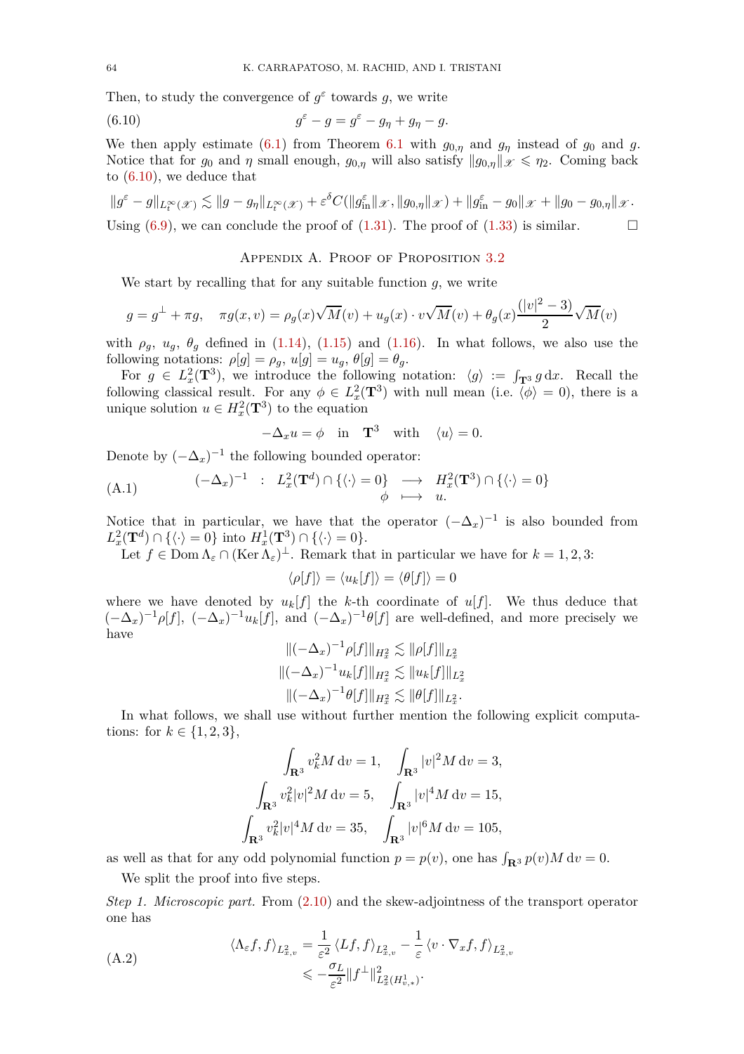Then, to study the convergence of $g^\varepsilon$ towards $g$, we write

$$g^\varepsilon - g = g^\varepsilon - g_\eta + g_\eta - g. \tag{6.10}$$

We then apply estimate (6.1) from Theorem 6.1 with $g_{0,\eta}$ and $g_\eta$ instead of $g_0$ and $g$. Notice that for $g_0$ and $\eta$ small enough, $g_{0,\eta}$ will also satisfy $\|g_{0,\eta}\|_{\mathscr{X}} \leqslant \eta_2$. Coming back to (6.10), we deduce that

$$\|g^\varepsilon - g\|_{L^\infty_t(\mathscr{X})} \lesssim \|g - g_\eta\|_{L^\infty_t(\mathscr{X})} + \varepsilon^\delta C(\|g^\varepsilon_{\rm in}\|_{\mathscr{X}}, \|g_{0,\eta}\|_{\mathscr{X}}) + \|g^\varepsilon_{\rm in} - g_0\|_{\mathscr{X}} + \|g_0 - g_{0,\eta}\|_{\mathscr{X}}.$$

Using (6.9), we can conclude the proof of (1.31). The proof of (1.33) is similar. $\square$

## Appendix A. Proof of Proposition 3.2

We start by recalling that for any suitable function $g$, we write

$$g = g^\perp + \pi g, \quad \pi g(x,v) = \rho_g(x)\sqrt{M}(v) + u_g(x)\cdot v\sqrt{M}(v) + \theta_g(x)\frac{(|v|^2-3)}{2}\sqrt{M}(v)$$

with $\rho_g$, $u_g$, $\theta_g$ defined in (1.14), (1.15) and (1.16). In what follows, we also use the following notations: $\pi[g] = \rho_g$, $u[g] = u_g$, $\theta[g] = \theta_g$.

For $g \in L^2_x(\mathbf{T}^3)$, we introduce the following notation: $\langle g\rangle := \int_{\mathbf{T}^3} g \,\mathrm{d}x$. Recall the following classical result. For any $\phi \in L^2_x(\mathbf{T}^3)$ with null mean (i.e. $\langle \phi\rangle = 0$), there is a unique solution $u \in H^2_x(\mathbf{T}^3)$ to the equation

$$-\Delta_x u = \phi \quad \text{in} \quad \mathbf{T}^3 \quad \text{with} \quad \langle u\rangle = 0.$$

Denote by $(-\Delta_x)^{-1}$ the following bounded operator:

$$\begin{array}{rccc} (-\Delta_x)^{-1} & : & L^2_x(\mathbf{T}^d) \cap \{\langle \cdot \rangle = 0\} & \longrightarrow & H^2_x(\mathbf{T}^3)\cap\{\langle\cdot\rangle = 0\} \\ & & \phi & \longmapsto & u. \end{array} \tag{A.1}$$

Notice that in particular, we have that the operator $(-\Delta_x)^{-1}$ is also bounded from $L^2_x(\mathbf{T}^d)\cap\{\langle\cdot\rangle = 0\}$ into $H^1_x(\mathbf{T}^3)\cap\{\langle\cdot\rangle = 0\}$.

Let $f \in \operatorname{Dom}\Lambda_\varepsilon \cap (\operatorname{Ker}\Lambda_\varepsilon)^\perp$. Remark that in particular we have for $k = 1,2,3$:

$$\langle \rho[f]\rangle = \langle u_k[f]\rangle = \langle \theta[f]\rangle = 0$$

where we have denoted by $u_k[f]$ the $k$-th coordinate of $u[f]$. We thus deduce that $(-\Delta_x)^{-1}\rho[f]$, $(-\Delta_x)^{-1}u_k[f]$, and $(-\Delta_x)^{-1}\theta[f]$ are well-defined, and more precisely we have

$$\|(-\Delta_x)^{-1}\rho[f]\|_{H^2_x} \lesssim \|\rho[f]\|_{L^2_x}$$
$$\|(-\Delta_x)^{-1}u_k[f]\|_{H^2_x} \lesssim \|u_k[f]\|_{L^2_x}$$
$$\|(-\Delta_x)^{-1}\theta[f]\|_{H^2_x} \lesssim \|\theta[f]\|_{L^2_x}.$$

In what follows, we shall use without further mention the following explicit computations: for $k \in \{1,2,3\}$,

$$\int_{\mathbf{R}^3} v_k^2 M \,\mathrm{d}v = 1, \quad \int_{\mathbf{R}^3} |v|^2 M \,\mathrm{d}v = 3,$$
$$\int_{\mathbf{R}^3} v_k^2 |v|^2 M \,\mathrm{d}v = 5, \quad \int_{\mathbf{R}^3} |v|^4 M \,\mathrm{d}v = 15,$$
$$\int_{\mathbf{R}^3} v_k^2 |v|^4 M \,\mathrm{d}v = 35, \quad \int_{\mathbf{R}^3} |v|^6 M \,\mathrm{d}v = 105,$$

as well as that for any odd polynomial function $p = p(v)$, one has $\int_{\mathbf{R}^3} p(v) M \,\mathrm{d}v = 0$.

We split the proof into five steps.

*Step 1. Microscopic part.* From (2.10) and the skew-adjointness of the transport operator one has

$$\begin{aligned} \langle \Lambda_\varepsilon f, f\rangle_{L^2_{x,v}} &= \frac{1}{\varepsilon^2}\langle Lf, f\rangle_{L^2_{x,v}} - \frac{1}{\varepsilon}\langle v\cdot\nabla_x f, f\rangle_{L^2_{x,v}} \\ &\leqslant -\frac{\sigma_L}{\varepsilon^2}\|f^\perp\|^2_{L^2_x(H^1_{v,*})}. \end{aligned} \tag{A.2}$$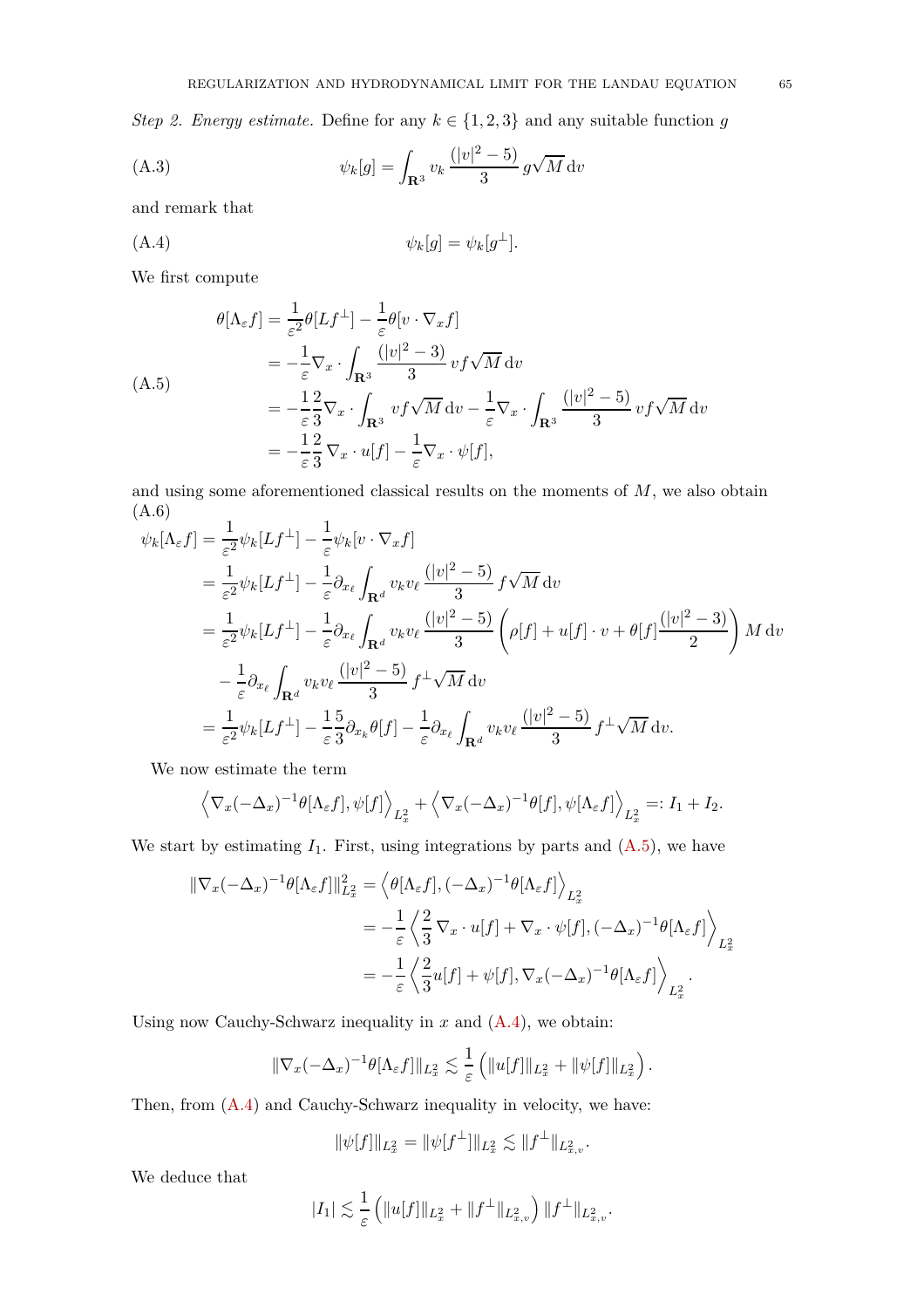*Step 2. Energy estimate.* Define for any $k \in \{1,2,3\}$ and any suitable function $g$

$$\psi_k[g] = \int_{\mathbf{R}^3} v_k \, \frac{(|v|^2-5)}{3} \, g\sqrt{M} \,\mathrm{d}v \tag{A.3}$$

and remark that

$$\psi_k[g] = \psi_k[g^\perp]. \tag{A.4}$$

We first compute

$$\begin{aligned}
\theta[\Lambda_\varepsilon f] &= \frac{1}{\varepsilon^2}\theta[Lf^\perp] - \frac{1}{\varepsilon}\theta[v\cdot\nabla_x f] \\
&= -\frac{1}{\varepsilon}\nabla_x \cdot \int_{\mathbf{R}^3} \frac{(|v|^2-3)}{3} \, vf\sqrt{M}\,\mathrm{d}v \\
&= -\frac{1}{\varepsilon}\frac{2}{3}\nabla_x \cdot \int_{\mathbf{R}^3} vf\sqrt{M}\,\mathrm{d}v - \frac{1}{\varepsilon}\nabla_x \cdot \int_{\mathbf{R}^3} \frac{(|v|^2-5)}{3} \, vf\sqrt{M}\,\mathrm{d}v \\
&= -\frac{1}{\varepsilon}\frac{2}{3}\,\nabla_x \cdot u[f] - \frac{1}{\varepsilon}\nabla_x \cdot \psi[f],
\end{aligned} \tag{A.5}$$

and using some aforementioned classical results on the moments of $M$, we also obtain

$$\begin{aligned}
\psi_k[\Lambda_\varepsilon f] &= \frac{1}{\varepsilon^2}\psi_k[Lf^\perp] - \frac{1}{\varepsilon}\psi_k[v\cdot\nabla_x f] \\
&= \frac{1}{\varepsilon^2}\psi_k[Lf^\perp] - \frac{1}{\varepsilon}\partial_{x_\ell}\int_{\mathbf{R}^d} v_k v_\ell \, \frac{(|v|^2-5)}{3} \, f\sqrt{M}\,\mathrm{d}v \\
&= \frac{1}{\varepsilon^2}\psi_k[Lf^\perp] - \frac{1}{\varepsilon}\partial_{x_\ell}\int_{\mathbf{R}^d} v_k v_\ell \, \frac{(|v|^2-5)}{3} \left(\rho[f] + u[f]\cdot v + \theta[f]\frac{(|v|^2-3)}{2}\right) M\,\mathrm{d}v \\
&\quad - \frac{1}{\varepsilon}\partial_{x_\ell}\int_{\mathbf{R}^d} v_k v_\ell \, \frac{(|v|^2-5)}{3} \, f^\perp\sqrt{M}\,\mathrm{d}v \\
&= \frac{1}{\varepsilon^2}\psi_k[Lf^\perp] - \frac{1}{\varepsilon}\frac{5}{3}\partial_{x_k}\theta[f] - \frac{1}{\varepsilon}\partial_{x_\ell}\int_{\mathbf{R}^d} v_k v_\ell \, \frac{(|v|^2-5)}{3} \, f^\perp\sqrt{M}\,\mathrm{d}v.
\end{aligned} \tag{A.6}$$

We now estimate the term

$$\left\langle \nabla_x(-\Delta_x)^{-1}\theta[\Lambda_\varepsilon f], \psi[f]\right\rangle_{L^2_x} + \left\langle \nabla_x(-\Delta_x)^{-1}\theta[f], \psi[\Lambda_\varepsilon f]\right\rangle_{L^2_x} =: I_1 + I_2.$$

We start by estimating $I_1$. First, using integrations by parts and (A.5), we have

$$\begin{aligned}
\|\nabla_x(-\Delta_x)^{-1}\theta[\Lambda_\varepsilon f]\|^2_{L^2_x} &= \left\langle \theta[\Lambda_\varepsilon f], (-\Delta_x)^{-1}\theta[\Lambda_\varepsilon f]\right\rangle_{L^2_x} \\
&= -\frac{1}{\varepsilon}\left\langle \frac{2}{3}\,\nabla_x\cdot u[f] + \nabla_x\cdot\psi[f], (-\Delta_x)^{-1}\theta[\Lambda_\varepsilon f]\right\rangle_{L^2_x} \\
&= -\frac{1}{\varepsilon}\left\langle \frac{2}{3}u[f] + \psi[f], \nabla_x(-\Delta_x)^{-1}\theta[\Lambda_\varepsilon f]\right\rangle_{L^2_x}.
\end{aligned}$$

Using now Cauchy-Schwarz inequality in $x$ and (A.4), we obtain:

$$\|\nabla_x(-\Delta_x)^{-1}\theta[\Lambda_\varepsilon f]\|_{L^2_x} \lesssim \frac{1}{\varepsilon}\left(\|u[f]\|_{L^2_x} + \|\psi[f]\|_{L^2_x}\right).$$

Then, from (A.4) and Cauchy-Schwarz inequality in velocity, we have:

$$\|\psi[f]\|_{L^2_x} = \|\psi[f^\perp]\|_{L^2_x} \lesssim \|f^\perp\|_{L^2_{x,v}}.$$

We deduce that

$$|I_1| \lesssim \frac{1}{\varepsilon}\left(\|u[f]\|_{L^2_x} + \|f^\perp\|_{L^2_{x,v}}\right)\|f^\perp\|_{L^2_{x,v}}.$$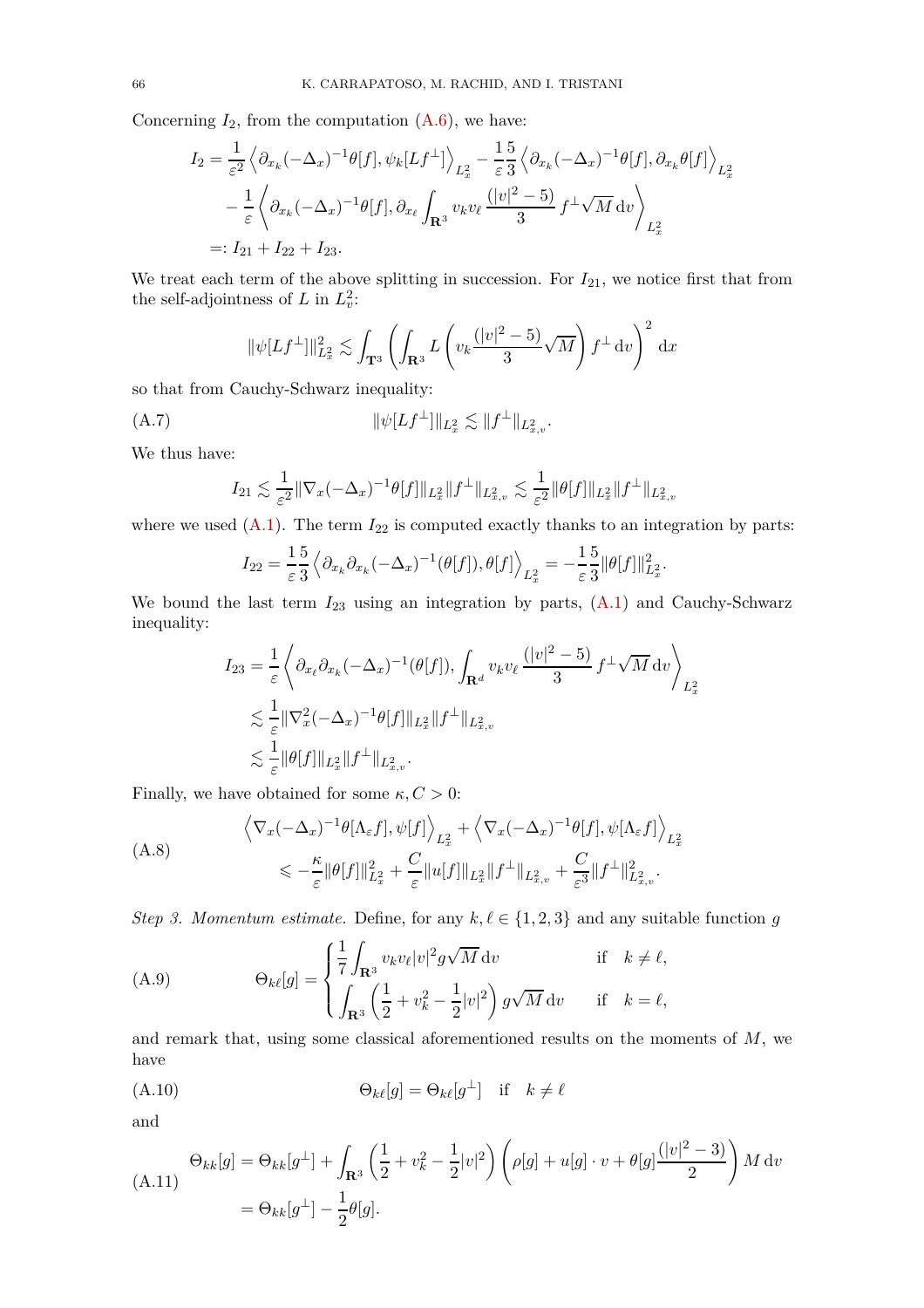Concerning $I_2$, from the computation (A.6), we have:

$$
\begin{aligned}
I_2 &= \frac{1}{\varepsilon^2}\left\langle \partial_{x_k}(-\Delta_x)^{-1}\theta[f], \psi_k[Lf^\perp]\right\rangle_{L^2_x} - \frac{1}{\varepsilon}\frac{5}{3}\left\langle \partial_{x_k}(-\Delta_x)^{-1}\theta[f], \partial_{x_k}\theta[f]\right\rangle_{L^2_x} \\
&\quad - \frac{1}{\varepsilon}\left\langle \partial_{x_k}(-\Delta_x)^{-1}\theta[f], \partial_{x_\ell}\int_{\mathbf{R}^3} v_k v_\ell \,\frac{(|v|^2-5)}{3}\, f^\perp \sqrt{M}\,\mathrm{d}v\right\rangle_{L^2_x} \\
&=: I_{21} + I_{22} + I_{23}.
\end{aligned}
$$

We treat each term of the above splitting in succession. For $I_{21}$, we notice first that from the self-adjointness of $L$ in $L^2_v$:

$$
\|\psi[Lf^\perp]\|^2_{L^2_x} \lesssim \int_{\mathbf{T}^3}\left(\int_{\mathbf{R}^3} L\left(v_k\frac{(|v|^2-5)}{3}\sqrt{M}\right) f^\perp\,\mathrm{d}v\right)^2\mathrm{d}x
$$

so that from Cauchy-Schwarz inequality:

$$
\|\psi[Lf^\perp]\|_{L^2_x} \lesssim \|f^\perp\|_{L^2_{x,v}}. \tag{A.7}
$$

We thus have:

$$
I_{21} \lesssim \frac{1}{\varepsilon^2}\|\nabla_x(-\Delta_x)^{-1}\theta[f]\|_{L^2_x}\|f^\perp\|_{L^2_{x,v}} \lesssim \frac{1}{\varepsilon^2}\|\theta[f]\|_{L^2_x}\|f^\perp\|_{L^2_{x,v}}
$$

where we used (A.1). The term $I_{22}$ is computed exactly thanks to an integration by parts:

$$
I_{22} = \frac{1}{\varepsilon}\frac{5}{3}\left\langle \partial_{x_k}\partial_{x_k}(-\Delta_x)^{-1}(\theta[f]), \theta[f]\right\rangle_{L^2_x} = -\frac{1}{\varepsilon}\frac{5}{3}\|\theta[f]\|^2_{L^2_x}.
$$

We bound the last term $I_{23}$ using an integration by parts, (A.1) and Cauchy-Schwarz inequality:

$$
\begin{aligned}
I_{23} &= \frac{1}{\varepsilon}\left\langle \partial_{x_\ell}\partial_{x_k}(-\Delta_x)^{-1}(\theta[f]), \int_{\mathbf{R}^d} v_k v_\ell\,\frac{(|v|^2-5)}{3}\, f^\perp\sqrt{M}\,\mathrm{d}v\right\rangle_{L^2_x} \\
&\lesssim \frac{1}{\varepsilon}\|\nabla^2_x(-\Delta_x)^{-1}\theta[f]\|_{L^2_x}\|f^\perp\|_{L^2_{x,v}} \\
&\lesssim \frac{1}{\varepsilon}\|\theta[f]\|_{L^2_x}\|f^\perp\|_{L^2_{x,v}}.
\end{aligned}
$$

Finally, we have obtained for some $\kappa, C > 0$:

$$
\begin{aligned}
&\left\langle \nabla_x(-\Delta_x)^{-1}\theta[\Lambda_\varepsilon f], \psi[f]\right\rangle_{L^2_x} + \left\langle \nabla_x(-\Delta_x)^{-1}\theta[f], \psi[\Lambda_\varepsilon f]\right\rangle_{L^2_x} \\
&\qquad \leqslant -\frac{\kappa}{\varepsilon}\|\theta[f]\|^2_{L^2_x} + \frac{C}{\varepsilon}\|u[f]\|_{L^2_x}\|f^\perp\|_{L^2_{x,v}} + \frac{C}{\varepsilon^3}\|f^\perp\|^2_{L^2_{x,v}}.
\end{aligned} \tag{A.8}
$$

*Step 3. Momentum estimate.* Define, for any $k, \ell \in \{1,2,3\}$ and any suitable function $g$

$$
\Theta_{k\ell}[g] = \begin{cases} \dfrac{1}{7}\displaystyle\int_{\mathbf{R}^3} v_k v_\ell |v|^2 g\sqrt{M}\,\mathrm{d}v & \text{if} \quad k \neq \ell, \\[2ex] \displaystyle\int_{\mathbf{R}^3}\left(\frac{1}{2} + v_k^2 - \frac{1}{2}|v|^2\right) g\sqrt{M}\,\mathrm{d}v & \text{if} \quad k = \ell, \end{cases} \tag{A.9}
$$

and remark that, using some classical aforementioned results on the moments of $M$, we have

$$
\Theta_{k\ell}[g] = \Theta_{k\ell}[g^\perp] \quad \text{if} \quad k \neq \ell \tag{A.10}
$$

and

$$
\begin{aligned}
\Theta_{kk}[g] &= \Theta_{kk}[g^\perp] + \int_{\mathbf{R}^3}\left(\frac{1}{2} + v_k^2 - \frac{1}{2}|v|^2\right)\left(\rho[g] + u[g]\cdot v + \theta[g]\frac{(|v|^2-3)}{2}\right) M\,\mathrm{d}v \\
&= \Theta_{kk}[g^\perp] - \frac{1}{2}\theta[g].
\end{aligned} \tag{A.11}
$$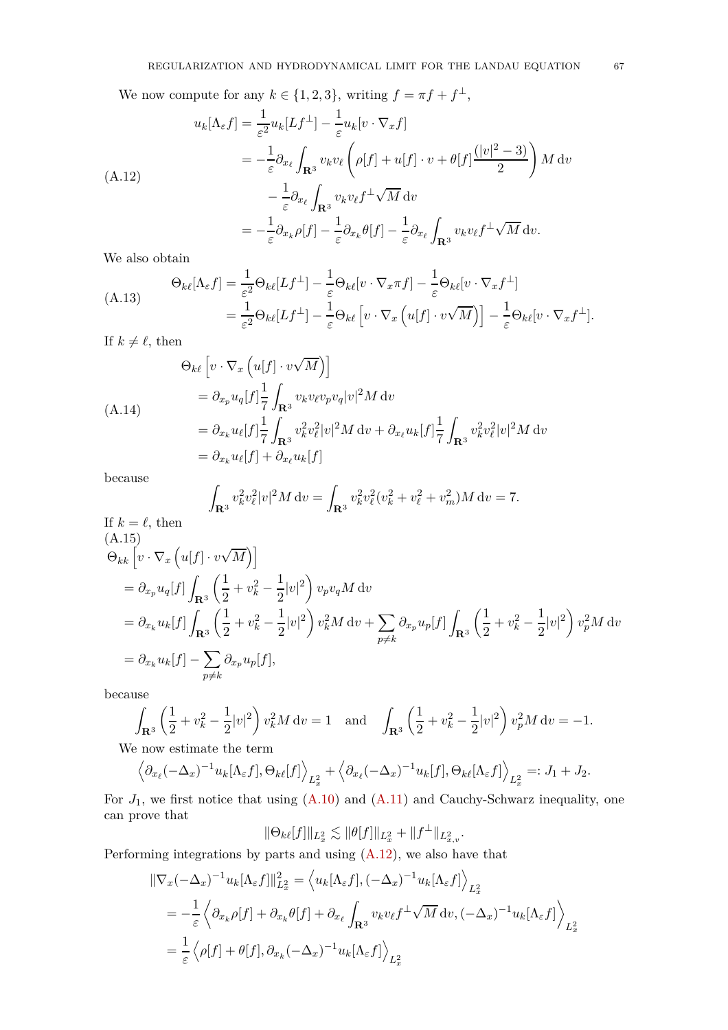We now compute for any $k \in \{1,2,3\}$, writing $f = \pi f + f^\perp$,

$$
\begin{aligned}
u_k[\Lambda_\varepsilon f] &= \frac{1}{\varepsilon^2} u_k[Lf^\perp] - \frac{1}{\varepsilon} u_k[v \cdot \nabla_x f] \\
&= -\frac{1}{\varepsilon} \partial_{x_\ell} \int_{\mathbf{R}^3} v_k v_\ell \left( \rho[f] + u[f]\cdot v + \theta[f] \frac{(|v|^2 - 3)}{2} \right) M \, \mathrm{d}v \\
&\quad - \frac{1}{\varepsilon} \partial_{x_\ell} \int_{\mathbf{R}^3} v_k v_\ell f^\perp \sqrt{M} \, \mathrm{d}v \\
&= -\frac{1}{\varepsilon} \partial_{x_k} \rho[f] - \frac{1}{\varepsilon} \partial_{x_k} \theta[f] - \frac{1}{\varepsilon} \partial_{x_\ell} \int_{\mathbf{R}^3} v_k v_\ell f^\perp \sqrt{M} \, \mathrm{d}v.
\end{aligned} \tag{A.12}
$$

We also obtain

$$
\begin{aligned}
\Theta_{k\ell}[\Lambda_\varepsilon f] &= \frac{1}{\varepsilon^2} \Theta_{k\ell}[Lf^\perp] - \frac{1}{\varepsilon} \Theta_{k\ell}[v \cdot \nabla_x \pi f] - \frac{1}{\varepsilon} \Theta_{k\ell}[v \cdot \nabla_x f^\perp] \\
&= \frac{1}{\varepsilon^2} \Theta_{k\ell}[Lf^\perp] - \frac{1}{\varepsilon} \Theta_{k\ell}\left[ v \cdot \nabla_x \left( u[f] \cdot v \sqrt{M} \right) \right] - \frac{1}{\varepsilon} \Theta_{k\ell}[v \cdot \nabla_x f^\perp].
\end{aligned} \tag{A.13}
$$

If $k \neq \ell$, then

$$
\begin{aligned}
&\Theta_{k\ell}\left[ v \cdot \nabla_x \left( u[f] \cdot v \sqrt{M} \right) \right] \\
&= \partial_{x_p} u_q[f] \frac{1}{7} \int_{\mathbf{R}^3} v_k v_\ell v_p v_q |v|^2 M \, \mathrm{d}v \\
&= \partial_{x_k} u_\ell[f] \frac{1}{7} \int_{\mathbf{R}^3} v_k^2 v_\ell^2 |v|^2 M \, \mathrm{d}v + \partial_{x_\ell} u_k[f] \frac{1}{7} \int_{\mathbf{R}^3} v_k^2 v_\ell^2 |v|^2 M \, \mathrm{d}v \\
&= \partial_{x_k} u_\ell[f] + \partial_{x_\ell} u_k[f]
\end{aligned} \tag{A.14}
$$

because

$$
\int_{\mathbf{R}^3} v_k^2 v_\ell^2 |v|^2 M \, \mathrm{d}v = \int_{\mathbf{R}^3} v_k^2 v_\ell^2 (v_k^2 + v_\ell^2 + v_m^2) M \, \mathrm{d}v = 7.
$$

If $k = \ell$, then

$$
\begin{aligned}
&\Theta_{kk}\left[ v \cdot \nabla_x \left( u[f] \cdot v \sqrt{M} \right) \right] \\
&= \partial_{x_p} u_q[f] \int_{\mathbf{R}^3} \left( \frac{1}{2} + v_k^2 - \frac{1}{2}|v|^2 \right) v_p v_q M \, \mathrm{d}v \\
&= \partial_{x_k} u_k[f] \int_{\mathbf{R}^3} \left( \frac{1}{2} + v_k^2 - \frac{1}{2}|v|^2 \right) v_k^2 M \, \mathrm{d}v + \sum_{p \neq k} \partial_{x_p} u_p[f] \int_{\mathbf{R}^3} \left( \frac{1}{2} + v_k^2 - \frac{1}{2}|v|^2 \right) v_p^2 M \, \mathrm{d}v \\
&= \partial_{x_k} u_k[f] - \sum_{p \neq k} \partial_{x_p} u_p[f],
\end{aligned} \tag{A.15}
$$

because

$$
\int_{\mathbf{R}^3} \left( \frac{1}{2} + v_k^2 - \frac{1}{2}|v|^2 \right) v_k^2 M \, \mathrm{d}v = 1 \quad \text{and} \quad \int_{\mathbf{R}^3} \left( \frac{1}{2} + v_k^2 - \frac{1}{2}|v|^2 \right) v_p^2 M \, \mathrm{d}v = -1.
$$

We now estimate the term

$$
\left\langle \partial_{x_\ell} (-\Delta_x)^{-1} u_k[\Lambda_\varepsilon f], \Theta_{k\ell}[f] \right\rangle_{L^2_x} + \left\langle \partial_{x_\ell} (-\Delta_x)^{-1} u_k[f], \Theta_{k\ell}[\Lambda_\varepsilon f] \right\rangle_{L^2_x} =: J_1 + J_2.
$$

For $J_1$, we first notice that using (A.10) and (A.11) and Cauchy-Schwarz inequality, one can prove that

$$
\|\Theta_{k\ell}[f]\|_{L^2_x} \lesssim \|\theta[f]\|_{L^2_x} + \|f^\perp\|_{L^2_{x,v}}.
$$

Performing integrations by parts and using (A.12), we also have that

$$
\begin{aligned}
\|\nabla_x (-\Delta_x)^{-1} u_k[\Lambda_\varepsilon f]\|^2_{L^2_x} &= \left\langle u_k[\Lambda_\varepsilon f], (-\Delta_x)^{-1} u_k[\Lambda_\varepsilon f] \right\rangle_{L^2_x} \\
&= -\frac{1}{\varepsilon} \left\langle \partial_{x_k} \rho[f] + \partial_{x_k} \theta[f] + \partial_{x_\ell} \int_{\mathbf{R}^3} v_k v_\ell f^\perp \sqrt{M} \, \mathrm{d}v, (-\Delta_x)^{-1} u_k[\Lambda_\varepsilon f] \right\rangle_{L^2_x} \\
&= \frac{1}{\varepsilon} \left\langle \rho[f] + \theta[f], \partial_{x_k} (-\Delta_x)^{-1} u_k[\Lambda_\varepsilon f] \right\rangle_{L^2_x}
\end{aligned}
$$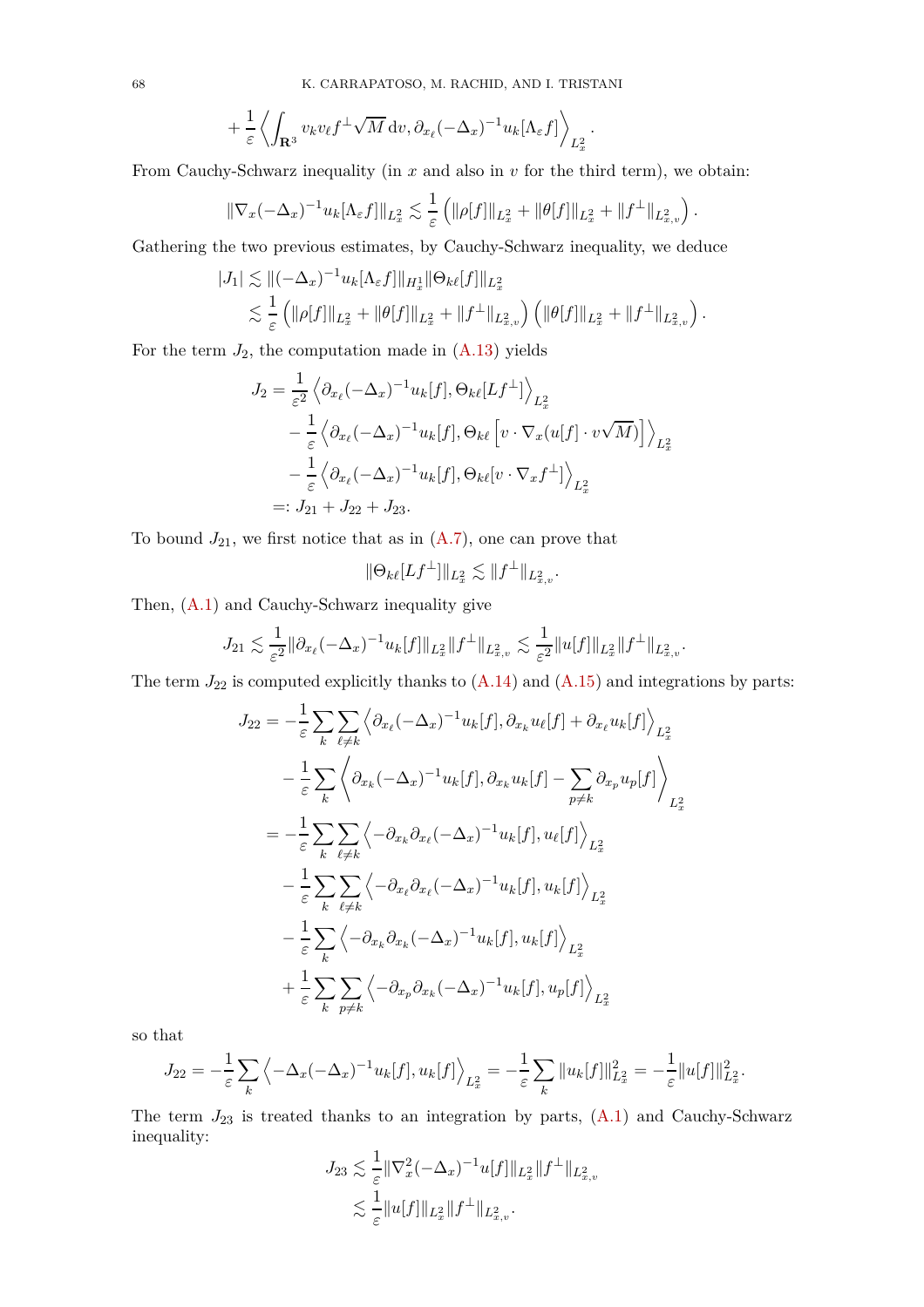$$+\frac{1}{\varepsilon}\left\langle \int_{\mathbf{R}^3} v_k v_\ell f^\perp \sqrt{M}\,\mathrm{d}v, \partial_{x_\ell}(-\Delta_x)^{-1} u_k[\Lambda_\varepsilon f]\right\rangle_{L^2_x}.$$

From Cauchy-Schwarz inequality (in $x$ and also in $v$ for the third term), we obtain:

$$\|\nabla_x(-\Delta_x)^{-1}u_k[\Lambda_\varepsilon f]\|_{L^2_x} \lesssim \frac{1}{\varepsilon}\left(\|\rho[f]\|_{L^2_x} + \|\theta[f]\|_{L^2_x} + \|f^\perp\|_{L^2_{x,v}}\right).$$

Gathering the two previous estimates, by Cauchy-Schwarz inequality, we deduce

$$\begin{aligned}
|J_1| &\lesssim \|(-\Delta_x)^{-1}u_k[\Lambda_\varepsilon f]\|_{H^1_x}\|\Theta_{k\ell}[f]\|_{L^2_x} \\
&\lesssim \frac{1}{\varepsilon}\left(\|\rho[f]\|_{L^2_x} + \|\theta[f]\|_{L^2_x} + \|f^\perp\|_{L^2_{x,v}}\right)\left(\|\theta[f]\|_{L^2_x} + \|f^\perp\|_{L^2_{x,v}}\right).
\end{aligned}$$

For the term $J_2$, the computation made in (A.13) yields

$$\begin{aligned}
J_2 &= \frac{1}{\varepsilon^2}\left\langle \partial_{x_\ell}(-\Delta_x)^{-1}u_k[f], \Theta_{k\ell}[Lf^\perp]\right\rangle_{L^2_x} \\
&\quad - \frac{1}{\varepsilon}\left\langle \partial_{x_\ell}(-\Delta_x)^{-1}u_k[f], \Theta_{k\ell}\left[v\cdot\nabla_x(u[f]\cdot v\sqrt{M})\right]\right\rangle_{L^2_x} \\
&\quad - \frac{1}{\varepsilon}\left\langle \partial_{x_\ell}(-\Delta_x)^{-1}u_k[f], \Theta_{k\ell}[v\cdot\nabla_x f^\perp]\right\rangle_{L^2_x} \\
&=: J_{21} + J_{22} + J_{23}.
\end{aligned}$$

To bound $J_{21}$, we first notice that as in (A.7), one can prove that

$$\|\Theta_{k\ell}[Lf^\perp]\|_{L^2_x} \lesssim \|f^\perp\|_{L^2_{x,v}}.$$

Then, (A.1) and Cauchy-Schwarz inequality give

$$J_{21} \lesssim \frac{1}{\varepsilon^2}\|\partial_{x_\ell}(-\Delta_x)^{-1}u_k[f]\|_{L^2_x}\|f^\perp\|_{L^2_{x,v}} \lesssim \frac{1}{\varepsilon^2}\|u[f]\|_{L^2_x}\|f^\perp\|_{L^2_{x,v}}.$$

The term $J_{22}$ is computed explicitly thanks to (A.14) and (A.15) and integrations by parts:

$$\begin{aligned}
J_{22} &= -\frac{1}{\varepsilon}\sum_k\sum_{\ell\neq k}\left\langle \partial_{x_\ell}(-\Delta_x)^{-1}u_k[f], \partial_{x_k}u_\ell[f] + \partial_{x_\ell}u_k[f]\right\rangle_{L^2_x} \\
&\quad - \frac{1}{\varepsilon}\sum_k\left\langle \partial_{x_k}(-\Delta_x)^{-1}u_k[f], \partial_{x_k}u_k[f] - \sum_{p\neq k}\partial_{x_p}u_p[f]\right\rangle_{L^2_x} \\
&= -\frac{1}{\varepsilon}\sum_k\sum_{\ell\neq k}\left\langle -\partial_{x_k}\partial_{x_\ell}(-\Delta_x)^{-1}u_k[f], u_\ell[f]\right\rangle_{L^2_x} \\
&\quad - \frac{1}{\varepsilon}\sum_k\sum_{\ell\neq k}\left\langle -\partial_{x_\ell}\partial_{x_\ell}(-\Delta_x)^{-1}u_k[f], u_k[f]\right\rangle_{L^2_x} \\
&\quad - \frac{1}{\varepsilon}\sum_k\left\langle -\partial_{x_k}\partial_{x_k}(-\Delta_x)^{-1}u_k[f], u_k[f]\right\rangle_{L^2_x} \\
&\quad + \frac{1}{\varepsilon}\sum_k\sum_{p\neq k}\left\langle -\partial_{x_p}\partial_{x_k}(-\Delta_x)^{-1}u_k[f], u_p[f]\right\rangle_{L^2_x}
\end{aligned}$$

so that

$$J_{22} = -\frac{1}{\varepsilon}\sum_k\left\langle -\Delta_x(-\Delta_x)^{-1}u_k[f], u_k[f]\right\rangle_{L^2_x} = -\frac{1}{\varepsilon}\sum_k\|u_k[f]\|^2_{L^2_x} = -\frac{1}{\varepsilon}\|u[f]\|^2_{L^2_x}.$$

The term $J_{23}$ is treated thanks to an integration by parts, (A.1) and Cauchy-Schwarz inequality:

$$\begin{aligned}
J_{23} &\lesssim \frac{1}{\varepsilon}\|\nabla^2_x(-\Delta_x)^{-1}u[f]\|_{L^2_x}\|f^\perp\|_{L^2_{x,v}} \\
&\lesssim \frac{1}{\varepsilon}\|u[f]\|_{L^2_x}\|f^\perp\|_{L^2_{x,v}}.
\end{aligned}$$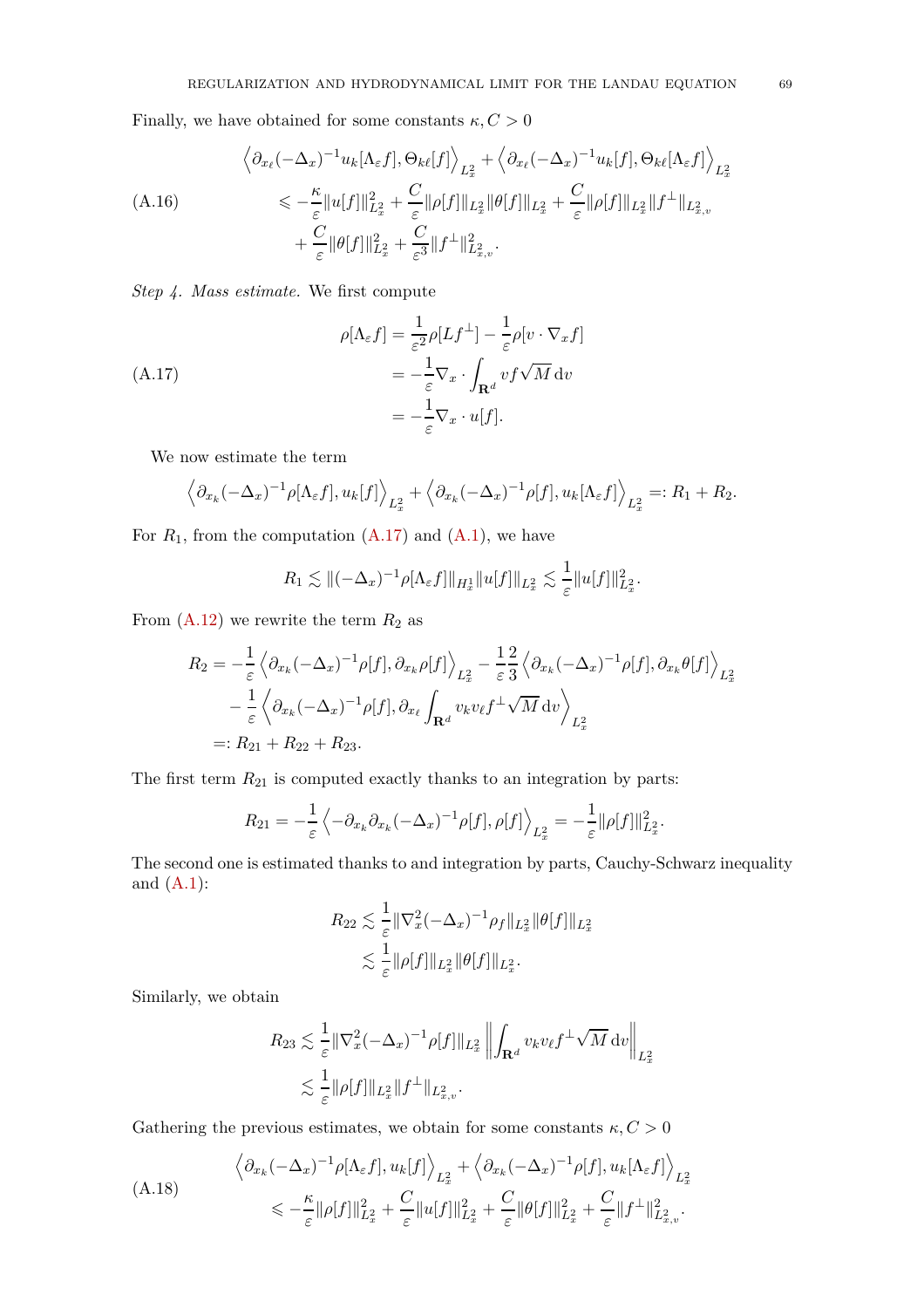Finally, we have obtained for some constants $\kappa, C > 0$

$$
\begin{aligned}
&\left\langle \partial_{x_\ell}(-\Delta_x)^{-1} u_k[\Lambda_\varepsilon f], \Theta_{k\ell}[f] \right\rangle_{L^2_x} + \left\langle \partial_{x_\ell}(-\Delta_x)^{-1} u_k[f], \Theta_{k\ell}[\Lambda_\varepsilon f] \right\rangle_{L^2_x} \\
&\qquad \leqslant -\frac{\kappa}{\varepsilon}\|u[f]\|^2_{L^2_x} + \frac{C}{\varepsilon}\|\rho[f]\|_{L^2_x}\|\theta[f]\|_{L^2_x} + \frac{C}{\varepsilon}\|\rho[f]\|_{L^2_x}\|f^\perp\|_{L^2_{x,v}} \\
&\qquad\quad + \frac{C}{\varepsilon}\|\theta[f]\|^2_{L^2_x} + \frac{C}{\varepsilon^3}\|f^\perp\|^2_{L^2_{x,v}}.
\end{aligned} \tag{A.16}
$$

*Step 4. Mass estimate.* We first compute

$$
\begin{aligned}
\rho[\Lambda_\varepsilon f] &= \frac{1}{\varepsilon^2}\rho[L f^\perp] - \frac{1}{\varepsilon}\rho[v \cdot \nabla_x f] \\
&= -\frac{1}{\varepsilon}\nabla_x \cdot \int_{\mathbf{R}^d} v f \sqrt{M}\,\mathrm{d}v \\
&= -\frac{1}{\varepsilon}\nabla_x \cdot u[f].
\end{aligned} \tag{A.17}
$$

We now estimate the term

$$
\left\langle \partial_{x_k}(-\Delta_x)^{-1}\rho[\Lambda_\varepsilon f], u_k[f] \right\rangle_{L^2_x} + \left\langle \partial_{x_k}(-\Delta_x)^{-1}\rho[f], u_k[\Lambda_\varepsilon f] \right\rangle_{L^2_x} =: R_1 + R_2.
$$

For $R_1$, from the computation (A.17) and (A.1), we have

$$
R_1 \lesssim \|(-\Delta_x)^{-1}\rho[\Lambda_\varepsilon f]\|_{H^1_x}\|u[f]\|_{L^2_x} \lesssim \frac{1}{\varepsilon}\|u[f]\|^2_{L^2_x}.
$$

From (A.12) we rewrite the term $R_2$ as

$$
\begin{aligned}
R_2 &= -\frac{1}{\varepsilon}\left\langle \partial_{x_k}(-\Delta_x)^{-1}\rho[f], \partial_{x_k}\rho[f] \right\rangle_{L^2_x} - \frac{1}{\varepsilon}\frac{2}{3}\left\langle \partial_{x_k}(-\Delta_x)^{-1}\rho[f], \partial_{x_k}\theta[f] \right\rangle_{L^2_x} \\
&\quad - \frac{1}{\varepsilon}\left\langle \partial_{x_k}(-\Delta_x)^{-1}\rho[f], \partial_{x_\ell}\int_{\mathbf{R}^d} v_k v_\ell f^\perp \sqrt{M}\,\mathrm{d}v \right\rangle_{L^2_x} \\
&=: R_{21} + R_{22} + R_{23}.
\end{aligned}
$$

The first term $R_{21}$ is computed exactly thanks to an integration by parts:

$$
R_{21} = -\frac{1}{\varepsilon}\left\langle -\partial_{x_k}\partial_{x_k}(-\Delta_x)^{-1}\rho[f], \rho[f] \right\rangle_{L^2_x} = -\frac{1}{\varepsilon}\|\rho[f]\|^2_{L^2_x}.
$$

The second one is estimated thanks to and integration by parts, Cauchy-Schwarz inequality and (A.1):

$$
\begin{aligned}
R_{22} &\lesssim \frac{1}{\varepsilon}\|\nabla^2_x(-\Delta_x)^{-1}\rho_f\|_{L^2_x}\|\theta[f]\|_{L^2_x} \\
&\lesssim \frac{1}{\varepsilon}\|\rho[f]\|_{L^2_x}\|\theta[f]\|_{L^2_x}.
\end{aligned}
$$

Similarly, we obtain

$$
\begin{aligned}
R_{23} &\lesssim \frac{1}{\varepsilon}\|\nabla^2_x(-\Delta_x)^{-1}\rho[f]\|_{L^2_x}\left\|\int_{\mathbf{R}^d} v_k v_\ell f^\perp\sqrt{M}\,\mathrm{d}v\right\|_{L^2_x} \\
&\lesssim \frac{1}{\varepsilon}\|\rho[f]\|_{L^2_x}\|f^\perp\|_{L^2_{x,v}}.
\end{aligned}
$$

Gathering the previous estimates, we obtain for some constants $\kappa, C > 0$

$$
\begin{aligned}
&\left\langle \partial_{x_k}(-\Delta_x)^{-1}\rho[\Lambda_\varepsilon f], u_k[f] \right\rangle_{L^2_x} + \left\langle \partial_{x_k}(-\Delta_x)^{-1}\rho[f], u_k[\Lambda_\varepsilon f] \right\rangle_{L^2_x} \\
&\qquad \leqslant -\frac{\kappa}{\varepsilon}\|\rho[f]\|^2_{L^2_x} + \frac{C}{\varepsilon}\|u[f]\|^2_{L^2_x} + \frac{C}{\varepsilon}\|\theta[f]\|^2_{L^2_x} + \frac{C}{\varepsilon}\|f^\perp\|^2_{L^2_{x,v}}.
\end{aligned} \tag{A.18}
$$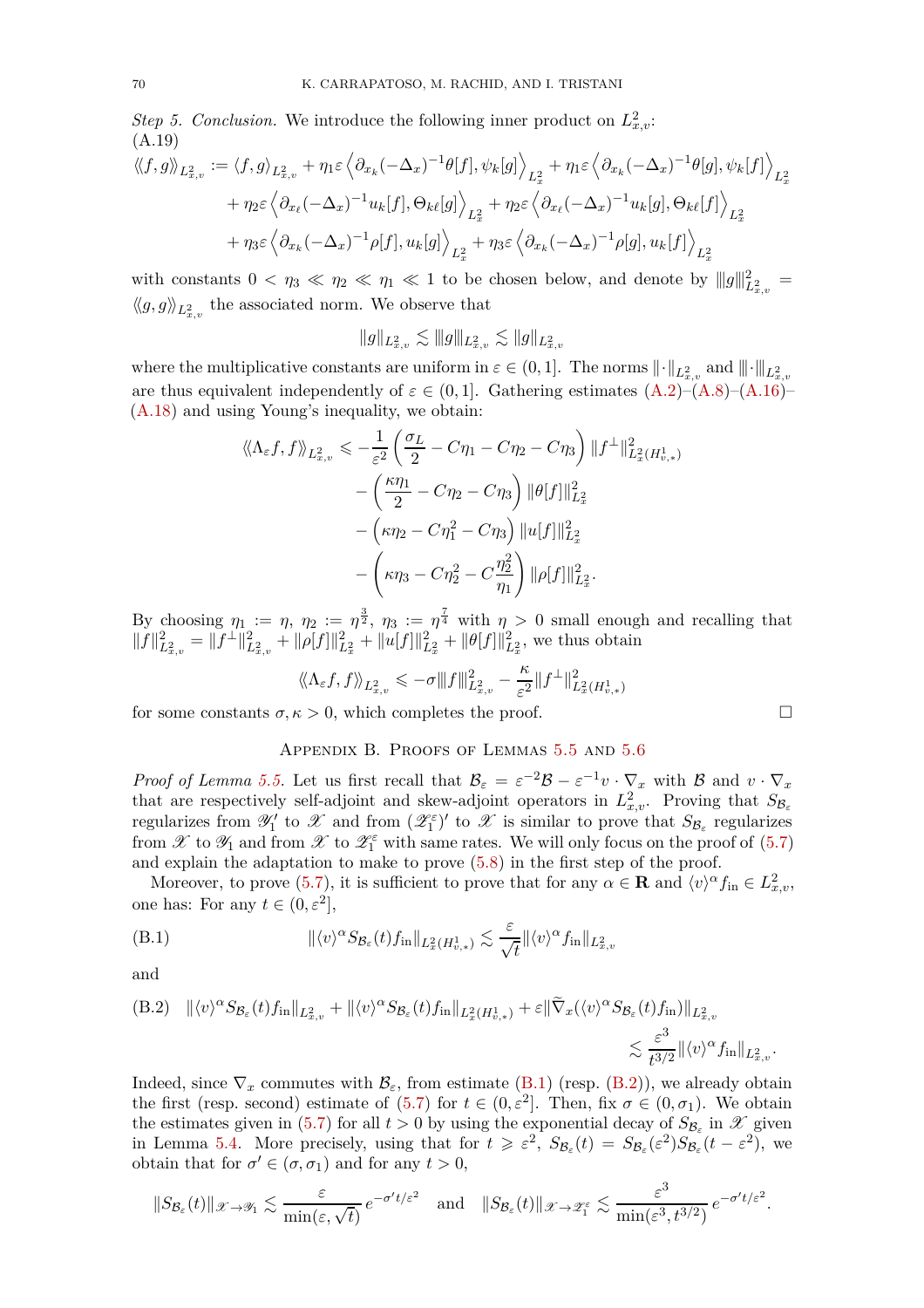*Step 5. Conclusion.* We introduce the following inner product on $L^2_{x,v}$:

(A.19)

$$
\begin{aligned}
\langle\!\langle f, g\rangle\!\rangle_{L^2_{x,v}} &:= \langle f, g\rangle_{L^2_{x,v}} + \eta_1 \varepsilon \left\langle \partial_{x_k}(-\Delta_x)^{-1}\theta[f], \psi_k[g]\right\rangle_{L^2_x} + \eta_1 \varepsilon \left\langle \partial_{x_k}(-\Delta_x)^{-1}\theta[g], \psi_k[f]\right\rangle_{L^2_x} \\
&\quad + \eta_2 \varepsilon \left\langle \partial_{x_\ell}(-\Delta_x)^{-1}u_k[f], \Theta_{k\ell}[g]\right\rangle_{L^2_x} + \eta_2 \varepsilon \left\langle \partial_{x_\ell}(-\Delta_x)^{-1}u_k[g], \Theta_{k\ell}[f]\right\rangle_{L^2_x} \\
&\quad + \eta_3 \varepsilon \left\langle \partial_{x_k}(-\Delta_x)^{-1}\rho[f], u_k[g]\right\rangle_{L^2_x} + \eta_3 \varepsilon \left\langle \partial_{x_k}(-\Delta_x)^{-1}\rho[g], u_k[f]\right\rangle_{L^2_x}
\end{aligned}
$$

with constants $0 < \eta_3 \ll \eta_2 \ll \eta_1 \ll 1$ to be chosen below, and denote by $|\!|\!| g |\!|\!|^2_{L^2_{x,v}} = \langle\!\langle g, g\rangle\!\rangle_{L^2_{x,v}}$ the associated norm. We observe that

$$
\|g\|_{L^2_{x,v}} \lesssim |\!|\!| g |\!|\!|_{L^2_{x,v}} \lesssim \|g\|_{L^2_{x,v}}
$$

where the multiplicative constants are uniform in $\varepsilon \in (0,1]$. The norms $\|\cdot\|_{L^2_{x,v}}$ and $|\!|\!|\cdot|\!|\!|_{L^2_{x,v}}$ are thus equivalent independently of $\varepsilon \in (0,1]$. Gathering estimates (A.2)–(A.8)–(A.16)–(A.18) and using Young's inequality, we obtain:

$$
\begin{aligned}
\langle\!\langle \Lambda_\varepsilon f, f\rangle\!\rangle_{L^2_{x,v}} \leqslant &-\frac{1}{\varepsilon^2}\left(\frac{\sigma_L}{2} - C\eta_1 - C\eta_2 - C\eta_3\right)\|f^\perp\|^2_{L^2_x(H^1_{v,*})} \\
&- \left(\frac{\kappa\eta_1}{2} - C\eta_2 - C\eta_3\right)\|\theta[f]\|^2_{L^2_x} \\
&- \left(\kappa\eta_2 - C\eta_1^2 - C\eta_3\right)\|u[f]\|^2_{L^2_x} \\
&- \left(\kappa\eta_3 - C\eta_2^2 - C\frac{\eta_2^2}{\eta_1}\right)\|\rho[f]\|^2_{L^2_x}.
\end{aligned}
$$

By choosing $\eta_1 := \eta$, $\eta_2 := \eta^{\frac{3}{2}}$, $\eta_3 := \eta^{\frac{7}{4}}$ with $\eta > 0$ small enough and recalling that $\|f\|^2_{L^2_{x,v}} = \|f^\perp\|^2_{L^2_{x,v}} + \|\rho[f]\|^2_{L^2_x} + \|u[f]\|^2_{L^2_x} + \|\theta[f]\|^2_{L^2_x}$, we thus obtain

$$
\langle\!\langle \Lambda_\varepsilon f, f\rangle\!\rangle_{L^2_{x,v}} \leqslant -\sigma |\!|\!| f |\!|\!|^2_{L^2_{x,v}} - \frac{\kappa}{\varepsilon^2}\|f^\perp\|^2_{L^2_x(H^1_{v,*})}
$$

for some constants $\sigma, \kappa > 0$, which completes the proof. □

## Appendix B. Proofs of Lemmas 5.5 and 5.6

*Proof of Lemma 5.5.* Let us first recall that $\mathcal{B}_\varepsilon = \varepsilon^{-2}\mathcal{B} - \varepsilon^{-1}v\cdot\nabla_x$ with $\mathcal{B}$ and $v\cdot\nabla_x$ that are respectively self-adjoint and skew-adjoint operators in $L^2_{x,v}$. Proving that $S_{\mathcal{B}_\varepsilon}$ regularizes from $\mathscr{Y}_1'$ to $\mathscr{X}$ and from $(\mathscr{Z}_1^\varepsilon)'$ to $\mathscr{X}$ is similar to prove that $S_{\mathcal{B}_\varepsilon}$ regularizes from $\mathscr{X}$ to $\mathscr{Y}_1$ and from $\mathscr{X}$ to $\mathscr{Z}_1^\varepsilon$ with same rates. We will only focus on the proof of (5.7) and explain the adaptation to make to prove (5.8) in the first step of the proof.

Moreover, to prove (5.7), it is sufficient to prove that for any $\alpha \in \mathbf{R}$ and $\langle v\rangle^\alpha f_{\rm in} \in L^2_{x,v}$, one has: For any $t \in (0,\varepsilon^2]$,

$$
\|\langle v\rangle^\alpha S_{\mathcal{B}_\varepsilon}(t) f_{\rm in}\|_{L^2_x(H^1_{v,*})} \lesssim \frac{\varepsilon}{\sqrt{t}}\|\langle v\rangle^\alpha f_{\rm in}\|_{L^2_{x,v}} \tag{B.1}
$$

and

$$
\|\langle v\rangle^\alpha S_{\mathcal{B}_\varepsilon}(t) f_{\rm in}\|_{L^2_{x,v}} + \|\langle v\rangle^\alpha S_{\mathcal{B}_\varepsilon}(t) f_{\rm in}\|_{L^2_x(H^1_{v,*})} + \varepsilon\|\widetilde{\nabla}_x(\langle v\rangle^\alpha S_{\mathcal{B}_\varepsilon}(t) f_{\rm in})\|_{L^2_{x,v}} \lesssim \frac{\varepsilon^3}{t^{3/2}}\|\langle v\rangle^\alpha f_{\rm in}\|_{L^2_{x,v}}. \tag{B.2}
$$

Indeed, since $\nabla_x$ commutes with $\mathcal{B}_\varepsilon$, from estimate (B.1) (resp. (B.2)), we already obtain the first (resp. second) estimate of (5.7) for $t \in (0,\varepsilon^2]$. Then, fix $\sigma \in (0,\sigma_1)$. We obtain the estimates given in (5.7) for all $t > 0$ by using the exponential decay of $S_{\mathcal{B}_\varepsilon}$ in $\mathscr{X}$ given in Lemma 5.4. More precisely, using that for $t \geqslant \varepsilon^2$, $S_{\mathcal{B}_\varepsilon}(t) = S_{\mathcal{B}_\varepsilon}(\varepsilon^2)S_{\mathcal{B}_\varepsilon}(t-\varepsilon^2)$, we obtain that for $\sigma' \in (\sigma,\sigma_1)$ and for any $t > 0$,

$$
\|S_{\mathcal{B}_\varepsilon}(t)\|_{\mathscr{X}\to\mathscr{Y}_1} \lesssim \frac{\varepsilon}{\min(\varepsilon,\sqrt{t})}e^{-\sigma' t/\varepsilon^2} \quad \text{and} \quad \|S_{\mathcal{B}_\varepsilon}(t)\|_{\mathscr{X}\to\mathscr{Z}_1^\varepsilon} \lesssim \frac{\varepsilon^3}{\min(\varepsilon^3, t^{3/2})}e^{-\sigma' t/\varepsilon^2}.
$$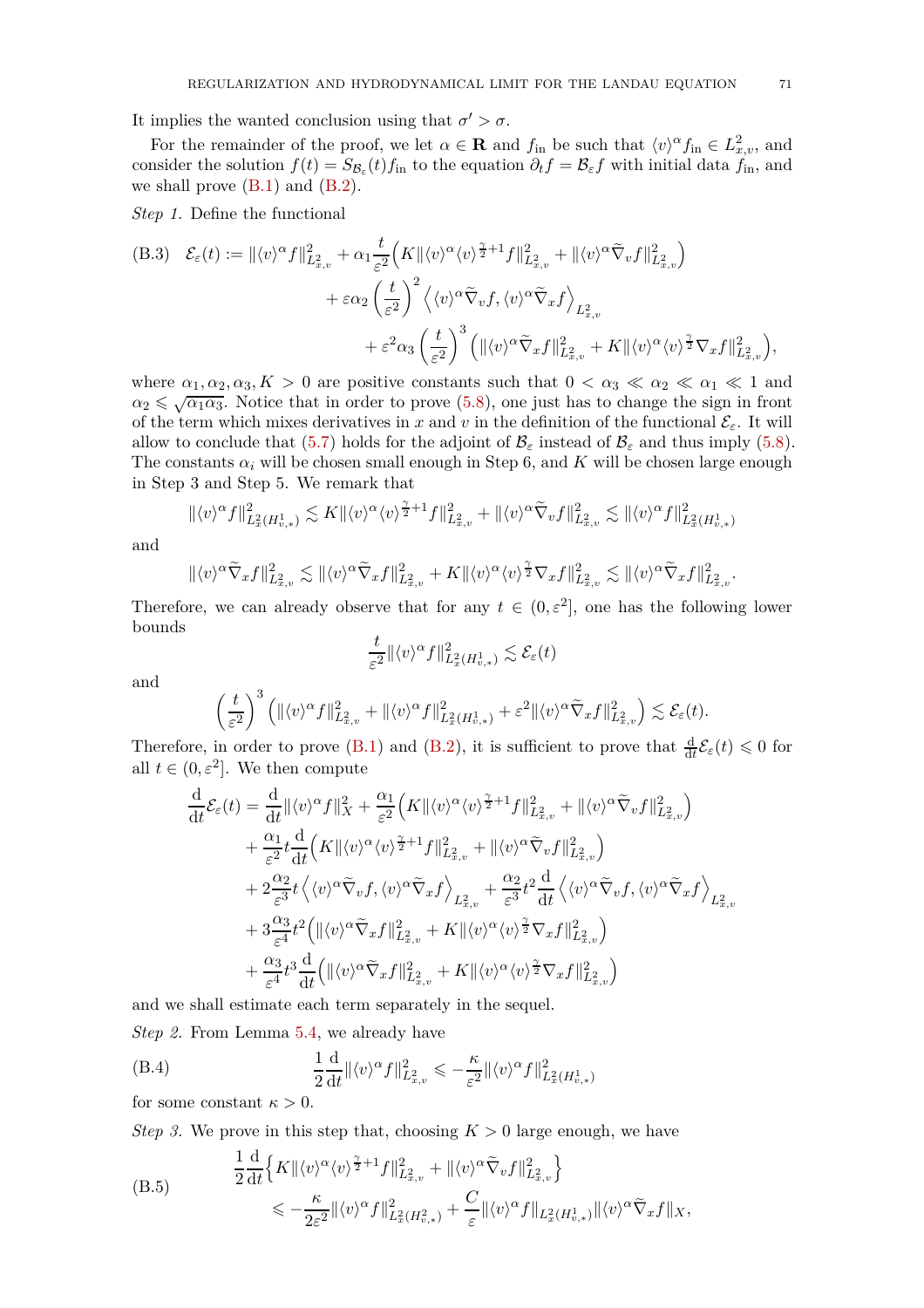It implies the wanted conclusion using that $\sigma' > \sigma$.

For the remainder of the proof, we let $\alpha \in \mathbf{R}$ and $f_{\rm in}$ be such that $\langle v\rangle^\alpha f_{\rm in} \in L^2_{x,v}$, and consider the solution $f(t) = S_{\mathcal{B}_\varepsilon}(t) f_{\rm in}$ to the equation $\partial_t f = \mathcal{B}_\varepsilon f$ with initial data $f_{\rm in}$, and we shall prove (B.1) and (B.2).

*Step 1.* Define the functional

$$
\begin{aligned}
\text{(B.3)}\quad \mathcal{E}_\varepsilon(t) := \|\langle v\rangle^\alpha f\|^2_{L^2_{x,v}} &+ \alpha_1 \frac{t}{\varepsilon^2}\Big( K \|\langle v\rangle^\alpha \langle v\rangle^{\frac{\gamma}{2}+1} f\|^2_{L^2_{x,v}} + \|\langle v\rangle^\alpha \widetilde\nabla_v f\|^2_{L^2_{x,v}}\Big) \\
&+ \varepsilon \alpha_2 \left(\frac{t}{\varepsilon^2}\right)^2 \Big\langle \langle v\rangle^\alpha \widetilde\nabla_v f, \langle v\rangle^\alpha \widetilde\nabla_x f\Big\rangle_{L^2_{x,v}} \\
&+ \varepsilon^2 \alpha_3 \left(\frac{t}{\varepsilon^2}\right)^3 \Big( \|\langle v\rangle^\alpha \widetilde\nabla_x f\|^2_{L^2_{x,v}} + K \|\langle v\rangle^\alpha \langle v\rangle^{\frac{\gamma}{2}} \nabla_x f\|^2_{L^2_{x,v}}\Big),
\end{aligned}
$$

where $\alpha_1, \alpha_2, \alpha_3, K > 0$ are positive constants such that $0 < \alpha_3 \ll \alpha_2 \ll \alpha_1 \ll 1$ and $\alpha_2 \leqslant \sqrt{\alpha_1 \alpha_3}$. Notice that in order to prove (5.8), one just has to change the sign in front of the term which mixes derivatives in $x$ and $v$ in the definition of the functional $\mathcal{E}_\varepsilon$. It will allow to conclude that (5.7) holds for the adjoint of $\mathcal{B}_\varepsilon$ instead of $\mathcal{B}_\varepsilon$ and thus imply (5.8). The constants $\alpha_i$ will be chosen small enough in Step 6, and $K$ will be chosen large enough in Step 3 and Step 5. We remark that

$$
\|\langle v\rangle^\alpha f\|^2_{L^2_x(H^1_{v,*})} \lesssim K \|\langle v\rangle^\alpha \langle v\rangle^{\frac{\gamma}{2}+1} f\|^2_{L^2_{x,v}} + \|\langle v\rangle^\alpha \widetilde\nabla_v f\|^2_{L^2_{x,v}} \lesssim \|\langle v\rangle^\alpha f\|^2_{L^2_x(H^1_{v,*})}
$$

and

$$
\|\langle v\rangle^\alpha \widetilde\nabla_x f\|^2_{L^2_{x,v}} \lesssim \|\langle v\rangle^\alpha \widetilde\nabla_x f\|^2_{L^2_{x,v}} + K \|\langle v\rangle^\alpha \langle v\rangle^{\frac{\gamma}{2}} \nabla_x f\|^2_{L^2_{x,v}} \lesssim \|\langle v\rangle^\alpha \widetilde\nabla_x f\|^2_{L^2_{x,v}}.
$$

Therefore, we can already observe that for any $t \in (0, \varepsilon^2]$, one has the following lower bounds

$$
\frac{t}{\varepsilon^2} \|\langle v\rangle^\alpha f\|^2_{L^2_x(H^1_{v,*})} \lesssim \mathcal{E}_\varepsilon(t)
$$

and

$$
\left(\frac{t}{\varepsilon^2}\right)^3 \Big( \|\langle v\rangle^\alpha f\|^2_{L^2_{x,v}} + \|\langle v\rangle^\alpha f\|^2_{L^2_x(H^1_{v,*})} + \varepsilon^2 \|\langle v\rangle^\alpha \widetilde\nabla_x f\|^2_{L^2_{x,v}}\Big) \lesssim \mathcal{E}_\varepsilon(t).
$$

Therefore, in order to prove (B.1) and (B.2), it is sufficient to prove that $\frac{\mathrm{d}}{\mathrm{d}t}\mathcal{E}_\varepsilon(t) \leqslant 0$ for all $t \in (0, \varepsilon^2]$. We then compute

$$
\begin{aligned}
\frac{\mathrm{d}}{\mathrm{d}t}\mathcal{E}_\varepsilon(t) &= \frac{\mathrm{d}}{\mathrm{d}t}\|\langle v\rangle^\alpha f\|^2_X + \frac{\alpha_1}{\varepsilon^2}\Big( K \|\langle v\rangle^\alpha \langle v\rangle^{\frac{\gamma}{2}+1} f\|^2_{L^2_{x,v}} + \|\langle v\rangle^\alpha \widetilde\nabla_v f\|^2_{L^2_{x,v}}\Big) \\
&+ \frac{\alpha_1}{\varepsilon^2} t \frac{\mathrm{d}}{\mathrm{d}t}\Big( K \|\langle v\rangle^\alpha \langle v\rangle^{\frac{\gamma}{2}+1} f\|^2_{L^2_{x,v}} + \|\langle v\rangle^\alpha \widetilde\nabla_v f\|^2_{L^2_{x,v}}\Big) \\
&+ 2\frac{\alpha_2}{\varepsilon^3} t \Big\langle \langle v\rangle^\alpha \widetilde\nabla_v f, \langle v\rangle^\alpha \widetilde\nabla_x f\Big\rangle_{L^2_{x,v}} + \frac{\alpha_2}{\varepsilon^3} t^2 \frac{\mathrm{d}}{\mathrm{d}t} \Big\langle \langle v\rangle^\alpha \widetilde\nabla_v f, \langle v\rangle^\alpha \widetilde\nabla_x f\Big\rangle_{L^2_{x,v}} \\
&+ 3\frac{\alpha_3}{\varepsilon^4} t^2 \Big( \|\langle v\rangle^\alpha \widetilde\nabla_x f\|^2_{L^2_{x,v}} + K \|\langle v\rangle^\alpha \langle v\rangle^{\frac{\gamma}{2}} \nabla_x f\|^2_{L^2_{x,v}}\Big) \\
&+ \frac{\alpha_3}{\varepsilon^4} t^3 \frac{\mathrm{d}}{\mathrm{d}t}\Big( \|\langle v\rangle^\alpha \widetilde\nabla_x f\|^2_{L^2_{x,v}} + K \|\langle v\rangle^\alpha \langle v\rangle^{\frac{\gamma}{2}} \nabla_x f\|^2_{L^2_{x,v}}\Big)
\end{aligned}
$$

and we shall estimate each term separately in the sequel.

*Step 2.* From Lemma 5.4, we already have

$$
\text{(B.4)}\qquad \frac12 \frac{\mathrm{d}}{\mathrm{d}t}\|\langle v\rangle^\alpha f\|^2_{L^2_{x,v}} \leqslant -\frac{\kappa}{\varepsilon^2}\|\langle v\rangle^\alpha f\|^2_{L^2_x(H^1_{v,*})}
$$

for some constant $\kappa > 0$.

*Step 3.* We prove in this step that, choosing $K > 0$ large enough, we have

$$
\begin{aligned}
\text{(B.5)}\qquad &\frac12 \frac{\mathrm{d}}{\mathrm{d}t}\Big\{ K \|\langle v\rangle^\alpha \langle v\rangle^{\frac{\gamma}{2}+1} f\|^2_{L^2_{x,v}} + \|\langle v\rangle^\alpha \widetilde\nabla_v f\|^2_{L^2_{x,v}}\Big\} \\
&\qquad \leqslant -\frac{\kappa}{2\varepsilon^2}\|\langle v\rangle^\alpha f\|^2_{L^2_x(H^2_{v,*})} + \frac{C}{\varepsilon}\|\langle v\rangle^\alpha f\|_{L^2_x(H^1_{v,*})} \|\langle v\rangle^\alpha \widetilde\nabla_x f\|_X,
\end{aligned}
$$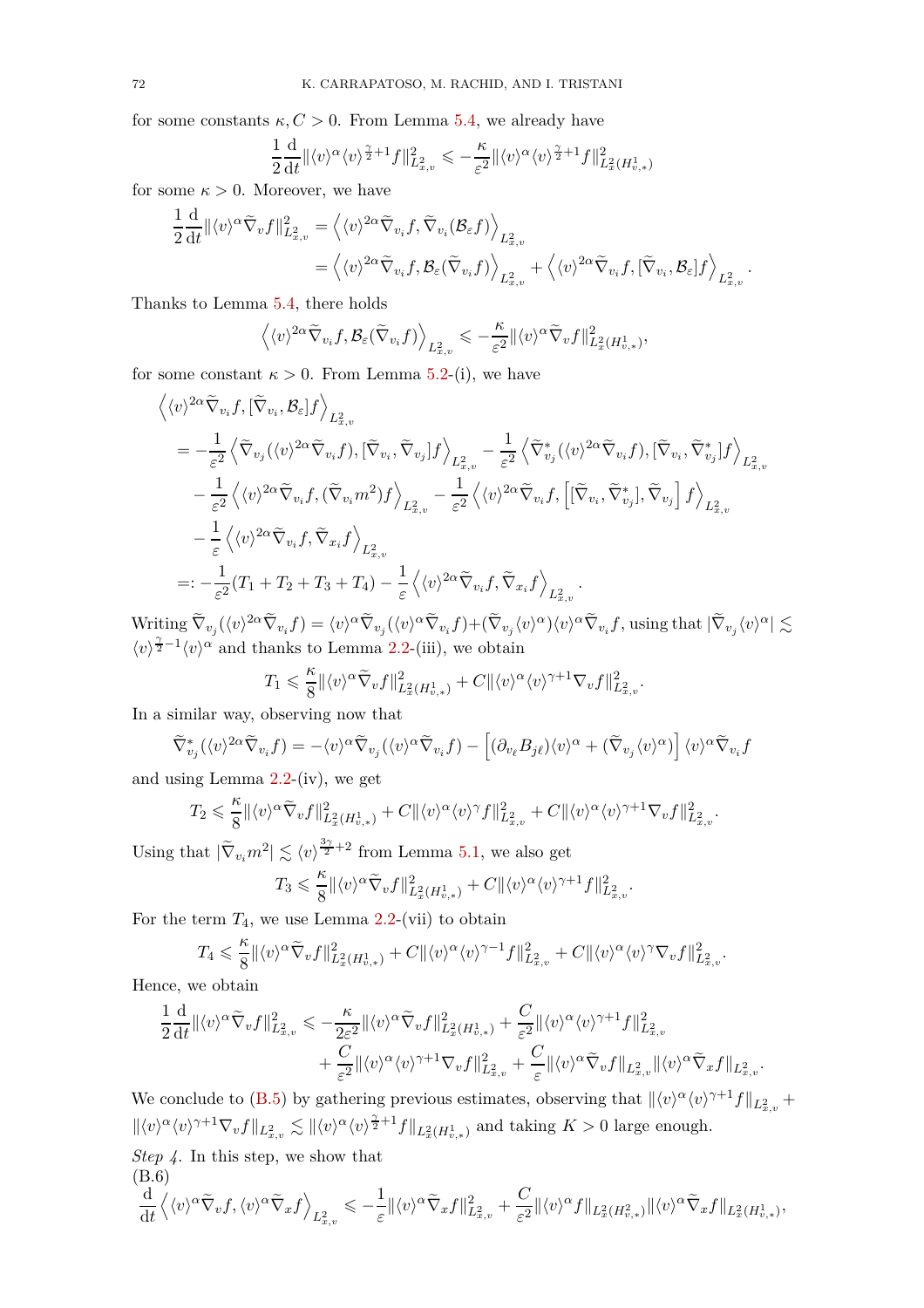for some constants $\kappa, C > 0$. From Lemma 5.4, we already have

$$\frac{1}{2}\frac{\mathrm{d}}{\mathrm{d}t}\|\langle v\rangle^\alpha \langle v\rangle^{\frac{\gamma}{2}+1} f\|^2_{L^2_{x,v}} \leqslant -\frac{\kappa}{\varepsilon^2}\|\langle v\rangle^\alpha \langle v\rangle^{\frac{\gamma}{2}+1} f\|^2_{L^2_x(H^1_{v,*})}$$

for some $\kappa > 0$. Moreover, we have

$$\begin{aligned}
\frac{1}{2}\frac{\mathrm{d}}{\mathrm{d}t}\|\langle v\rangle^\alpha \widetilde{\nabla}_v f\|^2_{L^2_{x,v}} &= \left\langle \langle v\rangle^{2\alpha}\widetilde{\nabla}_{v_i} f, \widetilde{\nabla}_{v_i}(\mathcal{B}_\varepsilon f)\right\rangle_{L^2_{x,v}} \\
&= \left\langle \langle v\rangle^{2\alpha}\widetilde{\nabla}_{v_i} f, \mathcal{B}_\varepsilon(\widetilde{\nabla}_{v_i} f)\right\rangle_{L^2_{x,v}} + \left\langle \langle v\rangle^{2\alpha}\widetilde{\nabla}_{v_i} f, [\widetilde{\nabla}_{v_i}, \mathcal{B}_\varepsilon] f\right\rangle_{L^2_{x,v}}.
\end{aligned}$$

Thanks to Lemma 5.4, there holds

$$\left\langle \langle v\rangle^{2\alpha}\widetilde{\nabla}_{v_i} f, \mathcal{B}_\varepsilon(\widetilde{\nabla}_{v_i} f)\right\rangle_{L^2_{x,v}} \leqslant -\frac{\kappa}{\varepsilon^2}\|\langle v\rangle^\alpha \widetilde{\nabla}_v f\|^2_{L^2_x(H^1_{v,*})},$$

for some constant $\kappa > 0$. From Lemma 5.2-(i), we have

$$\begin{aligned}
&\left\langle \langle v\rangle^{2\alpha}\widetilde{\nabla}_{v_i} f, [\widetilde{\nabla}_{v_i}, \mathcal{B}_\varepsilon] f\right\rangle_{L^2_{x,v}} \\
&= -\frac{1}{\varepsilon^2}\left\langle \widetilde{\nabla}_{v_j}(\langle v\rangle^{2\alpha}\widetilde{\nabla}_{v_i} f), [\widetilde{\nabla}_{v_i}, \widetilde{\nabla}_{v_j}] f\right\rangle_{L^2_{x,v}} - \frac{1}{\varepsilon^2}\left\langle \widetilde{\nabla}^*_{v_j}(\langle v\rangle^{2\alpha}\widetilde{\nabla}_{v_i} f), [\widetilde{\nabla}_{v_i}, \widetilde{\nabla}^*_{v_j}] f\right\rangle_{L^2_{x,v}} \\
&\quad - \frac{1}{\varepsilon^2}\left\langle \langle v\rangle^{2\alpha}\widetilde{\nabla}_{v_i} f, (\widetilde{\nabla}_{v_i} m^2) f\right\rangle_{L^2_{x,v}} - \frac{1}{\varepsilon^2}\left\langle \langle v\rangle^{2\alpha}\widetilde{\nabla}_{v_i} f, \left[[\widetilde{\nabla}_{v_i}, \widetilde{\nabla}^*_{v_j}], \widetilde{\nabla}_{v_j}\right] f\right\rangle_{L^2_{x,v}} \\
&\quad - \frac{1}{\varepsilon}\left\langle \langle v\rangle^{2\alpha}\widetilde{\nabla}_{v_i} f, \widetilde{\nabla}_{x_i} f\right\rangle_{L^2_{x,v}} \\
&=: -\frac{1}{\varepsilon^2}(T_1 + T_2 + T_3 + T_4) - \frac{1}{\varepsilon}\left\langle \langle v\rangle^{2\alpha}\widetilde{\nabla}_{v_i} f, \widetilde{\nabla}_{x_i} f\right\rangle_{L^2_{x,v}}.
\end{aligned}$$

Writing $\widetilde{\nabla}_{v_j}(\langle v\rangle^{2\alpha}\widetilde{\nabla}_{v_i} f) = \langle v\rangle^\alpha \widetilde{\nabla}_{v_j}(\langle v\rangle^\alpha \widetilde{\nabla}_{v_i} f) + (\widetilde{\nabla}_{v_j}\langle v\rangle^\alpha)\langle v\rangle^\alpha \widetilde{\nabla}_{v_i} f$, using that $|\widetilde{\nabla}_{v_j}\langle v\rangle^\alpha| \lesssim \langle v\rangle^{\frac{\gamma}{2}-1}\langle v\rangle^\alpha$ and thanks to Lemma 2.2-(iii), we obtain

$$T_1 \leqslant \frac{\kappa}{8}\|\langle v\rangle^\alpha \widetilde{\nabla}_v f\|^2_{L^2_x(H^1_{v,*})} + C\|\langle v\rangle^\alpha \langle v\rangle^{\gamma+1}\nabla_v f\|^2_{L^2_{x,v}}.$$

In a similar way, observing now that

$$\widetilde{\nabla}^*_{v_j}(\langle v\rangle^{2\alpha}\widetilde{\nabla}_{v_i} f) = -\langle v\rangle^\alpha \widetilde{\nabla}_{v_j}(\langle v\rangle^\alpha \widetilde{\nabla}_{v_i} f) - \left[(\partial_{v_\ell} B_{j\ell})\langle v\rangle^\alpha + (\widetilde{\nabla}_{v_j}\langle v\rangle^\alpha)\right]\langle v\rangle^\alpha \widetilde{\nabla}_{v_i} f$$

and using Lemma 2.2-(iv), we get

$$T_2 \leqslant \frac{\kappa}{8}\|\langle v\rangle^\alpha \widetilde{\nabla}_v f\|^2_{L^2_x(H^1_{v,*})} + C\|\langle v\rangle^\alpha \langle v\rangle^{\gamma} f\|^2_{L^2_{x,v}} + C\|\langle v\rangle^\alpha \langle v\rangle^{\gamma+1}\nabla_v f\|^2_{L^2_{x,v}}.$$

Using that $|\widetilde{\nabla}_{v_i} m^2| \lesssim \langle v\rangle^{\frac{3\gamma}{2}+2}$ from Lemma 5.1, we also get

$$T_3 \leqslant \frac{\kappa}{8}\|\langle v\rangle^\alpha \widetilde{\nabla}_v f\|^2_{L^2_x(H^1_{v,*})} + C\|\langle v\rangle^\alpha \langle v\rangle^{\gamma+1} f\|^2_{L^2_{x,v}}.$$

For the term $T_4$, we use Lemma 2.2-(vii) to obtain

$$T_4 \leqslant \frac{\kappa}{8}\|\langle v\rangle^\alpha \widetilde{\nabla}_v f\|^2_{L^2_x(H^1_{v,*})} + C\|\langle v\rangle^\alpha \langle v\rangle^{\gamma-1} f\|^2_{L^2_{x,v}} + C\|\langle v\rangle^\alpha \langle v\rangle^{\gamma}\nabla_v f\|^2_{L^2_{x,v}}.$$

Hence, we obtain

$$\begin{aligned}
\frac{1}{2}\frac{\mathrm{d}}{\mathrm{d}t}\|\langle v\rangle^\alpha \widetilde{\nabla}_v f\|^2_{L^2_{x,v}} &\leqslant -\frac{\kappa}{2\varepsilon^2}\|\langle v\rangle^\alpha \widetilde{\nabla}_v f\|^2_{L^2_x(H^1_{v,*})} + \frac{C}{\varepsilon^2}\|\langle v\rangle^\alpha \langle v\rangle^{\gamma+1} f\|^2_{L^2_{x,v}} \\
&\quad + \frac{C}{\varepsilon^2}\|\langle v\rangle^\alpha \langle v\rangle^{\gamma+1}\nabla_v f\|^2_{L^2_{x,v}} + \frac{C}{\varepsilon}\|\langle v\rangle^\alpha \widetilde{\nabla}_v f\|_{L^2_{x,v}}\|\langle v\rangle^\alpha \widetilde{\nabla}_x f\|_{L^2_{x,v}}.
\end{aligned}$$

We conclude to (B.5) by gathering previous estimates, observing that $\|\langle v\rangle^\alpha \langle v\rangle^{\gamma+1} f\|_{L^2_{x,v}} + \|\langle v\rangle^\alpha \langle v\rangle^{\gamma+1}\nabla_v f\|_{L^2_{x,v}} \lesssim \|\langle v\rangle^\alpha \langle v\rangle^{\frac{\gamma}{2}+1} f\|_{L^2_x(H^1_{v,*})}$ and taking $K > 0$ large enough.

*Step 4.* In this step, we show that

$$\frac{\mathrm{d}}{\mathrm{d}t}\left\langle \langle v\rangle^\alpha \widetilde{\nabla}_v f, \langle v\rangle^\alpha \widetilde{\nabla}_x f\right\rangle_{L^2_{x,v}} \leqslant -\frac{1}{\varepsilon}\|\langle v\rangle^\alpha \widetilde{\nabla}_x f\|^2_{L^2_{x,v}} + \frac{C}{\varepsilon^2}\|\langle v\rangle^\alpha f\|_{L^2_x(H^2_{v,*})}\|\langle v\rangle^\alpha \widetilde{\nabla}_x f\|_{L^2_x(H^1_{v,*})}, \tag{B.6}$$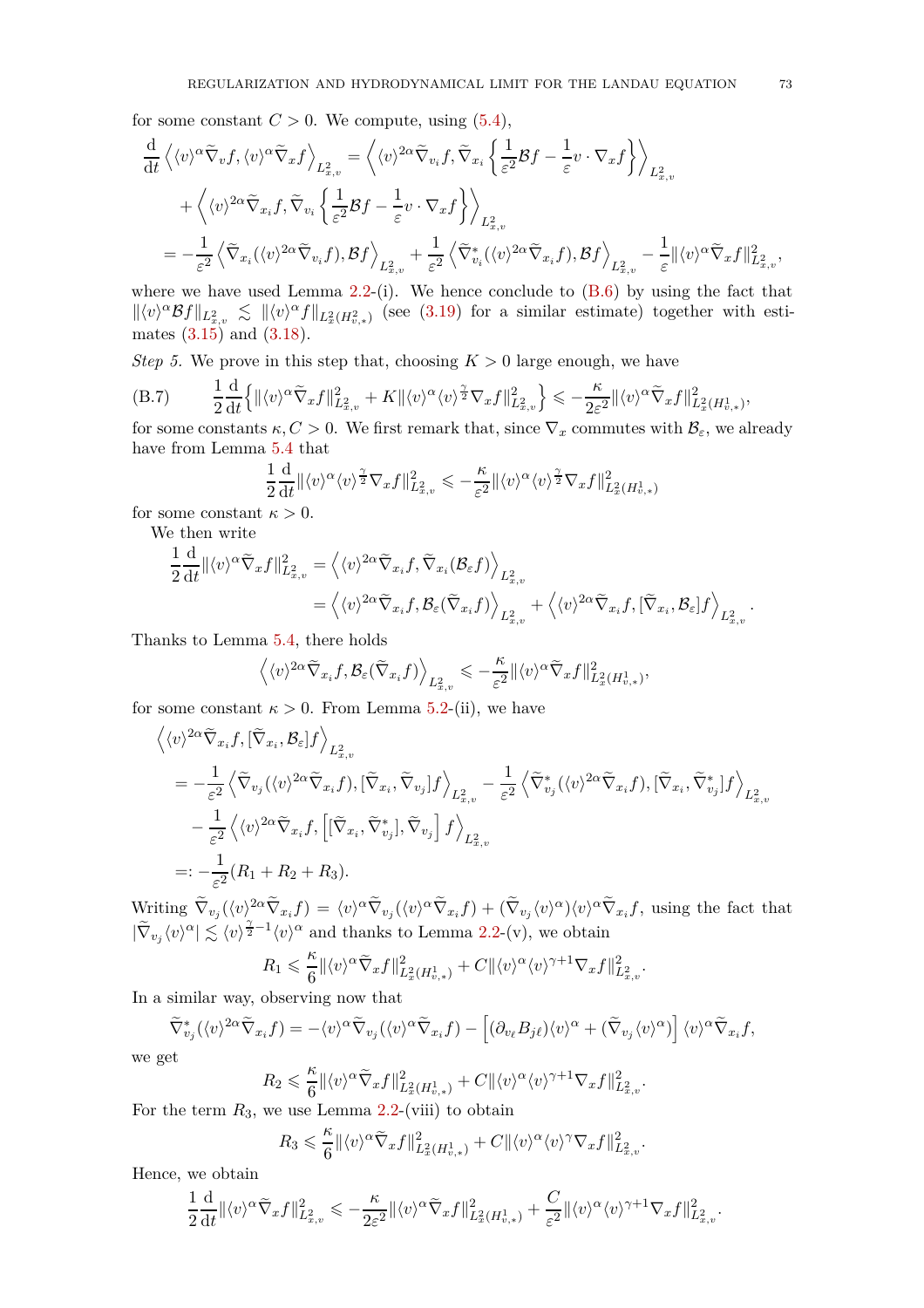for some constant $C > 0$. We compute, using (5.4),

$$
\begin{aligned}
\frac{\mathrm{d}}{\mathrm{d}t}\left\langle \langle v\rangle^\alpha \widetilde\nabla_v f, \langle v\rangle^\alpha \widetilde\nabla_x f\right\rangle_{L^2_{x,v}} &= \left\langle \langle v\rangle^{2\alpha} \widetilde\nabla_{v_i} f, \widetilde\nabla_{x_i}\left\{\frac{1}{\varepsilon^2}\mathcal{B}f - \frac{1}{\varepsilon} v\cdot\nabla_x f\right\}\right\rangle_{L^2_{x,v}} \\
&\quad + \left\langle \langle v\rangle^{2\alpha} \widetilde\nabla_{x_i} f, \widetilde\nabla_{v_i}\left\{\frac{1}{\varepsilon^2}\mathcal{B}f - \frac{1}{\varepsilon} v\cdot\nabla_x f\right\}\right\rangle_{L^2_{x,v}} \\
&= -\frac{1}{\varepsilon^2}\left\langle \widetilde\nabla_{x_i}(\langle v\rangle^{2\alpha}\widetilde\nabla_{v_i} f), \mathcal{B}f\right\rangle_{L^2_{x,v}} + \frac{1}{\varepsilon^2}\left\langle \widetilde\nabla^*_{v_i}(\langle v\rangle^{2\alpha}\widetilde\nabla_{x_i} f), \mathcal{B}f\right\rangle_{L^2_{x,v}} - \frac{1}{\varepsilon}\|\langle v\rangle^\alpha \widetilde\nabla_x f\|^2_{L^2_{x,v}},
\end{aligned}
$$

where we have used Lemma 2.2-(i). We hence conclude to (B.6) by using the fact that $\|\langle v\rangle^\alpha \mathcal{B}f\|_{L^2_{x,v}} \lesssim \|\langle v\rangle^\alpha f\|_{L^2_x(H^2_{v,*})}$ (see (3.19) for a similar estimate) together with estimates (3.15) and (3.18).

*Step 5.* We prove in this step that, choosing $K > 0$ large enough, we have

$$
\text{(B.7)}\qquad \frac{1}{2}\frac{\mathrm{d}}{\mathrm{d}t}\Big\{\|\langle v\rangle^\alpha \widetilde\nabla_x f\|^2_{L^2_{x,v}} + K\|\langle v\rangle^\alpha \langle v\rangle^{\frac{\gamma}{2}}\nabla_x f\|^2_{L^2_{x,v}}\Big\} \leqslant -\frac{\kappa}{2\varepsilon^2}\|\langle v\rangle^\alpha \widetilde\nabla_x f\|^2_{L^2_x(H^1_{v,*})},
$$

for some constants $\kappa, C > 0$. We first remark that, since $\nabla_x$ commutes with $\mathcal{B}_\varepsilon$, we already have from Lemma 5.4 that

$$
\frac{1}{2}\frac{\mathrm{d}}{\mathrm{d}t}\|\langle v\rangle^\alpha \langle v\rangle^{\frac{\gamma}{2}}\nabla_x f\|^2_{L^2_{x,v}} \leqslant -\frac{\kappa}{\varepsilon^2}\|\langle v\rangle^\alpha \langle v\rangle^{\frac{\gamma}{2}}\nabla_x f\|^2_{L^2_x(H^1_{v,*})}
$$

for some constant $\kappa > 0$.

We then write

$$
\begin{aligned}
\frac{1}{2}\frac{\mathrm{d}}{\mathrm{d}t}\|\langle v\rangle^\alpha \widetilde\nabla_x f\|^2_{L^2_{x,v}} &= \left\langle \langle v\rangle^{2\alpha}\widetilde\nabla_{x_i} f, \widetilde\nabla_{x_i}(\mathcal{B}_\varepsilon f)\right\rangle_{L^2_{x,v}} \\
&= \left\langle \langle v\rangle^{2\alpha}\widetilde\nabla_{x_i} f, \mathcal{B}_\varepsilon(\widetilde\nabla_{x_i} f)\right\rangle_{L^2_{x,v}} + \left\langle \langle v\rangle^{2\alpha}\widetilde\nabla_{x_i} f, [\widetilde\nabla_{x_i}, \mathcal{B}_\varepsilon] f\right\rangle_{L^2_{x,v}}.
\end{aligned}
$$

Thanks to Lemma 5.4, there holds

$$
\left\langle \langle v\rangle^{2\alpha}\widetilde\nabla_{x_i} f, \mathcal{B}_\varepsilon(\widetilde\nabla_{x_i} f)\right\rangle_{L^2_{x,v}} \leqslant -\frac{\kappa}{\varepsilon^2}\|\langle v\rangle^\alpha \widetilde\nabla_x f\|^2_{L^2_x(H^1_{v,*})},
$$

for some constant $\kappa > 0$. From Lemma 5.2-(ii), we have

$$
\begin{aligned}
&\left\langle \langle v\rangle^{2\alpha}\widetilde\nabla_{x_i} f, [\widetilde\nabla_{x_i}, \mathcal{B}_\varepsilon] f\right\rangle_{L^2_{x,v}} \\
&= -\frac{1}{\varepsilon^2}\left\langle \widetilde\nabla_{v_j}(\langle v\rangle^{2\alpha}\widetilde\nabla_{x_i} f), [\widetilde\nabla_{x_i}, \widetilde\nabla_{v_j}] f\right\rangle_{L^2_{x,v}} - \frac{1}{\varepsilon^2}\left\langle \widetilde\nabla^*_{v_j}(\langle v\rangle^{2\alpha}\widetilde\nabla_{x_i} f), [\widetilde\nabla_{x_i}, \widetilde\nabla^*_{v_j}] f\right\rangle_{L^2_{x,v}} \\
&\quad - \frac{1}{\varepsilon^2}\left\langle \langle v\rangle^{2\alpha}\widetilde\nabla_{x_i} f, \left[[\widetilde\nabla_{x_i}, \widetilde\nabla^*_{v_j}], \widetilde\nabla_{v_j}\right] f\right\rangle_{L^2_{x,v}} \\
&=: -\frac{1}{\varepsilon^2}(R_1 + R_2 + R_3).
\end{aligned}
$$

Writing $\widetilde\nabla_{v_j}(\langle v\rangle^{2\alpha}\widetilde\nabla_{x_i} f) = \langle v\rangle^\alpha \widetilde\nabla_{v_j}(\langle v\rangle^\alpha \widetilde\nabla_{x_i} f) + (\widetilde\nabla_{v_j}\langle v\rangle^\alpha)\langle v\rangle^\alpha \widetilde\nabla_{x_i} f$, using the fact that $|\widetilde\nabla_{v_j}\langle v\rangle^\alpha| \lesssim \langle v\rangle^{\frac{\gamma}{2}-1}\langle v\rangle^\alpha$ and thanks to Lemma 2.2-(v), we obtain

$$
R_1 \leqslant \frac{\kappa}{6}\|\langle v\rangle^\alpha \widetilde\nabla_x f\|^2_{L^2_x(H^1_{v,*})} + C\|\langle v\rangle^\alpha \langle v\rangle^{\gamma+1}\nabla_x f\|^2_{L^2_{x,v}}.
$$

In a similar way, observing now that

$$
\widetilde\nabla^*_{v_j}(\langle v\rangle^{2\alpha}\widetilde\nabla_{x_i} f) = -\langle v\rangle^\alpha \widetilde\nabla_{v_j}(\langle v\rangle^\alpha \widetilde\nabla_{x_i} f) - \left[(\partial_{v_\ell} B_{j\ell})\langle v\rangle^\alpha + (\widetilde\nabla_{v_j}\langle v\rangle^\alpha)\right]\langle v\rangle^\alpha \widetilde\nabla_{x_i} f,
$$

we get

$$
R_2 \leqslant \frac{\kappa}{6}\|\langle v\rangle^\alpha \widetilde\nabla_x f\|^2_{L^2_x(H^1_{v,*})} + C\|\langle v\rangle^\alpha \langle v\rangle^{\gamma+1}\nabla_x f\|^2_{L^2_{x,v}}.
$$

For the term $R_3$, we use Lemma 2.2-(viii) to obtain

$$
R_3 \leqslant \frac{\kappa}{6}\|\langle v\rangle^\alpha \widetilde\nabla_x f\|^2_{L^2_x(H^1_{v,*})} + C\|\langle v\rangle^\alpha \langle v\rangle^{\gamma}\nabla_x f\|^2_{L^2_{x,v}}.
$$

Hence, we obtain

$$
\frac{1}{2}\frac{\mathrm{d}}{\mathrm{d}t}\|\langle v\rangle^\alpha \widetilde\nabla_x f\|^2_{L^2_{x,v}} \leqslant -\frac{\kappa}{2\varepsilon^2}\|\langle v\rangle^\alpha \widetilde\nabla_x f\|^2_{L^2_x(H^1_{v,*})} + \frac{C}{\varepsilon^2}\|\langle v\rangle^\alpha \langle v\rangle^{\gamma+1}\nabla_x f\|^2_{L^2_{x,v}}.
$$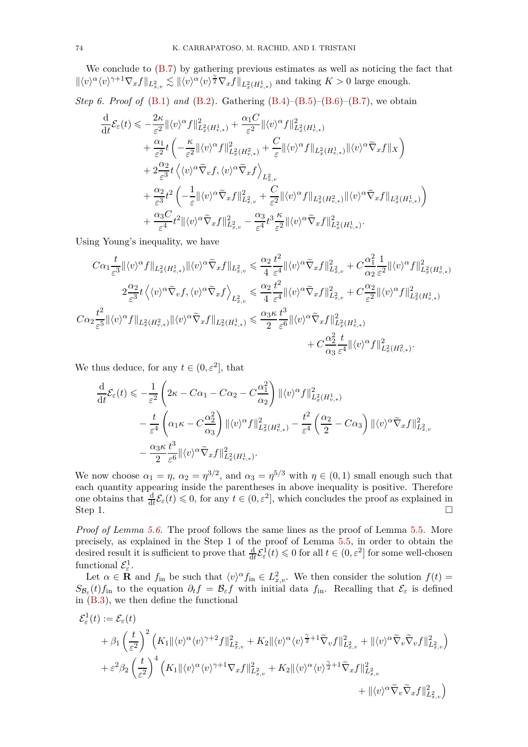We conclude to (B.7) by gathering previous estimates as well as noticing the fact that $\|\langle v\rangle^\alpha \langle v\rangle^{\gamma+1}\nabla_x f\|_{L^2_{x,v}} \lesssim \|\langle v\rangle^\alpha \langle v\rangle^{\frac{\gamma}{2}}\nabla_x f\|_{L^2_x(H^1_{v,*})}$ and taking $K>0$ large enough.

*Step 6. Proof of* (B.1) *and* (B.2)*.* Gathering (B.4)–(B.5)–(B.6)–(B.7), we obtain

$$
\begin{aligned}
\frac{\mathrm{d}}{\mathrm{d}t}\mathcal{E}_\varepsilon(t) \leqslant & -\frac{2\kappa}{\varepsilon^2}\|\langle v\rangle^\alpha f\|^2_{L^2_x(H^1_{v,*})} + \frac{\alpha_1 C}{\varepsilon^2}\|\langle v\rangle^\alpha f\|^2_{L^2_x(H^1_{v,*})} \\
& + \frac{\alpha_1}{\varepsilon^2} t\left(-\frac{\kappa}{\varepsilon^2}\|\langle v\rangle^\alpha f\|^2_{L^2_x(H^2_{v,*})} + \frac{C}{\varepsilon}\|\langle v\rangle^\alpha f\|_{L^2_x(H^1_{v,*})}\|\langle v\rangle^\alpha \widetilde\nabla_x f\|_X\right) \\
& + 2\frac{\alpha_2}{\varepsilon^3} t\left\langle \langle v\rangle^\alpha \widetilde\nabla_v f, \langle v\rangle^\alpha \widetilde\nabla_x f\right\rangle_{L^2_{x,v}} \\
& + \frac{\alpha_2}{\varepsilon^3} t^2\left(-\frac{1}{\varepsilon}\|\langle v\rangle^\alpha \widetilde\nabla_x f\|^2_{L^2_{x,v}} + \frac{C}{\varepsilon^2}\|\langle v\rangle^\alpha f\|_{L^2_x(H^2_{v,*})}\|\langle v\rangle^\alpha \widetilde\nabla_x f\|_{L^2_x(H^1_{v,*})}\right) \\
& + \frac{\alpha_3 C}{\varepsilon^4} t^2\|\langle v\rangle^\alpha \widetilde\nabla_x f\|^2_{L^2_{x,v}} - \frac{\alpha_3}{\varepsilon^4} t^3\frac{\kappa}{\varepsilon^2}\|\langle v\rangle^\alpha \widetilde\nabla_x f\|^2_{L^2_x(H^1_{v,*})}.
\end{aligned}
$$

Using Young's inequality, we have

$$
\begin{aligned}
C\alpha_1\frac{t}{\varepsilon^3}\|\langle v\rangle^\alpha f\|_{L^2_x(H^1_{v,*})}\|\langle v\rangle^\alpha \widetilde\nabla_x f\|_{L^2_{x,v}} &\leqslant \frac{\alpha_2}{4}\frac{t^2}{\varepsilon^4}\|\langle v\rangle^\alpha \widetilde\nabla_x f\|^2_{L^2_{x,v}} + C\frac{\alpha_1^2}{\alpha_2}\frac{1}{\varepsilon^2}\|\langle v\rangle^\alpha f\|^2_{L^2_x(H^1_{v,*})} \\
2\frac{\alpha_2}{\varepsilon^3} t\left\langle \langle v\rangle^\alpha \widetilde\nabla_v f, \langle v\rangle^\alpha \widetilde\nabla_x f\right\rangle_{L^2_{x,v}} &\leqslant \frac{\alpha_2}{4}\frac{t^2}{\varepsilon^4}\|\langle v\rangle^\alpha \widetilde\nabla_x f\|^2_{L^2_{x,v}} + C\frac{\alpha_2}{\varepsilon^2}\|\langle v\rangle^\alpha f\|^2_{L^2_x(H^1_{v,*})} \\
C\alpha_2\frac{t^2}{\varepsilon^5}\|\langle v\rangle^\alpha f\|_{L^2_x(H^2_{v,*})}\|\langle v\rangle^\alpha \widetilde\nabla_x f\|_{L^2_x(H^1_{v,*})} &\leqslant \frac{\alpha_3\kappa}{2}\frac{t^3}{\varepsilon^6}\|\langle v\rangle^\alpha \widetilde\nabla_x f\|^2_{L^2_x(H^1_{v,*})} \\
&\quad + C\frac{\alpha_2^2}{\alpha_3}\frac{t}{\varepsilon^4}\|\langle v\rangle^\alpha f\|^2_{L^2_x(H^2_{v,*})}.
\end{aligned}
$$

We thus deduce, for any $t\in(0,\varepsilon^2]$, that

$$
\begin{aligned}
\frac{\mathrm{d}}{\mathrm{d}t}\mathcal{E}_\varepsilon(t) \leqslant & -\frac{1}{\varepsilon^2}\left(2\kappa - C\alpha_1 - C\alpha_2 - C\frac{\alpha_1^2}{\alpha_2}\right)\|\langle v\rangle^\alpha f\|^2_{L^2_x(H^1_{v,*})} \\
& - \frac{t}{\varepsilon^4}\left(\alpha_1\kappa - C\frac{\alpha_2^2}{\alpha_3}\right)\|\langle v\rangle^\alpha f\|^2_{L^2_x(H^2_{v,*})} - \frac{t^2}{\varepsilon^4}\left(\frac{\alpha_2}{2} - C\alpha_3\right)\|\langle v\rangle^\alpha \widetilde\nabla_x f\|^2_{L^2_{x,v}} \\
& - \frac{\alpha_3\kappa}{2}\frac{t^3}{\varepsilon^6}\|\langle v\rangle^\alpha \widetilde\nabla_x f\|^2_{L^2_x(H^1_{v,*})}.
\end{aligned}
$$

We now choose $\alpha_1=\eta$, $\alpha_2=\eta^{3/2}$, and $\alpha_3=\eta^{5/3}$ with $\eta\in(0,1)$ small enough such that each quantity appearing inside the parentheses in above inequality is positive. Therefore one obtains that $\frac{\mathrm{d}}{\mathrm{d}t}\mathcal{E}_\varepsilon(t)\leqslant 0$, for any $t\in(0,\varepsilon^2]$, which concludes the proof as explained in Step 1. □

*Proof of Lemma 5.6.* The proof follows the same lines as the proof of Lemma 5.5. More precisely, as explained in the Step 1 of the proof of Lemma 5.5, in order to obtain the desired result it is sufficient to prove that $\frac{\mathrm{d}}{\mathrm{d}t}\mathcal{E}^1_\varepsilon(t)\leqslant 0$ for all $t\in(0,\varepsilon^2]$ for some well-chosen functional $\mathcal{E}^1_\varepsilon$.

Let $\alpha\in\mathbf{R}$ and $f_{\rm in}$ be such that $\langle v\rangle^\alpha f_{\rm in}\in L^2_{x,v}$. We then consider the solution $f(t)=S_{\mathcal{B}_\varepsilon}(t)f_{\rm in}$ to the equation $\partial_t f=\mathcal{B}_\varepsilon f$ with initial data $f_{\rm in}$. Recalling that $\mathcal{E}_\varepsilon$ is defined in (B.3), we then define the functional

$$
\begin{aligned}
\mathcal{E}^1_\varepsilon(t) := & \ \mathcal{E}_\varepsilon(t) \\
& + \beta_1\left(\frac{t}{\varepsilon^2}\right)^2\left(K_1\|\langle v\rangle^\alpha \langle v\rangle^{\gamma+2} f\|^2_{L^2_{x,v}} + K_2\|\langle v\rangle^\alpha \langle v\rangle^{\frac{\gamma}{2}+1}\widetilde\nabla_v f\|^2_{L^2_{x,v}} + \|\langle v\rangle^\alpha \widetilde\nabla_v\widetilde\nabla_v f\|^2_{L^2_{x,v}}\right) \\
& + \varepsilon^2\beta_2\left(\frac{t}{\varepsilon^2}\right)^4\Big(K_1\|\langle v\rangle^\alpha \langle v\rangle^{\gamma+1}\nabla_x f\|^2_{L^2_{x,v}} + K_2\|\langle v\rangle^\alpha \langle v\rangle^{\frac{\gamma}{2}+1}\widetilde\nabla_x f\|^2_{L^2_{x,v}} \\
& \qquad\qquad + \|\langle v\rangle^\alpha \widetilde\nabla_v\widetilde\nabla_x f\|^2_{L^2_{x,v}}\Big)
\end{aligned}
$$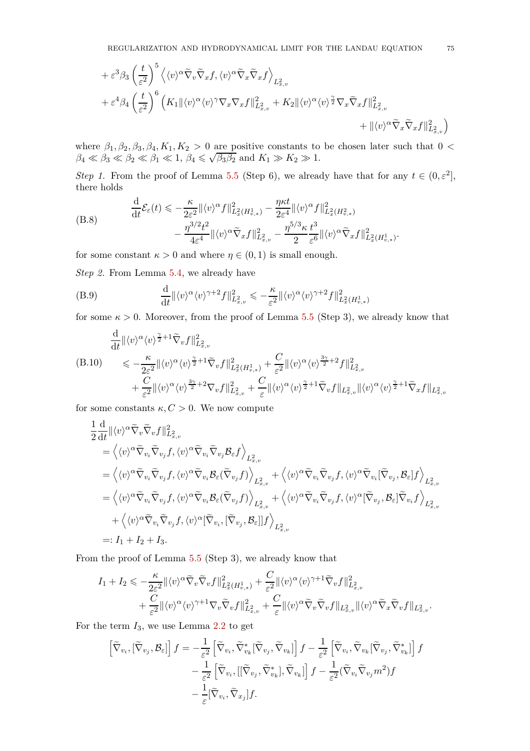$$
\begin{aligned}
&+ \varepsilon^3 \beta_3 \left(\frac{t}{\varepsilon^2}\right)^5 \left\langle \langle v\rangle^\alpha \widetilde\nabla_v \widetilde\nabla_x f, \langle v\rangle^\alpha \widetilde\nabla_x \widetilde\nabla_x f \right\rangle_{L^2_{x,v}} \\
&+ \varepsilon^4 \beta_4 \left(\frac{t}{\varepsilon^2}\right)^6 \Big( K_1 \|\langle v\rangle^\alpha \langle v\rangle^\gamma \nabla_x \nabla_x f\|^2_{L^2_{x,v}} + K_2 \|\langle v\rangle^\alpha \langle v\rangle^{\frac{\gamma}{2}} \nabla_x \widetilde\nabla_x f\|^2_{L^2_{x,v}} \\
&\qquad\qquad\qquad\qquad\qquad\qquad\qquad\qquad + \|\langle v\rangle^\alpha \widetilde\nabla_x \widetilde\nabla_x f\|^2_{L^2_{x,v}} \Big)
\end{aligned}
$$

where $\beta_1, \beta_2, \beta_3, \beta_4, K_1, K_2 > 0$ are positive constants to be chosen later such that $0 < \beta_4 \ll \beta_3 \ll \beta_2 \ll \beta_1 \ll 1$, $\beta_4 \leqslant \sqrt{\beta_3 \beta_2}$ and $K_1 \gg K_2 \gg 1$.

*Step 1.* From the proof of Lemma 5.5 (Step 6), we already have that for any $t \in (0, \varepsilon^2]$, there holds

$$
\begin{aligned}
\frac{\mathrm{d}}{\mathrm{d}t} \mathcal{E}_\varepsilon(t) \leqslant &- \frac{\kappa}{2\varepsilon^2} \|\langle v\rangle^\alpha f\|^2_{L^2_x(H^1_{v,*})} - \frac{\eta \kappa t}{2\varepsilon^4} \|\langle v\rangle^\alpha f\|^2_{L^2_x(H^2_{v,*})} \\
&- \frac{\eta^{3/2} t^2}{4\varepsilon^4} \|\langle v\rangle^\alpha \widetilde\nabla_x f\|^2_{L^2_{x,v}} - \frac{\eta^{5/3}\kappa}{2} \frac{t^3}{\varepsilon^6} \|\langle v\rangle^\alpha \widetilde\nabla_x f\|^2_{L^2_x(H^1_{v,*})}.
\end{aligned} \tag{B.8}
$$

for some constant $\kappa > 0$ and where $\eta \in (0,1)$ is small enough.

*Step 2.* From Lemma 5.4, we already have

$$
\frac{\mathrm{d}}{\mathrm{d}t} \|\langle v\rangle^\alpha \langle v\rangle^{\gamma+2} f\|^2_{L^2_{x,v}} \leqslant - \frac{\kappa}{\varepsilon^2} \|\langle v\rangle^\alpha \langle v\rangle^{\gamma+2} f\|^2_{L^2_x(H^1_{v,*})} \tag{B.9}
$$

for some $\kappa > 0$. Moreover, from the proof of Lemma 5.5 (Step 3), we already know that

$$
\begin{aligned}
&\frac{\mathrm{d}}{\mathrm{d}t} \|\langle v\rangle^\alpha \langle v\rangle^{\frac{\gamma}{2}+1} \widetilde\nabla_v f\|^2_{L^2_{x,v}} \\
&\quad \leqslant - \frac{\kappa}{2\varepsilon^2} \|\langle v\rangle^\alpha \langle v\rangle^{\frac{\gamma}{2}+1} \widetilde\nabla_v f\|^2_{L^2_x(H^1_{v,*})} + \frac{C}{\varepsilon^2} \|\langle v\rangle^\alpha \langle v\rangle^{\frac{3\gamma}{2}+2} f\|^2_{L^2_{x,v}} \\
&\qquad + \frac{C}{\varepsilon^2} \|\langle v\rangle^\alpha \langle v\rangle^{\frac{3\gamma}{2}+2} \nabla_v f\|^2_{L^2_{x,v}} + \frac{C}{\varepsilon} \|\langle v\rangle^\alpha \langle v\rangle^{\frac{\gamma}{2}+1} \widetilde\nabla_v f\|_{L^2_{x,v}} \|\langle v\rangle^\alpha \langle v\rangle^{\frac{\gamma}{2}+1} \widetilde\nabla_x f\|_{L^2_{x,v}}
\end{aligned} \tag{B.10}
$$

for some constants $\kappa, C > 0$. We now compute

$$
\begin{aligned}
&\frac{1}{2}\frac{\mathrm{d}}{\mathrm{d}t} \|\langle v\rangle^\alpha \widetilde\nabla_v \widetilde\nabla_v f\|^2_{L^2_{x,v}} \\
&= \left\langle \langle v\rangle^\alpha \widetilde\nabla_{v_i} \widetilde\nabla_{v_j} f, \langle v\rangle^\alpha \widetilde\nabla_{v_i} \widetilde\nabla_{v_j} \mathcal{B}_\varepsilon f \right\rangle_{L^2_{x,v}} \\
&= \left\langle \langle v\rangle^\alpha \widetilde\nabla_{v_i} \widetilde\nabla_{v_j} f, \langle v\rangle^\alpha \widetilde\nabla_{v_i} \mathcal{B}_\varepsilon (\widetilde\nabla_{v_j} f) \right\rangle_{L^2_{x,v}} + \left\langle \langle v\rangle^\alpha \widetilde\nabla_{v_i} \widetilde\nabla_{v_j} f, \langle v\rangle^\alpha \widetilde\nabla_{v_i} [\widetilde\nabla_{v_j}, \mathcal{B}_\varepsilon] f \right\rangle_{L^2_{x,v}} \\
&= \left\langle \langle v\rangle^\alpha \widetilde\nabla_{v_i} \widetilde\nabla_{v_j} f, \langle v\rangle^\alpha \widetilde\nabla_{v_i} \mathcal{B}_\varepsilon (\widetilde\nabla_{v_j} f) \right\rangle_{L^2_{x,v}} + \left\langle \langle v\rangle^\alpha \widetilde\nabla_{v_i} \widetilde\nabla_{v_j} f, \langle v\rangle^\alpha [\widetilde\nabla_{v_j}, \mathcal{B}_\varepsilon] \widetilde\nabla_{v_i} f \right\rangle_{L^2_{x,v}} \\
&\quad + \left\langle \langle v\rangle^\alpha \widetilde\nabla_{v_i} \widetilde\nabla_{v_j} f, \langle v\rangle^\alpha [\widetilde\nabla_{v_i}, [\widetilde\nabla_{v_j}, \mathcal{B}_\varepsilon]] f \right\rangle_{L^2_{x,v}} \\
&=: I_1 + I_2 + I_3.
\end{aligned}
$$

From the proof of Lemma 5.5 (Step 3), we already know that

$$
\begin{aligned}
I_1 + I_2 \leqslant &- \frac{\kappa}{2\varepsilon^2} \|\langle v\rangle^\alpha \widetilde\nabla_v \widetilde\nabla_v f\|^2_{L^2_x(H^1_{v,*})} + \frac{C}{\varepsilon^2} \|\langle v\rangle^\alpha \langle v\rangle^{\gamma+1} \widetilde\nabla_v f\|^2_{L^2_{x,v}} \\
&+ \frac{C}{\varepsilon^2} \|\langle v\rangle^\alpha \langle v\rangle^{\gamma+1} \nabla_v \widetilde\nabla_v f\|^2_{L^2_{x,v}} + \frac{C}{\varepsilon} \|\langle v\rangle^\alpha \widetilde\nabla_v \widetilde\nabla_v f\|_{L^2_{x,v}} \|\langle v\rangle^\alpha \widetilde\nabla_x \widetilde\nabla_v f\|_{L^2_{x,v}}.
\end{aligned}
$$

For the term $I_3$, we use Lemma 2.2 to get

$$
\begin{aligned}
\left[\widetilde\nabla_{v_i}, [\widetilde\nabla_{v_j}, \mathcal{B}_\varepsilon]\right] f = &- \frac{1}{\varepsilon^2} \left[\widetilde\nabla_{v_i}, \widetilde\nabla^*_{v_k} [\widetilde\nabla_{v_j}, \widetilde\nabla_{v_k}]\right] f - \frac{1}{\varepsilon^2} \left[\widetilde\nabla_{v_i}, \widetilde\nabla_{v_k} [\widetilde\nabla_{v_j}, \widetilde\nabla^*_{v_k}]\right] f \\
&- \frac{1}{\varepsilon^2} \left[\widetilde\nabla_{v_i}, [[\widetilde\nabla_{v_j}, \widetilde\nabla^*_{v_k}], \widetilde\nabla_{v_k}]\right] f - \frac{1}{\varepsilon^2} (\widetilde\nabla_{v_i} \widetilde\nabla_{v_j} m^2) f \\
&- \frac{1}{\varepsilon} [\widetilde\nabla_{v_i}, \widetilde\nabla_{x_j}] f.
\end{aligned}
$$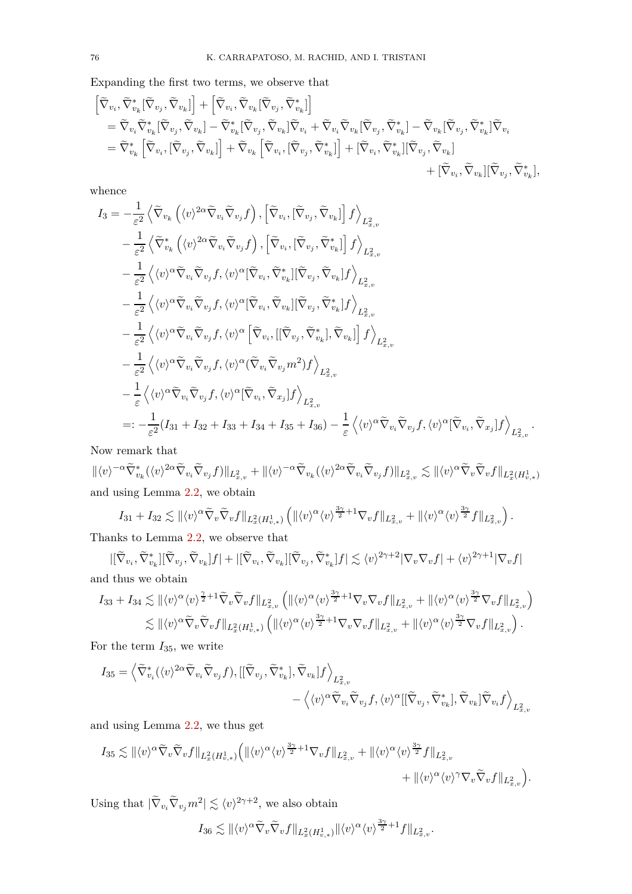Expanding the first two terms, we observe that

$$
\begin{aligned}
&\left[\widetilde{\nabla}_{v_i}, \widetilde{\nabla}^*_{v_k}[\widetilde{\nabla}_{v_j}, \widetilde{\nabla}_{v_k}]\right] + \left[\widetilde{\nabla}_{v_i}, \widetilde{\nabla}_{v_k}[\widetilde{\nabla}_{v_j}, \widetilde{\nabla}^*_{v_k}]\right] \\
&= \widetilde{\nabla}_{v_i}\widetilde{\nabla}^*_{v_k}[\widetilde{\nabla}_{v_j}, \widetilde{\nabla}_{v_k}] - \widetilde{\nabla}^*_{v_k}[\widetilde{\nabla}_{v_j}, \widetilde{\nabla}_{v_k}]\widetilde{\nabla}_{v_i} + \widetilde{\nabla}_{v_i}\widetilde{\nabla}_{v_k}[\widetilde{\nabla}_{v_j}, \widetilde{\nabla}^*_{v_k}] - \widetilde{\nabla}_{v_k}[\widetilde{\nabla}_{v_j}, \widetilde{\nabla}^*_{v_k}]\widetilde{\nabla}_{v_i} \\
&= \widetilde{\nabla}^*_{v_k}\left[\widetilde{\nabla}_{v_i}, [\widetilde{\nabla}_{v_j}, \widetilde{\nabla}_{v_k}]\right] + \widetilde{\nabla}_{v_k}\left[\widetilde{\nabla}_{v_i}, [\widetilde{\nabla}_{v_j}, \widetilde{\nabla}^*_{v_k}]\right] + [\widetilde{\nabla}_{v_i}, \widetilde{\nabla}^*_{v_k}][\widetilde{\nabla}_{v_j}, \widetilde{\nabla}_{v_k}] \\
&\qquad + [\widetilde{\nabla}_{v_i}, \widetilde{\nabla}_{v_k}][\widetilde{\nabla}_{v_j}, \widetilde{\nabla}^*_{v_k}],
\end{aligned}
$$

whence

$$
\begin{aligned}
I_3 &= -\frac{1}{\varepsilon^2}\left\langle \widetilde{\nabla}_{v_k}\left(\langle v\rangle^{2\alpha}\widetilde{\nabla}_{v_i}\widetilde{\nabla}_{v_j}f\right), \left[\widetilde{\nabla}_{v_i}, [\widetilde{\nabla}_{v_j}, \widetilde{\nabla}_{v_k}]\right]f\right\rangle_{L^2_{x,v}} \\
&\quad - \frac{1}{\varepsilon^2}\left\langle \widetilde{\nabla}^*_{v_k}\left(\langle v\rangle^{2\alpha}\widetilde{\nabla}_{v_i}\widetilde{\nabla}_{v_j}f\right), \left[\widetilde{\nabla}_{v_i}, [\widetilde{\nabla}_{v_j}, \widetilde{\nabla}^*_{v_k}]\right]f\right\rangle_{L^2_{x,v}} \\
&\quad - \frac{1}{\varepsilon^2}\left\langle \langle v\rangle^{\alpha}\widetilde{\nabla}_{v_i}\widetilde{\nabla}_{v_j}f, \langle v\rangle^{\alpha}[\widetilde{\nabla}_{v_i}, \widetilde{\nabla}^*_{v_k}][\widetilde{\nabla}_{v_j}, \widetilde{\nabla}_{v_k}]f\right\rangle_{L^2_{x,v}} \\
&\quad - \frac{1}{\varepsilon^2}\left\langle \langle v\rangle^{\alpha}\widetilde{\nabla}_{v_i}\widetilde{\nabla}_{v_j}f, \langle v\rangle^{\alpha}[\widetilde{\nabla}_{v_i}, \widetilde{\nabla}_{v_k}][\widetilde{\nabla}_{v_j}, \widetilde{\nabla}^*_{v_k}]f\right\rangle_{L^2_{x,v}} \\
&\quad - \frac{1}{\varepsilon^2}\left\langle \langle v\rangle^{\alpha}\widetilde{\nabla}_{v_i}\widetilde{\nabla}_{v_j}f, \langle v\rangle^{\alpha}\left[\widetilde{\nabla}_{v_i}, [[\widetilde{\nabla}_{v_j}, \widetilde{\nabla}^*_{v_k}], \widetilde{\nabla}_{v_k}]\right]f\right\rangle_{L^2_{x,v}} \\
&\quad - \frac{1}{\varepsilon^2}\left\langle \langle v\rangle^{\alpha}\widetilde{\nabla}_{v_i}\widetilde{\nabla}_{v_j}f, \langle v\rangle^{\alpha}(\widetilde{\nabla}_{v_i}\widetilde{\nabla}_{v_j}m^2)f\right\rangle_{L^2_{x,v}} \\
&\quad - \frac{1}{\varepsilon}\left\langle \langle v\rangle^{\alpha}\widetilde{\nabla}_{v_i}\widetilde{\nabla}_{v_j}f, \langle v\rangle^{\alpha}[\widetilde{\nabla}_{v_i}, \widetilde{\nabla}_{x_j}]f\right\rangle_{L^2_{x,v}} \\
&=: -\frac{1}{\varepsilon^2}(I_{31} + I_{32} + I_{33} + I_{34} + I_{35} + I_{36}) - \frac{1}{\varepsilon}\left\langle \langle v\rangle^{\alpha}\widetilde{\nabla}_{v_i}\widetilde{\nabla}_{v_j}f, \langle v\rangle^{\alpha}[\widetilde{\nabla}_{v_i}, \widetilde{\nabla}_{x_j}]f\right\rangle_{L^2_{x,v}}.
\end{aligned}
$$

Now remark that

$$
\|\langle v\rangle^{-\alpha}\widetilde{\nabla}^*_{v_k}(\langle v\rangle^{2\alpha}\widetilde{\nabla}_{v_i}\widetilde{\nabla}_{v_j}f)\|_{L^2_{x,v}} + \|\langle v\rangle^{-\alpha}\widetilde{\nabla}_{v_k}(\langle v\rangle^{2\alpha}\widetilde{\nabla}_{v_i}\widetilde{\nabla}_{v_j}f)\|_{L^2_{x,v}} \lesssim \|\langle v\rangle^{\alpha}\widetilde{\nabla}_v\widetilde{\nabla}_v f\|_{L^2_x(H^1_{v,*})}
$$

and using Lemma 2.2, we obtain

$$
I_{31} + I_{32} \lesssim \|\langle v\rangle^{\alpha}\widetilde{\nabla}_v\widetilde{\nabla}_v f\|_{L^2_x(H^1_{v,*})}\left(\|\langle v\rangle^{\alpha}\langle v\rangle^{\frac{3\gamma}{2}+1}\nabla_v f\|_{L^2_{x,v}} + \|\langle v\rangle^{\alpha}\langle v\rangle^{\frac{3\gamma}{2}}f\|_{L^2_{x,v}}\right).
$$

Thanks to Lemma 2.2, we observe that

$$
|[\widetilde{\nabla}_{v_i}, \widetilde{\nabla}^*_{v_k}][\widetilde{\nabla}_{v_j}, \widetilde{\nabla}_{v_k}]f| + |[\widetilde{\nabla}_{v_i}, \widetilde{\nabla}_{v_k}][\widetilde{\nabla}_{v_j}, \widetilde{\nabla}^*_{v_k}]f| \lesssim \langle v\rangle^{2\gamma+2}|\nabla_v\nabla_v f| + \langle v\rangle^{2\gamma+1}|\nabla_v f|
$$

and thus we obtain

$$
\begin{aligned}
I_{33} + I_{34} &\lesssim \|\langle v\rangle^{\alpha}\langle v\rangle^{\frac{\gamma}{2}+1}\widetilde{\nabla}_v\widetilde{\nabla}_v f\|_{L^2_{x,v}}\left(\|\langle v\rangle^{\alpha}\langle v\rangle^{\frac{3\gamma}{2}+1}\nabla_v\nabla_v f\|_{L^2_{x,v}} + \|\langle v\rangle^{\alpha}\langle v\rangle^{\frac{3\gamma}{2}}\nabla_v f\|_{L^2_{x,v}}\right) \\
&\lesssim \|\langle v\rangle^{\alpha}\widetilde{\nabla}_v\widetilde{\nabla}_v f\|_{L^2_x(H^1_{v,*})}\left(\|\langle v\rangle^{\alpha}\langle v\rangle^{\frac{3\gamma}{2}+1}\nabla_v\nabla_v f\|_{L^2_{x,v}} + \|\langle v\rangle^{\alpha}\langle v\rangle^{\frac{3\gamma}{2}}\nabla_v f\|_{L^2_{x,v}}\right).
\end{aligned}
$$

For the term $I_{35}$, we write

$$
\begin{aligned}
I_{35} &= \left\langle \widetilde{\nabla}^*_{v_i}(\langle v\rangle^{2\alpha}\widetilde{\nabla}_{v_i}\widetilde{\nabla}_{v_j}f), [[\widetilde{\nabla}_{v_j}, \widetilde{\nabla}^*_{v_k}], \widetilde{\nabla}_{v_k}]f\right\rangle_{L^2_{x,v}} \\
&\qquad - \left\langle \langle v\rangle^{\alpha}\widetilde{\nabla}_{v_i}\widetilde{\nabla}_{v_j}f, \langle v\rangle^{\alpha}[[\widetilde{\nabla}_{v_j}, \widetilde{\nabla}^*_{v_k}], \widetilde{\nabla}_{v_k}]\widetilde{\nabla}_{v_i}f\right\rangle_{L^2_{x,v}}
\end{aligned}
$$

and using Lemma 2.2, we thus get

$$
\begin{aligned}
I_{35} &\lesssim \|\langle v\rangle^{\alpha}\widetilde{\nabla}_v\widetilde{\nabla}_v f\|_{L^2_x(H^1_{v,*})}\Big(\|\langle v\rangle^{\alpha}\langle v\rangle^{\frac{3\gamma}{2}+1}\nabla_v f\|_{L^2_{x,v}} + \|\langle v\rangle^{\alpha}\langle v\rangle^{\frac{3\gamma}{2}}f\|_{L^2_{x,v}} \\
&\qquad + \|\langle v\rangle^{\alpha}\langle v\rangle^{\gamma}\nabla_v\widetilde{\nabla}_v f\|_{L^2_{x,v}}\Big).
\end{aligned}
$$

Using that $|\widetilde{\nabla}_{v_i}\widetilde{\nabla}_{v_j}m^2| \lesssim \langle v\rangle^{2\gamma+2}$, we also obtain

$$
I_{36} \lesssim \|\langle v\rangle^{\alpha}\widetilde{\nabla}_v\widetilde{\nabla}_v f\|_{L^2_x(H^1_{v,*})}\|\langle v\rangle^{\alpha}\langle v\rangle^{\frac{3\gamma}{2}+1}f\|_{L^2_{x,v}}.
$$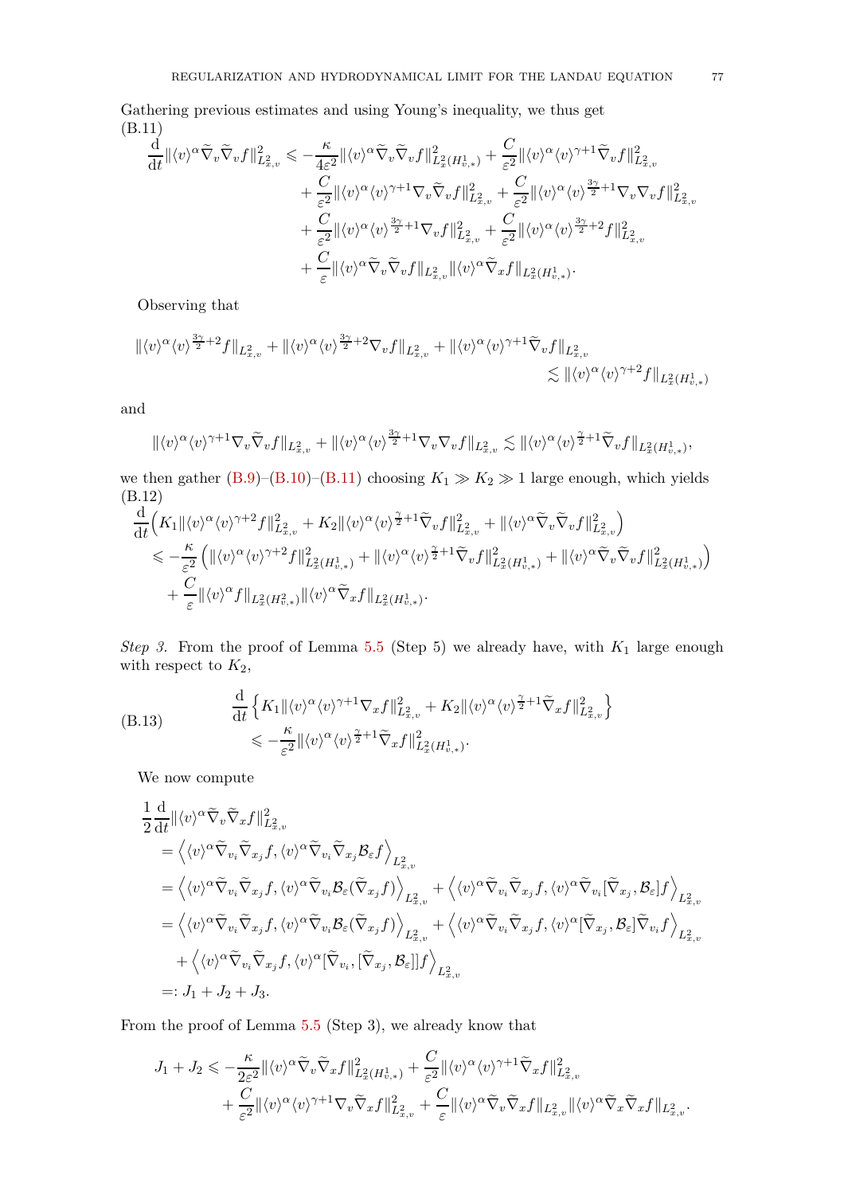Gathering previous estimates and using Young's inequality, we thus get

(B.11)

$$
\begin{aligned}
\frac{\mathrm{d}}{\mathrm{d}t}\|\langle v\rangle^\alpha \widetilde\nabla_v \widetilde\nabla_v f\|^2_{L^2_{x,v}} \leqslant & -\frac{\kappa}{4\varepsilon^2}\|\langle v\rangle^\alpha \widetilde\nabla_v \widetilde\nabla_v f\|^2_{L^2_x(H^1_{v,*})} + \frac{C}{\varepsilon^2}\|\langle v\rangle^\alpha \langle v\rangle^{\gamma+1}\widetilde\nabla_v f\|^2_{L^2_{x,v}} \\
&+ \frac{C}{\varepsilon^2}\|\langle v\rangle^\alpha \langle v\rangle^{\gamma+1}\nabla_v \widetilde\nabla_v f\|^2_{L^2_{x,v}} + \frac{C}{\varepsilon^2}\|\langle v\rangle^\alpha \langle v\rangle^{\frac{3\gamma}{2}+1}\nabla_v \nabla_v f\|^2_{L^2_{x,v}} \\
&+ \frac{C}{\varepsilon^2}\|\langle v\rangle^\alpha \langle v\rangle^{\frac{3\gamma}{2}+1}\nabla_v f\|^2_{L^2_{x,v}} + \frac{C}{\varepsilon^2}\|\langle v\rangle^\alpha \langle v\rangle^{\frac{3\gamma}{2}+2} f\|^2_{L^2_{x,v}} \\
&+ \frac{C}{\varepsilon}\|\langle v\rangle^\alpha \widetilde\nabla_v \widetilde\nabla_v f\|_{L^2_{x,v}}\|\langle v\rangle^\alpha \widetilde\nabla_x f\|_{L^2_x(H^1_{v,*})}.
\end{aligned}
$$

Observing that

$$
\begin{aligned}
\|\langle v\rangle^\alpha \langle v\rangle^{\frac{3\gamma}{2}+2} f\|_{L^2_{x,v}} + \|\langle v\rangle^\alpha \langle v\rangle^{\frac{3\gamma}{2}+2}\nabla_v f\|_{L^2_{x,v}} + \|\langle v\rangle^\alpha \langle v\rangle^{\gamma+1}\widetilde\nabla_v f\|_{L^2_{x,v}} \\
\lesssim \|\langle v\rangle^\alpha \langle v\rangle^{\gamma+2} f\|_{L^2_x(H^1_{v,*})}
\end{aligned}
$$

and

$$
\|\langle v\rangle^\alpha \langle v\rangle^{\gamma+1}\nabla_v \widetilde\nabla_v f\|_{L^2_{x,v}} + \|\langle v\rangle^\alpha \langle v\rangle^{\frac{3\gamma}{2}+1}\nabla_v \nabla_v f\|_{L^2_{x,v}} \lesssim \|\langle v\rangle^\alpha \langle v\rangle^{\frac{\gamma}{2}+1}\widetilde\nabla_v f\|_{L^2_x(H^1_{v,*})},
$$

we then gather (B.9)–(B.10)–(B.11) choosing $K_1 \gg K_2 \gg 1$ large enough, which yields

(B.12)

$$
\begin{aligned}
&\frac{\mathrm{d}}{\mathrm{d}t}\Big(K_1\|\langle v\rangle^\alpha \langle v\rangle^{\gamma+2} f\|^2_{L^2_{x,v}} + K_2\|\langle v\rangle^\alpha \langle v\rangle^{\frac{\gamma}{2}+1}\widetilde\nabla_v f\|^2_{L^2_{x,v}} + \|\langle v\rangle^\alpha \widetilde\nabla_v \widetilde\nabla_v f\|^2_{L^2_{x,v}}\Big) \\
&\leqslant -\frac{\kappa}{\varepsilon^2}\left(\|\langle v\rangle^\alpha \langle v\rangle^{\gamma+2} f\|^2_{L^2_x(H^1_{v,*})} + \|\langle v\rangle^\alpha \langle v\rangle^{\frac{\gamma}{2}+1}\widetilde\nabla_v f\|^2_{L^2_x(H^1_{v,*})} + \|\langle v\rangle^\alpha \widetilde\nabla_v \widetilde\nabla_v f\|^2_{L^2_x(H^1_{v,*})}\right) \\
&\quad + \frac{C}{\varepsilon}\|\langle v\rangle^\alpha f\|_{L^2_x(H^2_{v,*})}\|\langle v\rangle^\alpha \widetilde\nabla_x f\|_{L^2_x(H^1_{v,*})}.
\end{aligned}
$$

*Step 3.* From the proof of Lemma 5.5 (Step 5) we already have, with $K_1$ large enough with respect to $K_2$,

(B.13)
$$
\begin{aligned}
&\frac{\mathrm{d}}{\mathrm{d}t}\left\{K_1\|\langle v\rangle^\alpha \langle v\rangle^{\gamma+1}\nabla_x f\|^2_{L^2_{x,v}} + K_2\|\langle v\rangle^\alpha \langle v\rangle^{\frac{\gamma}{2}+1}\widetilde\nabla_x f\|^2_{L^2_{x,v}}\right\} \\
&\qquad \leqslant -\frac{\kappa}{\varepsilon^2}\|\langle v\rangle^\alpha \langle v\rangle^{\frac{\gamma}{2}+1}\widetilde\nabla_x f\|^2_{L^2_x(H^1_{v,*})}.
\end{aligned}
$$

We now compute

$$
\begin{aligned}
&\frac{1}{2}\frac{\mathrm{d}}{\mathrm{d}t}\|\langle v\rangle^\alpha \widetilde\nabla_v \widetilde\nabla_x f\|^2_{L^2_{x,v}} \\
&= \Big\langle \langle v\rangle^\alpha \widetilde\nabla_{v_i}\widetilde\nabla_{x_j} f, \langle v\rangle^\alpha \widetilde\nabla_{v_i}\widetilde\nabla_{x_j}\mathcal{B}_\varepsilon f\Big\rangle_{L^2_{x,v}} \\
&= \Big\langle \langle v\rangle^\alpha \widetilde\nabla_{v_i}\widetilde\nabla_{x_j} f, \langle v\rangle^\alpha \widetilde\nabla_{v_i}\mathcal{B}_\varepsilon(\widetilde\nabla_{x_j} f)\Big\rangle_{L^2_{x,v}} + \Big\langle \langle v\rangle^\alpha \widetilde\nabla_{v_i}\widetilde\nabla_{x_j} f, \langle v\rangle^\alpha \widetilde\nabla_{v_i}[\widetilde\nabla_{x_j},\mathcal{B}_\varepsilon] f\Big\rangle_{L^2_{x,v}} \\
&= \Big\langle \langle v\rangle^\alpha \widetilde\nabla_{v_i}\widetilde\nabla_{x_j} f, \langle v\rangle^\alpha \widetilde\nabla_{v_i}\mathcal{B}_\varepsilon(\widetilde\nabla_{x_j} f)\Big\rangle_{L^2_{x,v}} + \Big\langle \langle v\rangle^\alpha \widetilde\nabla_{v_i}\widetilde\nabla_{x_j} f, \langle v\rangle^\alpha [\widetilde\nabla_{x_j},\mathcal{B}_\varepsilon]\widetilde\nabla_{v_i} f\Big\rangle_{L^2_{x,v}} \\
&\quad + \Big\langle \langle v\rangle^\alpha \widetilde\nabla_{v_i}\widetilde\nabla_{x_j} f, \langle v\rangle^\alpha [\widetilde\nabla_{v_i},[\widetilde\nabla_{x_j},\mathcal{B}_\varepsilon]] f\Big\rangle_{L^2_{x,v}} \\
&=: J_1 + J_2 + J_3.
\end{aligned}
$$

From the proof of Lemma 5.5 (Step 3), we already know that

$$
\begin{aligned}
J_1 + J_2 \leqslant & -\frac{\kappa}{2\varepsilon^2}\|\langle v\rangle^\alpha \widetilde\nabla_v \widetilde\nabla_x f\|^2_{L^2_x(H^1_{v,*})} + \frac{C}{\varepsilon^2}\|\langle v\rangle^\alpha \langle v\rangle^{\gamma+1}\widetilde\nabla_x f\|^2_{L^2_{x,v}} \\
&+ \frac{C}{\varepsilon^2}\|\langle v\rangle^\alpha \langle v\rangle^{\gamma+1}\nabla_v \widetilde\nabla_x f\|^2_{L^2_{x,v}} + \frac{C}{\varepsilon}\|\langle v\rangle^\alpha \widetilde\nabla_v \widetilde\nabla_x f\|_{L^2_{x,v}}\|\langle v\rangle^\alpha \widetilde\nabla_x \widetilde\nabla_x f\|_{L^2_{x,v}}.
\end{aligned}
$$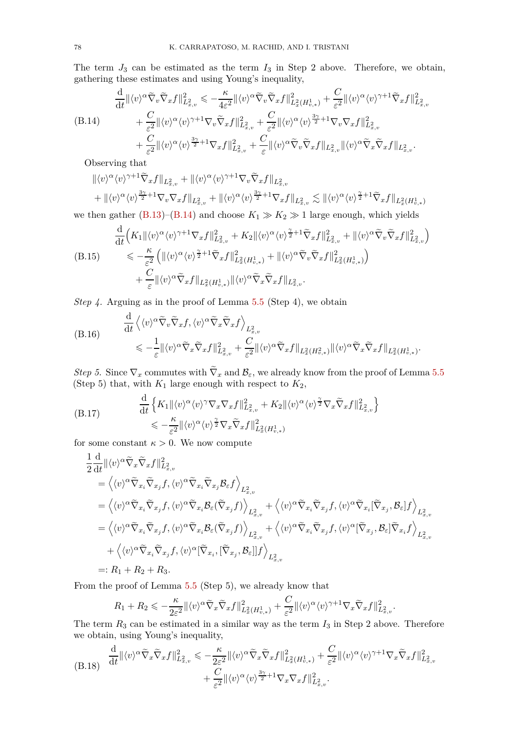The term $J_3$ can be estimated as the term $I_3$ in Step 2 above. Therefore, we obtain, gathering these estimates and using Young's inequality,

$$
\begin{aligned}
\frac{\mathrm{d}}{\mathrm{d}t}\|\langle v\rangle^\alpha \widetilde{\nabla}_v \widetilde{\nabla}_x f\|^2_{L^2_{x,v}} &\leqslant -\frac{\kappa}{4\varepsilon^2}\|\langle v\rangle^\alpha \widetilde{\nabla}_v \widetilde{\nabla}_x f\|^2_{L^2_x(H^1_{v,*})} + \frac{C}{\varepsilon^2}\|\langle v\rangle^\alpha \langle v\rangle^{\gamma+1}\widetilde{\nabla}_x f\|^2_{L^2_{x,v}} \\
&\quad + \frac{C}{\varepsilon^2}\|\langle v\rangle^\alpha \langle v\rangle^{\gamma+1}\nabla_v \widetilde{\nabla}_x f\|^2_{L^2_{x,v}} + \frac{C}{\varepsilon^2}\|\langle v\rangle^\alpha \langle v\rangle^{\frac{3\gamma}{2}+1}\nabla_v \nabla_x f\|^2_{L^2_{x,v}} \\
&\quad + \frac{C}{\varepsilon^2}\|\langle v\rangle^\alpha \langle v\rangle^{\frac{3\gamma}{2}+1}\nabla_x f\|^2_{L^2_{x,v}} + \frac{C}{\varepsilon}\|\langle v\rangle^\alpha \widetilde{\nabla}_v \widetilde{\nabla}_x f\|_{L^2_{x,v}}\|\langle v\rangle^\alpha \widetilde{\nabla}_x \widetilde{\nabla}_x f\|_{L^2_{x,v}}.
\end{aligned} \tag{B.14}
$$

Observing that

$$
\begin{aligned}
&\|\langle v\rangle^\alpha \langle v\rangle^{\gamma+1}\widetilde{\nabla}_x f\|_{L^2_{x,v}} + \|\langle v\rangle^\alpha \langle v\rangle^{\gamma+1}\nabla_v \widetilde{\nabla}_x f\|_{L^2_{x,v}} \\
&\quad + \|\langle v\rangle^\alpha \langle v\rangle^{\frac{3\gamma}{2}+1}\nabla_v \nabla_x f\|_{L^2_{x,v}} + \|\langle v\rangle^\alpha \langle v\rangle^{\frac{3\gamma}{2}+1}\nabla_x f\|_{L^2_{x,v}} \lesssim \|\langle v\rangle^\alpha \langle v\rangle^{\frac{\gamma}{2}+1}\widetilde{\nabla}_x f\|_{L^2_x(H^1_{v,*})}
\end{aligned}
$$

we then gather (B.13)–(B.14) and choose $K_1 \gg K_2 \gg 1$ large enough, which yields

$$
\begin{aligned}
&\frac{\mathrm{d}}{\mathrm{d}t}\Big(K_1\|\langle v\rangle^\alpha \langle v\rangle^{\gamma+1}\nabla_x f\|^2_{L^2_{x,v}} + K_2\|\langle v\rangle^\alpha \langle v\rangle^{\frac{\gamma}{2}+1}\widetilde{\nabla}_x f\|^2_{L^2_{x,v}} + \|\langle v\rangle^\alpha \widetilde{\nabla}_v \widetilde{\nabla}_x f\|^2_{L^2_{x,v}}\Big) \\
&\quad \leqslant -\frac{\kappa}{\varepsilon^2}\left(\|\langle v\rangle^\alpha \langle v\rangle^{\frac{\gamma}{2}+1}\widetilde{\nabla}_x f\|^2_{L^2_x(H^1_{v,*})} + \|\langle v\rangle^\alpha \widetilde{\nabla}_v \widetilde{\nabla}_x f\|^2_{L^2_x(H^1_{v,*})}\right) \\
&\qquad + \frac{C}{\varepsilon}\|\langle v\rangle^\alpha \widetilde{\nabla}_x f\|_{L^2_x(H^1_{v,*})}\|\langle v\rangle^\alpha \widetilde{\nabla}_x \widetilde{\nabla}_x f\|_{L^2_{x,v}}.
\end{aligned} \tag{B.15}
$$

*Step 4.* Arguing as in the proof of Lemma 5.5 (Step 4), we obtain

$$
\begin{aligned}
&\frac{\mathrm{d}}{\mathrm{d}t}\left\langle \langle v\rangle^\alpha \widetilde{\nabla}_v \widetilde{\nabla}_x f, \langle v\rangle^\alpha \widetilde{\nabla}_x \widetilde{\nabla}_x f\right\rangle_{L^2_{x,v}} \\
&\quad \leqslant -\frac{1}{\varepsilon}\|\langle v\rangle^\alpha \widetilde{\nabla}_x \widetilde{\nabla}_x f\|^2_{L^2_{x,v}} + \frac{C}{\varepsilon^2}\|\langle v\rangle^\alpha \widetilde{\nabla}_x f\|_{L^2_x(H^2_{v,*})}\|\langle v\rangle^\alpha \widetilde{\nabla}_x \widetilde{\nabla}_x f\|_{L^2_x(H^1_{v,*})}.
\end{aligned} \tag{B.16}
$$

*Step 5.* Since $\nabla_x$ commutes with $\widetilde{\nabla}_x$ and $\mathcal{B}_\varepsilon$, we already know from the proof of Lemma 5.5 (Step 5) that, with $K_1$ large enough with respect to $K_2$,

$$
\begin{aligned}
&\frac{\mathrm{d}}{\mathrm{d}t}\left\{K_1\|\langle v\rangle^\alpha \langle v\rangle^{\gamma}\nabla_x \nabla_x f\|^2_{L^2_{x,v}} + K_2\|\langle v\rangle^\alpha \langle v\rangle^{\frac{\gamma}{2}}\nabla_x \widetilde{\nabla}_x f\|^2_{L^2_{x,v}}\right\} \\
&\quad \leqslant -\frac{\kappa}{\varepsilon^2}\|\langle v\rangle^\alpha \langle v\rangle^{\frac{\gamma}{2}}\nabla_x \widetilde{\nabla}_x f\|^2_{L^2_x(H^1_{v,*})}
\end{aligned} \tag{B.17}
$$

for some constant $\kappa > 0$. We now compute

$$
\begin{aligned}
&\frac{1}{2}\frac{\mathrm{d}}{\mathrm{d}t}\|\langle v\rangle^\alpha \widetilde{\nabla}_x \widetilde{\nabla}_x f\|^2_{L^2_{x,v}} \\
&= \left\langle \langle v\rangle^\alpha \widetilde{\nabla}_{x_i}\widetilde{\nabla}_{x_j} f, \langle v\rangle^\alpha \widetilde{\nabla}_{x_i}\widetilde{\nabla}_{x_j}\mathcal{B}_\varepsilon f\right\rangle_{L^2_{x,v}} \\
&= \left\langle \langle v\rangle^\alpha \widetilde{\nabla}_{x_i}\widetilde{\nabla}_{x_j} f, \langle v\rangle^\alpha \widetilde{\nabla}_{x_i}\mathcal{B}_\varepsilon(\widetilde{\nabla}_{x_j} f)\right\rangle_{L^2_{x,v}} + \left\langle \langle v\rangle^\alpha \widetilde{\nabla}_{x_i}\widetilde{\nabla}_{x_j} f, \langle v\rangle^\alpha \widetilde{\nabla}_{x_i}[\widetilde{\nabla}_{x_j}, \mathcal{B}_\varepsilon] f\right\rangle_{L^2_{x,v}} \\
&= \left\langle \langle v\rangle^\alpha \widetilde{\nabla}_{x_i}\widetilde{\nabla}_{x_j} f, \langle v\rangle^\alpha \widetilde{\nabla}_{x_i}\mathcal{B}_\varepsilon(\widetilde{\nabla}_{x_j} f)\right\rangle_{L^2_{x,v}} + \left\langle \langle v\rangle^\alpha \widetilde{\nabla}_{x_i}\widetilde{\nabla}_{x_j} f, \langle v\rangle^\alpha [\widetilde{\nabla}_{x_j}, \mathcal{B}_\varepsilon]\widetilde{\nabla}_{x_i} f\right\rangle_{L^2_{x,v}} \\
&\quad + \left\langle \langle v\rangle^\alpha \widetilde{\nabla}_{x_i}\widetilde{\nabla}_{x_j} f, \langle v\rangle^\alpha [\widetilde{\nabla}_{x_i}, [\widetilde{\nabla}_{x_j}, \mathcal{B}_\varepsilon]] f\right\rangle_{L^2_{x,v}} \\
&=: R_1 + R_2 + R_3.
\end{aligned}
$$

From the proof of Lemma 5.5 (Step 5), we already know that

$$
R_1 + R_2 \leqslant -\frac{\kappa}{2\varepsilon^2}\|\langle v\rangle^\alpha \widetilde{\nabla}_x \widetilde{\nabla}_x f\|^2_{L^2_x(H^1_{v,*})} + \frac{C}{\varepsilon^2}\|\langle v\rangle^\alpha \langle v\rangle^{\gamma+1}\nabla_x \widetilde{\nabla}_x f\|^2_{L^2_{x,v}}.
$$

The term $R_3$ can be estimated in a similar way as the term $I_3$ in Step 2 above. Therefore we obtain, using Young's inequality,

$$
\begin{aligned}
\frac{\mathrm{d}}{\mathrm{d}t}\|\langle v\rangle^\alpha \widetilde{\nabla}_x \widetilde{\nabla}_x f\|^2_{L^2_{x,v}} &\leqslant -\frac{\kappa}{2\varepsilon^2}\|\langle v\rangle^\alpha \widetilde{\nabla}_x \widetilde{\nabla}_x f\|^2_{L^2_x(H^1_{v,*})} + \frac{C}{\varepsilon^2}\|\langle v\rangle^\alpha \langle v\rangle^{\gamma+1}\nabla_x \widetilde{\nabla}_x f\|^2_{L^2_{x,v}} \\
&\quad + \frac{C}{\varepsilon^2}\|\langle v\rangle^\alpha \langle v\rangle^{\frac{3\gamma}{2}+1}\nabla_x \nabla_x f\|^2_{L^2_{x,v}}.
\end{aligned} \tag{B.18}
$$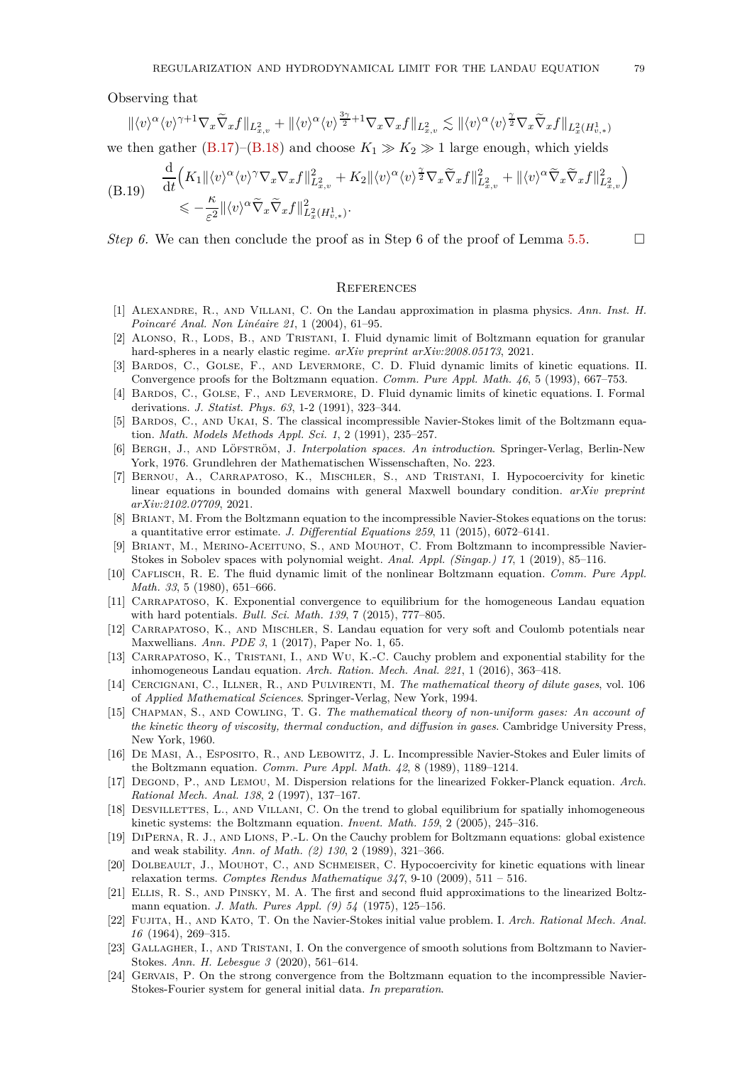Observing that

$$
\|\langle v\rangle^\alpha \langle v\rangle^{\gamma+1} \nabla_x \widetilde{\nabla}_x f\|_{L^2_{x,v}} + \|\langle v\rangle^\alpha \langle v\rangle^{\frac{3\gamma}{2}+1} \nabla_x \nabla_x f\|_{L^2_{x,v}} \lesssim \|\langle v\rangle^\alpha \langle v\rangle^{\frac{\gamma}{2}} \nabla_x \widetilde{\nabla}_x f\|_{L^2_x(H^1_{v,*})}
$$

we then gather (B.17)–(B.18) and choose $K_1 \gg K_2 \gg 1$ large enough, which yields

$$
\begin{aligned}
\frac{\mathrm{d}}{\mathrm{d}t}\Big( K_1 \|\langle v\rangle^\alpha \langle v\rangle^{\gamma} \nabla_x \nabla_x f\|^2_{L^2_{x,v}} + K_2 \|\langle v\rangle^\alpha \langle v\rangle^{\frac{\gamma}{2}} \nabla_x \widetilde{\nabla}_x f\|^2_{L^2_{x,v}} + \|\langle v\rangle^\alpha \widetilde{\nabla}_x \widetilde{\nabla}_x f\|^2_{L^2_{x,v}} \Big) \\
\leqslant -\frac{\kappa}{\varepsilon^2} \|\langle v\rangle^\alpha \widetilde{\nabla}_x \widetilde{\nabla}_x f\|^2_{L^2_x(H^1_{v,*})}.
\end{aligned} \tag{B.19}
$$

*Step 6.* We can then conclude the proof as in Step 6 of the proof of Lemma 5.5. □

## References

[1] Alexandre, R., and Villani, C. On the Landau approximation in plasma physics. *Ann. Inst. H. Poincaré Anal. Non Linéaire 21*, 1 (2004), 61–95.

[2] Alonso, R., Lods, B., and Tristani, I. Fluid dynamic limit of Boltzmann equation for granular hard-spheres in a nearly elastic regime. *arXiv preprint arXiv:2008.05173*, 2021.

[3] Bardos, C., Golse, F., and Levermore, C. D. Fluid dynamic limits of kinetic equations. II. Convergence proofs for the Boltzmann equation. *Comm. Pure Appl. Math. 46*, 5 (1993), 667–753.

[4] Bardos, C., Golse, F., and Levermore, D. Fluid dynamic limits of kinetic equations. I. Formal derivations. *J. Statist. Phys. 63*, 1-2 (1991), 323–344.

[5] Bardos, C., and Ukai, S. The classical incompressible Navier-Stokes limit of the Boltzmann equation. *Math. Models Methods Appl. Sci. 1*, 2 (1991), 235–257.

[6] Bergh, J., and Löfström, J. *Interpolation spaces. An introduction*. Springer-Verlag, Berlin-New York, 1976. Grundlehren der Mathematischen Wissenschaften, No. 223.

[7] Bernou, A., Carrapatoso, K., Mischler, S., and Tristani, I. Hypocoercivity for kinetic linear equations in bounded domains with general Maxwell boundary condition. *arXiv preprint arXiv:2102.07709*, 2021.

[8] Briant, M. From the Boltzmann equation to the incompressible Navier-Stokes equations on the torus: a quantitative error estimate. *J. Differential Equations 259*, 11 (2015), 6072–6141.

[9] Briant, M., Merino-Aceituno, S., and Mouhot, C. From Boltzmann to incompressible Navier-Stokes in Sobolev spaces with polynomial weight. *Anal. Appl. (Singap.) 17*, 1 (2019), 85–116.

[10] Caflisch, R. E. The fluid dynamic limit of the nonlinear Boltzmann equation. *Comm. Pure Appl. Math. 33*, 5 (1980), 651–666.

[11] Carrapatoso, K. Exponential convergence to equilibrium for the homogeneous Landau equation with hard potentials. *Bull. Sci. Math. 139*, 7 (2015), 777–805.

[12] Carrapatoso, K., and Mischler, S. Landau equation for very soft and Coulomb potentials near Maxwellians. *Ann. PDE 3*, 1 (2017), Paper No. 1, 65.

[13] Carrapatoso, K., Tristani, I., and Wu, K.-C. Cauchy problem and exponential stability for the inhomogeneous Landau equation. *Arch. Ration. Mech. Anal. 221*, 1 (2016), 363–418.

[14] Cercignani, C., Illner, R., and Pulvirenti, M. *The mathematical theory of dilute gases*, vol. 106 of *Applied Mathematical Sciences*. Springer-Verlag, New York, 1994.

[15] Chapman, S., and Cowling, T. G. *The mathematical theory of non-uniform gases: An account of the kinetic theory of viscosity, thermal conduction, and diffusion in gases*. Cambridge University Press, New York, 1960.

[16] De Masi, A., Esposito, R., and Lebowitz, J. L. Incompressible Navier-Stokes and Euler limits of the Boltzmann equation. *Comm. Pure Appl. Math. 42*, 8 (1989), 1189–1214.

[17] Degond, P., and Lemou, M. Dispersion relations for the linearized Fokker-Planck equation. *Arch. Rational Mech. Anal. 138*, 2 (1997), 137–167.

[18] Desvillettes, L., and Villani, C. On the trend to global equilibrium for spatially inhomogeneous kinetic systems: the Boltzmann equation. *Invent. Math. 159*, 2 (2005), 245–316.

[19] DiPerna, R. J., and Lions, P.-L. On the Cauchy problem for Boltzmann equations: global existence and weak stability. *Ann. of Math. (2) 130*, 2 (1989), 321–366.

[20] Dolbeault, J., Mouhot, C., and Schmeiser, C. Hypocoercivity for kinetic equations with linear relaxation terms. *Comptes Rendus Mathematique 347*, 9-10 (2009), 511 – 516.

[21] Ellis, R. S., and Pinsky, M. A. The first and second fluid approximations to the linearized Boltzmann equation. *J. Math. Pures Appl. (9) 54* (1975), 125–156.

[22] Fujita, H., and Kato, T. On the Navier-Stokes initial value problem. I. *Arch. Rational Mech. Anal. 16* (1964), 269–315.

[23] Gallagher, I., and Tristani, I. On the convergence of smooth solutions from Boltzmann to Navier-Stokes. *Ann. H. Lebesgue 3* (2020), 561–614.

[24] Gervais, P. On the strong convergence from the Boltzmann equation to the incompressible Navier-Stokes-Fourier system for general initial data. *In preparation*.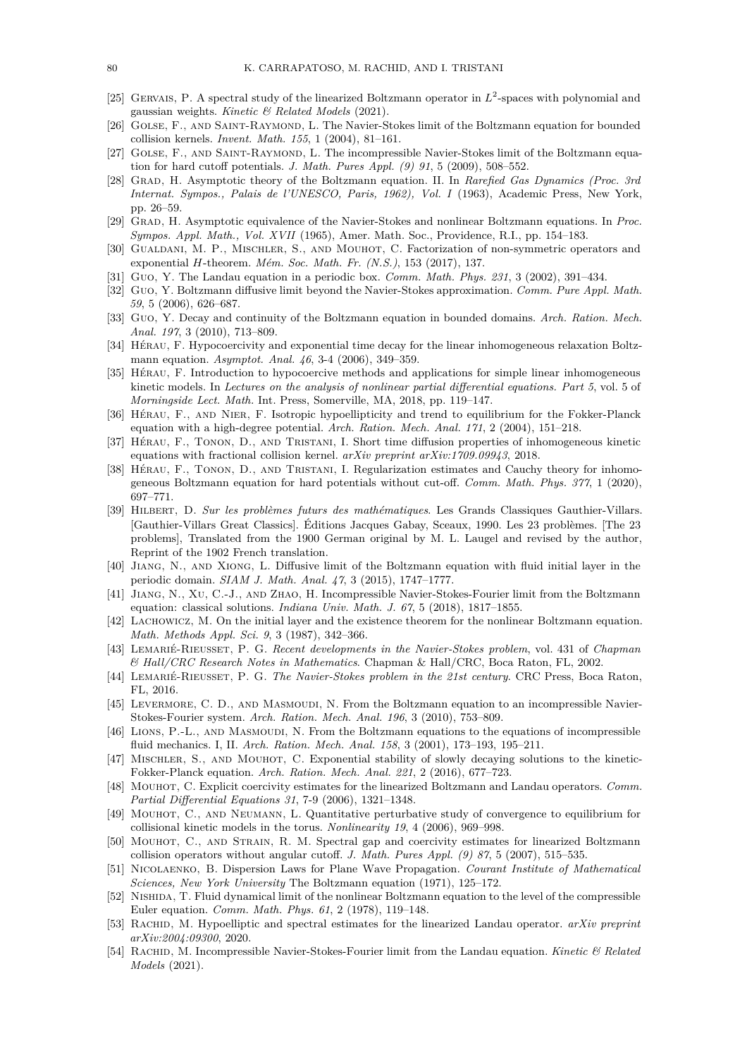[25] Gervais, P. A spectral study of the linearized Boltzmann operator in $L^2$-spaces with polynomial and gaussian weights. *Kinetic & Related Models* (2021).

[26] Golse, F., and Saint-Raymond, L. The Navier-Stokes limit of the Boltzmann equation for bounded collision kernels. *Invent. Math. 155*, 1 (2004), 81–161.

[27] Golse, F., and Saint-Raymond, L. The incompressible Navier-Stokes limit of the Boltzmann equation for hard cutoff potentials. *J. Math. Pures Appl. (9) 91*, 5 (2009), 508–552.

[28] Grad, H. Asymptotic theory of the Boltzmann equation. II. In *Rarefied Gas Dynamics (Proc. 3rd Internat. Sympos., Palais de l'UNESCO, Paris, 1962), Vol. I* (1963), Academic Press, New York, pp. 26–59.

[29] Grad, H. Asymptotic equivalence of the Navier-Stokes and nonlinear Boltzmann equations. In *Proc. Sympos. Appl. Math., Vol. XVII* (1965), Amer. Math. Soc., Providence, R.I., pp. 154–183.

[30] Gualdani, M. P., Mischler, S., and Mouhot, C. Factorization of non-symmetric operators and exponential $H$-theorem. *Mém. Soc. Math. Fr. (N.S.)*, 153 (2017), 137.

[31] Guo, Y. The Landau equation in a periodic box. *Comm. Math. Phys. 231*, 3 (2002), 391–434.

[32] Guo, Y. Boltzmann diffusive limit beyond the Navier-Stokes approximation. *Comm. Pure Appl. Math. 59*, 5 (2006), 626–687.

[33] Guo, Y. Decay and continuity of the Boltzmann equation in bounded domains. *Arch. Ration. Mech. Anal. 197*, 3 (2010), 713–809.

[34] Hérau, F. Hypocoercivity and exponential time decay for the linear inhomogeneous relaxation Boltzmann equation. *Asymptot. Anal. 46*, 3-4 (2006), 349–359.

[35] Hérau, F. Introduction to hypocoercive methods and applications for simple linear inhomogeneous kinetic models. In *Lectures on the analysis of nonlinear partial differential equations. Part 5*, vol. 5 of *Morningside Lect. Math.* Int. Press, Somerville, MA, 2018, pp. 119–147.

[36] Hérau, F., and Nier, F. Isotropic hypoellipticity and trend to equilibrium for the Fokker-Planck equation with a high-degree potential. *Arch. Ration. Mech. Anal. 171*, 2 (2004), 151–218.

[37] Hérau, F., Tonon, D., and Tristani, I. Short time diffusion properties of inhomogeneous kinetic equations with fractional collision kernel. *arXiv preprint arXiv:1709.09943*, 2018.

[38] Hérau, F., Tonon, D., and Tristani, I. Regularization estimates and Cauchy theory for inhomogeneous Boltzmann equation for hard potentials without cut-off. *Comm. Math. Phys. 377*, 1 (2020), 697–771.

[39] Hilbert, D. *Sur les problèmes futurs des mathématiques*. Les Grands Classiques Gauthier-Villars. [Gauthier-Villars Great Classics]. Éditions Jacques Gabay, Sceaux, 1990. Les 23 problèmes. [The 23 problems], Translated from the 1900 German original by M. L. Laugel and revised by the author, Reprint of the 1902 French translation.

[40] Jiang, N., and Xiong, L. Diffusive limit of the Boltzmann equation with fluid initial layer in the periodic domain. *SIAM J. Math. Anal. 47*, 3 (2015), 1747–1777.

[41] Jiang, N., Xu, C.-J., and Zhao, H. Incompressible Navier-Stokes-Fourier limit from the Boltzmann equation: classical solutions. *Indiana Univ. Math. J. 67*, 5 (2018), 1817–1855.

[42] Lachowicz, M. On the initial layer and the existence theorem for the nonlinear Boltzmann equation. *Math. Methods Appl. Sci. 9*, 3 (1987), 342–366.

[43] Lemarié-Rieusset, P. G. *Recent developments in the Navier-Stokes problem*, vol. 431 of *Chapman & Hall/CRC Research Notes in Mathematics*. Chapman & Hall/CRC, Boca Raton, FL, 2002.

[44] Lemarié-Rieusset, P. G. *The Navier-Stokes problem in the 21st century*. CRC Press, Boca Raton, FL, 2016.

[45] Levermore, C. D., and Masmoudi, N. From the Boltzmann equation to an incompressible Navier-Stokes-Fourier system. *Arch. Ration. Mech. Anal. 196*, 3 (2010), 753–809.

[46] Lions, P.-L., and Masmoudi, N. From the Boltzmann equations to the equations of incompressible fluid mechanics. I, II. *Arch. Ration. Mech. Anal. 158*, 3 (2001), 173–193, 195–211.

[47] Mischler, S., and Mouhot, C. Exponential stability of slowly decaying solutions to the kinetic-Fokker-Planck equation. *Arch. Ration. Mech. Anal. 221*, 2 (2016), 677–723.

[48] Mouhot, C. Explicit coercivity estimates for the linearized Boltzmann and Landau operators. *Comm. Partial Differential Equations 31*, 7-9 (2006), 1321–1348.

[49] Mouhot, C., and Neumann, L. Quantitative perturbative study of convergence to equilibrium for collisional kinetic models in the torus. *Nonlinearity 19*, 4 (2006), 969–998.

[50] Mouhot, C., and Strain, R. M. Spectral gap and coercivity estimates for linearized Boltzmann collision operators without angular cutoff. *J. Math. Pures Appl. (9) 87*, 5 (2007), 515–535.

[51] Nicolaenko, B. Dispersion Laws for Plane Wave Propagation. *Courant Institute of Mathematical Sciences, New York University* The Boltzmann equation (1971), 125–172.

[52] Nishida, T. Fluid dynamical limit of the nonlinear Boltzmann equation to the level of the compressible Euler equation. *Comm. Math. Phys. 61*, 2 (1978), 119–148.

[53] Rachid, M. Hypoelliptic and spectral estimates for the linearized Landau operator. *arXiv preprint arXiv:2004:09300*, 2020.

[54] Rachid, M. Incompressible Navier-Stokes-Fourier limit from the Landau equation. *Kinetic & Related Models* (2021).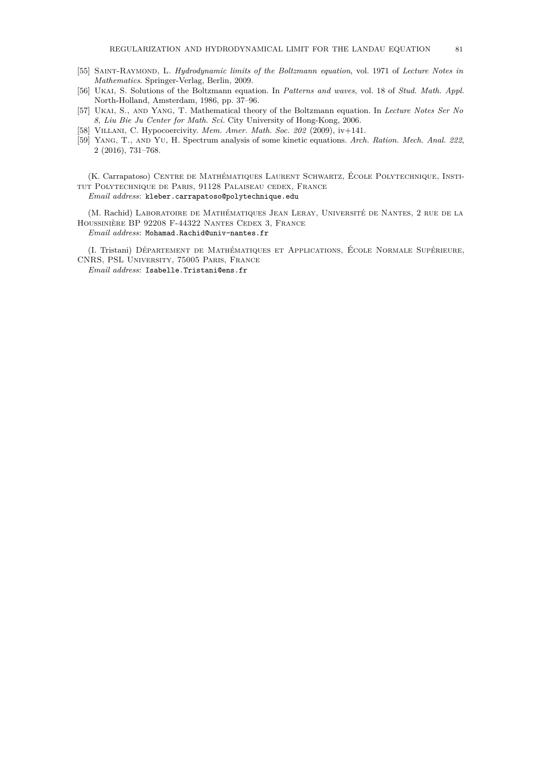[55] Saint-Raymond, L. *Hydrodynamic limits of the Boltzmann equation*, vol. 1971 of *Lecture Notes in Mathematics*. Springer-Verlag, Berlin, 2009.

[56] Ukai, S. Solutions of the Boltzmann equation. In *Patterns and waves*, vol. 18 of *Stud. Math. Appl.* North-Holland, Amsterdam, 1986, pp. 37–96.

[57] Ukai, S., and Yang, T. Mathematical theory of the Boltzmann equation. In *Lecture Notes Ser No 8, Liu Bie Ju Center for Math. Sci.* City University of Hong-Kong, 2006.

[58] Villani, C. Hypocoercivity. *Mem. Amer. Math. Soc. 202* (2009), iv+141.

[59] Yang, T., and Yu, H. Spectrum analysis of some kinetic equations. *Arch. Ration. Mech. Anal. 222*, 2 (2016), 731–768.

(K. Carrapatoso) Centre de Mathématiques Laurent Schwartz, École Polytechnique, Institut Polytechnique de Paris, 91128 Palaiseau cedex, France
*Email address*: kleber.carrapatoso@polytechnique.edu

(M. Rachid) Laboratoire de Mathématiques Jean Leray, Université de Nantes, 2 rue de la Houssinière BP 92208 F-44322 Nantes Cedex 3, France
*Email address*: Mohamad.Rachid@univ-nantes.fr

(I. Tristani) Département de Mathématiques et Applications, École Normale Supérieure, CNRS, PSL University, 75005 Paris, France
*Email address*: Isabelle.Tristani@ens.fr